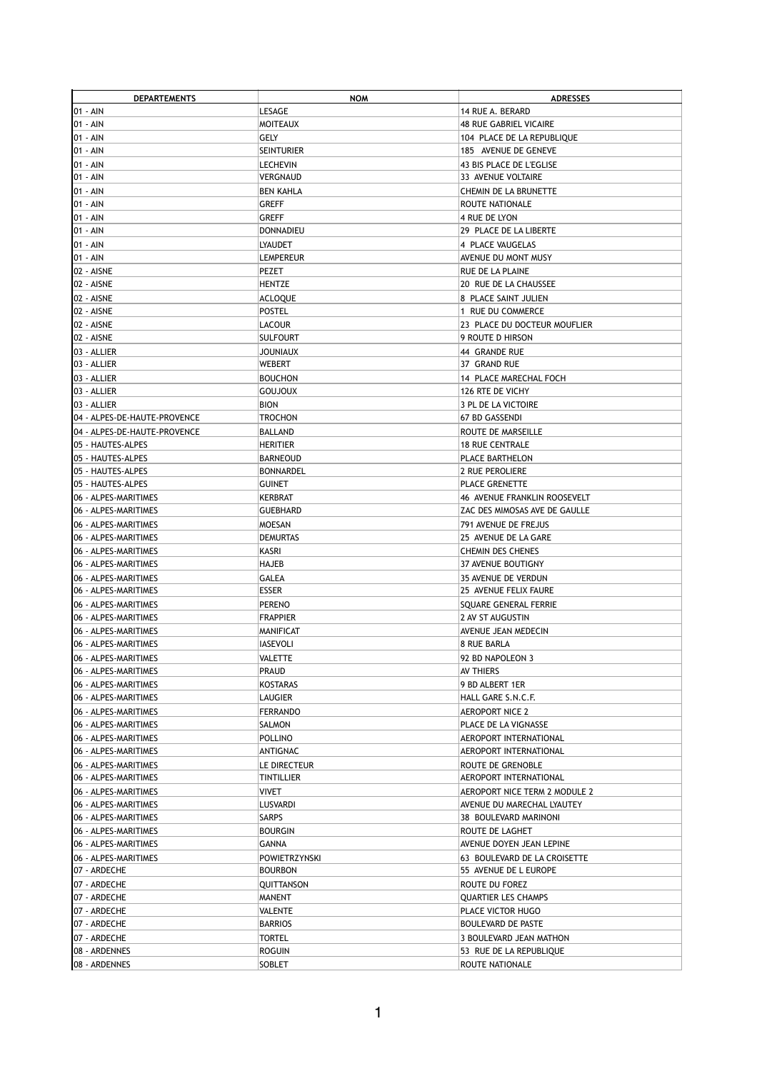| DEPARTEMENTS | NOM | ADRESSES |
|---|---|---|
| 01 - AIN | LESAGE | 14 RUE A. BERARD |
| 01 - AIN | MOITEAUX | 48 RUE GABRIEL VICAIRE |
| 01 - AIN | GELY | 104 PLACE DE LA REPUBLIQUE |
| 01 - AIN | SEINTURIER | 185 AVENUE DE GENEVE |
| 01 - AIN | LECHEVIN | 43 BIS PLACE DE L'EGLISE |
| 01 - AIN | VERGNAUD | 33 AVENUE VOLTAIRE |
| 01 - AIN | BEN KAHLA | CHEMIN DE LA BRUNETTE |
| 01 - AIN | GREFF | ROUTE NATIONALE |
| 01 - AIN | GREFF | 4 RUE DE LYON |
| 01 - AIN | DONNADIEU | 29 PLACE DE LA LIBERTE |
| 01 - AIN | LYAUDET | 4 PLACE VAUGELAS |
| 01 - AIN | LEMPEREUR | AVENUE DU MONT MUSY |
| 02 - AISNE | PEZET | RUE DE LA PLAINE |
| 02 - AISNE | HENTZE | 20 RUE DE LA CHAUSSEE |
| 02 - AISNE | ACLOQUE | 8 PLACE SAINT JULIEN |
| 02 - AISNE | POSTEL | 1 RUE DU COMMERCE |
| 02 - AISNE | LACOUR | 23 PLACE DU DOCTEUR MOUFLIER |
| 02 - AISNE | SULFOURT | 9 ROUTE D HIRSON |
| 03 - ALLIER | JOUNIAUX | 44 GRANDE RUE |
| 03 - ALLIER | WEBERT | 37 GRAND RUE |
| 03 - ALLIER | BOUCHON | 14 PLACE MARECHAL FOCH |
| 03 - ALLIER | GOUJOUX | 126 RTE DE VICHY |
| 03 - ALLIER | BION | 3 PL DE LA VICTOIRE |
| 04 - ALPES-DE-HAUTE-PROVENCE | TROCHON | 67 BD GASSENDI |
| 04 - ALPES-DE-HAUTE-PROVENCE | BALLAND | ROUTE DE MARSEILLE |
| 05 - HAUTES-ALPES | HERITIER | 18 RUE CENTRALE |
| 05 - HAUTES-ALPES | BARNEOUD | PLACE BARTHELON |
| 05 - HAUTES-ALPES | BONNARDEL | 2 RUE PEROLIERE |
| 05 - HAUTES-ALPES | GUINET | PLACE GRENETTE |
| 06 - ALPES-MARITIMES | KERBRAT | 46 AVENUE FRANKLIN ROOSEVELT |
| 06 - ALPES-MARITIMES | GUEBHARD | ZAC DES MIMOSAS AVE DE GAULLE |
| 06 - ALPES-MARITIMES | MOESAN | 791 AVENUE DE FREJUS |
| 06 - ALPES-MARITIMES | DEMURTAS | 25 AVENUE DE LA GARE |
| 06 - ALPES-MARITIMES | KASRI | CHEMIN DES CHENES |
| 06 - ALPES-MARITIMES | HAJEB | 37 AVENUE BOUTIGNY |
| 06 - ALPES-MARITIMES | GALEA | 35 AVENUE DE VERDUN |
| 06 - ALPES-MARITIMES | ESSER | 25 AVENUE FELIX FAURE |
| 06 - ALPES-MARITIMES | PERENO | SQUARE GENERAL FERRIE |
| 06 - ALPES-MARITIMES | FRAPPIER | 2 AV ST AUGUSTIN |
| 06 - ALPES-MARITIMES | MANIFICAT | AVENUE JEAN MEDECIN |
| 06 - ALPES-MARITIMES | IASEVOLI | 8 RUE BARLA |
| 06 - ALPES-MARITIMES | VALETTE | 92 BD NAPOLEON 3 |
| 06 - ALPES-MARITIMES | PRAUD | AV THIERS |
| 06 - ALPES-MARITIMES | KOSTARAS | 9 BD ALBERT 1ER |
| 06 - ALPES-MARITIMES | LAUGIER | HALL GARE S.N.C.F. |
| 06 - ALPES-MARITIMES | FERRANDO | AEROPORT NICE 2 |
| 06 - ALPES-MARITIMES | SALMON | PLACE DE LA VIGNASSE |
| 06 - ALPES-MARITIMES | POLLINO | AEROPORT INTERNATIONAL |
| 06 - ALPES-MARITIMES | ANTIGNAC | AEROPORT INTERNATIONAL |
| 06 - ALPES-MARITIMES | LE DIRECTEUR | ROUTE DE GRENOBLE |
| 06 - ALPES-MARITIMES | TINTILLIER | AEROPORT INTERNATIONAL |
| 06 - ALPES-MARITIMES | VIVET | AEROPORT NICE TERM 2 MODULE 2 |
| 06 - ALPES-MARITIMES | LUSVARDI | AVENUE DU MARECHAL LYAUTEY |
| 06 - ALPES-MARITIMES | SARPS | 38 BOULEVARD MARINONI |
| 06 - ALPES-MARITIMES | BOURGIN | ROUTE DE LAGHET |
| 06 - ALPES-MARITIMES | GANNA | AVENUE DOYEN JEAN LEPINE |
| 06 - ALPES-MARITIMES | POWIETRZYNSKI | 63 BOULEVARD DE LA CROISETTE |
| 07 - ARDECHE | BOURBON | 55 AVENUE DE L EUROPE |
| 07 - ARDECHE | QUITTANSON | ROUTE DU FOREZ |
| 07 - ARDECHE | MANENT | QUARTIER LES CHAMPS |
| 07 - ARDECHE | VALENTE | PLACE VICTOR HUGO |
| 07 - ARDECHE | BARRIOS | BOULEVARD DE PASTE |
| 07 - ARDECHE | TORTEL | 3 BOULEVARD JEAN MATHON |
| 08 - ARDENNES | ROGUIN | 53 RUE DE LA REPUBLIQUE |
| 08 - ARDENNES | SOBLET | ROUTE NATIONALE |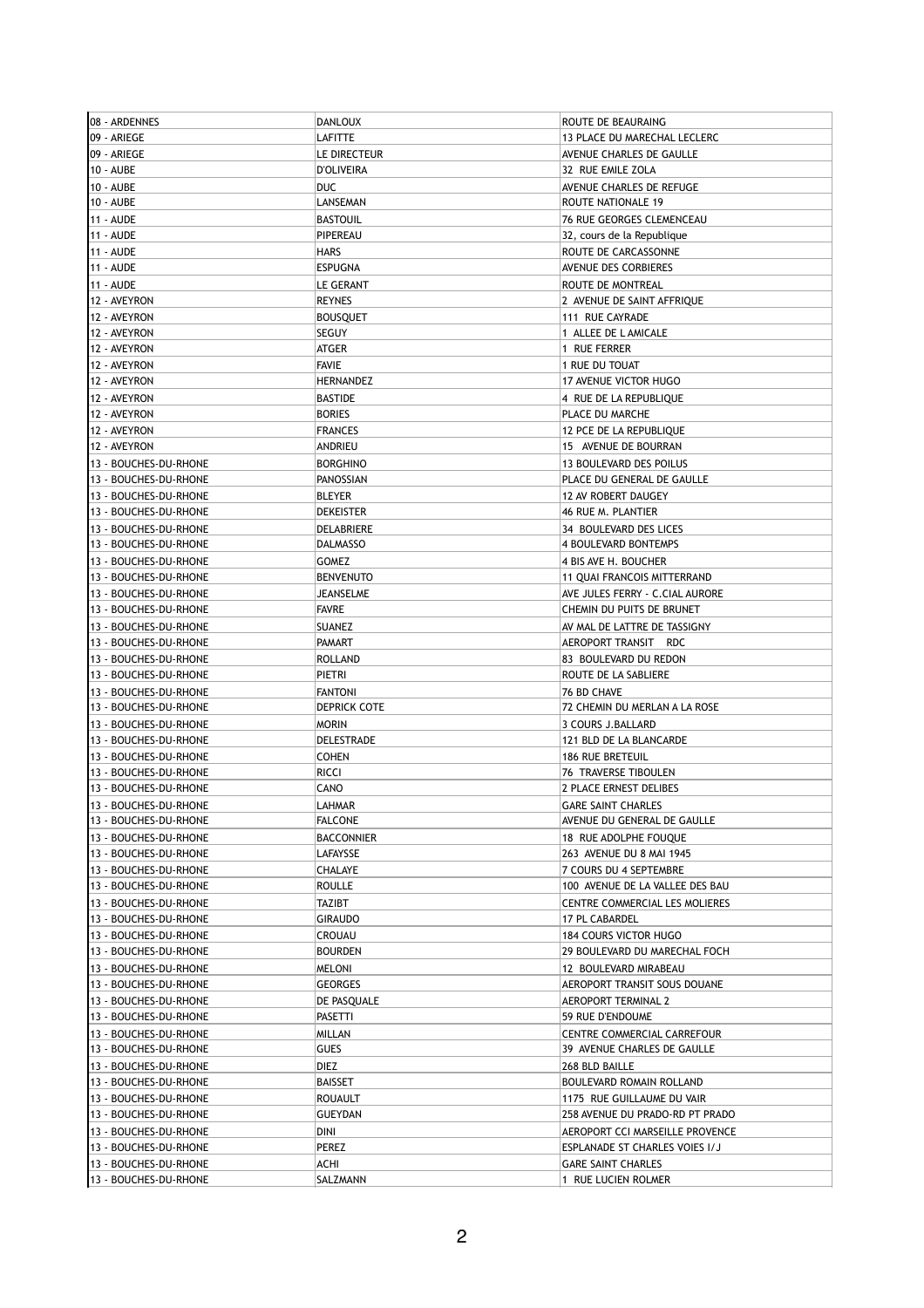| 08 - ARDENNES | DANLOUX | ROUTE DE BEAURAING |
|---|---|---|
| 09 - ARIEGE | LAFITTE | 13 PLACE DU MARECHAL LECLERC |
| 09 - ARIEGE | LE DIRECTEUR | AVENUE CHARLES DE GAULLE |
| 10 - AUBE | D'OLIVEIRA | 32 RUE EMILE ZOLA |
| 10 - AUBE | DUC | AVENUE CHARLES DE REFUGE |
| 10 - AUBE | LANSEMAN | ROUTE NATIONALE 19 |
| 11 - AUDE | BASTOUIL | 76 RUE GEORGES CLEMENCEAU |
| 11 - AUDE | PIPEREAU | 32, cours de la Republique |
| 11 - AUDE | HARS | ROUTE DE CARCASSONNE |
| 11 - AUDE | ESPUGNA | AVENUE DES CORBIERES |
| 11 - AUDE | LE GERANT | ROUTE DE MONTREAL |
| 12 - AVEYRON | REYNES | 2 AVENUE DE SAINT AFFRIQUE |
| 12 - AVEYRON | BOUSQUET | 111 RUE CAYRADE |
| 12 - AVEYRON | SEGUY | 1 ALLEE DE L AMICALE |
| 12 - AVEYRON | ATGER | 1 RUE FERRER |
| 12 - AVEYRON | FAVIE | 1 RUE DU TOUAT |
| 12 - AVEYRON | HERNANDEZ | 17 AVENUE VICTOR HUGO |
| 12 - AVEYRON | BASTIDE | 4 RUE DE LA REPUBLIQUE |
| 12 - AVEYRON | BORIES | PLACE DU MARCHE |
| 12 - AVEYRON | FRANCES | 12 PCE DE LA REPUBLIQUE |
| 12 - AVEYRON | ANDRIEU | 15 AVENUE DE BOURRAN |
| 13 - BOUCHES-DU-RHONE | BORGHINO | 13 BOULEVARD DES POILUS |
| 13 - BOUCHES-DU-RHONE | PANOSSIAN | PLACE DU GENERAL DE GAULLE |
| 13 - BOUCHES-DU-RHONE | BLEYER | 12 AV ROBERT DAUGEY |
| 13 - BOUCHES-DU-RHONE | DEKEISTER | 46 RUE M. PLANTIER |
| 13 - BOUCHES-DU-RHONE | DELABRIERE | 34 BOULEVARD DES LICES |
| 13 - BOUCHES-DU-RHONE | DALMASSO | 4 BOULEVARD BONTEMPS |
| 13 - BOUCHES-DU-RHONE | GOMEZ | 4 BIS AVE H. BOUCHER |
| 13 - BOUCHES-DU-RHONE | BENVENUTO | 11 QUAI FRANCOIS MITTERRAND |
| 13 - BOUCHES-DU-RHONE | JEANSELME | AVE JULES FERRY - C.CIAL AURORE |
| 13 - BOUCHES-DU-RHONE | FAVRE | CHEMIN DU PUITS DE BRUNET |
| 13 - BOUCHES-DU-RHONE | SUANEZ | AV MAL DE LATTRE DE TASSIGNY |
| 13 - BOUCHES-DU-RHONE | PAMART | AEROPORT TRANSIT RDC |
| 13 - BOUCHES-DU-RHONE | ROLLAND | 83 BOULEVARD DU REDON |
| 13 - BOUCHES-DU-RHONE | PIETRI | ROUTE DE LA SABLIERE |
| 13 - BOUCHES-DU-RHONE | FANTONI | 76 BD CHAVE |
| 13 - BOUCHES-DU-RHONE | DEPRICK COTE | 72 CHEMIN DU MERLAN A LA ROSE |
| 13 - BOUCHES-DU-RHONE | MORIN | 3 COURS J.BALLARD |
| 13 - BOUCHES-DU-RHONE | DELESTRADE | 121 BLD DE LA BLANCARDE |
| 13 - BOUCHES-DU-RHONE | COHEN | 186 RUE BRETEUIL |
| 13 - BOUCHES-DU-RHONE | RICCI | 76 TRAVERSE TIBOULEN |
| 13 - BOUCHES-DU-RHONE | CANO | 2 PLACE ERNEST DELIBES |
| 13 - BOUCHES-DU-RHONE | LAHMAR | GARE SAINT CHARLES |
| 13 - BOUCHES-DU-RHONE | FALCONE | AVENUE DU GENERAL DE GAULLE |
| 13 - BOUCHES-DU-RHONE | BACCONNIER | 18 RUE ADOLPHE FOUQUE |
| 13 - BOUCHES-DU-RHONE | LAFAYSSE | 263 AVENUE DU 8 MAI 1945 |
| 13 - BOUCHES-DU-RHONE | CHALAYE | 7 COURS DU 4 SEPTEMBRE |
| 13 - BOUCHES-DU-RHONE | ROULLE | 100 AVENUE DE LA VALLEE DES BAU |
| 13 - BOUCHES-DU-RHONE | TAZIBT | CENTRE COMMERCIAL LES MOLIERES |
| 13 - BOUCHES-DU-RHONE | GIRAUDO | 17 PL CABARDEL |
| 13 - BOUCHES-DU-RHONE | CROUAU | 184 COURS VICTOR HUGO |
| 13 - BOUCHES-DU-RHONE | BOURDEN | 29 BOULEVARD DU MARECHAL FOCH |
| 13 - BOUCHES-DU-RHONE | MELONI | 12 BOULEVARD MIRABEAU |
| 13 - BOUCHES-DU-RHONE | GEORGES | AEROPORT TRANSIT SOUS DOUANE |
| 13 - BOUCHES-DU-RHONE | DE PASQUALE | AEROPORT TERMINAL 2 |
| 13 - BOUCHES-DU-RHONE | PASETTI | 59 RUE D'ENDOUME |
| 13 - BOUCHES-DU-RHONE | MILLAN | CENTRE COMMERCIAL CARREFOUR |
| 13 - BOUCHES-DU-RHONE | GUES | 39 AVENUE CHARLES DE GAULLE |
| 13 - BOUCHES-DU-RHONE | DIEZ | 268 BLD BAILLE |
| 13 - BOUCHES-DU-RHONE | BAISSET | BOULEVARD ROMAIN ROLLAND |
| 13 - BOUCHES-DU-RHONE | ROUAULT | 1175 RUE GUILLAUME DU VAIR |
| 13 - BOUCHES-DU-RHONE | GUEYDAN | 258 AVENUE DU PRADO-RD PT PRADO |
| 13 - BOUCHES-DU-RHONE | DINI | AEROPORT CCI MARSEILLE PROVENCE |
| 13 - BOUCHES-DU-RHONE | PEREZ | ESPLANADE ST CHARLES VOIES I/J |
| 13 - BOUCHES-DU-RHONE | ACHI | GARE SAINT CHARLES |
| 13 - BOUCHES-DU-RHONE | SALZMANN | 1 RUE LUCIEN ROLMER |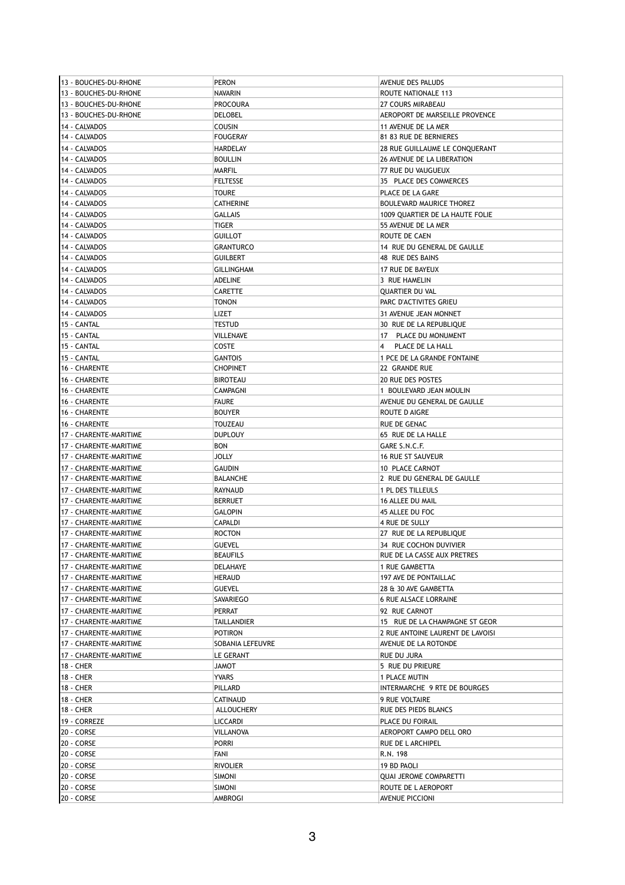| 13 - BOUCHES-DU-RHONE | PERON | AVENUE DES PALUDS |
|---|---|---|
| 13 - BOUCHES-DU-RHONE | NAVARIN | ROUTE NATIONALE 113 |
| 13 - BOUCHES-DU-RHONE | PROCOURA | 27 COURS MIRABEAU |
| 13 - BOUCHES-DU-RHONE | DELOBEL | AEROPORT DE MARSEILLE PROVENCE |
| 14 - CALVADOS | COUSIN | 11 AVENUE DE LA MER |
| 14 - CALVADOS | FOUGERAY | 81 83 RUE DE BERNIERES |
| 14 - CALVADOS | HARDELAY | 28 RUE GUILLAUME LE CONQUERANT |
| 14 - CALVADOS | BOULLIN | 26 AVENUE DE LA LIBERATION |
| 14 - CALVADOS | MARFIL | 77 RUE DU VAUGUEUX |
| 14 - CALVADOS | FELTESSE | 35 PLACE DES COMMERCES |
| 14 - CALVADOS | TOURE | PLACE DE LA GARE |
| 14 - CALVADOS | CATHERINE | BOULEVARD MAURICE THOREZ |
| 14 - CALVADOS | GALLAIS | 1009 QUARTIER DE LA HAUTE FOLIE |
| 14 - CALVADOS | TIGER | 55 AVENUE DE LA MER |
| 14 - CALVADOS | GUILLOT | ROUTE DE CAEN |
| 14 - CALVADOS | GRANTURCO | 14 RUE DU GENERAL DE GAULLE |
| 14 - CALVADOS | GUILBERT | 48 RUE DES BAINS |
| 14 - CALVADOS | GILLINGHAM | 17 RUE DE BAYEUX |
| 14 - CALVADOS | ADELINE | 3 RUE HAMELIN |
| 14 - CALVADOS | CARETTE | QUARTIER DU VAL |
| 14 - CALVADOS | TONON | PARC D'ACTIVITES GRIEU |
| 14 - CALVADOS | LIZET | 31 AVENUE JEAN MONNET |
| 15 - CANTAL | TESTUD | 30 RUE DE LA REPUBLIQUE |
| 15 - CANTAL | VILLENAVE | 17 PLACE DU MONUMENT |
| 15 - CANTAL | COSTE | 4 PLACE DE LA HALL |
| 15 - CANTAL | GANTOIS | 1 PCE DE LA GRANDE FONTAINE |
| 16 - CHARENTE | CHOPINET | 22 GRANDE RUE |
| 16 - CHARENTE | BIROTEAU | 20 RUE DES POSTES |
| 16 - CHARENTE | CAMPAGNI | 1 BOULEVARD JEAN MOULIN |
| 16 - CHARENTE | FAURE | AVENUE DU GENERAL DE GAULLE |
| 16 - CHARENTE | BOUYER | ROUTE D AIGRE |
| 16 - CHARENTE | TOUZEAU | RUE DE GENAC |
| 17 - CHARENTE-MARITIME | DUPLOUY | 65 RUE DE LA HALLE |
| 17 - CHARENTE-MARITIME | BON | GARE S.N.C.F. |
| 17 - CHARENTE-MARITIME | JOLLY | 16 RUE ST SAUVEUR |
| 17 - CHARENTE-MARITIME | GAUDIN | 10 PLACE CARNOT |
| 17 - CHARENTE-MARITIME | BALANCHE | 2 RUE DU GENERAL DE GAULLE |
| 17 - CHARENTE-MARITIME | RAYNAUD | 1 PL DES TILLEULS |
| 17 - CHARENTE-MARITIME | BERRUET | 16 ALLEE DU MAIL |
| 17 - CHARENTE-MARITIME | GALOPIN | 45 ALLEE DU FOC |
| 17 - CHARENTE-MARITIME | CAPALDI | 4 RUE DE SULLY |
| 17 - CHARENTE-MARITIME | ROCTON | 27 RUE DE LA REPUBLIQUE |
| 17 - CHARENTE-MARITIME | GUEVEL | 34 RUE COCHON DUVIVIER |
| 17 - CHARENTE-MARITIME | BEAUFILS | RUE DE LA CASSE AUX PRETRES |
| 17 - CHARENTE-MARITIME | DELAHAYE | 1 RUE GAMBETTA |
| 17 - CHARENTE-MARITIME | HERAUD | 197 AVE DE PONTAILLAC |
| 17 - CHARENTE-MARITIME | GUEVEL | 28 & 30 AVE GAMBETTA |
| 17 - CHARENTE-MARITIME | SAVARIEGO | 6 RUE ALSACE LORRAINE |
| 17 - CHARENTE-MARITIME | PERRAT | 92 RUE CARNOT |
| 17 - CHARENTE-MARITIME | TAILLANDIER | 15 RUE DE LA CHAMPAGNE ST GEOR |
| 17 - CHARENTE-MARITIME | POTIRON | 2 RUE ANTOINE LAURENT DE LAVOISI |
| 17 - CHARENTE-MARITIME | SOBANIA LEFEUVRE | AVENUE DE LA ROTONDE |
| 17 - CHARENTE-MARITIME | LE GERANT | RUE DU JURA |
| 18 - CHER | JAMOT | 5 RUE DU PRIEURE |
| 18 - CHER | YVARS | 1 PLACE MUTIN |
| 18 - CHER | PILLARD | INTERMARCHE 9 RTE DE BOURGES |
| 18 - CHER | CATINAUD | 9 RUE VOLTAIRE |
| 18 - CHER | ALLOUCHERY | RUE DES PIEDS BLANCS |
| 19 - CORREZE | LICCARDI | PLACE DU FOIRAIL |
| 20 - CORSE | VILLANOVA | AEROPORT CAMPO DELL ORO |
| 20 - CORSE | PORRI | RUE DE L ARCHIPEL |
| 20 - CORSE | FANI | R.N. 198 |
| 20 - CORSE | RIVOLIER | 19 BD PAOLI |
| 20 - CORSE | SIMONI | QUAI JEROME COMPARETTI |
| 20 - CORSE | SIMONI | ROUTE DE L AEROPORT |
| 20 - CORSE | AMBROGI | AVENUE PICCIONI |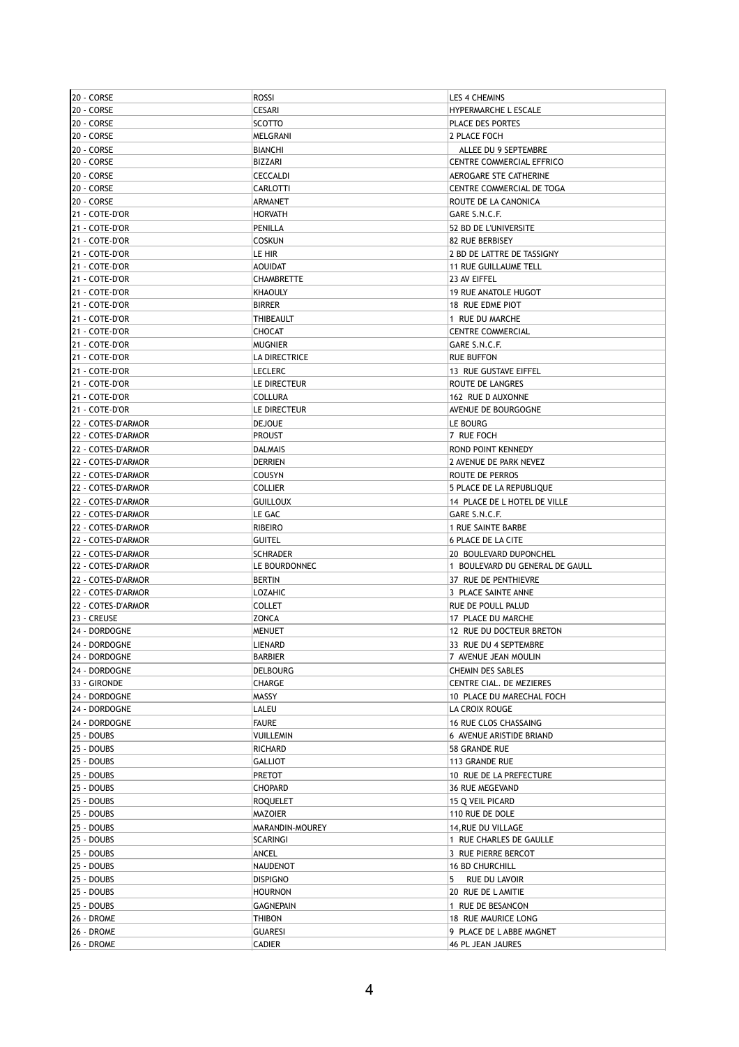| 20 - CORSE | ROSSI | LES 4 CHEMINS |
|---|---|---|
| 20 - CORSE | CESARI | HYPERMARCHE L ESCALE |
| 20 - CORSE | SCOTTO | PLACE DES PORTES |
| 20 - CORSE | MELGRANI | 2 PLACE FOCH |
| 20 - CORSE | BIANCHI | ALLEE DU 9 SEPTEMBRE |
| 20 - CORSE | BIZZARI | CENTRE COMMERCIAL EFFRICO |
| 20 - CORSE | CECCALDI | AEROGARE STE CATHERINE |
| 20 - CORSE | CARLOTTI | CENTRE COMMERCIAL DE TOGA |
| 20 - CORSE | ARMANET | ROUTE DE LA CANONICA |
| 21 - COTE-D'OR | HORVATH | GARE S.N.C.F. |
| 21 - COTE-D'OR | PENILLA | 52 BD DE L'UNIVERSITE |
| 21 - COTE-D'OR | COSKUN | 82 RUE BERBISEY |
| 21 - COTE-D'OR | LE HIR | 2 BD DE LATTRE DE TASSIGNY |
| 21 - COTE-D'OR | AOUIDAT | 11 RUE GUILLAUME TELL |
| 21 - COTE-D'OR | CHAMBRETTE | 23 AV EIFFEL |
| 21 - COTE-D'OR | KHAOULY | 19 RUE ANATOLE HUGOT |
| 21 - COTE-D'OR | BIRRER | 18 RUE EDME PIOT |
| 21 - COTE-D'OR | THIBEAULT | 1 RUE DU MARCHE |
| 21 - COTE-D'OR | CHOCAT | CENTRE COMMERCIAL |
| 21 - COTE-D'OR | MUGNIER | GARE S.N.C.F. |
| 21 - COTE-D'OR | LA DIRECTRICE | RUE BUFFON |
| 21 - COTE-D'OR | LECLERC | 13 RUE GUSTAVE EIFFEL |
| 21 - COTE-D'OR | LE DIRECTEUR | ROUTE DE LANGRES |
| 21 - COTE-D'OR | COLLURA | 162 RUE D AUXONNE |
| 21 - COTE-D'OR | LE DIRECTEUR | AVENUE DE BOURGOGNE |
| 22 - COTES-D'ARMOR | DEJOUE | LE BOURG |
| 22 - COTES-D'ARMOR | PROUST | 7 RUE FOCH |
| 22 - COTES-D'ARMOR | DALMAIS | ROND POINT KENNEDY |
| 22 - COTES-D'ARMOR | DERRIEN | 2 AVENUE DE PARK NEVEZ |
| 22 - COTES-D'ARMOR | COUSYN | ROUTE DE PERROS |
| 22 - COTES-D'ARMOR | COLLIER | 5 PLACE DE LA REPUBLIQUE |
| 22 - COTES-D'ARMOR | GUILLOUX | 14 PLACE DE L HOTEL DE VILLE |
| 22 - COTES-D'ARMOR | LE GAC | GARE S.N.C.F. |
| 22 - COTES-D'ARMOR | RIBEIRO | 1 RUE SAINTE BARBE |
| 22 - COTES-D'ARMOR | GUITEL | 6 PLACE DE LA CITE |
| 22 - COTES-D'ARMOR | SCHRADER | 20 BOULEVARD DUPONCHEL |
| 22 - COTES-D'ARMOR | LE BOURDONNEC | 1 BOULEVARD DU GENERAL DE GAULL |
| 22 - COTES-D'ARMOR | BERTIN | 37 RUE DE PENTHIEVRE |
| 22 - COTES-D'ARMOR | LOZAHIC | 3 PLACE SAINTE ANNE |
| 22 - COTES-D'ARMOR | COLLET | RUE DE POULL PALUD |
| 23 - CREUSE | ZONCA | 17 PLACE DU MARCHE |
| 24 - DORDOGNE | MENUET | 12 RUE DU DOCTEUR BRETON |
| 24 - DORDOGNE | LIENARD | 33 RUE DU 4 SEPTEMBRE |
| 24 - DORDOGNE | BARBIER | 7 AVENUE JEAN MOULIN |
| 24 - DORDOGNE | DELBOURG | CHEMIN DES SABLES |
| 33 - GIRONDE | CHARGE | CENTRE CIAL. DE MEZIERES |
| 24 - DORDOGNE | MASSY | 10 PLACE DU MARECHAL FOCH |
| 24 - DORDOGNE | LALEU | LA CROIX ROUGE |
| 24 - DORDOGNE | FAURE | 16 RUE CLOS CHASSAING |
| 25 - DOUBS | VUILLEMIN | 6 AVENUE ARISTIDE BRIAND |
| 25 - DOUBS | RICHARD | 58 GRANDE RUE |
| 25 - DOUBS | GALLIOT | 113 GRANDE RUE |
| 25 - DOUBS | PRETOT | 10 RUE DE LA PREFECTURE |
| 25 - DOUBS | CHOPARD | 36 RUE MEGEVAND |
| 25 - DOUBS | ROQUELET | 15 Q VEIL PICARD |
| 25 - DOUBS | MAZOIER | 110 RUE DE DOLE |
| 25 - DOUBS | MARANDIN-MOUREY | 14,RUE DU VILLAGE |
| 25 - DOUBS | SCARINGI | 1 RUE CHARLES DE GAULLE |
| 25 - DOUBS | ANCEL | 3 RUE PIERRE BERCOT |
| 25 - DOUBS | NAUDENOT | 16 BD CHURCHILL |
| 25 - DOUBS | DISPIGNO | 5 RUE DU LAVOIR |
| 25 - DOUBS | HOURNON | 20 RUE DE L AMITIE |
| 25 - DOUBS | GAGNEPAIN | 1 RUE DE BESANCON |
| 26 - DROME | THIBON | 18 RUE MAURICE LONG |
| 26 - DROME | GUARESI | 9 PLACE DE L ABBE MAGNET |
| 26 - DROME | CADIER | 46 PL JEAN JAURES |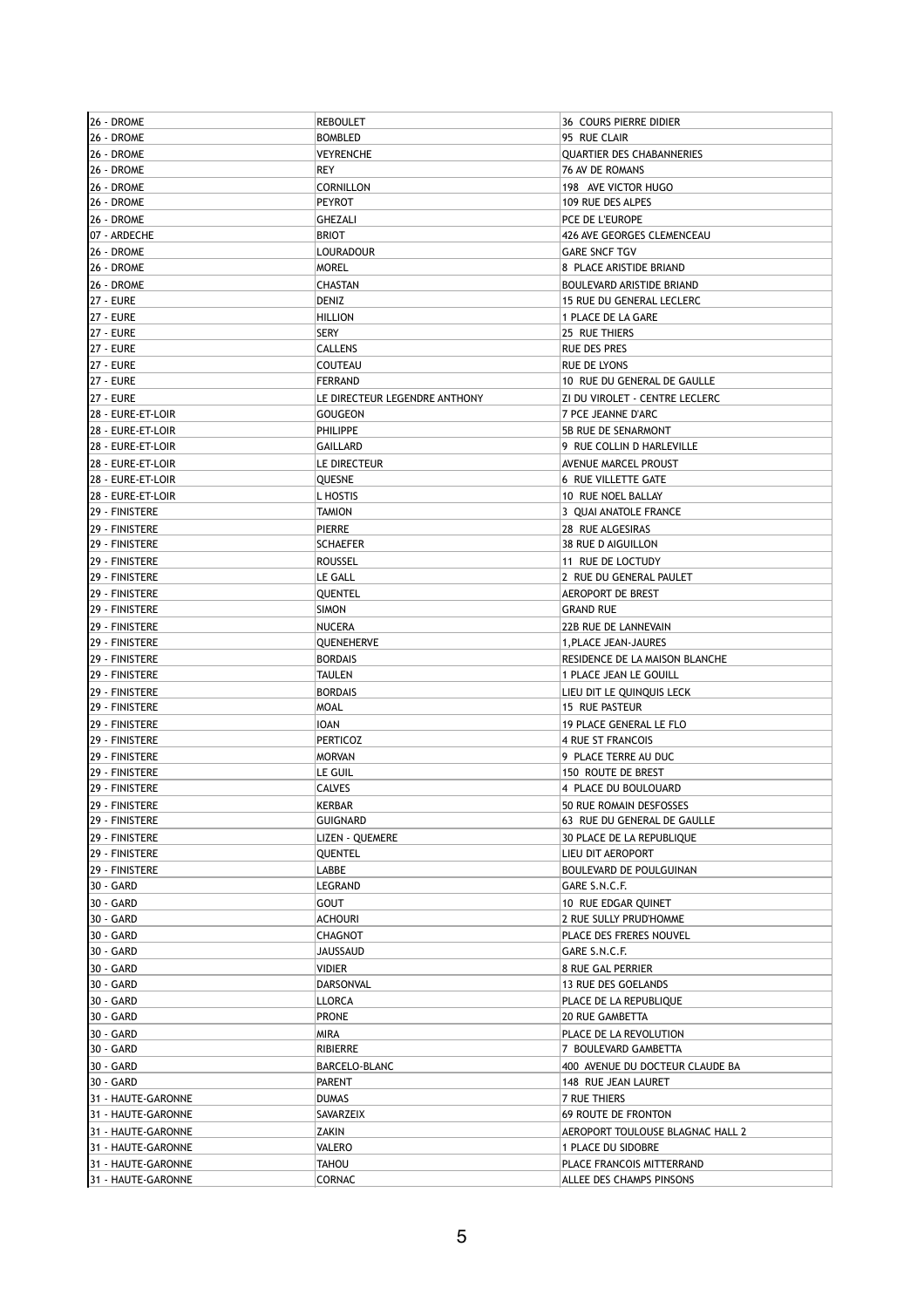| 26 - DROME | REBOULET | 36 COURS PIERRE DIDIER |
|---|---|---|
| 26 - DROME | BOMBLED | 95 RUE CLAIR |
| 26 - DROME | VEYRENCHE | QUARTIER DES CHABANNERIES |
| 26 - DROME | REY | 76 AV DE ROMANS |
| 26 - DROME | CORNILLON | 198 AVE VICTOR HUGO |
| 26 - DROME | PEYROT | 109 RUE DES ALPES |
| 26 - DROME | GHEZALI | PCE DE L'EUROPE |
| 07 - ARDECHE | BRIOT | 426 AVE GEORGES CLEMENCEAU |
| 26 - DROME | LOURADOUR | GARE SNCF TGV |
| 26 - DROME | MOREL | 8 PLACE ARISTIDE BRIAND |
| 26 - DROME | CHASTAN | BOULEVARD ARISTIDE BRIAND |
| 27 - EURE | DENIZ | 15 RUE DU GENERAL LECLERC |
| 27 - EURE | HILLION | 1 PLACE DE LA GARE |
| 27 - EURE | SERY | 25 RUE THIERS |
| 27 - EURE | CALLENS | RUE DES PRES |
| 27 - EURE | COUTEAU | RUE DE LYONS |
| 27 - EURE | FERRAND | 10 RUE DU GENERAL DE GAULLE |
| 27 - EURE | LE DIRECTEUR LEGENDRE ANTHONY | ZI DU VIROLET - CENTRE LECLERC |
| 28 - EURE-ET-LOIR | GOUGEON | 7 PCE JEANNE D'ARC |
| 28 - EURE-ET-LOIR | PHILIPPE | 5B RUE DE SENARMONT |
| 28 - EURE-ET-LOIR | GAILLARD | 9 RUE COLLIN D HARLEVILLE |
| 28 - EURE-ET-LOIR | LE DIRECTEUR | AVENUE MARCEL PROUST |
| 28 - EURE-ET-LOIR | QUESNE | 6 RUE VILLETTE GATE |
| 28 - EURE-ET-LOIR | L HOSTIS | 10 RUE NOEL BALLAY |
| 29 - FINISTERE | TAMION | 3 QUAI ANATOLE FRANCE |
| 29 - FINISTERE | PIERRE | 28 RUE ALGESIRAS |
| 29 - FINISTERE | SCHAEFER | 38 RUE D AIGUILLON |
| 29 - FINISTERE | ROUSSEL | 11 RUE DE LOCTUDY |
| 29 - FINISTERE | LE GALL | 2 RUE DU GENERAL PAULET |
| 29 - FINISTERE | QUENTEL | AEROPORT DE BREST |
| 29 - FINISTERE | SIMON | GRAND RUE |
| 29 - FINISTERE | NUCERA | 22B RUE DE LANNEVAIN |
| 29 - FINISTERE | QUENEHERVE | 1,PLACE JEAN-JAURES |
| 29 - FINISTERE | BORDAIS | RESIDENCE DE LA MAISON BLANCHE |
| 29 - FINISTERE | TAULEN | 1 PLACE JEAN LE GOUILL |
| 29 - FINISTERE | BORDAIS | LIEU DIT LE QUINQUIS LECK |
| 29 - FINISTERE | MOAL | 15 RUE PASTEUR |
| 29 - FINISTERE | IOAN | 19 PLACE GENERAL LE FLO |
| 29 - FINISTERE | PERTICOZ | 4 RUE ST FRANCOIS |
| 29 - FINISTERE | MORVAN | 9 PLACE TERRE AU DUC |
| 29 - FINISTERE | LE GUIL | 150 ROUTE DE BREST |
| 29 - FINISTERE | CALVES | 4 PLACE DU BOULOUARD |
| 29 - FINISTERE | KERBAR | 50 RUE ROMAIN DESFOSSES |
| 29 - FINISTERE | GUIGNARD | 63 RUE DU GENERAL DE GAULLE |
| 29 - FINISTERE | LIZEN - QUEMERE | 30 PLACE DE LA REPUBLIQUE |
| 29 - FINISTERE | QUENTEL | LIEU DIT AEROPORT |
| 29 - FINISTERE | LABBE | BOULEVARD DE POULGUINAN |
| 30 - GARD | LEGRAND | GARE S.N.C.F. |
| 30 - GARD | GOUT | 10 RUE EDGAR QUINET |
| 30 - GARD | ACHOURI | 2 RUE SULLY PRUD'HOMME |
| 30 - GARD | CHAGNOT | PLACE DES FRERES NOUVEL |
| 30 - GARD | JAUSSAUD | GARE S.N.C.F. |
| 30 - GARD | VIDIER | 8 RUE GAL PERRIER |
| 30 - GARD | DARSONVAL | 13 RUE DES GOELANDS |
| 30 - GARD | LLORCA | PLACE DE LA REPUBLIQUE |
| 30 - GARD | PRONE | 20 RUE GAMBETTA |
| 30 - GARD | MIRA | PLACE DE LA REVOLUTION |
| 30 - GARD | RIBIERRE | 7 BOULEVARD GAMBETTA |
| 30 - GARD | BARCELO-BLANC | 400 AVENUE DU DOCTEUR CLAUDE BA |
| 30 - GARD | PARENT | 148 RUE JEAN LAURET |
| 31 - HAUTE-GARONNE | DUMAS | 7 RUE THIERS |
| 31 - HAUTE-GARONNE | SAVARZEIX | 69 ROUTE DE FRONTON |
| 31 - HAUTE-GARONNE | ZAKIN | AEROPORT TOULOUSE BLAGNAC HALL 2 |
| 31 - HAUTE-GARONNE | VALERO | 1 PLACE DU SIDOBRE |
| 31 - HAUTE-GARONNE | TAHOU | PLACE FRANCOIS MITTERRAND |
| 31 - HAUTE-GARONNE | CORNAC | ALLEE DES CHAMPS PINSONS |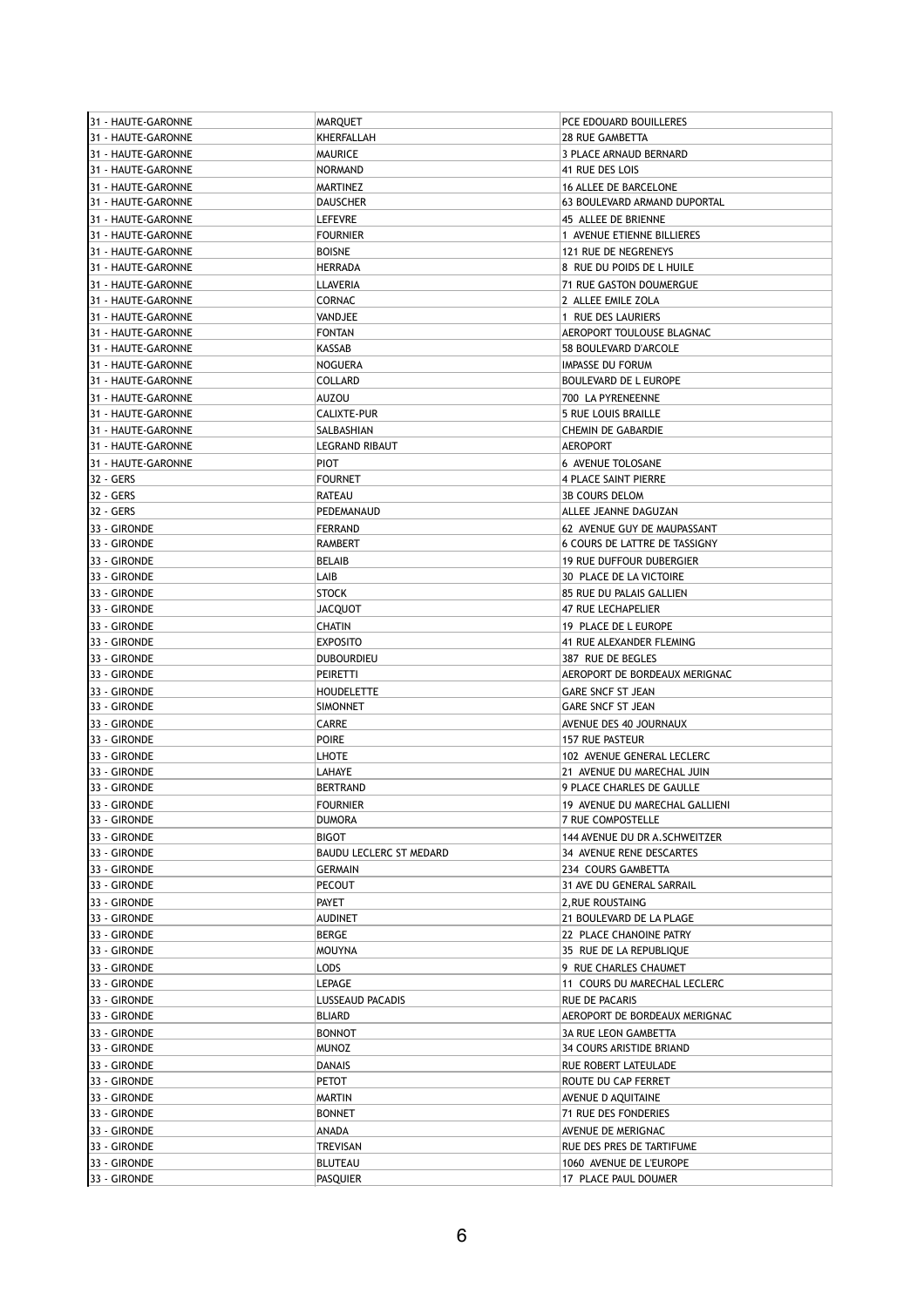| 31 - HAUTE-GARONNE | MARQUET | PCE EDOUARD BOUILLERES |
|---|---|---|
| 31 - HAUTE-GARONNE | KHERFALLAH | 28 RUE GAMBETTA |
| 31 - HAUTE-GARONNE | MAURICE | 3 PLACE ARNAUD BERNARD |
| 31 - HAUTE-GARONNE | NORMAND | 41 RUE DES LOIS |
| 31 - HAUTE-GARONNE | MARTINEZ | 16 ALLEE DE BARCELONE |
| 31 - HAUTE-GARONNE | DAUSCHER | 63 BOULEVARD ARMAND DUPORTAL |
| 31 - HAUTE-GARONNE | LEFEVRE | 45 ALLEE DE BRIENNE |
| 31 - HAUTE-GARONNE | FOURNIER | 1 AVENUE ETIENNE BILLIERES |
| 31 - HAUTE-GARONNE | BOISNE | 121 RUE DE NEGRENEYS |
| 31 - HAUTE-GARONNE | HERRADA | 8 RUE DU POIDS DE L HUILE |
| 31 - HAUTE-GARONNE | LLAVERIA | 71 RUE GASTON DOUMERGUE |
| 31 - HAUTE-GARONNE | CORNAC | 2 ALLEE EMILE ZOLA |
| 31 - HAUTE-GARONNE | VANDJEE | 1 RUE DES LAURIERS |
| 31 - HAUTE-GARONNE | FONTAN | AEROPORT TOULOUSE BLAGNAC |
| 31 - HAUTE-GARONNE | KASSAB | 58 BOULEVARD D'ARCOLE |
| 31 - HAUTE-GARONNE | NOGUERA | IMPASSE DU FORUM |
| 31 - HAUTE-GARONNE | COLLARD | BOULEVARD DE L EUROPE |
| 31 - HAUTE-GARONNE | AUZOU | 700 LA PYRENEENNE |
| 31 - HAUTE-GARONNE | CALIXTE-PUR | 5 RUE LOUIS BRAILLE |
| 31 - HAUTE-GARONNE | SALBASHIAN | CHEMIN DE GABARDIE |
| 31 - HAUTE-GARONNE | LEGRAND RIBAUT | AEROPORT |
| 31 - HAUTE-GARONNE | PIOT | 6 AVENUE TOLOSANE |
| 32 - GERS | FOURNET | 4 PLACE SAINT PIERRE |
| 32 - GERS | RATEAU | 3B COURS DELOM |
| 32 - GERS | PEDEMANAUD | ALLEE JEANNE DAGUZAN |
| 33 - GIRONDE | FERRAND | 62 AVENUE GUY DE MAUPASSANT |
| 33 - GIRONDE | RAMBERT | 6 COURS DE LATTRE DE TASSIGNY |
| 33 - GIRONDE | BELAIB | 19 RUE DUFFOUR DUBERGIER |
| 33 - GIRONDE | LAIB | 30 PLACE DE LA VICTOIRE |
| 33 - GIRONDE | STOCK | 85 RUE DU PALAIS GALLIEN |
| 33 - GIRONDE | JACQUOT | 47 RUE LECHAPELIER |
| 33 - GIRONDE | CHATIN | 19 PLACE DE L EUROPE |
| 33 - GIRONDE | EXPOSITO | 41 RUE ALEXANDER FLEMING |
| 33 - GIRONDE | DUBOURDIEU | 387 RUE DE BEGLES |
| 33 - GIRONDE | PEIRETTI | AEROPORT DE BORDEAUX MERIGNAC |
| 33 - GIRONDE | HOUDELETTE | GARE SNCF ST JEAN |
| 33 - GIRONDE | SIMONNET | GARE SNCF ST JEAN |
| 33 - GIRONDE | CARRE | AVENUE DES 40 JOURNAUX |
| 33 - GIRONDE | POIRE | 157 RUE PASTEUR |
| 33 - GIRONDE | LHOTE | 102 AVENUE GENERAL LECLERC |
| 33 - GIRONDE | LAHAYE | 21 AVENUE DU MARECHAL JUIN |
| 33 - GIRONDE | BERTRAND | 9 PLACE CHARLES DE GAULLE |
| 33 - GIRONDE | FOURNIER | 19 AVENUE DU MARECHAL GALLIENI |
| 33 - GIRONDE | DUMORA | 7 RUE COMPOSTELLE |
| 33 - GIRONDE | BIGOT | 144 AVENUE DU DR A.SCHWEITZER |
| 33 - GIRONDE | BAUDU LECLERC ST MEDARD | 34 AVENUE RENE DESCARTES |
| 33 - GIRONDE | GERMAIN | 234 COURS GAMBETTA |
| 33 - GIRONDE | PECOUT | 31 AVE DU GENERAL SARRAIL |
| 33 - GIRONDE | PAYET | 2,RUE ROUSTAING |
| 33 - GIRONDE | AUDINET | 21 BOULEVARD DE LA PLAGE |
| 33 - GIRONDE | BERGE | 22 PLACE CHANOINE PATRY |
| 33 - GIRONDE | MOUYNA | 35 RUE DE LA REPUBLIQUE |
| 33 - GIRONDE | LODS | 9 RUE CHARLES CHAUMET |
| 33 - GIRONDE | LEPAGE | 11 COURS DU MARECHAL LECLERC |
| 33 - GIRONDE | LUSSEAUD PACADIS | RUE DE PACARIS |
| 33 - GIRONDE | BLIARD | AEROPORT DE BORDEAUX MERIGNAC |
| 33 - GIRONDE | BONNOT | 3A RUE LEON GAMBETTA |
| 33 - GIRONDE | MUNOZ | 34 COURS ARISTIDE BRIAND |
| 33 - GIRONDE | DANAIS | RUE ROBERT LATEULADE |
| 33 - GIRONDE | PETOT | ROUTE DU CAP FERRET |
| 33 - GIRONDE | MARTIN | AVENUE D AQUITAINE |
| 33 - GIRONDE | BONNET | 71 RUE DES FONDERIES |
| 33 - GIRONDE | ANADA | AVENUE DE MERIGNAC |
| 33 - GIRONDE | TREVISAN | RUE DES PRES DE TARTIFUME |
| 33 - GIRONDE | BLUTEAU | 1060 AVENUE DE L'EUROPE |
| 33 - GIRONDE | PASQUIER | 17 PLACE PAUL DOUMER |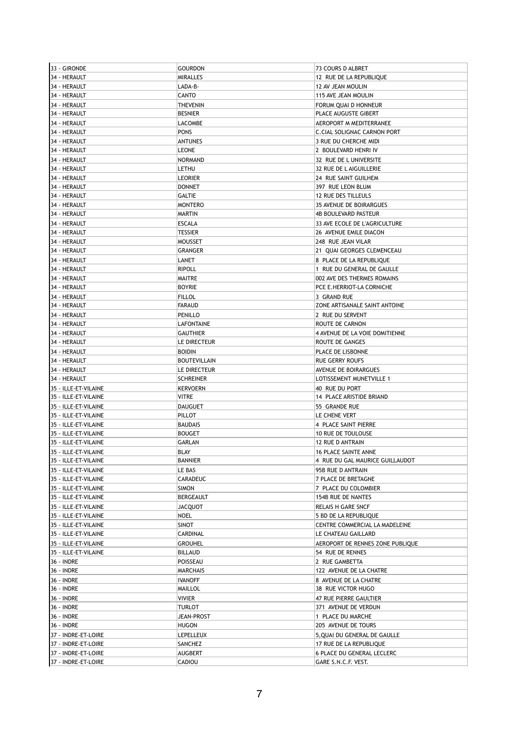| 33 - GIRONDE | GOURDON | 73 COURS D ALBRET |
|---|---|---|
| 34 - HERAULT | MIRALLES | 12 RUE DE LA REPUBLIQUE |
| 34 - HERAULT | LADA-B- | 12 AV JEAN MOULIN |
| 34 - HERAULT | CANTO | 115 AVE JEAN MOULIN |
| 34 - HERAULT | THEVENIN | FORUM QUAI D HONNEUR |
| 34 - HERAULT | BESNIER | PLACE AUGUSTE GIBERT |
| 34 - HERAULT | LACOMBE | AEROPORT M MEDITERRANEE |
| 34 - HERAULT | PONS | C.CIAL SOLIGNAC CARNON PORT |
| 34 - HERAULT | ANTUNES | 3 RUE DU CHERCHE MIDI |
| 34 - HERAULT | LEONE | 2 BOULEVARD HENRI IV |
| 34 - HERAULT | NORMAND | 32 RUE DE L UNIVERSITE |
| 34 - HERAULT | LETHU | 32 RUE DE L AIGUILLERIE |
| 34 - HERAULT | LEORIER | 24 RUE SAINT GUILHEM |
| 34 - HERAULT | DONNET | 397 RUE LEON BLUM |
| 34 - HERAULT | GALTIE | 12 RUE DES TILLEULS |
| 34 - HERAULT | MONTERO | 35 AVENUE DE BOIRARGUES |
| 34 - HERAULT | MARTIN | 4B BOULEVARD PASTEUR |
| 34 - HERAULT | ESCALA | 33 AVE ECOLE DE L'AGRICULTURE |
| 34 - HERAULT | TESSIER | 26 AVENUE EMILE DIACON |
| 34 - HERAULT | MOUSSET | 248 RUE JEAN VILAR |
| 34 - HERAULT | GRANGER | 21 QUAI GEORGES CLEMENCEAU |
| 34 - HERAULT | LANET | 8 PLACE DE LA REPUBLIQUE |
| 34 - HERAULT | RIPOLL | 1 RUE DU GENERAL DE GAULLE |
| 34 - HERAULT | MAITRE | 002 AVE DES THERMES ROMAINS |
| 34 - HERAULT | BOYRIE | PCE E.HERRIOT-LA CORNICHE |
| 34 - HERAULT | FILLOL | 3 GRAND RUE |
| 34 - HERAULT | FARAUD | ZONE ARTISANALE SAINT ANTOINE |
| 34 - HERAULT | PENILLO | 2 RUE DU SERVENT |
| 34 - HERAULT | LAFONTAINE | ROUTE DE CARNON |
| 34 - HERAULT | GAUTHIER | 4 AVENUE DE LA VOIE DOMITIENNE |
| 34 - HERAULT | LE DIRECTEUR | ROUTE DE GANGES |
| 34 - HERAULT | BOIDIN | PLACE DE LISBONNE |
| 34 - HERAULT | BOUTEVILLAIN | RUE GERRY ROUFS |
| 34 - HERAULT | LE DIRECTEUR | AVENUE DE BOIRARGUES |
| 34 - HERAULT | SCHREINER | LOTISSEMENT MUNETVILLE 1 |
| 35 - ILLE-ET-VILAINE | KERVOERN | 40 RUE DU PORT |
| 35 - ILLE-ET-VILAINE | VITRE | 14 PLACE ARISTIDE BRIAND |
| 35 - ILLE-ET-VILAINE | DAUGUET | 55 GRANDE RUE |
| 35 - ILLE-ET-VILAINE | PILLOT | LE CHENE VERT |
| 35 - ILLE-ET-VILAINE | BAUDAIS | 4 PLACE SAINT PIERRE |
| 35 - ILLE-ET-VILAINE | BOUGET | 10 RUE DE TOULOUSE |
| 35 - ILLE-ET-VILAINE | GARLAN | 12 RUE D ANTRAIN |
| 35 - ILLE-ET-VILAINE | BLAY | 16 PLACE SAINTE ANNE |
| 35 - ILLE-ET-VILAINE | BANNIER | 4 RUE DU GAL MAURICE GUILLAUDOT |
| 35 - ILLE-ET-VILAINE | LE BAS | 95B RUE D ANTRAIN |
| 35 - ILLE-ET-VILAINE | CARADEUC | 7 PLACE DE BRETAGNE |
| 35 - ILLE-ET-VILAINE | SIMON | 7 PLACE DU COLOMBIER |
| 35 - ILLE-ET-VILAINE | BERGEAULT | 154B RUE DE NANTES |
| 35 - ILLE-ET-VILAINE | JACQUOT | RELAIS H GARE SNCF |
| 35 - ILLE-ET-VILAINE | NOEL | 5 BD DE LA REPUBLIQUE |
| 35 - ILLE-ET-VILAINE | SINOT | CENTRE COMMERCIAL LA MADELEINE |
| 35 - ILLE-ET-VILAINE | CARDINAL | LE CHATEAU GAILLARD |
| 35 - ILLE-ET-VILAINE | GROUHEL | AEROPORT DE RENNES ZONE PUBLIQUE |
| 35 - ILLE-ET-VILAINE | BILLAUD | 54 RUE DE RENNES |
| 36 - INDRE | POISSEAU | 2 RUE GAMBETTA |
| 36 - INDRE | MARCHAIS | 122 AVENUE DE LA CHATRE |
| 36 - INDRE | IVANOFF | 8 AVENUE DE LA CHATRE |
| 36 - INDRE | MAILLOL | 38 RUE VICTOR HUGO |
| 36 - INDRE | VIVIER | 47 RUE PIERRE GAULTIER |
| 36 - INDRE | TURLOT | 371 AVENUE DE VERDUN |
| 36 - INDRE | JEAN-PROST | 1 PLACE DU MARCHE |
| 36 - INDRE | HUGON | 205 AVENUE DE TOURS |
| 37 - INDRE-ET-LOIRE | LEPELLEUX | 5,QUAI DU GENERAL DE GAULLE |
| 37 - INDRE-ET-LOIRE | SANCHEZ | 17 RUE DE LA REPUBLIQUE |
| 37 - INDRE-ET-LOIRE | AUGBERT | 6 PLACE DU GENERAL LECLERC |
| 37 - INDRE-ET-LOIRE | CADIOU | GARE S.N.C.F. VEST. |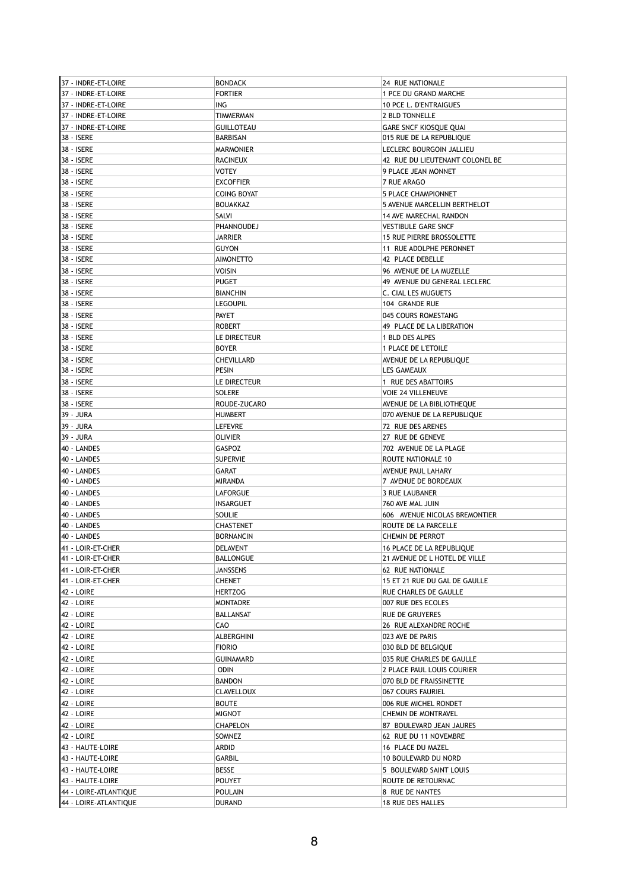| 37 - INDRE-ET-LOIRE | BONDACK | 24 RUE NATIONALE |
|---|---|---|
| 37 - INDRE-ET-LOIRE | FORTIER | 1 PCE DU GRAND MARCHE |
| 37 - INDRE-ET-LOIRE | ING | 10 PCE L. D'ENTRAIGUES |
| 37 - INDRE-ET-LOIRE | TIMMERMAN | 2 BLD TONNELLE |
| 37 - INDRE-ET-LOIRE | GUILLOTEAU | GARE SNCF KIOSQUE QUAI |
| 38 - ISERE | BARBISAN | 015 RUE DE LA REPUBLIQUE |
| 38 - ISERE | MARMONIER | LECLERC BOURGOIN JALLIEU |
| 38 - ISERE | RACINEUX | 42 RUE DU LIEUTENANT COLONEL BE |
| 38 - ISERE | VOTEY | 9 PLACE JEAN MONNET |
| 38 - ISERE | EXCOFFIER | 7 RUE ARAGO |
| 38 - ISERE | COING BOYAT | 5 PLACE CHAMPIONNET |
| 38 - ISERE | BOUAKKAZ | 5 AVENUE MARCELLIN BERTHELOT |
| 38 - ISERE | SALVI | 14 AVE MARECHAL RANDON |
| 38 - ISERE | PHANNOUDEJ | VESTIBULE GARE SNCF |
| 38 - ISERE | JARRIER | 15 RUE PIERRE BROSSOLETTE |
| 38 - ISERE | GUYON | 11 RUE ADOLPHE PERONNET |
| 38 - ISERE | AIMONETTO | 42 PLACE DEBELLE |
| 38 - ISERE | VOISIN | 96 AVENUE DE LA MUZELLE |
| 38 - ISERE | PUGET | 49 AVENUE DU GENERAL LECLERC |
| 38 - ISERE | BIANCHIN | C. CIAL LES MUGUETS |
| 38 - ISERE | LEGOUPIL | 104 GRANDE RUE |
| 38 - ISERE | PAYET | 045 COURS ROMESTANG |
| 38 - ISERE | ROBERT | 49 PLACE DE LA LIBERATION |
| 38 - ISERE | LE DIRECTEUR | 1 BLD DES ALPES |
| 38 - ISERE | BOYER | 1 PLACE DE L'ETOILE |
| 38 - ISERE | CHEVILLARD | AVENUE DE LA REPUBLIQUE |
| 38 - ISERE | PESIN | LES GAMEAUX |
| 38 - ISERE | LE DIRECTEUR | 1 RUE DES ABATTOIRS |
| 38 - ISERE | SOLERE | VOIE 24 VILLENEUVE |
| 38 - ISERE | ROUDE-ZUCARO | AVENUE DE LA BIBLIOTHEQUE |
| 39 - JURA | HUMBERT | 070 AVENUE DE LA REPUBLIQUE |
| 39 - JURA | LEFEVRE | 72 RUE DES ARENES |
| 39 - JURA | OLIVIER | 27 RUE DE GENEVE |
| 40 - LANDES | GASPOZ | 702 AVENUE DE LA PLAGE |
| 40 - LANDES | SUPERVIE | ROUTE NATIONALE 10 |
| 40 - LANDES | GARAT | AVENUE PAUL LAHARY |
| 40 - LANDES | MIRANDA | 7 AVENUE DE BORDEAUX |
| 40 - LANDES | LAFORGUE | 3 RUE LAUBANER |
| 40 - LANDES | INSARGUET | 760 AVE MAL JUIN |
| 40 - LANDES | SOULIE | 606 AVENUE NICOLAS BREMONTIER |
| 40 - LANDES | CHASTENET | ROUTE DE LA PARCELLE |
| 40 - LANDES | BORNANCIN | CHEMIN DE PERROT |
| 41 - LOIR-ET-CHER | DELAVENT | 16 PLACE DE LA REPUBLIQUE |
| 41 - LOIR-ET-CHER | BALLONGUE | 21 AVENUE DE L HOTEL DE VILLE |
| 41 - LOIR-ET-CHER | JANSSENS | 62 RUE NATIONALE |
| 41 - LOIR-ET-CHER | CHENET | 15 ET 21 RUE DU GAL DE GAULLE |
| 42 - LOIRE | HERTZOG | RUE CHARLES DE GAULLE |
| 42 - LOIRE | MONTADRE | 007 RUE DES ECOLES |
| 42 - LOIRE | BALLANSAT | RUE DE GRUYERES |
| 42 - LOIRE | CAO | 26 RUE ALEXANDRE ROCHE |
| 42 - LOIRE | ALBERGHINI | 023 AVE DE PARIS |
| 42 - LOIRE | FIORIO | 030 BLD DE BELGIQUE |
| 42 - LOIRE | GUINAMARD | 035 RUE CHARLES DE GAULLE |
| 42 - LOIRE | ODIN | 2 PLACE PAUL LOUIS COURIER |
| 42 - LOIRE | BANDON | 070 BLD DE FRAISSINETTE |
| 42 - LOIRE | CLAVELLOUX | 067 COURS FAURIEL |
| 42 - LOIRE | BOUTE | 006 RUE MICHEL RONDET |
| 42 - LOIRE | MIGNOT | CHEMIN DE MONTRAVEL |
| 42 - LOIRE | CHAPELON | 87 BOULEVARD JEAN JAURES |
| 42 - LOIRE | SOMNEZ | 62 RUE DU 11 NOVEMBRE |
| 43 - HAUTE-LOIRE | ARDID | 16 PLACE DU MAZEL |
| 43 - HAUTE-LOIRE | GARBIL | 10 BOULEVARD DU NORD |
| 43 - HAUTE-LOIRE | BESSE | 5 BOULEVARD SAINT LOUIS |
| 43 - HAUTE-LOIRE | POUYET | ROUTE DE RETOURNAC |
| 44 - LOIRE-ATLANTIQUE | POULAIN | 8 RUE DE NANTES |
| 44 - LOIRE-ATLANTIQUE | DURAND | 18 RUE DES HALLES |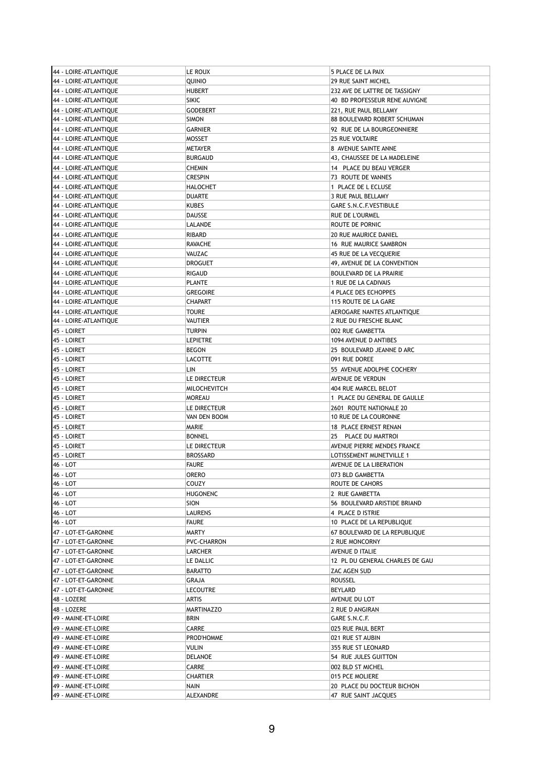| 44 - LOIRE-ATLANTIQUE | LE ROUX | 5 PLACE DE LA PAIX |
|---|---|---|
| 44 - LOIRE-ATLANTIQUE | QUINIO | 29 RUE SAINT MICHEL |
| 44 - LOIRE-ATLANTIQUE | HUBERT | 232 AVE DE LATTRE DE TASSIGNY |
| 44 - LOIRE-ATLANTIQUE | SIKIC | 40 BD PROFESSEUR RENE AUVIGNE |
| 44 - LOIRE-ATLANTIQUE | GODEBERT | 221, RUE PAUL BELLAMY |
| 44 - LOIRE-ATLANTIQUE | SIMON | 88 BOULEVARD ROBERT SCHUMAN |
| 44 - LOIRE-ATLANTIQUE | GARNIER | 92 RUE DE LA BOURGEONNIERE |
| 44 - LOIRE-ATLANTIQUE | MOSSET | 25 RUE VOLTAIRE |
| 44 - LOIRE-ATLANTIQUE | METAYER | 8 AVENUE SAINTE ANNE |
| 44 - LOIRE-ATLANTIQUE | BURGAUD | 43, CHAUSSEE DE LA MADELEINE |
| 44 - LOIRE-ATLANTIQUE | CHEMIN | 14 PLACE DU BEAU VERGER |
| 44 - LOIRE-ATLANTIQUE | CRESPIN | 73 ROUTE DE VANNES |
| 44 - LOIRE-ATLANTIQUE | HALOCHET | 1 PLACE DE L ECLUSE |
| 44 - LOIRE-ATLANTIQUE | DUARTE | 3 RUE PAUL BELLAMY |
| 44 - LOIRE-ATLANTIQUE | KUBES | GARE S.N.C.F.VESTIBULE |
| 44 - LOIRE-ATLANTIQUE | DAUSSE | RUE DE L'OURMEL |
| 44 - LOIRE-ATLANTIQUE | LALANDE | ROUTE DE PORNIC |
| 44 - LOIRE-ATLANTIQUE | RIBARD | 20 RUE MAURICE DANIEL |
| 44 - LOIRE-ATLANTIQUE | RAVACHE | 16 RUE MAURICE SAMBRON |
| 44 - LOIRE-ATLANTIQUE | VAUZAC | 45 RUE DE LA VECQUERIE |
| 44 - LOIRE-ATLANTIQUE | DROGUET | 49, AVENUE DE LA CONVENTION |
| 44 - LOIRE-ATLANTIQUE | RIGAUD | BOULEVARD DE LA PRAIRIE |
| 44 - LOIRE-ATLANTIQUE | PLANTE | 1 RUE DE LA CADIVAIS |
| 44 - LOIRE-ATLANTIQUE | GREGOIRE | 4 PLACE DES ECHOPPES |
| 44 - LOIRE-ATLANTIQUE | CHAPART | 115 ROUTE DE LA GARE |
| 44 - LOIRE-ATLANTIQUE | TOURE | AEROGARE NANTES ATLANTIQUE |
| 44 - LOIRE-ATLANTIQUE | VAUTIER | 2 RUE DU FRESCHE BLANC |
| 45 - LOIRET | TURPIN | 002 RUE GAMBETTA |
| 45 - LOIRET | LEPIETRE | 1094 AVENUE D ANTIBES |
| 45 - LOIRET | BEGON | 25 BOULEVARD JEANNE D ARC |
| 45 - LOIRET | LACOTTE | 091 RUE DOREE |
| 45 - LOIRET | LIN | 55 AVENUE ADOLPHE COCHERY |
| 45 - LOIRET | LE DIRECTEUR | AVENUE DE VERDUN |
| 45 - LOIRET | MILOCHEVITCH | 404 RUE MARCEL BELOT |
| 45 - LOIRET | MOREAU | 1 PLACE DU GENERAL DE GAULLE |
| 45 - LOIRET | LE DIRECTEUR | 2601 ROUTE NATIONALE 20 |
| 45 - LOIRET | VAN DEN BOOM | 10 RUE DE LA COURONNE |
| 45 - LOIRET | MARIE | 18 PLACE ERNEST RENAN |
| 45 - LOIRET | BONNEL | 25 PLACE DU MARTROI |
| 45 - LOIRET | LE DIRECTEUR | AVENUE PIERRE MENDES FRANCE |
| 45 - LOIRET | BROSSARD | LOTISSEMENT MUNETVILLE 1 |
| 46 - LOT | FAURE | AVENUE DE LA LIBERATION |
| 46 - LOT | ORERO | 073 BLD GAMBETTA |
| 46 - LOT | COUZY | ROUTE DE CAHORS |
| 46 - LOT | HUGONENC | 2 RUE GAMBETTA |
| 46 - LOT | SION | 56 BOULEVARD ARISTIDE BRIAND |
| 46 - LOT | LAURENS | 4 PLACE D ISTRIE |
| 46 - LOT | FAURE | 10 PLACE DE LA REPUBLIQUE |
| 47 - LOT-ET-GARONNE | MARTY | 67 BOULEVARD DE LA REPUBLIQUE |
| 47 - LOT-ET-GARONNE | PVC-CHARRON | 2 RUE MONCORNY |
| 47 - LOT-ET-GARONNE | LARCHER | AVENUE D ITALIE |
| 47 - LOT-ET-GARONNE | LE DALLIC | 12 PL DU GENERAL CHARLES DE GAU |
| 47 - LOT-ET-GARONNE | BARATTO | ZAC AGEN SUD |
| 47 - LOT-ET-GARONNE | GRAJA | ROUSSEL |
| 47 - LOT-ET-GARONNE | LECOUTRE | BEYLARD |
| 48 - LOZERE | ARTIS | AVENUE DU LOT |
| 48 - LOZERE | MARTINAZZO | 2 RUE D ANGIRAN |
| 49 - MAINE-ET-LOIRE | BRIN | GARE S.N.C.F. |
| 49 - MAINE-ET-LOIRE | CARRE | 025 RUE PAUL BERT |
| 49 - MAINE-ET-LOIRE | PROD'HOMME | 021 RUE ST AUBIN |
| 49 - MAINE-ET-LOIRE | VULIN | 355 RUE ST LEONARD |
| 49 - MAINE-ET-LOIRE | DELANOE | 54 RUE JULES GUITTON |
| 49 - MAINE-ET-LOIRE | CARRE | 002 BLD ST MICHEL |
| 49 - MAINE-ET-LOIRE | CHARTIER | 015 PCE MOLIERE |
| 49 - MAINE-ET-LOIRE | NAIN | 20 PLACE DU DOCTEUR BICHON |
| 49 - MAINE-ET-LOIRE | ALEXANDRE | 47 RUE SAINT JACQUES |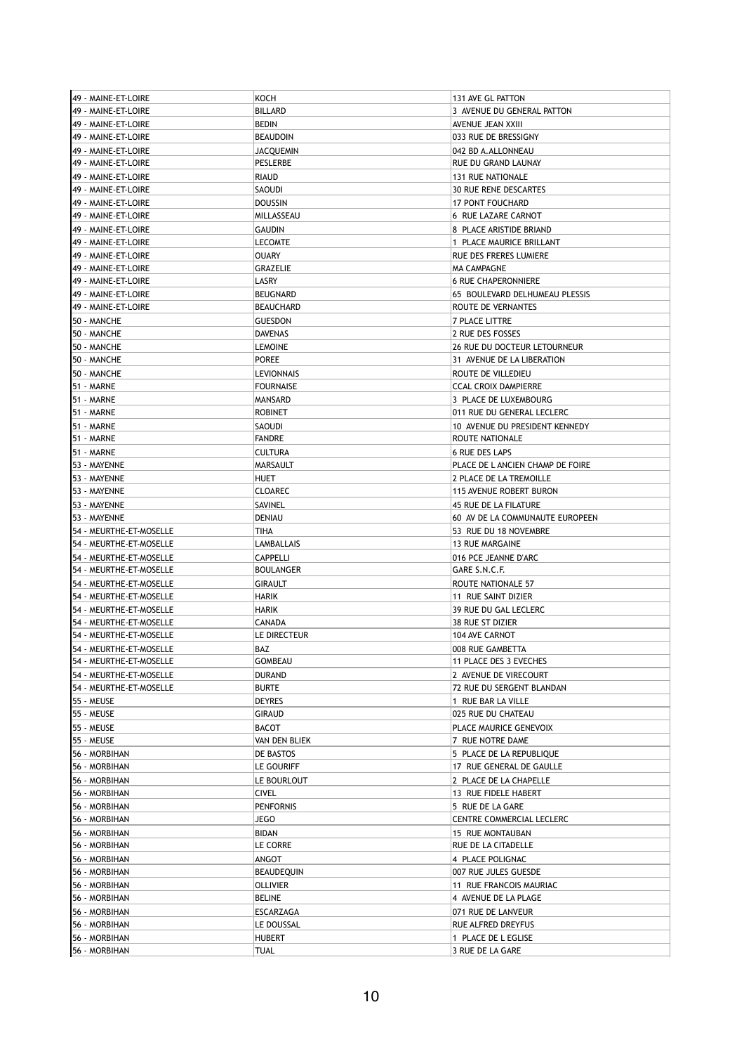| | | |
|---|---|---|
| 49 - MAINE-ET-LOIRE | KOCH | 131 AVE GL PATTON |
| 49 - MAINE-ET-LOIRE | BILLARD | 3 AVENUE DU GENERAL PATTON |
| 49 - MAINE-ET-LOIRE | BEDIN | AVENUE JEAN XXIII |
| 49 - MAINE-ET-LOIRE | BEAUDOIN | 033 RUE DE BRESSIGNY |
| 49 - MAINE-ET-LOIRE | JACQUEMIN | 042 BD A.ALLONNEAU |
| 49 - MAINE-ET-LOIRE | PESLERBE | RUE DU GRAND LAUNAY |
| 49 - MAINE-ET-LOIRE | RIAUD | 131 RUE NATIONALE |
| 49 - MAINE-ET-LOIRE | SAOUDI | 30 RUE RENE DESCARTES |
| 49 - MAINE-ET-LOIRE | DOUSSIN | 17 PONT FOUCHARD |
| 49 - MAINE-ET-LOIRE | MILLASSEAU | 6 RUE LAZARE CARNOT |
| 49 - MAINE-ET-LOIRE | GAUDIN | 8 PLACE ARISTIDE BRIAND |
| 49 - MAINE-ET-LOIRE | LECOMTE | 1 PLACE MAURICE BRILLANT |
| 49 - MAINE-ET-LOIRE | OUARY | RUE DES FRERES LUMIERE |
| 49 - MAINE-ET-LOIRE | GRAZELIE | MA CAMPAGNE |
| 49 - MAINE-ET-LOIRE | LASRY | 6 RUE CHAPERONNIERE |
| 49 - MAINE-ET-LOIRE | BEUGNARD | 65 BOULEVARD DELHUMEAU PLESSIS |
| 49 - MAINE-ET-LOIRE | BEAUCHARD | ROUTE DE VERNANTES |
| 50 - MANCHE | GUESDON | 7 PLACE LITTRE |
| 50 - MANCHE | DAVENAS | 2 RUE DES FOSSES |
| 50 - MANCHE | LEMOINE | 26 RUE DU DOCTEUR LETOURNEUR |
| 50 - MANCHE | POREE | 31 AVENUE DE LA LIBERATION |
| 50 - MANCHE | LEVIONNAIS | ROUTE DE VILLEDIEU |
| 51 - MARNE | FOURNAISE | CCAL CROIX DAMPIERRE |
| 51 - MARNE | MANSARD | 3 PLACE DE LUXEMBOURG |
| 51 - MARNE | ROBINET | 011 RUE DU GENERAL LECLERC |
| 51 - MARNE | SAOUDI | 10 AVENUE DU PRESIDENT KENNEDY |
| 51 - MARNE | FANDRE | ROUTE NATIONALE |
| 51 - MARNE | CULTURA | 6 RUE DES LAPS |
| 53 - MAYENNE | MARSAULT | PLACE DE L ANCIEN CHAMP DE FOIRE |
| 53 - MAYENNE | HUET | 2 PLACE DE LA TREMOILLE |
| 53 - MAYENNE | CLOAREC | 115 AVENUE ROBERT BURON |
| 53 - MAYENNE | SAVINEL | 45 RUE DE LA FILATURE |
| 53 - MAYENNE | DENIAU | 60 AV DE LA COMMUNAUTE EUROPEEN |
| 54 - MEURTHE-ET-MOSELLE | TIHA | 53 RUE DU 18 NOVEMBRE |
| 54 - MEURTHE-ET-MOSELLE | LAMBALLAIS | 13 RUE MARGAINE |
| 54 - MEURTHE-ET-MOSELLE | CAPPELLI | 016 PCE JEANNE D'ARC |
| 54 - MEURTHE-ET-MOSELLE | BOULANGER | GARE S.N.C.F. |
| 54 - MEURTHE-ET-MOSELLE | GIRAULT | ROUTE NATIONALE 57 |
| 54 - MEURTHE-ET-MOSELLE | HARIK | 11 RUE SAINT DIZIER |
| 54 - MEURTHE-ET-MOSELLE | HARIK | 39 RUE DU GAL LECLERC |
| 54 - MEURTHE-ET-MOSELLE | CANADA | 38 RUE ST DIZIER |
| 54 - MEURTHE-ET-MOSELLE | LE DIRECTEUR | 104 AVE CARNOT |
| 54 - MEURTHE-ET-MOSELLE | BAZ | 008 RUE GAMBETTA |
| 54 - MEURTHE-ET-MOSELLE | GOMBEAU | 11 PLACE DES 3 EVECHES |
| 54 - MEURTHE-ET-MOSELLE | DURAND | 2 AVENUE DE VIRECOURT |
| 54 - MEURTHE-ET-MOSELLE | BURTE | 72 RUE DU SERGENT BLANDAN |
| 55 - MEUSE | DEYRES | 1 RUE BAR LA VILLE |
| 55 - MEUSE | GIRAUD | 025 RUE DU CHATEAU |
| 55 - MEUSE | BACOT | PLACE MAURICE GENEVOIX |
| 55 - MEUSE | VAN DEN BLIEK | 7 RUE NOTRE DAME |
| 56 - MORBIHAN | DE BASTOS | 5 PLACE DE LA REPUBLIQUE |
| 56 - MORBIHAN | LE GOURIFF | 17 RUE GENERAL DE GAULLE |
| 56 - MORBIHAN | LE BOURLOUT | 2 PLACE DE LA CHAPELLE |
| 56 - MORBIHAN | CIVEL | 13 RUE FIDELE HABERT |
| 56 - MORBIHAN | PENFORNIS | 5 RUE DE LA GARE |
| 56 - MORBIHAN | JEGO | CENTRE COMMERCIAL LECLERC |
| 56 - MORBIHAN | BIDAN | 15 RUE MONTAUBAN |
| 56 - MORBIHAN | LE CORRE | RUE DE LA CITADELLE |
| 56 - MORBIHAN | ANGOT | 4 PLACE POLIGNAC |
| 56 - MORBIHAN | BEAUDEQUIN | 007 RUE JULES GUESDE |
| 56 - MORBIHAN | OLLIVIER | 11 RUE FRANCOIS MAURIAC |
| 56 - MORBIHAN | BELINE | 4 AVENUE DE LA PLAGE |
| 56 - MORBIHAN | ESCARZAGA | 071 RUE DE LANVEUR |
| 56 - MORBIHAN | LE DOUSSAL | RUE ALFRED DREYFUS |
| 56 - MORBIHAN | HUBERT | 1 PLACE DE L EGLISE |
| 56 - MORBIHAN | TUAL | 3 RUE DE LA GARE |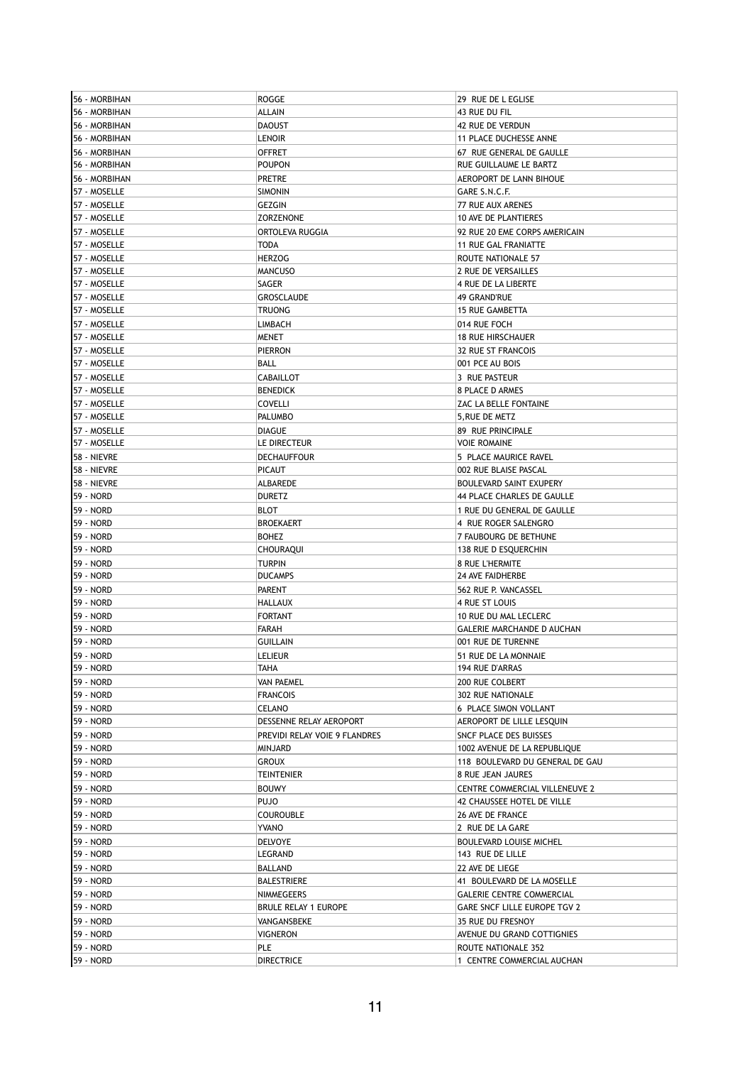| | | |
|---|---|---|
| 56 - MORBIHAN | ROGGE | 29 RUE DE L EGLISE |
| 56 - MORBIHAN | ALLAIN | 43 RUE DU FIL |
| 56 - MORBIHAN | DAOUST | 42 RUE DE VERDUN |
| 56 - MORBIHAN | LENOIR | 11 PLACE DUCHESSE ANNE |
| 56 - MORBIHAN | OFFRET | 67 RUE GENERAL DE GAULLE |
| 56 - MORBIHAN | POUPON | RUE GUILLAUME LE BARTZ |
| 56 - MORBIHAN | PRETRE | AEROPORT DE LANN BIHOUE |
| 57 - MOSELLE | SIMONIN | GARE S.N.C.F. |
| 57 - MOSELLE | GEZGIN | 77 RUE AUX ARENES |
| 57 - MOSELLE | ZORZENONE | 10 AVE DE PLANTIERES |
| 57 - MOSELLE | ORTOLEVA RUGGIA | 92 RUE 20 EME CORPS AMERICAIN |
| 57 - MOSELLE | TODA | 11 RUE GAL FRANIATTE |
| 57 - MOSELLE | HERZOG | ROUTE NATIONALE 57 |
| 57 - MOSELLE | MANCUSO | 2 RUE DE VERSAILLES |
| 57 - MOSELLE | SAGER | 4 RUE DE LA LIBERTE |
| 57 - MOSELLE | GROSCLAUDE | 49 GRAND'RUE |
| 57 - MOSELLE | TRUONG | 15 RUE GAMBETTA |
| 57 - MOSELLE | LIMBACH | 014 RUE FOCH |
| 57 - MOSELLE | MENET | 18 RUE HIRSCHAUER |
| 57 - MOSELLE | PIERRON | 32 RUE ST FRANCOIS |
| 57 - MOSELLE | BALL | 001 PCE AU BOIS |
| 57 - MOSELLE | CABAILLOT | 3 RUE PASTEUR |
| 57 - MOSELLE | BENEDICK | 8 PLACE D ARMES |
| 57 - MOSELLE | COVELLI | ZAC LA BELLE FONTAINE |
| 57 - MOSELLE | PALUMBO | 5,RUE DE METZ |
| 57 - MOSELLE | DIAGUE | 89 RUE PRINCIPALE |
| 57 - MOSELLE | LE DIRECTEUR | VOIE ROMAINE |
| 58 - NIEVRE | DECHAUFFOUR | 5 PLACE MAURICE RAVEL |
| 58 - NIEVRE | PICAUT | 002 RUE BLAISE PASCAL |
| 58 - NIEVRE | ALBAREDE | BOULEVARD SAINT EXUPERY |
| 59 - NORD | DURETZ | 44 PLACE CHARLES DE GAULLE |
| 59 - NORD | BLOT | 1 RUE DU GENERAL DE GAULLE |
| 59 - NORD | BROEKAERT | 4 RUE ROGER SALENGRO |
| 59 - NORD | BOHEZ | 7 FAUBOURG DE BETHUNE |
| 59 - NORD | CHOURAQUI | 138 RUE D ESQUERCHIN |
| 59 - NORD | TURPIN | 8 RUE L'HERMITE |
| 59 - NORD | DUCAMPS | 24 AVE FAIDHERBE |
| 59 - NORD | PARENT | 562 RUE P. VANCASSEL |
| 59 - NORD | HALLAUX | 4 RUE ST LOUIS |
| 59 - NORD | FORTANT | 10 RUE DU MAL LECLERC |
| 59 - NORD | FARAH | GALERIE MARCHANDE D AUCHAN |
| 59 - NORD | GUILLAIN | 001 RUE DE TURENNE |
| 59 - NORD | LELIEUR | 51 RUE DE LA MONNAIE |
| 59 - NORD | TAHA | 194 RUE D'ARRAS |
| 59 - NORD | VAN PAEMEL | 200 RUE COLBERT |
| 59 - NORD | FRANCOIS | 302 RUE NATIONALE |
| 59 - NORD | CELANO | 6 PLACE SIMON VOLLANT |
| 59 - NORD | DESSENNE RELAY AEROPORT | AEROPORT DE LILLE LESQUIN |
| 59 - NORD | PREVIDI RELAY VOIE 9 FLANDRES | SNCF PLACE DES BUISSES |
| 59 - NORD | MINJARD | 1002 AVENUE DE LA REPUBLIQUE |
| 59 - NORD | GROUX | 118 BOULEVARD DU GENERAL DE GAU |
| 59 - NORD | TEINTENIER | 8 RUE JEAN JAURES |
| 59 - NORD | BOUWY | CENTRE COMMERCIAL VILLENEUVE 2 |
| 59 - NORD | PUJO | 42 CHAUSSEE HOTEL DE VILLE |
| 59 - NORD | COUROUBLE | 26 AVE DE FRANCE |
| 59 - NORD | YVANO | 2 RUE DE LA GARE |
| 59 - NORD | DELVOYE | BOULEVARD LOUISE MICHEL |
| 59 - NORD | LEGRAND | 143 RUE DE LILLE |
| 59 - NORD | BALLAND | 22 AVE DE LIEGE |
| 59 - NORD | BALESTRIERE | 41 BOULEVARD DE LA MOSELLE |
| 59 - NORD | NIMMEGEERS | GALERIE CENTRE COMMERCIAL |
| 59 - NORD | BRULE RELAY 1 EUROPE | GARE SNCF LILLE EUROPE TGV 2 |
| 59 - NORD | VANGANSBEKE | 35 RUE DU FRESNOY |
| 59 - NORD | VIGNERON | AVENUE DU GRAND COTTIGNIES |
| 59 - NORD | PLE | ROUTE NATIONALE 352 |
| 59 - NORD | DIRECTRICE | 1 CENTRE COMMERCIAL AUCHAN |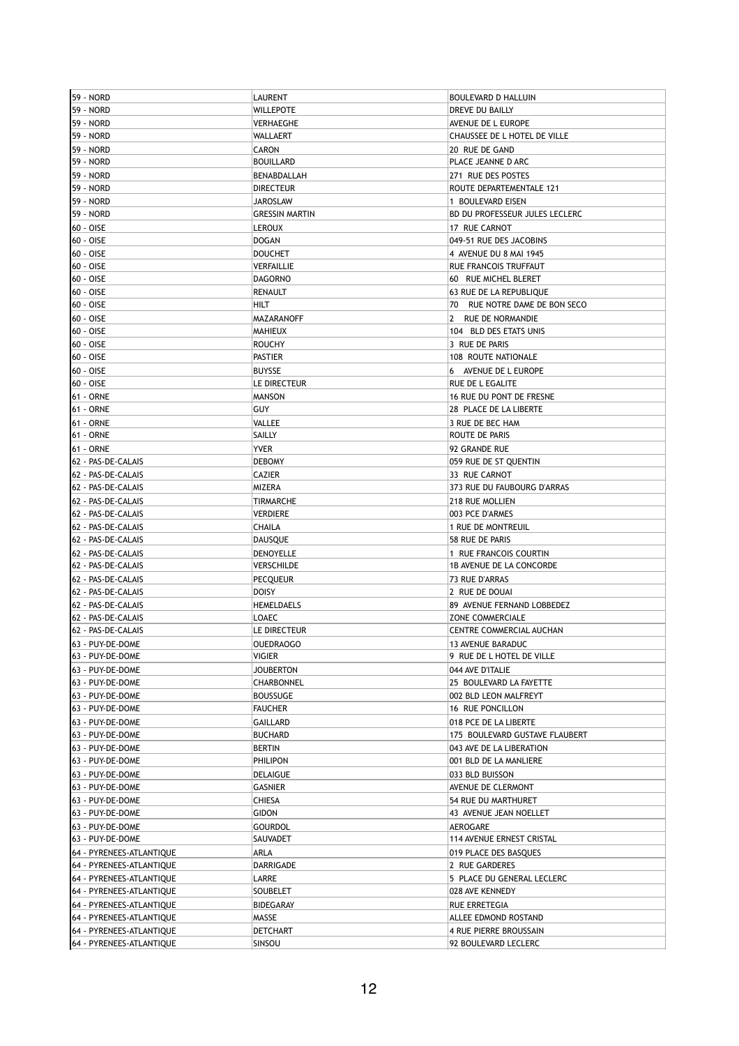| | | |
|---|---|---|
| 59 - NORD | LAURENT | BOULEVARD D HALLUIN |
| 59 - NORD | WILLEPOTE | DREVE DU BAILLY |
| 59 - NORD | VERHAEGHE | AVENUE DE L EUROPE |
| 59 - NORD | WALLAERT | CHAUSSEE DE L HOTEL DE VILLE |
| 59 - NORD | CARON | 20 RUE DE GAND |
| 59 - NORD | BOUILLARD | PLACE JEANNE D ARC |
| 59 - NORD | BENABDALLAH | 271 RUE DES POSTES |
| 59 - NORD | DIRECTEUR | ROUTE DEPARTEMENTALE 121 |
| 59 - NORD | JAROSLAW | 1 BOULEVARD EISEN |
| 59 - NORD | GRESSIN MARTIN | BD DU PROFESSEUR JULES LECLERC |
| 60 - OISE | LEROUX | 17 RUE CARNOT |
| 60 - OISE | DOGAN | 049-51 RUE DES JACOBINS |
| 60 - OISE | DOUCHET | 4 AVENUE DU 8 MAI 1945 |
| 60 - OISE | VERFAILLIE | RUE FRANCOIS TRUFFAUT |
| 60 - OISE | DAGORNO | 60 RUE MICHEL BLERET |
| 60 - OISE | RENAULT | 63 RUE DE LA REPUBLIQUE |
| 60 - OISE | HILT | 70 RUE NOTRE DAME DE BON SECO |
| 60 - OISE | MAZARANOFF | 2 RUE DE NORMANDIE |
| 60 - OISE | MAHIEUX | 104 BLD DES ETATS UNIS |
| 60 - OISE | ROUCHY | 3 RUE DE PARIS |
| 60 - OISE | PASTIER | 108 ROUTE NATIONALE |
| 60 - OISE | BUYSSE | 6 AVENUE DE L EUROPE |
| 60 - OISE | LE DIRECTEUR | RUE DE L EGALITE |
| 61 - ORNE | MANSON | 16 RUE DU PONT DE FRESNE |
| 61 - ORNE | GUY | 28 PLACE DE LA LIBERTE |
| 61 - ORNE | VALLEE | 3 RUE DE BEC HAM |
| 61 - ORNE | SAILLY | ROUTE DE PARIS |
| 61 - ORNE | YVER | 92 GRANDE RUE |
| 62 - PAS-DE-CALAIS | DEBOMY | 059 RUE DE ST QUENTIN |
| 62 - PAS-DE-CALAIS | CAZIER | 33 RUE CARNOT |
| 62 - PAS-DE-CALAIS | MIZERA | 373 RUE DU FAUBOURG D'ARRAS |
| 62 - PAS-DE-CALAIS | TIRMARCHE | 218 RUE MOLLIEN |
| 62 - PAS-DE-CALAIS | VERDIERE | 003 PCE D'ARMES |
| 62 - PAS-DE-CALAIS | CHAILA | 1 RUE DE MONTREUIL |
| 62 - PAS-DE-CALAIS | DAUSQUE | 58 RUE DE PARIS |
| 62 - PAS-DE-CALAIS | DENOYELLE | 1 RUE FRANCOIS COURTIN |
| 62 - PAS-DE-CALAIS | VERSCHILDE | 1B AVENUE DE LA CONCORDE |
| 62 - PAS-DE-CALAIS | PECQUEUR | 73 RUE D'ARRAS |
| 62 - PAS-DE-CALAIS | DOISY | 2 RUE DE DOUAI |
| 62 - PAS-DE-CALAIS | HEMELDAELS | 89 AVENUE FERNAND LOBBEDEZ |
| 62 - PAS-DE-CALAIS | LOAEC | ZONE COMMERCIALE |
| 62 - PAS-DE-CALAIS | LE DIRECTEUR | CENTRE COMMERCIAL AUCHAN |
| 63 - PUY-DE-DOME | OUEDRAOGO | 13 AVENUE BARADUC |
| 63 - PUY-DE-DOME | VIGIER | 9 RUE DE L HOTEL DE VILLE |
| 63 - PUY-DE-DOME | JOUBERTON | 044 AVE D'ITALIE |
| 63 - PUY-DE-DOME | CHARBONNEL | 25 BOULEVARD LA FAYETTE |
| 63 - PUY-DE-DOME | BOUSSUGE | 002 BLD LEON MALFREYT |
| 63 - PUY-DE-DOME | FAUCHER | 16 RUE PONCILLON |
| 63 - PUY-DE-DOME | GAILLARD | 018 PCE DE LA LIBERTE |
| 63 - PUY-DE-DOME | BUCHARD | 175 BOULEVARD GUSTAVE FLAUBERT |
| 63 - PUY-DE-DOME | BERTIN | 043 AVE DE LA LIBERATION |
| 63 - PUY-DE-DOME | PHILIPON | 001 BLD DE LA MANLIERE |
| 63 - PUY-DE-DOME | DELAIGUE | 033 BLD BUISSON |
| 63 - PUY-DE-DOME | GASNIER | AVENUE DE CLERMONT |
| 63 - PUY-DE-DOME | CHIESA | 54 RUE DU MARTHURET |
| 63 - PUY-DE-DOME | GIDON | 43 AVENUE JEAN NOELLET |
| 63 - PUY-DE-DOME | GOURDOL | AEROGARE |
| 63 - PUY-DE-DOME | SAUVADET | 114 AVENUE ERNEST CRISTAL |
| 64 - PYRENEES-ATLANTIQUE | ARLA | 019 PLACE DES BASQUES |
| 64 - PYRENEES-ATLANTIQUE | DARRIGADE | 2 RUE GARDERES |
| 64 - PYRENEES-ATLANTIQUE | LARRE | 5 PLACE DU GENERAL LECLERC |
| 64 - PYRENEES-ATLANTIQUE | SOUBELET | 028 AVE KENNEDY |
| 64 - PYRENEES-ATLANTIQUE | BIDEGARAY | RUE ERRETEGIA |
| 64 - PYRENEES-ATLANTIQUE | MASSE | ALLEE EDMOND ROSTAND |
| 64 - PYRENEES-ATLANTIQUE | DETCHART | 4 RUE PIERRE BROUSSAIN |
| 64 - PYRENEES-ATLANTIQUE | SINSOU | 92 BOULEVARD LECLERC |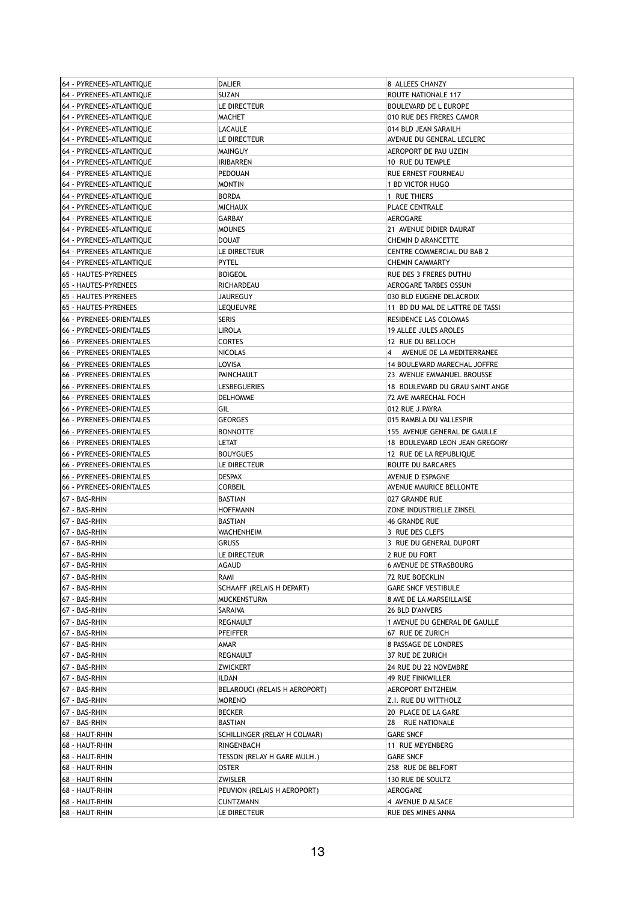| 64 - PYRENEES-ATLANTIQUE | DALIER | 8 ALLEES CHANZY |
|---|---|---|
| 64 - PYRENEES-ATLANTIQUE | SUZAN | ROUTE NATIONALE 117 |
| 64 - PYRENEES-ATLANTIQUE | LE DIRECTEUR | BOULEVARD DE L EUROPE |
| 64 - PYRENEES-ATLANTIQUE | MACHET | 010 RUE DES FRERES CAMOR |
| 64 - PYRENEES-ATLANTIQUE | LACAULE | 014 BLD JEAN SARAILH |
| 64 - PYRENEES-ATLANTIQUE | LE DIRECTEUR | AVENUE DU GENERAL LECLERC |
| 64 - PYRENEES-ATLANTIQUE | MAINGUY | AEROPORT DE PAU UZEIN |
| 64 - PYRENEES-ATLANTIQUE | IRIBARREN | 10 RUE DU TEMPLE |
| 64 - PYRENEES-ATLANTIQUE | PEDOUAN | RUE ERNEST FOURNEAU |
| 64 - PYRENEES-ATLANTIQUE | MONTIN | 1 BD VICTOR HUGO |
| 64 - PYRENEES-ATLANTIQUE | BORDA | 1 RUE THIERS |
| 64 - PYRENEES-ATLANTIQUE | MICHAUX | PLACE CENTRALE |
| 64 - PYRENEES-ATLANTIQUE | GARBAY | AEROGARE |
| 64 - PYRENEES-ATLANTIQUE | MOUNES | 21 AVENUE DIDIER DAURAT |
| 64 - PYRENEES-ATLANTIQUE | DOUAT | CHEMIN D ARANCETTE |
| 64 - PYRENEES-ATLANTIQUE | LE DIRECTEUR | CENTRE COMMERCIAL DU BAB 2 |
| 64 - PYRENEES-ATLANTIQUE | PYTEL | CHEMIN CAMMARTY |
| 65 - HAUTES-PYRENEES | BOIGEOL | RUE DES 3 FRERES DUTHU |
| 65 - HAUTES-PYRENEES | RICHARDEAU | AEROGARE TARBES OSSUN |
| 65 - HAUTES-PYRENEES | JAUREGUY | 030 BLD EUGENE DELACROIX |
| 65 - HAUTES-PYRENEES | LEQUEUVRE | 11 BD DU MAL DE LATTRE DE TASSI |
| 66 - PYRENEES-ORIENTALES | SERIS | RESIDENCE LAS COLOMAS |
| 66 - PYRENEES-ORIENTALES | LIROLA | 19 ALLEE JULES AROLES |
| 66 - PYRENEES-ORIENTALES | CORTES | 12 RUE DU BELLOCH |
| 66 - PYRENEES-ORIENTALES | NICOLAS | 4 AVENUE DE LA MEDITERRANEE |
| 66 - PYRENEES-ORIENTALES | LOVISA | 14 BOULEVARD MARECHAL JOFFRE |
| 66 - PYRENEES-ORIENTALES | PAINCHAULT | 23 AVENUE EMMANUEL BROUSSE |
| 66 - PYRENEES-ORIENTALES | LESBEGUERIES | 18 BOULEVARD DU GRAU SAINT ANGE |
| 66 - PYRENEES-ORIENTALES | DELHOMME | 72 AVE MARECHAL FOCH |
| 66 - PYRENEES-ORIENTALES | GIL | 012 RUE J.PAYRA |
| 66 - PYRENEES-ORIENTALES | GEORGES | 015 RAMBLA DU VALLESPIR |
| 66 - PYRENEES-ORIENTALES | BONNOTTE | 155 AVENUE GENERAL DE GAULLE |
| 66 - PYRENEES-ORIENTALES | LETAT | 18 BOULEVARD LEON JEAN GREGORY |
| 66 - PYRENEES-ORIENTALES | BOUYGUES | 12 RUE DE LA REPUBLIQUE |
| 66 - PYRENEES-ORIENTALES | LE DIRECTEUR | ROUTE DU BARCARES |
| 66 - PYRENEES-ORIENTALES | DESPAX | AVENUE D ESPAGNE |
| 66 - PYRENEES-ORIENTALES | CORBEIL | AVENUE MAURICE BELLONTE |
| 67 - BAS-RHIN | BASTIAN | 027 GRANDE RUE |
| 67 - BAS-RHIN | HOFFMANN | ZONE INDUSTRIELLE ZINSEL |
| 67 - BAS-RHIN | BASTIAN | 46 GRANDE RUE |
| 67 - BAS-RHIN | WACHENHEIM | 3 RUE DES CLEFS |
| 67 - BAS-RHIN | GRUSS | 3 RUE DU GENERAL DUPORT |
| 67 - BAS-RHIN | LE DIRECTEUR | 2 RUE DU FORT |
| 67 - BAS-RHIN | AGAUD | 6 AVENUE DE STRASBOURG |
| 67 - BAS-RHIN | RAMI | 72 RUE BOECKLIN |
| 67 - BAS-RHIN | SCHAAFF (RELAIS H DEPART) | GARE SNCF VESTIBULE |
| 67 - BAS-RHIN | MUCKENSTURM | 8 AVE DE LA MARSEILLAISE |
| 67 - BAS-RHIN | SARAIVA | 26 BLD D'ANVERS |
| 67 - BAS-RHIN | REGNAULT | 1 AVENUE DU GENERAL DE GAULLE |
| 67 - BAS-RHIN | PFEIFFER | 67 RUE DE ZURICH |
| 67 - BAS-RHIN | AMAR | 8 PASSAGE DE LONDRES |
| 67 - BAS-RHIN | REGNAULT | 37 RUE DE ZURICH |
| 67 - BAS-RHIN | ZWICKERT | 24 RUE DU 22 NOVEMBRE |
| 67 - BAS-RHIN | ILDAN | 49 RUE FINKWILLER |
| 67 - BAS-RHIN | BELAROUCI (RELAIS H AEROPORT) | AEROPORT ENTZHEIM |
| 67 - BAS-RHIN | MORENO | Z.I. RUE DU WITTHOLZ |
| 67 - BAS-RHIN | BECKER | 20 PLACE DE LA GARE |
| 67 - BAS-RHIN | BASTIAN | 28 RUE NATIONALE |
| 68 - HAUT-RHIN | SCHILLINGER (RELAY H COLMAR) | GARE SNCF |
| 68 - HAUT-RHIN | RINGENBACH | 11 RUE MEYENBERG |
| 68 - HAUT-RHIN | TESSON (RELAY H GARE MULH.) | GARE SNCF |
| 68 - HAUT-RHIN | OSTER | 258 RUE DE BELFORT |
| 68 - HAUT-RHIN | ZWISLER | 130 RUE DE SOULTZ |
| 68 - HAUT-RHIN | PEUVION (RELAIS H AEROPORT) | AEROGARE |
| 68 - HAUT-RHIN | CUNTZMANN | 4 AVENUE D ALSACE |
| 68 - HAUT-RHIN | LE DIRECTEUR | RUE DES MINES ANNA |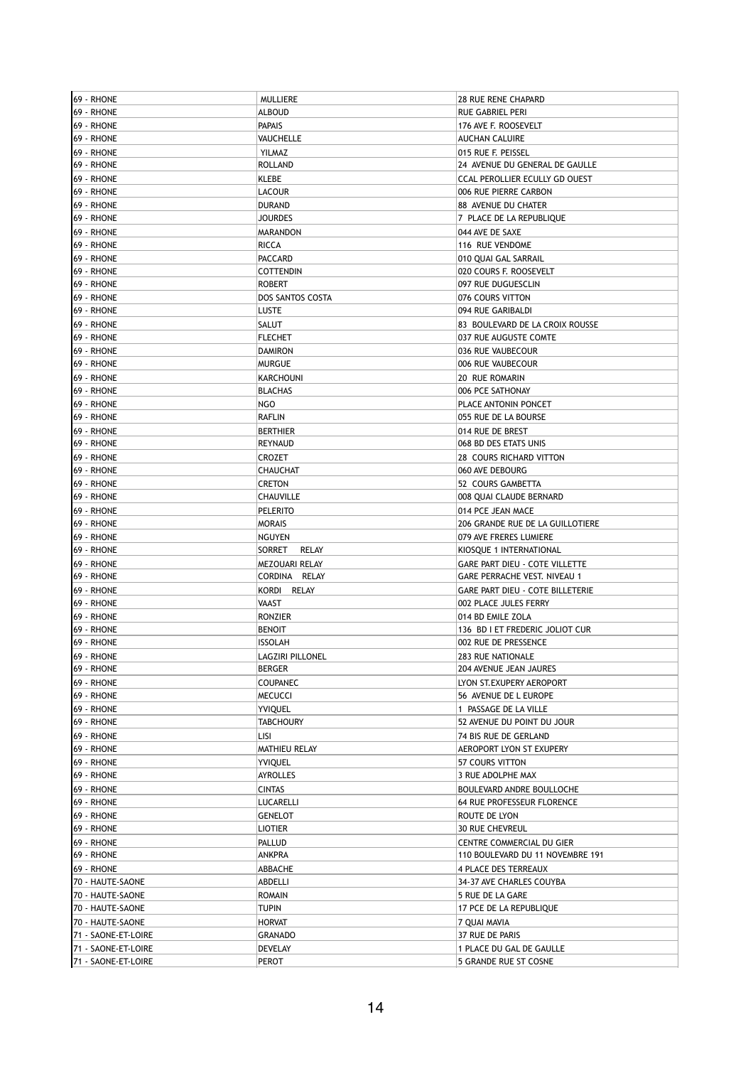| | | |
|---|---|---|
| 69 - RHONE | MULLIERE | 28 RUE RENE CHAPARD |
| 69 - RHONE | ALBOUD | RUE GABRIEL PERI |
| 69 - RHONE | PAPAIS | 176 AVE F. ROOSEVELT |
| 69 - RHONE | VAUCHELLE | AUCHAN CALUIRE |
| 69 - RHONE | YILMAZ | 015 RUE F. PEISSEL |
| 69 - RHONE | ROLLAND | 24 AVENUE DU GENERAL DE GAULLE |
| 69 - RHONE | KLEBE | CCAL PEROLLIER ECULLY GD OUEST |
| 69 - RHONE | LACOUR | 006 RUE PIERRE CARBON |
| 69 - RHONE | DURAND | 88 AVENUE DU CHATER |
| 69 - RHONE | JOURDES | 7 PLACE DE LA REPUBLIQUE |
| 69 - RHONE | MARANDON | 044 AVE DE SAXE |
| 69 - RHONE | RICCA | 116 RUE VENDOME |
| 69 - RHONE | PACCARD | 010 QUAI GAL SARRAIL |
| 69 - RHONE | COTTENDIN | 020 COURS F. ROOSEVELT |
| 69 - RHONE | ROBERT | 097 RUE DUGUESCLIN |
| 69 - RHONE | DOS SANTOS COSTA | 076 COURS VITTON |
| 69 - RHONE | LUSTE | 094 RUE GARIBALDI |
| 69 - RHONE | SALUT | 83 BOULEVARD DE LA CROIX ROUSSE |
| 69 - RHONE | FLECHET | 037 RUE AUGUSTE COMTE |
| 69 - RHONE | DAMIRON | 036 RUE VAUBECOUR |
| 69 - RHONE | MURGUE | 006 RUE VAUBECOUR |
| 69 - RHONE | KARCHOUNI | 20 RUE ROMARIN |
| 69 - RHONE | BLACHAS | 006 PCE SATHONAY |
| 69 - RHONE | NGO | PLACE ANTONIN PONCET |
| 69 - RHONE | RAFLIN | 055 RUE DE LA BOURSE |
| 69 - RHONE | BERTHIER | 014 RUE DE BREST |
| 69 - RHONE | REYNAUD | 068 BD DES ETATS UNIS |
| 69 - RHONE | CROZET | 28 COURS RICHARD VITTON |
| 69 - RHONE | CHAUCHAT | 060 AVE DEBOURG |
| 69 - RHONE | CRETON | 52 COURS GAMBETTA |
| 69 - RHONE | CHAUVILLE | 008 QUAI CLAUDE BERNARD |
| 69 - RHONE | PELERITO | 014 PCE JEAN MACE |
| 69 - RHONE | MORAIS | 206 GRANDE RUE DE LA GUILLOTIERE |
| 69 - RHONE | NGUYEN | 079 AVE FRERES LUMIERE |
| 69 - RHONE | SORRET RELAY | KIOSQUE 1 INTERNATIONAL |
| 69 - RHONE | MEZOUARI RELAY | GARE PART DIEU - COTE VILLETTE |
| 69 - RHONE | CORDINA RELAY | GARE PERRACHE VEST. NIVEAU 1 |
| 69 - RHONE | KORDI RELAY | GARE PART DIEU - COTE BILLETERIE |
| 69 - RHONE | VAAST | 002 PLACE JULES FERRY |
| 69 - RHONE | RONZIER | 014 BD EMILE ZOLA |
| 69 - RHONE | BENOIT | 136 BD I ET FREDERIC JOLIOT CUR |
| 69 - RHONE | ISSOLAH | 002 RUE DE PRESSENCE |
| 69 - RHONE | LAGZIRI PILLONEL | 283 RUE NATIONALE |
| 69 - RHONE | BERGER | 204 AVENUE JEAN JAURES |
| 69 - RHONE | COUPANEC | LYON ST.EXUPERY AEROPORT |
| 69 - RHONE | MECUCCI | 56 AVENUE DE L EUROPE |
| 69 - RHONE | YVIQUEL | 1 PASSAGE DE LA VILLE |
| 69 - RHONE | TABCHOURY | 52 AVENUE DU POINT DU JOUR |
| 69 - RHONE | LISI | 74 BIS RUE DE GERLAND |
| 69 - RHONE | MATHIEU RELAY | AEROPORT LYON ST EXUPERY |
| 69 - RHONE | YVIQUEL | 57 COURS VITTON |
| 69 - RHONE | AYROLLES | 3 RUE ADOLPHE MAX |
| 69 - RHONE | CINTAS | BOULEVARD ANDRE BOULLOCHE |
| 69 - RHONE | LUCARELLI | 64 RUE PROFESSEUR FLORENCE |
| 69 - RHONE | GENELOT | ROUTE DE LYON |
| 69 - RHONE | LIOTIER | 30 RUE CHEVREUL |
| 69 - RHONE | PALLUD | CENTRE COMMERCIAL DU GIER |
| 69 - RHONE | ANKPRA | 110 BOULEVARD DU 11 NOVEMBRE 191 |
| 69 - RHONE | ABBACHE | 4 PLACE DES TERREAUX |
| 70 - HAUTE-SAONE | ABDELLI | 34-37 AVE CHARLES COUYBA |
| 70 - HAUTE-SAONE | ROMAIN | 5 RUE DE LA GARE |
| 70 - HAUTE-SAONE | TUPIN | 17 PCE DE LA REPUBLIQUE |
| 70 - HAUTE-SAONE | HORVAT | 7 QUAI MAVIA |
| 71 - SAONE-ET-LOIRE | GRANADO | 37 RUE DE PARIS |
| 71 - SAONE-ET-LOIRE | DEVELAY | 1 PLACE DU GAL DE GAULLE |
| 71 - SAONE-ET-LOIRE | PEROT | 5 GRANDE RUE ST COSNE |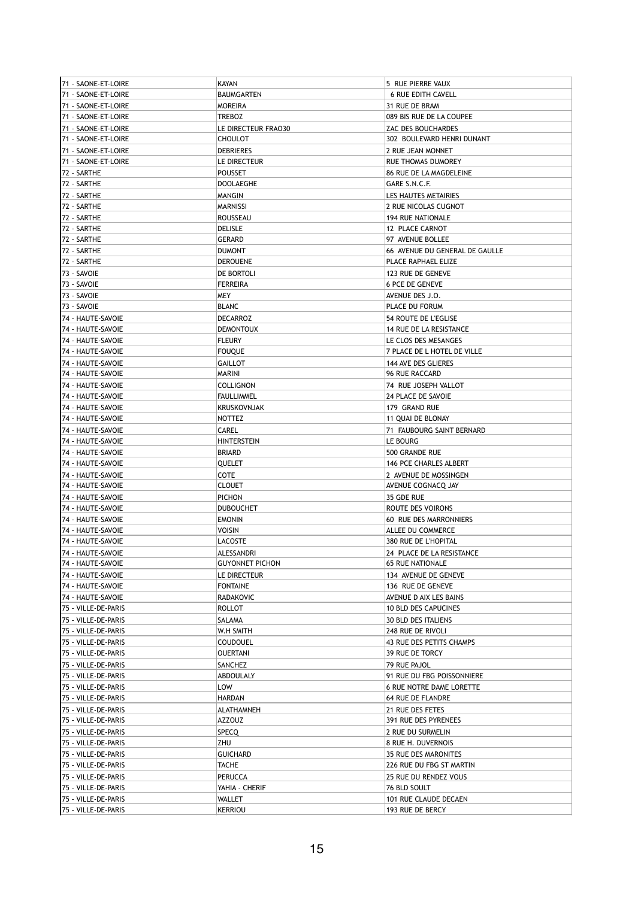| 71 - SAONE-ET-LOIRE | KAYAN | 5 RUE PIERRE VAUX |
|---|---|---|
| 71 - SAONE-ET-LOIRE | BAUMGARTEN | 6 RUE EDITH CAVELL |
| 71 - SAONE-ET-LOIRE | MOREIRA | 31 RUE DE BRAM |
| 71 - SAONE-ET-LOIRE | TREBOZ | 089 BIS RUE DE LA COUPEE |
| 71 - SAONE-ET-LOIRE | LE DIRECTEUR FRAO30 | ZAC DES BOUCHARDES |
| 71 - SAONE-ET-LOIRE | CHOULOT | 302 BOULEVARD HENRI DUNANT |
| 71 - SAONE-ET-LOIRE | DEBRIERES | 2 RUE JEAN MONNET |
| 71 - SAONE-ET-LOIRE | LE DIRECTEUR | RUE THOMAS DUMOREY |
| 72 - SARTHE | POUSSET | 86 RUE DE LA MAGDELEINE |
| 72 - SARTHE | DOOLAEGHE | GARE S.N.C.F. |
| 72 - SARTHE | MANGIN | LES HAUTES METAIRIES |
| 72 - SARTHE | MARNISSI | 2 RUE NICOLAS CUGNOT |
| 72 - SARTHE | ROUSSEAU | 194 RUE NATIONALE |
| 72 - SARTHE | DELISLE | 12 PLACE CARNOT |
| 72 - SARTHE | GERARD | 97 AVENUE BOLLEE |
| 72 - SARTHE | DUMONT | 66 AVENUE DU GENERAL DE GAULLE |
| 72 - SARTHE | DEROUENE | PLACE RAPHAEL ELIZE |
| 73 - SAVOIE | DE BORTOLI | 123 RUE DE GENEVE |
| 73 - SAVOIE | FERREIRA | 6 PCE DE GENEVE |
| 73 - SAVOIE | MEY | AVENUE DES J.O. |
| 73 - SAVOIE | BLANC | PLACE DU FORUM |
| 74 - HAUTE-SAVOIE | DECARROZ | 54 ROUTE DE L'EGLISE |
| 74 - HAUTE-SAVOIE | DEMONTOUX | 14 RUE DE LA RESISTANCE |
| 74 - HAUTE-SAVOIE | FLEURY | LE CLOS DES MESANGES |
| 74 - HAUTE-SAVOIE | FOUQUE | 7 PLACE DE L HOTEL DE VILLE |
| 74 - HAUTE-SAVOIE | GAILLOT | 144 AVE DES GLIERES |
| 74 - HAUTE-SAVOIE | MARINI | 96 RUE RACCARD |
| 74 - HAUTE-SAVOIE | COLLIGNON | 74 RUE JOSEPH VALLOT |
| 74 - HAUTE-SAVOIE | FAULLIMMEL | 24 PLACE DE SAVOIE |
| 74 - HAUTE-SAVOIE | KRUSKOVNJAK | 179 GRAND RUE |
| 74 - HAUTE-SAVOIE | NOTTEZ | 11 QUAI DE BLONAY |
| 74 - HAUTE-SAVOIE | CAREL | 71 FAUBOURG SAINT BERNARD |
| 74 - HAUTE-SAVOIE | HINTERSTEIN | LE BOURG |
| 74 - HAUTE-SAVOIE | BRIARD | 500 GRANDE RUE |
| 74 - HAUTE-SAVOIE | QUELET | 146 PCE CHARLES ALBERT |
| 74 - HAUTE-SAVOIE | COTE | 2 AVENUE DE MOSSINGEN |
| 74 - HAUTE-SAVOIE | CLOUET | AVENUE COGNACQ JAY |
| 74 - HAUTE-SAVOIE | PICHON | 35 GDE RUE |
| 74 - HAUTE-SAVOIE | DUBOUCHET | ROUTE DES VOIRONS |
| 74 - HAUTE-SAVOIE | EMONIN | 60 RUE DES MARRONNIERS |
| 74 - HAUTE-SAVOIE | VOISIN | ALLEE DU COMMERCE |
| 74 - HAUTE-SAVOIE | LACOSTE | 380 RUE DE L'HOPITAL |
| 74 - HAUTE-SAVOIE | ALESSANDRI | 24 PLACE DE LA RESISTANCE |
| 74 - HAUTE-SAVOIE | GUYONNET PICHON | 65 RUE NATIONALE |
| 74 - HAUTE-SAVOIE | LE DIRECTEUR | 134 AVENUE DE GENEVE |
| 74 - HAUTE-SAVOIE | FONTAINE | 136 RUE DE GENEVE |
| 74 - HAUTE-SAVOIE | RADAKOVIC | AVENUE D AIX LES BAINS |
| 75 - VILLE-DE-PARIS | ROLLOT | 10 BLD DES CAPUCINES |
| 75 - VILLE-DE-PARIS | SALAMA | 30 BLD DES ITALIENS |
| 75 - VILLE-DE-PARIS | W.H SMITH | 248 RUE DE RIVOLI |
| 75 - VILLE-DE-PARIS | COUDOUEL | 43 RUE DES PETITS CHAMPS |
| 75 - VILLE-DE-PARIS | OUERTANI | 39 RUE DE TORCY |
| 75 - VILLE-DE-PARIS | SANCHEZ | 79 RUE PAJOL |
| 75 - VILLE-DE-PARIS | ABDOULALY | 91 RUE DU FBG POISSONNIERE |
| 75 - VILLE-DE-PARIS | LOW | 6 RUE NOTRE DAME LORETTE |
| 75 - VILLE-DE-PARIS | HARDAN | 64 RUE DE FLANDRE |
| 75 - VILLE-DE-PARIS | ALATHAMNEH | 21 RUE DES FETES |
| 75 - VILLE-DE-PARIS | AZZOUZ | 391 RUE DES PYRENEES |
| 75 - VILLE-DE-PARIS | SPECQ | 2 RUE DU SURMELIN |
| 75 - VILLE-DE-PARIS | ZHU | 8 RUE H. DUVERNOIS |
| 75 - VILLE-DE-PARIS | GUICHARD | 35 RUE DES MARONITES |
| 75 - VILLE-DE-PARIS | TACHE | 226 RUE DU FBG ST MARTIN |
| 75 - VILLE-DE-PARIS | PERUCCA | 25 RUE DU RENDEZ VOUS |
| 75 - VILLE-DE-PARIS | YAHIA - CHERIF | 76 BLD SOULT |
| 75 - VILLE-DE-PARIS | WALLET | 101 RUE CLAUDE DECAEN |
| 75 - VILLE-DE-PARIS | KERRIOU | 193 RUE DE BERCY |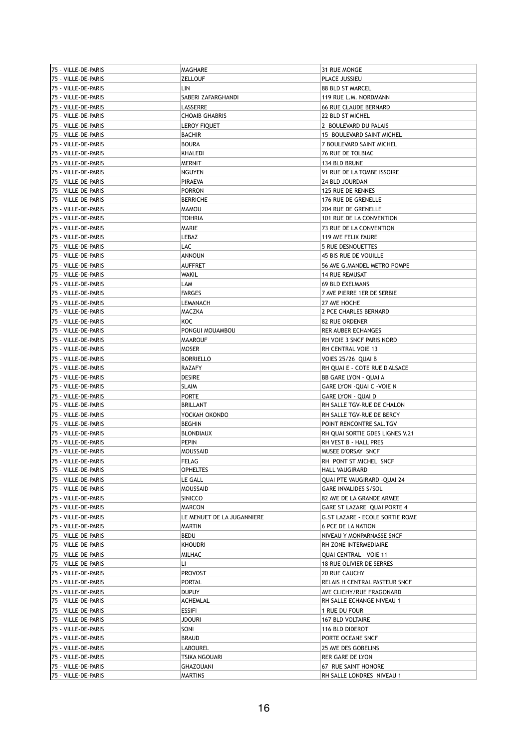| | | |
|---|---|---|
| 75 - VILLE-DE-PARIS | MAGHARE | 31 RUE MONGE |
| 75 - VILLE-DE-PARIS | ZELLOUF | PLACE JUSSIEU |
| 75 - VILLE-DE-PARIS | LIN | 88 BLD ST MARCEL |
| 75 - VILLE-DE-PARIS | SABERI ZAFARGHANDI | 119 RUE L.M. NORDMANN |
| 75 - VILLE-DE-PARIS | LASSERRE | 66 RUE CLAUDE BERNARD |
| 75 - VILLE-DE-PARIS | CHOAIB GHABRIS | 22 BLD ST MICHEL |
| 75 - VILLE-DE-PARIS | LEROY FIQUET | 2 BOULEVARD DU PALAIS |
| 75 - VILLE-DE-PARIS | BACHIR | 15 BOULEVARD SAINT MICHEL |
| 75 - VILLE-DE-PARIS | BOURA | 7 BOULEVARD SAINT MICHEL |
| 75 - VILLE-DE-PARIS | KHALEDI | 76 RUE DE TOLBIAC |
| 75 - VILLE-DE-PARIS | MERNIT | 134 BLD BRUNE |
| 75 - VILLE-DE-PARIS | NGUYEN | 91 RUE DE LA TOMBE ISSOIRE |
| 75 - VILLE-DE-PARIS | PIRAEVA | 24 BLD JOURDAN |
| 75 - VILLE-DE-PARIS | PORRON | 125 RUE DE RENNES |
| 75 - VILLE-DE-PARIS | BERRICHE | 176 RUE DE GRENELLE |
| 75 - VILLE-DE-PARIS | MAMOU | 204 RUE DE GRENELLE |
| 75 - VILLE-DE-PARIS | TOIHRIA | 101 RUE DE LA CONVENTION |
| 75 - VILLE-DE-PARIS | MARIE | 73 RUE DE LA CONVENTION |
| 75 - VILLE-DE-PARIS | LEBAZ | 119 AVE FELIX FAURE |
| 75 - VILLE-DE-PARIS | LAC | 5 RUE DESNOUETTES |
| 75 - VILLE-DE-PARIS | ANNOUN | 45 BIS RUE DE VOUILLE |
| 75 - VILLE-DE-PARIS | AUFFRET | 56 AVE G.MANDEL METRO POMPE |
| 75 - VILLE-DE-PARIS | WAKIL | 14 RUE REMUSAT |
| 75 - VILLE-DE-PARIS | LAM | 69 BLD EXELMANS |
| 75 - VILLE-DE-PARIS | FARGES | 7 AVE PIERRE 1ER DE SERBIE |
| 75 - VILLE-DE-PARIS | LEMANACH | 27 AVE HOCHE |
| 75 - VILLE-DE-PARIS | MACZKA | 2 PCE CHARLES BERNARD |
| 75 - VILLE-DE-PARIS | KOC | 82 RUE ORDENER |
| 75 - VILLE-DE-PARIS | PONGUI MOUAMBOU | RER AUBER ECHANGES |
| 75 - VILLE-DE-PARIS | MAAROUF | RH VOIE 3 SNCF PARIS NORD |
| 75 - VILLE-DE-PARIS | MOSER | RH CENTRAL VOIE 13 |
| 75 - VILLE-DE-PARIS | BORRIELLO | VOIES 25/26 QUAI B |
| 75 - VILLE-DE-PARIS | RAZAFY | RH QUAI E - COTE RUE D'ALSACE |
| 75 - VILLE-DE-PARIS | DESIRE | BB GARE LYON - QUAI A |
| 75 - VILLE-DE-PARIS | SLAIM | GARE LYON -QUAI C -VOIE N |
| 75 - VILLE-DE-PARIS | PORTE | GARE LYON - QUAI D |
| 75 - VILLE-DE-PARIS | BRILLANT | RH SALLE TGV-RUE DE CHALON |
| 75 - VILLE-DE-PARIS | YOCKAH OKONDO | RH SALLE TGV-RUE DE BERCY |
| 75 - VILLE-DE-PARIS | BEGHIN | POINT RENCONTRE SAL.TGV |
| 75 - VILLE-DE-PARIS | BLONDIAUX | RH QUAI SORTIE GDES LIGNES V.21 |
| 75 - VILLE-DE-PARIS | PEPIN | RH VEST B - HALL PRES |
| 75 - VILLE-DE-PARIS | MOUSSAID | MUSEE D'ORSAY SNCF |
| 75 - VILLE-DE-PARIS | FELAG | RH PONT ST MICHEL SNCF |
| 75 - VILLE-DE-PARIS | OPHELTES | HALL VAUGIRARD |
| 75 - VILLE-DE-PARIS | LE GALL | QUAI PTE VAUGIRARD -QUAI 24 |
| 75 - VILLE-DE-PARIS | MOUSSAID | GARE INVALIDES S/SOL |
| 75 - VILLE-DE-PARIS | SINICCO | 82 AVE DE LA GRANDE ARMEE |
| 75 - VILLE-DE-PARIS | MARCON | GARE ST LAZARE QUAI PORTE 4 |
| 75 - VILLE-DE-PARIS | LE MENUET DE LA JUGANNIERE | G.ST LAZARE - ECOLE SORTIE ROME |
| 75 - VILLE-DE-PARIS | MARTIN | 6 PCE DE LA NATION |
| 75 - VILLE-DE-PARIS | BEDU | NIVEAU Y MONPARNASSE SNCF |
| 75 - VILLE-DE-PARIS | KHOUDRI | RH ZONE INTERMEDIAIRE |
| 75 - VILLE-DE-PARIS | MILHAC | QUAI CENTRAL - VOIE 11 |
| 75 - VILLE-DE-PARIS | LI | 18 RUE OLIVIER DE SERRES |
| 75 - VILLE-DE-PARIS | PROVOST | 20 RUE CAUCHY |
| 75 - VILLE-DE-PARIS | PORTAL | RELAIS H CENTRAL PASTEUR SNCF |
| 75 - VILLE-DE-PARIS | DUPUY | AVE CLICHY/RUE FRAGONARD |
| 75 - VILLE-DE-PARIS | ACHEMLAL | RH SALLE ECHANGE NIVEAU 1 |
| 75 - VILLE-DE-PARIS | ESSIFI | 1 RUE DU FOUR |
| 75 - VILLE-DE-PARIS | JDOURI | 167 BLD VOLTAIRE |
| 75 - VILLE-DE-PARIS | SONI | 116 BLD DIDEROT |
| 75 - VILLE-DE-PARIS | BRAUD | PORTE OCEANE SNCF |
| 75 - VILLE-DE-PARIS | LABOUREL | 25 AVE DES GOBELINS |
| 75 - VILLE-DE-PARIS | TSIKA NGOUARI | RER GARE DE LYON |
| 75 - VILLE-DE-PARIS | GHAZOUANI | 67 RUE SAINT HONORE |
| 75 - VILLE-DE-PARIS | MARTINS | RH SALLE LONDRES NIVEAU 1 |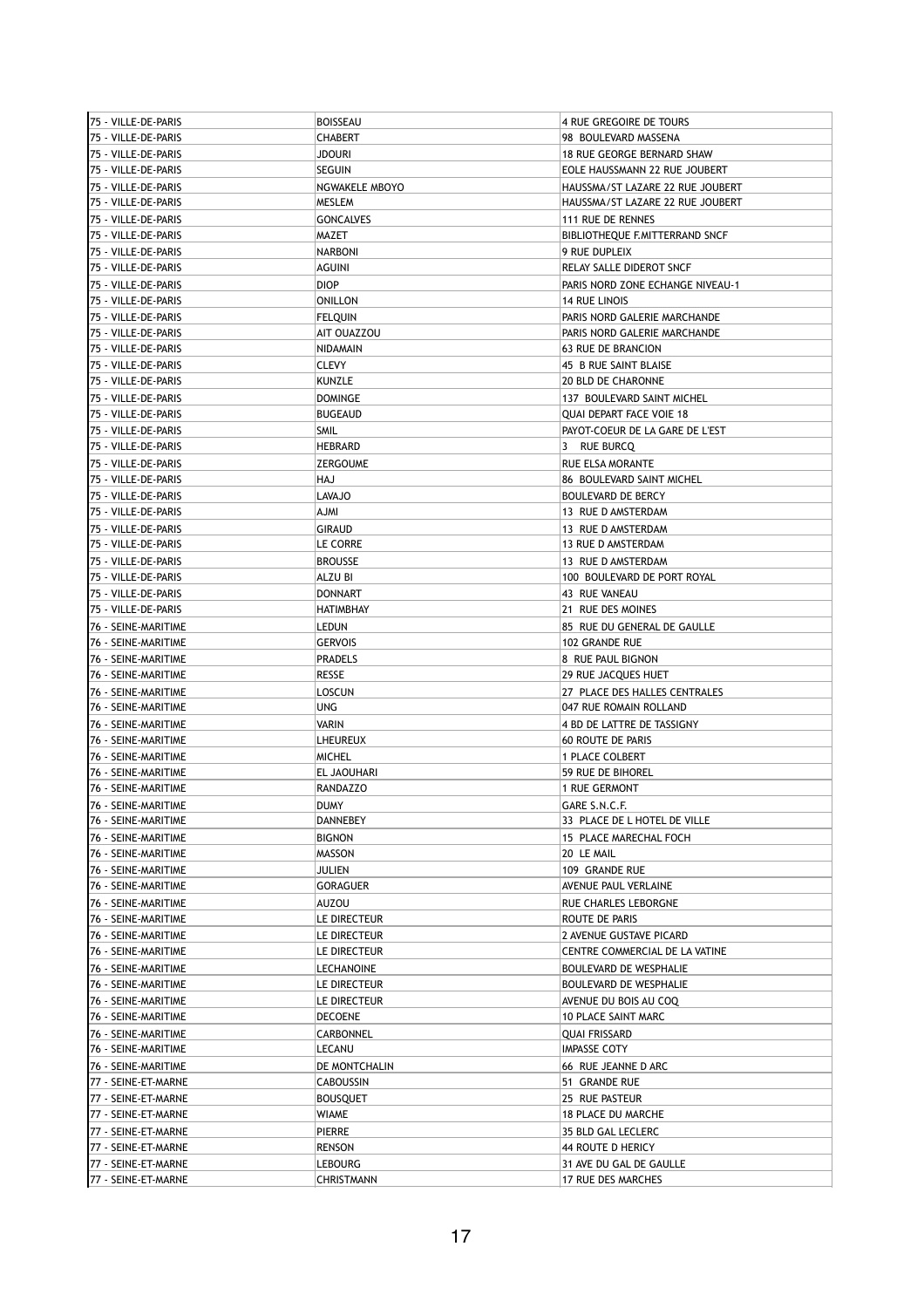| 75 - VILLE-DE-PARIS | BOISSEAU | 4 RUE GREGOIRE DE TOURS |
|---|---|---|
| 75 - VILLE-DE-PARIS | CHABERT | 98 BOULEVARD MASSENA |
| 75 - VILLE-DE-PARIS | JDOURI | 18 RUE GEORGE BERNARD SHAW |
| 75 - VILLE-DE-PARIS | SEGUIN | EOLE HAUSSMANN 22 RUE JOUBERT |
| 75 - VILLE-DE-PARIS | NGWAKELE MBOYO | HAUSSMA/ST LAZARE 22 RUE JOUBERT |
| 75 - VILLE-DE-PARIS | MESLEM | HAUSSMA/ST LAZARE 22 RUE JOUBERT |
| 75 - VILLE-DE-PARIS | GONCALVES | 111 RUE DE RENNES |
| 75 - VILLE-DE-PARIS | MAZET | BIBLIOTHEQUE F.MITTERRAND SNCF |
| 75 - VILLE-DE-PARIS | NARBONI | 9 RUE DUPLEIX |
| 75 - VILLE-DE-PARIS | AGUINI | RELAY SALLE DIDEROT SNCF |
| 75 - VILLE-DE-PARIS | DIOP | PARIS NORD ZONE ECHANGE NIVEAU-1 |
| 75 - VILLE-DE-PARIS | ONILLON | 14 RUE LINOIS |
| 75 - VILLE-DE-PARIS | FELQUIN | PARIS NORD GALERIE MARCHANDE |
| 75 - VILLE-DE-PARIS | AIT OUAZZOU | PARIS NORD GALERIE MARCHANDE |
| 75 - VILLE-DE-PARIS | NIDAMAIN | 63 RUE DE BRANCION |
| 75 - VILLE-DE-PARIS | CLEVY | 45 B RUE SAINT BLAISE |
| 75 - VILLE-DE-PARIS | KUNZLE | 20 BLD DE CHARONNE |
| 75 - VILLE-DE-PARIS | DOMINGE | 137 BOULEVARD SAINT MICHEL |
| 75 - VILLE-DE-PARIS | BUGEAUD | QUAI DEPART FACE VOIE 18 |
| 75 - VILLE-DE-PARIS | SMIL | PAYOT-COEUR DE LA GARE DE L'EST |
| 75 - VILLE-DE-PARIS | HEBRARD | 3 RUE BURCQ |
| 75 - VILLE-DE-PARIS | ZERGOUME | RUE ELSA MORANTE |
| 75 - VILLE-DE-PARIS | HAJ | 86 BOULEVARD SAINT MICHEL |
| 75 - VILLE-DE-PARIS | LAVAJO | BOULEVARD DE BERCY |
| 75 - VILLE-DE-PARIS | AJMI | 13 RUE D AMSTERDAM |
| 75 - VILLE-DE-PARIS | GIRAUD | 13 RUE D AMSTERDAM |
| 75 - VILLE-DE-PARIS | LE CORRE | 13 RUE D AMSTERDAM |
| 75 - VILLE-DE-PARIS | BROUSSE | 13 RUE D AMSTERDAM |
| 75 - VILLE-DE-PARIS | ALZU BI | 100 BOULEVARD DE PORT ROYAL |
| 75 - VILLE-DE-PARIS | DONNART | 43 RUE VANEAU |
| 75 - VILLE-DE-PARIS | HATIMBHAY | 21 RUE DES MOINES |
| 76 - SEINE-MARITIME | LEDUN | 85 RUE DU GENERAL DE GAULLE |
| 76 - SEINE-MARITIME | GERVOIS | 102 GRANDE RUE |
| 76 - SEINE-MARITIME | PRADELS | 8 RUE PAUL BIGNON |
| 76 - SEINE-MARITIME | RESSE | 29 RUE JACQUES HUET |
| 76 - SEINE-MARITIME | LOSCUN | 27 PLACE DES HALLES CENTRALES |
| 76 - SEINE-MARITIME | UNG | 047 RUE ROMAIN ROLLAND |
| 76 - SEINE-MARITIME | VARIN | 4 BD DE LATTRE DE TASSIGNY |
| 76 - SEINE-MARITIME | LHEUREUX | 60 ROUTE DE PARIS |
| 76 - SEINE-MARITIME | MICHEL | 1 PLACE COLBERT |
| 76 - SEINE-MARITIME | EL JAOUHARI | 59 RUE DE BIHOREL |
| 76 - SEINE-MARITIME | RANDAZZO | 1 RUE GERMONT |
| 76 - SEINE-MARITIME | DUMY | GARE S.N.C.F. |
| 76 - SEINE-MARITIME | DANNEBEY | 33 PLACE DE L HOTEL DE VILLE |
| 76 - SEINE-MARITIME | BIGNON | 15 PLACE MARECHAL FOCH |
| 76 - SEINE-MARITIME | MASSON | 20 LE MAIL |
| 76 - SEINE-MARITIME | JULIEN | 109 GRANDE RUE |
| 76 - SEINE-MARITIME | GORAGUER | AVENUE PAUL VERLAINE |
| 76 - SEINE-MARITIME | AUZOU | RUE CHARLES LEBORGNE |
| 76 - SEINE-MARITIME | LE DIRECTEUR | ROUTE DE PARIS |
| 76 - SEINE-MARITIME | LE DIRECTEUR | 2 AVENUE GUSTAVE PICARD |
| 76 - SEINE-MARITIME | LE DIRECTEUR | CENTRE COMMERCIAL DE LA VATINE |
| 76 - SEINE-MARITIME | LECHANOINE | BOULEVARD DE WESPHALIE |
| 76 - SEINE-MARITIME | LE DIRECTEUR | BOULEVARD DE WESPHALIE |
| 76 - SEINE-MARITIME | LE DIRECTEUR | AVENUE DU BOIS AU COQ |
| 76 - SEINE-MARITIME | DECOENE | 10 PLACE SAINT MARC |
| 76 - SEINE-MARITIME | CARBONNEL | QUAI FRISSARD |
| 76 - SEINE-MARITIME | LECANU | IMPASSE COTY |
| 76 - SEINE-MARITIME | DE MONTCHALIN | 66 RUE JEANNE D ARC |
| 77 - SEINE-ET-MARNE | CABOUSSIN | 51 GRANDE RUE |
| 77 - SEINE-ET-MARNE | BOUSQUET | 25 RUE PASTEUR |
| 77 - SEINE-ET-MARNE | WIAME | 18 PLACE DU MARCHE |
| 77 - SEINE-ET-MARNE | PIERRE | 35 BLD GAL LECLERC |
| 77 - SEINE-ET-MARNE | RENSON | 44 ROUTE D HERICY |
| 77 - SEINE-ET-MARNE | LEBOURG | 31 AVE DU GAL DE GAULLE |
| 77 - SEINE-ET-MARNE | CHRISTMANN | 17 RUE DES MARCHES |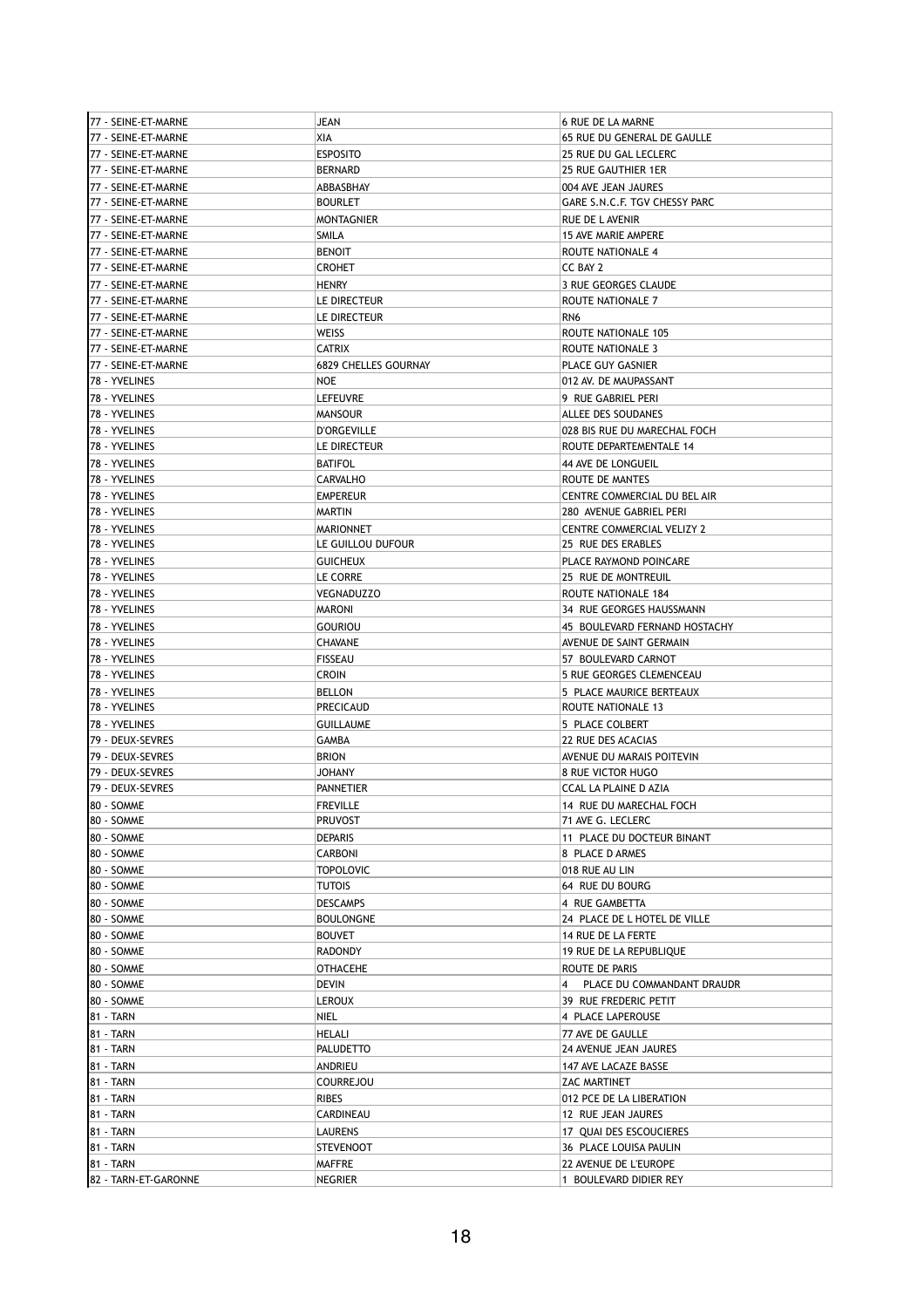| 77 - SEINE-ET-MARNE | JEAN | 6 RUE DE LA MARNE |
|---|---|---|
| 77 - SEINE-ET-MARNE | XIA | 65 RUE DU GENERAL DE GAULLE |
| 77 - SEINE-ET-MARNE | ESPOSITO | 25 RUE DU GAL LECLERC |
| 77 - SEINE-ET-MARNE | BERNARD | 25 RUE GAUTHIER 1ER |
| 77 - SEINE-ET-MARNE | ABBASBHAY | 004 AVE JEAN JAURES |
| 77 - SEINE-ET-MARNE | BOURLET | GARE S.N.C.F. TGV CHESSY PARC |
| 77 - SEINE-ET-MARNE | MONTAGNIER | RUE DE L AVENIR |
| 77 - SEINE-ET-MARNE | SMILA | 15 AVE MARIE AMPERE |
| 77 - SEINE-ET-MARNE | BENOIT | ROUTE NATIONALE 4 |
| 77 - SEINE-ET-MARNE | CROHET | CC BAY 2 |
| 77 - SEINE-ET-MARNE | HENRY | 3 RUE GEORGES CLAUDE |
| 77 - SEINE-ET-MARNE | LE DIRECTEUR | ROUTE NATIONALE 7 |
| 77 - SEINE-ET-MARNE | LE DIRECTEUR | RN6 |
| 77 - SEINE-ET-MARNE | WEISS | ROUTE NATIONALE 105 |
| 77 - SEINE-ET-MARNE | CATRIX | ROUTE NATIONALE 3 |
| 77 - SEINE-ET-MARNE | 6829 CHELLES GOURNAY | PLACE GUY GASNIER |
| 78 - YVELINES | NOE | 012 AV. DE MAUPASSANT |
| 78 - YVELINES | LEFEUVRE | 9 RUE GABRIEL PERI |
| 78 - YVELINES | MANSOUR | ALLEE DES SOUDANES |
| 78 - YVELINES | D'ORGEVILLE | 028 BIS RUE DU MARECHAL FOCH |
| 78 - YVELINES | LE DIRECTEUR | ROUTE DEPARTEMENTALE 14 |
| 78 - YVELINES | BATIFOL | 44 AVE DE LONGUEIL |
| 78 - YVELINES | CARVALHO | ROUTE DE MANTES |
| 78 - YVELINES | EMPEREUR | CENTRE COMMERCIAL DU BEL AIR |
| 78 - YVELINES | MARTIN | 280 AVENUE GABRIEL PERI |
| 78 - YVELINES | MARIONNET | CENTRE COMMERCIAL VELIZY 2 |
| 78 - YVELINES | LE GUILLOU DUFOUR | 25 RUE DES ERABLES |
| 78 - YVELINES | GUICHEUX | PLACE RAYMOND POINCARE |
| 78 - YVELINES | LE CORRE | 25 RUE DE MONTREUIL |
| 78 - YVELINES | VEGNADUZZO | ROUTE NATIONALE 184 |
| 78 - YVELINES | MARONI | 34 RUE GEORGES HAUSSMANN |
| 78 - YVELINES | GOURIOU | 45 BOULEVARD FERNAND HOSTACHY |
| 78 - YVELINES | CHAVANE | AVENUE DE SAINT GERMAIN |
| 78 - YVELINES | FISSEAU | 57 BOULEVARD CARNOT |
| 78 - YVELINES | CROIN | 5 RUE GEORGES CLEMENCEAU |
| 78 - YVELINES | BELLON | 5 PLACE MAURICE BERTEAUX |
| 78 - YVELINES | PRECICAUD | ROUTE NATIONALE 13 |
| 78 - YVELINES | GUILLAUME | 5 PLACE COLBERT |
| 79 - DEUX-SEVRES | GAMBA | 22 RUE DES ACACIAS |
| 79 - DEUX-SEVRES | BRION | AVENUE DU MARAIS POITEVIN |
| 79 - DEUX-SEVRES | JOHANY | 8 RUE VICTOR HUGO |
| 79 - DEUX-SEVRES | PANNETIER | CCAL LA PLAINE D AZIA |
| 80 - SOMME | FREVILLE | 14 RUE DU MARECHAL FOCH |
| 80 - SOMME | PRUVOST | 71 AVE G. LECLERC |
| 80 - SOMME | DEPARIS | 11 PLACE DU DOCTEUR BINANT |
| 80 - SOMME | CARBONI | 8 PLACE D ARMES |
| 80 - SOMME | TOPOLOVIC | 018 RUE AU LIN |
| 80 - SOMME | TUTOIS | 64 RUE DU BOURG |
| 80 - SOMME | DESCAMPS | 4 RUE GAMBETTA |
| 80 - SOMME | BOULONGNE | 24 PLACE DE L HOTEL DE VILLE |
| 80 - SOMME | BOUVET | 14 RUE DE LA FERTE |
| 80 - SOMME | RADONDY | 19 RUE DE LA REPUBLIQUE |
| 80 - SOMME | OTHACEHE | ROUTE DE PARIS |
| 80 - SOMME | DEVIN | 4 PLACE DU COMMANDANT DRAUDR |
| 80 - SOMME | LEROUX | 39 RUE FREDERIC PETIT |
| 81 - TARN | NIEL | 4 PLACE LAPEROUSE |
| 81 - TARN | HELALI | 77 AVE DE GAULLE |
| 81 - TARN | PALUDETTO | 24 AVENUE JEAN JAURES |
| 81 - TARN | ANDRIEU | 147 AVE LACAZE BASSE |
| 81 - TARN | COURREJOU | ZAC MARTINET |
| 81 - TARN | RIBES | 012 PCE DE LA LIBERATION |
| 81 - TARN | CARDINEAU | 12 RUE JEAN JAURES |
| 81 - TARN | LAURENS | 17 QUAI DES ESCOUCIERES |
| 81 - TARN | STEVENOOT | 36 PLACE LOUISA PAULIN |
| 81 - TARN | MAFFRE | 22 AVENUE DE L'EUROPE |
| 82 - TARN-ET-GARONNE | NEGRIER | 1 BOULEVARD DIDIER REY |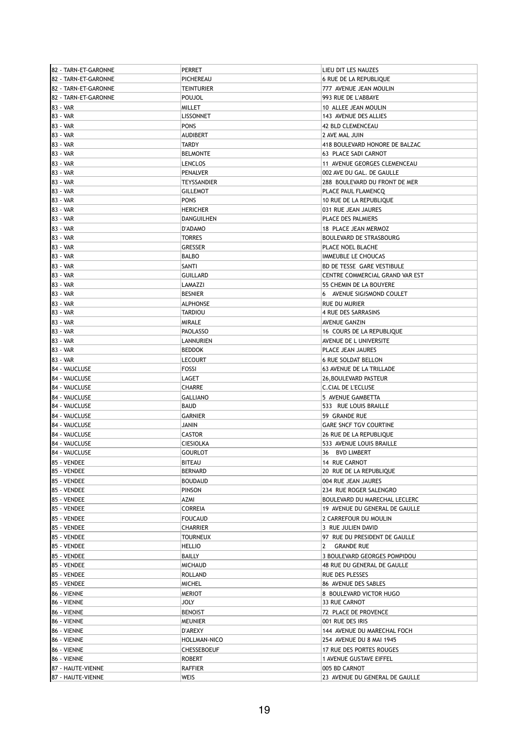| | | |
|---|---|---|
| 82 - TARN-ET-GARONNE | PERRET | LIEU DIT LES NAUZES |
| 82 - TARN-ET-GARONNE | PICHEREAU | 6 RUE DE LA REPUBLIQUE |
| 82 - TARN-ET-GARONNE | TEINTURIER | 777 AVENUE JEAN MOULIN |
| 82 - TARN-ET-GARONNE | POUJOL | 993 RUE DE L'ABBAYE |
| 83 - VAR | MILLET | 10 ALLEE JEAN MOULIN |
| 83 - VAR | LISSONNET | 143 AVENUE DES ALLIES |
| 83 - VAR | PONS | 42 BLD CLEMENCEAU |
| 83 - VAR | AUDIBERT | 2 AVE MAL JUIN |
| 83 - VAR | TARDY | 418 BOULEVARD HONORE DE BALZAC |
| 83 - VAR | BELMONTE | 63 PLACE SADI CARNOT |
| 83 - VAR | LENCLOS | 11 AVENUE GEORGES CLEMENCEAU |
| 83 - VAR | PENALVER | 002 AVE DU GAL. DE GAULLE |
| 83 - VAR | TEYSSANDIER | 288 BOULEVARD DU FRONT DE MER |
| 83 - VAR | GILLEMOT | PLACE PAUL FLAMENCQ |
| 83 - VAR | PONS | 10 RUE DE LA REPUBLIQUE |
| 83 - VAR | HERICHER | 031 RUE JEAN JAURES |
| 83 - VAR | DANGUILHEN | PLACE DES PALMIERS |
| 83 - VAR | D'ADAMO | 18 PLACE JEAN MERMOZ |
| 83 - VAR | TORRES | BOULEVARD DE STRASBOURG |
| 83 - VAR | GRESSER | PLACE NOEL BLACHE |
| 83 - VAR | BALBO | IMMEUBLE LE CHOUCAS |
| 83 - VAR | SANTI | BD DE TESSE GARE VESTIBULE |
| 83 - VAR | GUILLARD | CENTRE COMMERCIAL GRAND VAR EST |
| 83 - VAR | LAMAZZI | 55 CHEMIN DE LA BOUYERE |
| 83 - VAR | BESNIER | 6 AVENUE SIGISMOND COULET |
| 83 - VAR | ALPHONSE | RUE DU MURIER |
| 83 - VAR | TARDIOU | 4 RUE DES SARRASINS |
| 83 - VAR | MIRALE | AVENUE GANZIN |
| 83 - VAR | PAOLASSO | 16 COURS DE LA REPUBLIQUE |
| 83 - VAR | LANNURIEN | AVENUE DE L UNIVERSITE |
| 83 - VAR | BEDDOK | PLACE JEAN JAURES |
| 83 - VAR | LECOURT | 6 RUE SOLDAT BELLON |
| 84 - VAUCLUSE | FOSSI | 63 AVENUE DE LA TRILLADE |
| 84 - VAUCLUSE | LAGET | 26,BOULEVARD PASTEUR |
| 84 - VAUCLUSE | CHARRE | C.CIAL DE L'ECLUSE |
| 84 - VAUCLUSE | GALLIANO | 5 AVENUE GAMBETTA |
| 84 - VAUCLUSE | BAUD | 533 RUE LOUIS BRAILLE |
| 84 - VAUCLUSE | GARNIER | 59 GRANDE RUE |
| 84 - VAUCLUSE | JANIN | GARE SNCF TGV COURTINE |
| 84 - VAUCLUSE | CASTOR | 26 RUE DE LA REPUBLIQUE |
| 84 - VAUCLUSE | CIESIOLKA | 533 AVENUE LOUIS BRAILLE |
| 84 - VAUCLUSE | GOURLOT | 36 BVD LIMBERT |
| 85 - VENDEE | BITEAU | 14 RUE CARNOT |
| 85 - VENDEE | BERNARD | 20 RUE DE LA REPUBLIQUE |
| 85 - VENDEE | BOUDAUD | 004 RUE JEAN JAURES |
| 85 - VENDEE | PINSON | 234 RUE ROGER SALENGRO |
| 85 - VENDEE | AZMI | BOULEVARD DU MARECHAL LECLERC |
| 85 - VENDEE | CORREIA | 19 AVENUE DU GENERAL DE GAULLE |
| 85 - VENDEE | FOUCAUD | 2 CARREFOUR DU MOULIN |
| 85 - VENDEE | CHARRIER | 3 RUE JULIEN DAVID |
| 85 - VENDEE | TOURNEUX | 97 RUE DU PRESIDENT DE GAULLE |
| 85 - VENDEE | HELLIO | 2 GRANDE RUE |
| 85 - VENDEE | BAILLY | 3 BOULEVARD GEORGES POMPIDOU |
| 85 - VENDEE | MICHAUD | 48 RUE DU GENERAL DE GAULLE |
| 85 - VENDEE | ROLLAND | RUE DES PLESSES |
| 85 - VENDEE | MICHEL | 86 AVENUE DES SABLES |
| 86 - VIENNE | MERIOT | 8 BOULEVARD VICTOR HUGO |
| 86 - VIENNE | JOLY | 33 RUE CARNOT |
| 86 - VIENNE | BENOIST | 72 PLACE DE PROVENCE |
| 86 - VIENNE | MEUNIER | 001 RUE DES IRIS |
| 86 - VIENNE | D'AREXY | 144 AVENUE DU MARECHAL FOCH |
| 86 - VIENNE | HOLLMAN-NICO | 254 AVENUE DU 8 MAI 1945 |
| 86 - VIENNE | CHESSEBOEUF | 17 RUE DES PORTES ROUGES |
| 86 - VIENNE | ROBERT | 1 AVENUE GUSTAVE EIFFEL |
| 87 - HAUTE-VIENNE | RAFFIER | 005 BD CARNOT |
| 87 - HAUTE-VIENNE | WEIS | 23 AVENUE DU GENERAL DE GAULLE |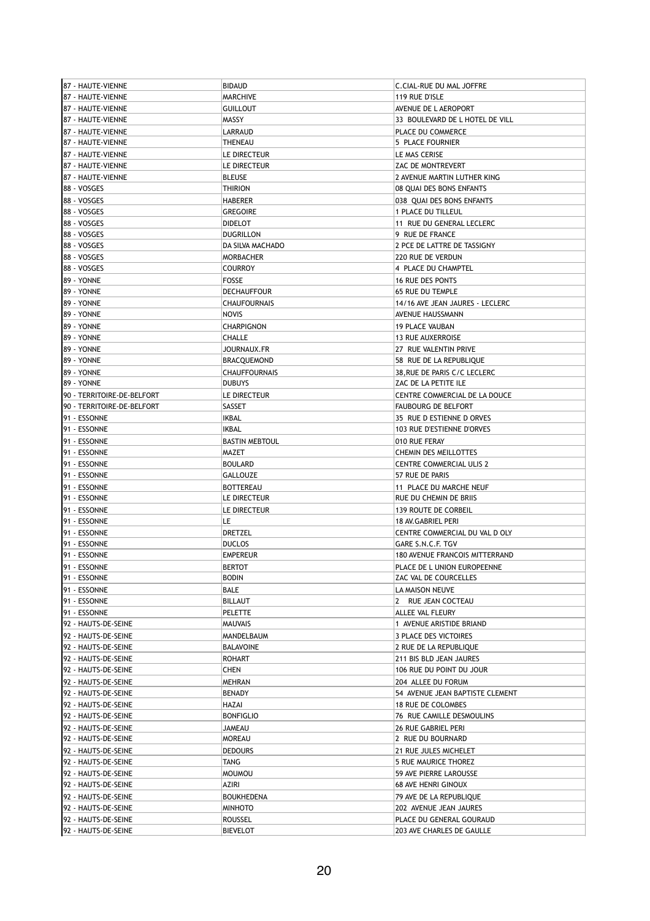| | | |
|---|---|---|
| 87 - HAUTE-VIENNE | BIDAUD | C.CIAL-RUE DU MAL JOFFRE |
| 87 - HAUTE-VIENNE | MARCHIVE | 119 RUE D'ISLE |
| 87 - HAUTE-VIENNE | GUILLOUT | AVENUE DE L AEROPORT |
| 87 - HAUTE-VIENNE | MASSY | 33 BOULEVARD DE L HOTEL DE VILL |
| 87 - HAUTE-VIENNE | LARRAUD | PLACE DU COMMERCE |
| 87 - HAUTE-VIENNE | THENEAU | 5 PLACE FOURNIER |
| 87 - HAUTE-VIENNE | LE DIRECTEUR | LE MAS CERISE |
| 87 - HAUTE-VIENNE | LE DIRECTEUR | ZAC DE MONTREVERT |
| 87 - HAUTE-VIENNE | BLEUSE | 2 AVENUE MARTIN LUTHER KING |
| 88 - VOSGES | THIRION | 08 QUAI DES BONS ENFANTS |
| 88 - VOSGES | HABERER | 038 QUAI DES BONS ENFANTS |
| 88 - VOSGES | GREGOIRE | 1 PLACE DU TILLEUL |
| 88 - VOSGES | DIDELOT | 11 RUE DU GENERAL LECLERC |
| 88 - VOSGES | DUGRILLON | 9 RUE DE FRANCE |
| 88 - VOSGES | DA SILVA MACHADO | 2 PCE DE LATTRE DE TASSIGNY |
| 88 - VOSGES | MORBACHER | 220 RUE DE VERDUN |
| 88 - VOSGES | COURROY | 4 PLACE DU CHAMPTEL |
| 89 - YONNE | FOSSE | 16 RUE DES PONTS |
| 89 - YONNE | DECHAUFFOUR | 65 RUE DU TEMPLE |
| 89 - YONNE | CHAUFOURNAIS | 14/16 AVE JEAN JAURES - LECLERC |
| 89 - YONNE | NOVIS | AVENUE HAUSSMANN |
| 89 - YONNE | CHARPIGNON | 19 PLACE VAUBAN |
| 89 - YONNE | CHALLE | 13 RUE AUXERROISE |
| 89 - YONNE | JOURNAUX.FR | 27 RUE VALENTIN PRIVE |
| 89 - YONNE | BRACQUEMOND | 58 RUE DE LA REPUBLIQUE |
| 89 - YONNE | CHAUFFOURNAIS | 38,RUE DE PARIS C/C LECLERC |
| 89 - YONNE | DUBUYS | ZAC DE LA PETITE ILE |
| 90 - TERRITOIRE-DE-BELFORT | LE DIRECTEUR | CENTRE COMMERCIAL DE LA DOUCE |
| 90 - TERRITOIRE-DE-BELFORT | SASSET | FAUBOURG DE BELFORT |
| 91 - ESSONNE | IKBAL | 35 RUE D ESTIENNE D ORVES |
| 91 - ESSONNE | IKBAL | 103 RUE D'ESTIENNE D'ORVES |
| 91 - ESSONNE | BASTIN MEBTOUL | 010 RUE FERAY |
| 91 - ESSONNE | MAZET | CHEMIN DES MEILLOTTES |
| 91 - ESSONNE | BOULARD | CENTRE COMMERCIAL ULIS 2 |
| 91 - ESSONNE | GALLOUZE | 57 RUE DE PARIS |
| 91 - ESSONNE | BOTTEREAU | 11 PLACE DU MARCHE NEUF |
| 91 - ESSONNE | LE DIRECTEUR | RUE DU CHEMIN DE BRIIS |
| 91 - ESSONNE | LE DIRECTEUR | 139 ROUTE DE CORBEIL |
| 91 - ESSONNE | LE | 18 AV.GABRIEL PERI |
| 91 - ESSONNE | DRETZEL | CENTRE COMMERCIAL DU VAL D OLY |
| 91 - ESSONNE | DUCLOS | GARE S.N.C.F. TGV |
| 91 - ESSONNE | EMPEREUR | 180 AVENUE FRANCOIS MITTERRAND |
| 91 - ESSONNE | BERTOT | PLACE DE L UNION EUROPEENNE |
| 91 - ESSONNE | BODIN | ZAC VAL DE COURCELLES |
| 91 - ESSONNE | BALE | LA MAISON NEUVE |
| 91 - ESSONNE | BILLAUT | 2 RUE JEAN COCTEAU |
| 91 - ESSONNE | PELETTE | ALLEE VAL FLEURY |
| 92 - HAUTS-DE-SEINE | MAUVAIS | 1 AVENUE ARISTIDE BRIAND |
| 92 - HAUTS-DE-SEINE | MANDELBAUM | 3 PLACE DES VICTOIRES |
| 92 - HAUTS-DE-SEINE | BALAVOINE | 2 RUE DE LA REPUBLIQUE |
| 92 - HAUTS-DE-SEINE | ROHART | 211 BIS BLD JEAN JAURES |
| 92 - HAUTS-DE-SEINE | CHEN | 106 RUE DU POINT DU JOUR |
| 92 - HAUTS-DE-SEINE | MEHRAN | 204 ALLEE DU FORUM |
| 92 - HAUTS-DE-SEINE | BENADY | 54 AVENUE JEAN BAPTISTE CLEMENT |
| 92 - HAUTS-DE-SEINE | HAZAI | 18 RUE DE COLOMBES |
| 92 - HAUTS-DE-SEINE | BONFIGLIO | 76 RUE CAMILLE DESMOULINS |
| 92 - HAUTS-DE-SEINE | JAMEAU | 26 RUE GABRIEL PERI |
| 92 - HAUTS-DE-SEINE | MOREAU | 2 RUE DU BOURNARD |
| 92 - HAUTS-DE-SEINE | DEDOURS | 21 RUE JULES MICHELET |
| 92 - HAUTS-DE-SEINE | TANG | 5 RUE MAURICE THOREZ |
| 92 - HAUTS-DE-SEINE | MOUMOU | 59 AVE PIERRE LAROUSSE |
| 92 - HAUTS-DE-SEINE | AZIRI | 68 AVE HENRI GINOUX |
| 92 - HAUTS-DE-SEINE | BOUKHEDENA | 79 AVE DE LA REPUBLIQUE |
| 92 - HAUTS-DE-SEINE | MINHOTO | 202 AVENUE JEAN JAURES |
| 92 - HAUTS-DE-SEINE | ROUSSEL | PLACE DU GENERAL GOURAUD |
| 92 - HAUTS-DE-SEINE | BIEVELOT | 203 AVE CHARLES DE GAULLE |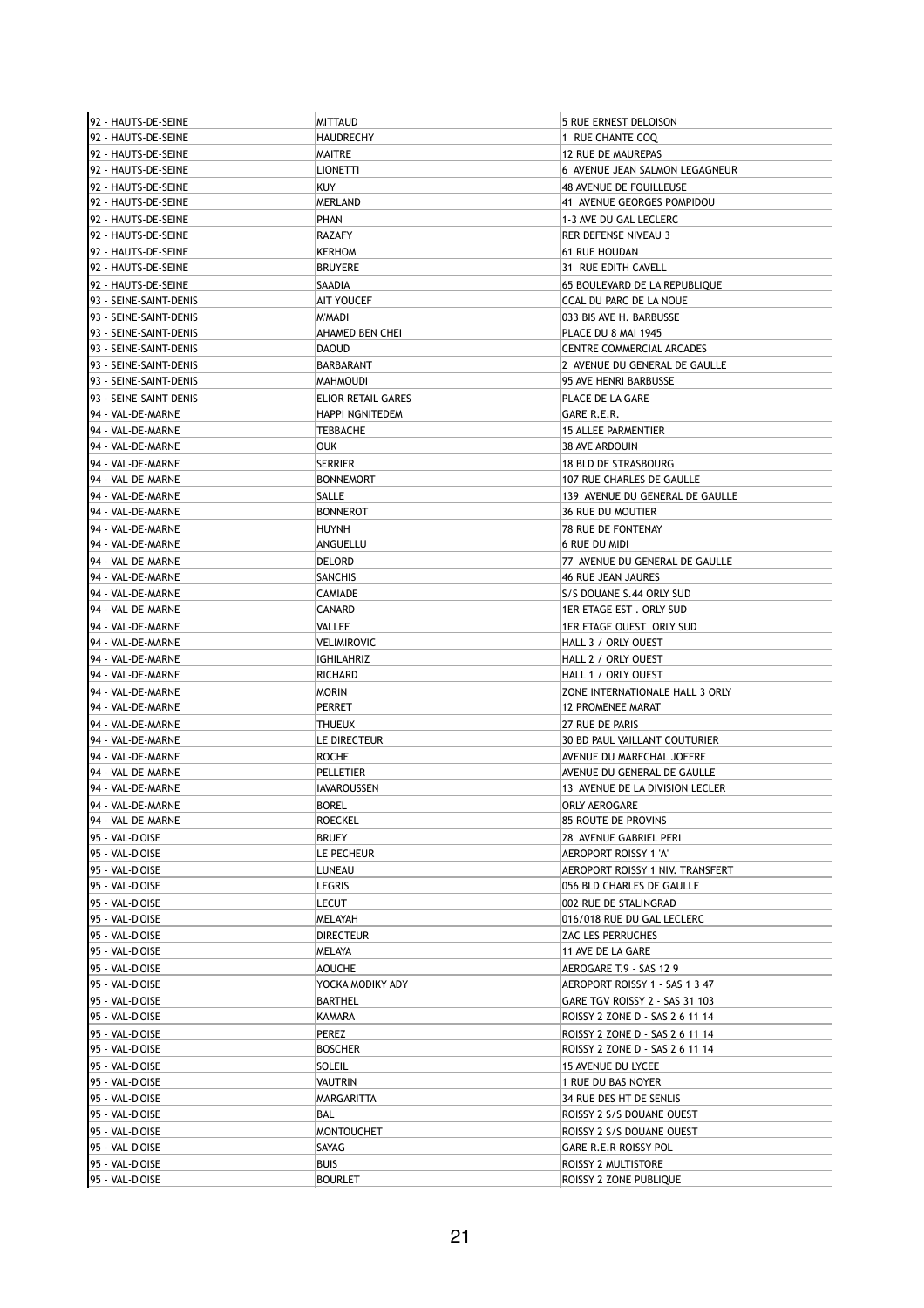| | | |
|---|---|---|
| 92 - HAUTS-DE-SEINE | MITTAUD | 5 RUE ERNEST DELOISON |
| 92 - HAUTS-DE-SEINE | HAUDRECHY | 1 RUE CHANTE COQ |
| 92 - HAUTS-DE-SEINE | MAITRE | 12 RUE DE MAUREPAS |
| 92 - HAUTS-DE-SEINE | LIONETTI | 6 AVENUE JEAN SALMON LEGAGNEUR |
| 92 - HAUTS-DE-SEINE | KUY | 48 AVENUE DE FOUILLEUSE |
| 92 - HAUTS-DE-SEINE | MERLAND | 41 AVENUE GEORGES POMPIDOU |
| 92 - HAUTS-DE-SEINE | PHAN | 1-3 AVE DU GAL LECLERC |
| 92 - HAUTS-DE-SEINE | RAZAFY | RER DEFENSE NIVEAU 3 |
| 92 - HAUTS-DE-SEINE | KERHOM | 61 RUE HOUDAN |
| 92 - HAUTS-DE-SEINE | BRUYERE | 31 RUE EDITH CAVELL |
| 92 - HAUTS-DE-SEINE | SAADIA | 65 BOULEVARD DE LA REPUBLIQUE |
| 93 - SEINE-SAINT-DENIS | AIT YOUCEF | CCAL DU PARC DE LA NOUE |
| 93 - SEINE-SAINT-DENIS | M'MADI | 033 BIS AVE H. BARBUSSE |
| 93 - SEINE-SAINT-DENIS | AHAMED BEN CHEI | PLACE DU 8 MAI 1945 |
| 93 - SEINE-SAINT-DENIS | DAOUD | CENTRE COMMERCIAL ARCADES |
| 93 - SEINE-SAINT-DENIS | BARBARANT | 2 AVENUE DU GENERAL DE GAULLE |
| 93 - SEINE-SAINT-DENIS | MAHMOUDI | 95 AVE HENRI BARBUSSE |
| 93 - SEINE-SAINT-DENIS | ELIOR RETAIL GARES | PLACE DE LA GARE |
| 94 - VAL-DE-MARNE | HAPPI NGNITEDEM | GARE R.E.R. |
| 94 - VAL-DE-MARNE | TEBBACHE | 15 ALLEE PARMENTIER |
| 94 - VAL-DE-MARNE | OUK | 38 AVE ARDOUIN |
| 94 - VAL-DE-MARNE | SERRIER | 18 BLD DE STRASBOURG |
| 94 - VAL-DE-MARNE | BONNEMORT | 107 RUE CHARLES DE GAULLE |
| 94 - VAL-DE-MARNE | SALLE | 139 AVENUE DU GENERAL DE GAULLE |
| 94 - VAL-DE-MARNE | BONNEROT | 36 RUE DU MOUTIER |
| 94 - VAL-DE-MARNE | HUYNH | 78 RUE DE FONTENAY |
| 94 - VAL-DE-MARNE | ANGUELLU | 6 RUE DU MIDI |
| 94 - VAL-DE-MARNE | DELORD | 77 AVENUE DU GENERAL DE GAULLE |
| 94 - VAL-DE-MARNE | SANCHIS | 46 RUE JEAN JAURES |
| 94 - VAL-DE-MARNE | CAMIADE | S/S DOUANE S.44 ORLY SUD |
| 94 - VAL-DE-MARNE | CANARD | 1ER ETAGE EST . ORLY SUD |
| 94 - VAL-DE-MARNE | VALLEE | 1ER ETAGE OUEST ORLY SUD |
| 94 - VAL-DE-MARNE | VELIMIROVIC | HALL 3 / ORLY OUEST |
| 94 - VAL-DE-MARNE | IGHILAHRIZ | HALL 2 / ORLY OUEST |
| 94 - VAL-DE-MARNE | RICHARD | HALL 1 / ORLY OUEST |
| 94 - VAL-DE-MARNE | MORIN | ZONE INTERNATIONALE HALL 3 ORLY |
| 94 - VAL-DE-MARNE | PERRET | 12 PROMENEE MARAT |
| 94 - VAL-DE-MARNE | THUEUX | 27 RUE DE PARIS |
| 94 - VAL-DE-MARNE | LE DIRECTEUR | 30 BD PAUL VAILLANT COUTURIER |
| 94 - VAL-DE-MARNE | ROCHE | AVENUE DU MARECHAL JOFFRE |
| 94 - VAL-DE-MARNE | PELLETIER | AVENUE DU GENERAL DE GAULLE |
| 94 - VAL-DE-MARNE | IAVAROUSSEN | 13 AVENUE DE LA DIVISION LECLER |
| 94 - VAL-DE-MARNE | BOREL | ORLY AEROGARE |
| 94 - VAL-DE-MARNE | ROECKEL | 85 ROUTE DE PROVINS |
| 95 - VAL-D'OISE | BRUEY | 28 AVENUE GABRIEL PERI |
| 95 - VAL-D'OISE | LE PECHEUR | AEROPORT ROISSY 1 'A' |
| 95 - VAL-D'OISE | LUNEAU | AEROPORT ROISSY 1 NIV. TRANSFERT |
| 95 - VAL-D'OISE | LEGRIS | 056 BLD CHARLES DE GAULLE |
| 95 - VAL-D'OISE | LECUT | 002 RUE DE STALINGRAD |
| 95 - VAL-D'OISE | MELAYAH | 016/018 RUE DU GAL LECLERC |
| 95 - VAL-D'OISE | DIRECTEUR | ZAC LES PERRUCHES |
| 95 - VAL-D'OISE | MELAYA | 11 AVE DE LA GARE |
| 95 - VAL-D'OISE | AOUCHE | AEROGARE T.9 - SAS 12 9 |
| 95 - VAL-D'OISE | YOCKA MODIKY ADY | AEROPORT ROISSY 1 - SAS 1 3 47 |
| 95 - VAL-D'OISE | BARTHEL | GARE TGV ROISSY 2 - SAS 31 103 |
| 95 - VAL-D'OISE | KAMARA | ROISSY 2 ZONE D - SAS 2 6 11 14 |
| 95 - VAL-D'OISE | PEREZ | ROISSY 2 ZONE D - SAS 2 6 11 14 |
| 95 - VAL-D'OISE | BOSCHER | ROISSY 2 ZONE D - SAS 2 6 11 14 |
| 95 - VAL-D'OISE | SOLEIL | 15 AVENUE DU LYCEE |
| 95 - VAL-D'OISE | VAUTRIN | 1 RUE DU BAS NOYER |
| 95 - VAL-D'OISE | MARGARITTA | 34 RUE DES HT DE SENLIS |
| 95 - VAL-D'OISE | BAL | ROISSY 2 S/S DOUANE OUEST |
| 95 - VAL-D'OISE | MONTOUCHET | ROISSY 2 S/S DOUANE OUEST |
| 95 - VAL-D'OISE | SAYAG | GARE R.E.R ROISSY POL |
| 95 - VAL-D'OISE | BUIS | ROISSY 2 MULTISTORE |
| 95 - VAL-D'OISE | BOURLET | ROISSY 2 ZONE PUBLIQUE |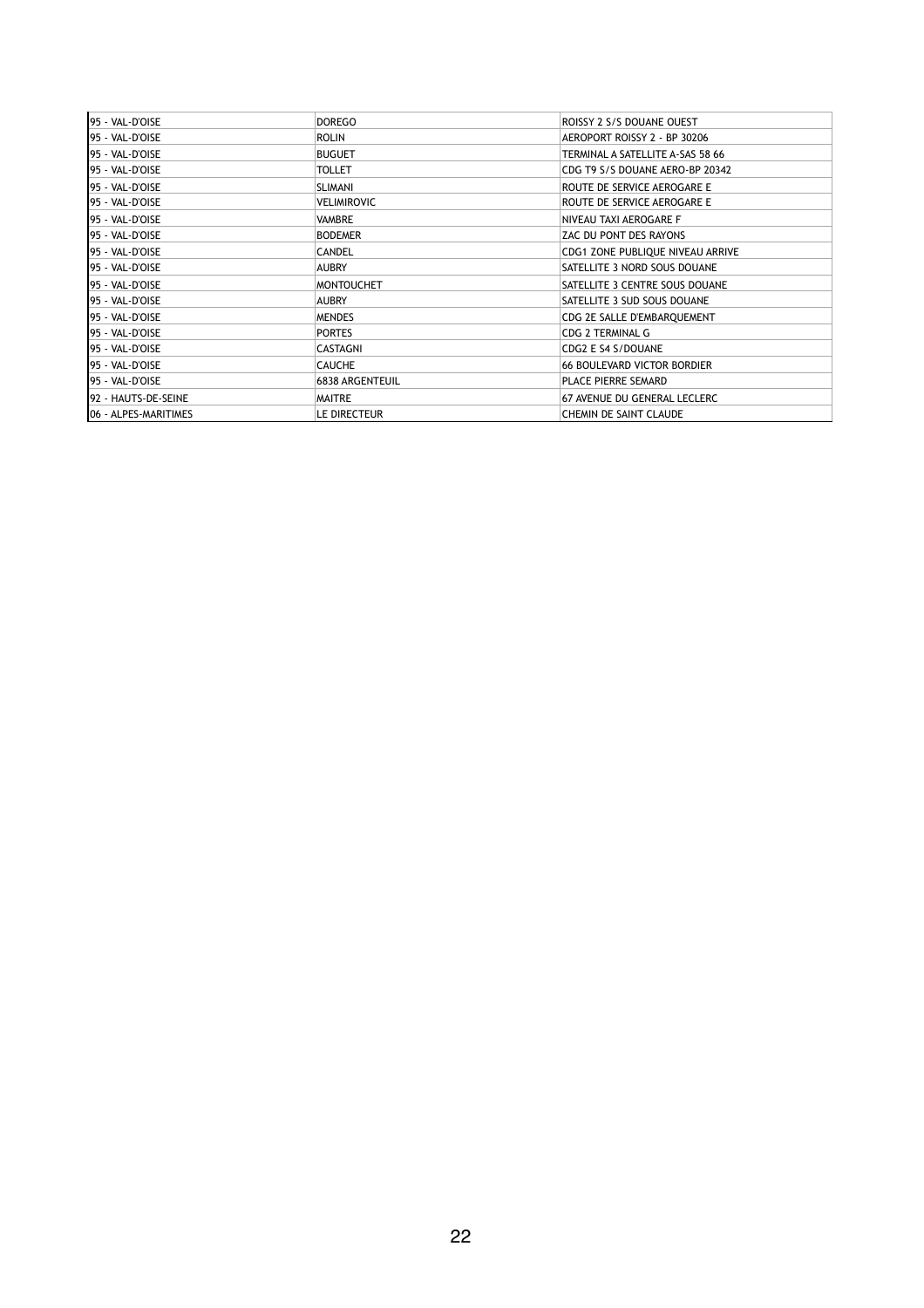| 95 - VAL-D'OISE | DOREGO | ROISSY 2 S/S DOUANE OUEST |
|---|---|---|
| 95 - VAL-D'OISE | ROLIN | AEROPORT ROISSY 2 - BP 30206 |
| 95 - VAL-D'OISE | BUGUET | TERMINAL A SATELLITE A-SAS 58 66 |
| 95 - VAL-D'OISE | TOLLET | CDG T9 S/S DOUANE AERO-BP 20342 |
| 95 - VAL-D'OISE | SLIMANI | ROUTE DE SERVICE AEROGARE E |
| 95 - VAL-D'OISE | VELIMIROVIC | ROUTE DE SERVICE AEROGARE E |
| 95 - VAL-D'OISE | VAMBRE | NIVEAU TAXI AEROGARE F |
| 95 - VAL-D'OISE | BODEMER | ZAC DU PONT DES RAYONS |
| 95 - VAL-D'OISE | CANDEL | CDG1 ZONE PUBLIQUE NIVEAU ARRIVE |
| 95 - VAL-D'OISE | AUBRY | SATELLITE 3 NORD SOUS DOUANE |
| 95 - VAL-D'OISE | MONTOUCHET | SATELLITE 3 CENTRE SOUS DOUANE |
| 95 - VAL-D'OISE | AUBRY | SATELLITE 3 SUD SOUS DOUANE |
| 95 - VAL-D'OISE | MENDES | CDG 2E SALLE D'EMBARQUEMENT |
| 95 - VAL-D'OISE | PORTES | CDG 2 TERMINAL G |
| 95 - VAL-D'OISE | CASTAGNI | CDG2 E S4 S/DOUANE |
| 95 - VAL-D'OISE | CAUCHE | 66 BOULEVARD VICTOR BORDIER |
| 95 - VAL-D'OISE | 6838 ARGENTEUIL | PLACE PIERRE SEMARD |
| 92 - HAUTS-DE-SEINE | MAITRE | 67 AVENUE DU GENERAL LECLERC |
| 06 - ALPES-MARITIMES | LE DIRECTEUR | CHEMIN DE SAINT CLAUDE |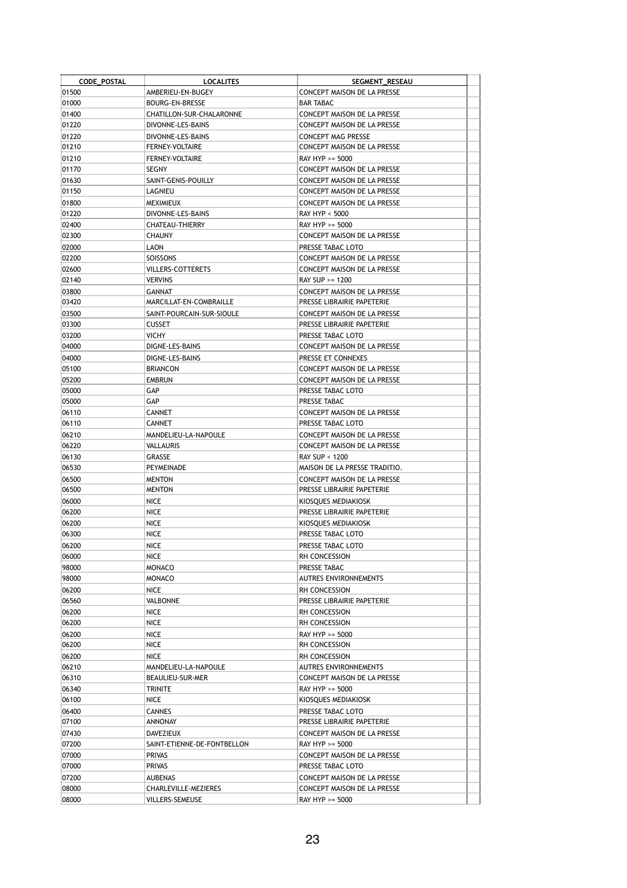| CODE_POSTAL | LOCALITES | SEGMENT_RESEAU |
|---|---|---|
| 01500 | AMBERIEU-EN-BUGEY | CONCEPT MAISON DE LA PRESSE |
| 01000 | BOURG-EN-BRESSE | BAR TABAC |
| 01400 | CHATILLON-SUR-CHALARONNE | CONCEPT MAISON DE LA PRESSE |
| 01220 | DIVONNE-LES-BAINS | CONCEPT MAISON DE LA PRESSE |
| 01220 | DIVONNE-LES-BAINS | CONCEPT MAG PRESSE |
| 01210 | FERNEY-VOLTAIRE | CONCEPT MAISON DE LA PRESSE |
| 01210 | FERNEY-VOLTAIRE | RAY HYP >= 5000 |
| 01170 | SEGNY | CONCEPT MAISON DE LA PRESSE |
| 01630 | SAINT-GENIS-POUILLY | CONCEPT MAISON DE LA PRESSE |
| 01150 | LAGNIEU | CONCEPT MAISON DE LA PRESSE |
| 01800 | MEXIMIEUX | CONCEPT MAISON DE LA PRESSE |
| 01220 | DIVONNE-LES-BAINS | RAY HYP < 5000 |
| 02400 | CHATEAU-THIERRY | RAY HYP >= 5000 |
| 02300 | CHAUNY | CONCEPT MAISON DE LA PRESSE |
| 02000 | LAON | PRESSE TABAC LOTO |
| 02200 | SOISSONS | CONCEPT MAISON DE LA PRESSE |
| 02600 | VILLERS-COTTERETS | CONCEPT MAISON DE LA PRESSE |
| 02140 | VERVINS | RAY SUP >= 1200 |
| 03800 | GANNAT | CONCEPT MAISON DE LA PRESSE |
| 03420 | MARCILLAT-EN-COMBRAILLE | PRESSE LIBRAIRIE PAPETERIE |
| 03500 | SAINT-POURCAIN-SUR-SIOULE | CONCEPT MAISON DE LA PRESSE |
| 03300 | CUSSET | PRESSE LIBRAIRIE PAPETERIE |
| 03200 | VICHY | PRESSE TABAC LOTO |
| 04000 | DIGNE-LES-BAINS | CONCEPT MAISON DE LA PRESSE |
| 04000 | DIGNE-LES-BAINS | PRESSE ET CONNEXES |
| 05100 | BRIANCON | CONCEPT MAISON DE LA PRESSE |
| 05200 | EMBRUN | CONCEPT MAISON DE LA PRESSE |
| 05000 | GAP | PRESSE TABAC LOTO |
| 05000 | GAP | PRESSE TABAC |
| 06110 | CANNET | CONCEPT MAISON DE LA PRESSE |
| 06110 | CANNET | PRESSE TABAC LOTO |
| 06210 | MANDELIEU-LA-NAPOULE | CONCEPT MAISON DE LA PRESSE |
| 06220 | VALLAURIS | CONCEPT MAISON DE LA PRESSE |
| 06130 | GRASSE | RAY SUP < 1200 |
| 06530 | PEYMEINADE | MAISON DE LA PRESSE TRADITIO. |
| 06500 | MENTON | CONCEPT MAISON DE LA PRESSE |
| 06500 | MENTON | PRESSE LIBRAIRIE PAPETERIE |
| 06000 | NICE | KIOSQUES MEDIAKIOSK |
| 06200 | NICE | PRESSE LIBRAIRIE PAPETERIE |
| 06200 | NICE | KIOSQUES MEDIAKIOSK |
| 06300 | NICE | PRESSE TABAC LOTO |
| 06200 | NICE | PRESSE TABAC LOTO |
| 06000 | NICE | RH CONCESSION |
| 98000 | MONACO | PRESSE TABAC |
| 98000 | MONACO | AUTRES ENVIRONNEMENTS |
| 06200 | NICE | RH CONCESSION |
| 06560 | VALBONNE | PRESSE LIBRAIRIE PAPETERIE |
| 06200 | NICE | RH CONCESSION |
| 06200 | NICE | RH CONCESSION |
| 06200 | NICE | RAY HYP >= 5000 |
| 06200 | NICE | RH CONCESSION |
| 06200 | NICE | RH CONCESSION |
| 06210 | MANDELIEU-LA-NAPOULE | AUTRES ENVIRONNEMENTS |
| 06310 | BEAULIEU-SUR-MER | CONCEPT MAISON DE LA PRESSE |
| 06340 | TRINITE | RAY HYP >= 5000 |
| 06100 | NICE | KIOSQUES MEDIAKIOSK |
| 06400 | CANNES | PRESSE TABAC LOTO |
| 07100 | ANNONAY | PRESSE LIBRAIRIE PAPETERIE |
| 07430 | DAVEZIEUX | CONCEPT MAISON DE LA PRESSE |
| 07200 | SAINT-ETIENNE-DE-FONTBELLON | RAY HYP >= 5000 |
| 07000 | PRIVAS | CONCEPT MAISON DE LA PRESSE |
| 07000 | PRIVAS | PRESSE TABAC LOTO |
| 07200 | AUBENAS | CONCEPT MAISON DE LA PRESSE |
| 08000 | CHARLEVILLE-MEZIERES | CONCEPT MAISON DE LA PRESSE |
| 08000 | VILLERS-SEMEUSE | RAY HYP >= 5000 |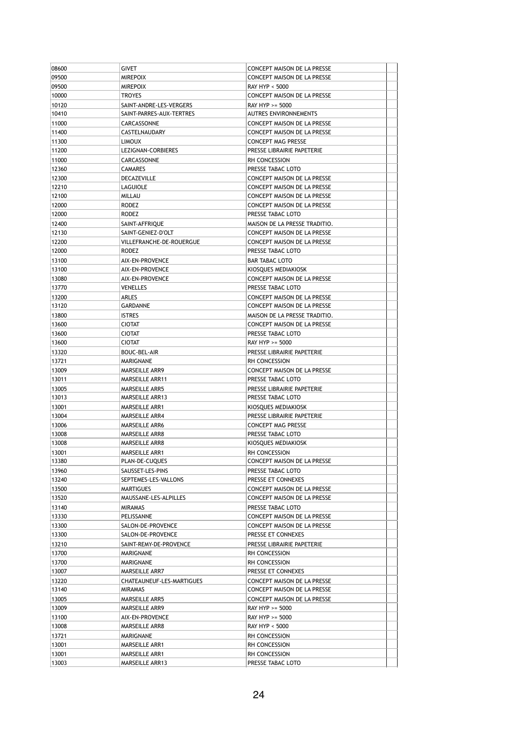| | | | |
|---|---|---|---|
| 08600 | GIVET | CONCEPT MAISON DE LA PRESSE | |
| 09500 | MIREPOIX | CONCEPT MAISON DE LA PRESSE | |
| 09500 | MIREPOIX | RAY HYP < 5000 | |
| 10000 | TROYES | CONCEPT MAISON DE LA PRESSE | |
| 10120 | SAINT-ANDRE-LES-VERGERS | RAY HYP >= 5000 | |
| 10410 | SAINT-PARRES-AUX-TERTRES | AUTRES ENVIRONNEMENTS | |
| 11000 | CARCASSONNE | CONCEPT MAISON DE LA PRESSE | |
| 11400 | CASTELNAUDARY | CONCEPT MAISON DE LA PRESSE | |
| 11300 | LIMOUX | CONCEPT MAG PRESSE | |
| 11200 | LEZIGNAN-CORBIERES | PRESSE LIBRAIRIE PAPETERIE | |
| 11000 | CARCASSONNE | RH CONCESSION | |
| 12360 | CAMARES | PRESSE TABAC LOTO | |
| 12300 | DECAZEVILLE | CONCEPT MAISON DE LA PRESSE | |
| 12210 | LAGUIOLE | CONCEPT MAISON DE LA PRESSE | |
| 12100 | MILLAU | CONCEPT MAISON DE LA PRESSE | |
| 12000 | RODEZ | CONCEPT MAISON DE LA PRESSE | |
| 12000 | RODEZ | PRESSE TABAC LOTO | |
| 12400 | SAINT-AFFRIQUE | MAISON DE LA PRESSE TRADITIO. | |
| 12130 | SAINT-GENIEZ-D'OLT | CONCEPT MAISON DE LA PRESSE | |
| 12200 | VILLEFRANCHE-DE-ROUERGUE | CONCEPT MAISON DE LA PRESSE | |
| 12000 | RODEZ | PRESSE TABAC LOTO | |
| 13100 | AIX-EN-PROVENCE | BAR TABAC LOTO | |
| 13100 | AIX-EN-PROVENCE | KIOSQUES MEDIAKIOSK | |
| 13080 | AIX-EN-PROVENCE | CONCEPT MAISON DE LA PRESSE | |
| 13770 | VENELLES | PRESSE TABAC LOTO | |
| 13200 | ARLES | CONCEPT MAISON DE LA PRESSE | |
| 13120 | GARDANNE | CONCEPT MAISON DE LA PRESSE | |
| 13800 | ISTRES | MAISON DE LA PRESSE TRADITIO. | |
| 13600 | CIOTAT | CONCEPT MAISON DE LA PRESSE | |
| 13600 | CIOTAT | PRESSE TABAC LOTO | |
| 13600 | CIOTAT | RAY HYP >= 5000 | |
| 13320 | BOUC-BEL-AIR | PRESSE LIBRAIRIE PAPETERIE | |
| 13721 | MARIGNANE | RH CONCESSION | |
| 13009 | MARSEILLE ARR9 | CONCEPT MAISON DE LA PRESSE | |
| 13011 | MARSEILLE ARR11 | PRESSE TABAC LOTO | |
| 13005 | MARSEILLE ARR5 | PRESSE LIBRAIRIE PAPETERIE | |
| 13013 | MARSEILLE ARR13 | PRESSE TABAC LOTO | |
| 13001 | MARSEILLE ARR1 | KIOSQUES MEDIAKIOSK | |
| 13004 | MARSEILLE ARR4 | PRESSE LIBRAIRIE PAPETERIE | |
| 13006 | MARSEILLE ARR6 | CONCEPT MAG PRESSE | |
| 13008 | MARSEILLE ARR8 | PRESSE TABAC LOTO | |
| 13008 | MARSEILLE ARR8 | KIOSQUES MEDIAKIOSK | |
| 13001 | MARSEILLE ARR1 | RH CONCESSION | |
| 13380 | PLAN-DE-CUQUES | CONCEPT MAISON DE LA PRESSE | |
| 13960 | SAUSSET-LES-PINS | PRESSE TABAC LOTO | |
| 13240 | SEPTEMES-LES-VALLONS | PRESSE ET CONNEXES | |
| 13500 | MARTIGUES | CONCEPT MAISON DE LA PRESSE | |
| 13520 | MAUSSANE-LES-ALPILLES | CONCEPT MAISON DE LA PRESSE | |
| 13140 | MIRAMAS | PRESSE TABAC LOTO | |
| 13330 | PELISSANNE | CONCEPT MAISON DE LA PRESSE | |
| 13300 | SALON-DE-PROVENCE | CONCEPT MAISON DE LA PRESSE | |
| 13300 | SALON-DE-PROVENCE | PRESSE ET CONNEXES | |
| 13210 | SAINT-REMY-DE-PROVENCE | PRESSE LIBRAIRIE PAPETERIE | |
| 13700 | MARIGNANE | RH CONCESSION | |
| 13700 | MARIGNANE | RH CONCESSION | |
| 13007 | MARSEILLE ARR7 | PRESSE ET CONNEXES | |
| 13220 | CHATEAUNEUF-LES-MARTIGUES | CONCEPT MAISON DE LA PRESSE | |
| 13140 | MIRAMAS | CONCEPT MAISON DE LA PRESSE | |
| 13005 | MARSEILLE ARR5 | CONCEPT MAISON DE LA PRESSE | |
| 13009 | MARSEILLE ARR9 | RAY HYP >= 5000 | |
| 13100 | AIX-EN-PROVENCE | RAY HYP >= 5000 | |
| 13008 | MARSEILLE ARR8 | RAY HYP < 5000 | |
| 13721 | MARIGNANE | RH CONCESSION | |
| 13001 | MARSEILLE ARR1 | RH CONCESSION | |
| 13001 | MARSEILLE ARR1 | RH CONCESSION | |
| 13003 | MARSEILLE ARR13 | PRESSE TABAC LOTO | |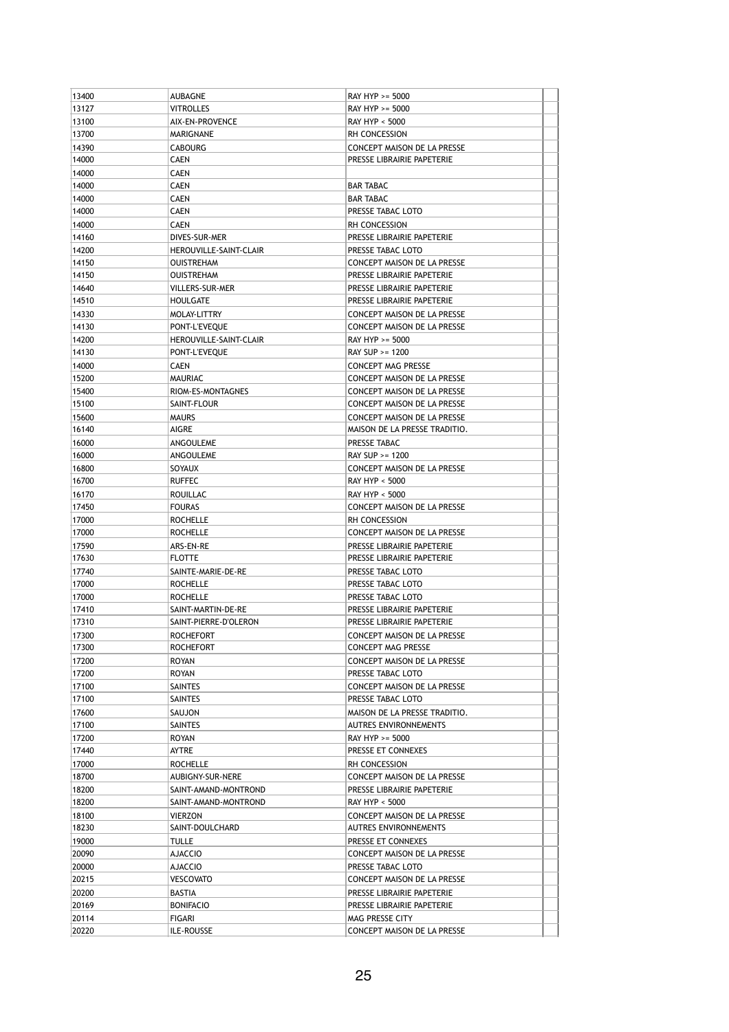| | | | |
|---|---|---|---|
| 13400 | AUBAGNE | RAY HYP >= 5000 | |
| 13127 | VITROLLES | RAY HYP >= 5000 | |
| 13100 | AIX-EN-PROVENCE | RAY HYP < 5000 | |
| 13700 | MARIGNANE | RH CONCESSION | |
| 14390 | CABOURG | CONCEPT MAISON DE LA PRESSE | |
| 14000 | CAEN | PRESSE LIBRAIRIE PAPETERIE | |
| 14000 | CAEN | | |
| 14000 | CAEN | BAR TABAC | |
| 14000 | CAEN | BAR TABAC | |
| 14000 | CAEN | PRESSE TABAC LOTO | |
| 14000 | CAEN | RH CONCESSION | |
| 14160 | DIVES-SUR-MER | PRESSE LIBRAIRIE PAPETERIE | |
| 14200 | HEROUVILLE-SAINT-CLAIR | PRESSE TABAC LOTO | |
| 14150 | OUISTREHAM | CONCEPT MAISON DE LA PRESSE | |
| 14150 | OUISTREHAM | PRESSE LIBRAIRIE PAPETERIE | |
| 14640 | VILLERS-SUR-MER | PRESSE LIBRAIRIE PAPETERIE | |
| 14510 | HOULGATE | PRESSE LIBRAIRIE PAPETERIE | |
| 14330 | MOLAY-LITTRY | CONCEPT MAISON DE LA PRESSE | |
| 14130 | PONT-L'EVEQUE | CONCEPT MAISON DE LA PRESSE | |
| 14200 | HEROUVILLE-SAINT-CLAIR | RAY HYP >= 5000 | |
| 14130 | PONT-L'EVEQUE | RAY SUP >= 1200 | |
| 14000 | CAEN | CONCEPT MAG PRESSE | |
| 15200 | MAURIAC | CONCEPT MAISON DE LA PRESSE | |
| 15400 | RIOM-ES-MONTAGNES | CONCEPT MAISON DE LA PRESSE | |
| 15100 | SAINT-FLOUR | CONCEPT MAISON DE LA PRESSE | |
| 15600 | MAURS | CONCEPT MAISON DE LA PRESSE | |
| 16140 | AIGRE | MAISON DE LA PRESSE TRADITIO. | |
| 16000 | ANGOULEME | PRESSE TABAC | |
| 16000 | ANGOULEME | RAY SUP >= 1200 | |
| 16800 | SOYAUX | CONCEPT MAISON DE LA PRESSE | |
| 16700 | RUFFEC | RAY HYP < 5000 | |
| 16170 | ROUILLAC | RAY HYP < 5000 | |
| 17450 | FOURAS | CONCEPT MAISON DE LA PRESSE | |
| 17000 | ROCHELLE | RH CONCESSION | |
| 17000 | ROCHELLE | CONCEPT MAISON DE LA PRESSE | |
| 17590 | ARS-EN-RE | PRESSE LIBRAIRIE PAPETERIE | |
| 17630 | FLOTTE | PRESSE LIBRAIRIE PAPETERIE | |
| 17740 | SAINTE-MARIE-DE-RE | PRESSE TABAC LOTO | |
| 17000 | ROCHELLE | PRESSE TABAC LOTO | |
| 17000 | ROCHELLE | PRESSE TABAC LOTO | |
| 17410 | SAINT-MARTIN-DE-RE | PRESSE LIBRAIRIE PAPETERIE | |
| 17310 | SAINT-PIERRE-D'OLERON | PRESSE LIBRAIRIE PAPETERIE | |
| 17300 | ROCHEFORT | CONCEPT MAISON DE LA PRESSE | |
| 17300 | ROCHEFORT | CONCEPT MAG PRESSE | |
| 17200 | ROYAN | CONCEPT MAISON DE LA PRESSE | |
| 17200 | ROYAN | PRESSE TABAC LOTO | |
| 17100 | SAINTES | CONCEPT MAISON DE LA PRESSE | |
| 17100 | SAINTES | PRESSE TABAC LOTO | |
| 17600 | SAUJON | MAISON DE LA PRESSE TRADITIO. | |
| 17100 | SAINTES | AUTRES ENVIRONNEMENTS | |
| 17200 | ROYAN | RAY HYP >= 5000 | |
| 17440 | AYTRE | PRESSE ET CONNEXES | |
| 17000 | ROCHELLE | RH CONCESSION | |
| 18700 | AUBIGNY-SUR-NERE | CONCEPT MAISON DE LA PRESSE | |
| 18200 | SAINT-AMAND-MONTROND | PRESSE LIBRAIRIE PAPETERIE | |
| 18200 | SAINT-AMAND-MONTROND | RAY HYP < 5000 | |
| 18100 | VIERZON | CONCEPT MAISON DE LA PRESSE | |
| 18230 | SAINT-DOULCHARD | AUTRES ENVIRONNEMENTS | |
| 19000 | TULLE | PRESSE ET CONNEXES | |
| 20090 | AJACCIO | CONCEPT MAISON DE LA PRESSE | |
| 20000 | AJACCIO | PRESSE TABAC LOTO | |
| 20215 | VESCOVATO | CONCEPT MAISON DE LA PRESSE | |
| 20200 | BASTIA | PRESSE LIBRAIRIE PAPETERIE | |
| 20169 | BONIFACIO | PRESSE LIBRAIRIE PAPETERIE | |
| 20114 | FIGARI | MAG PRESSE CITY | |
| 20220 | ILE-ROUSSE | CONCEPT MAISON DE LA PRESSE | |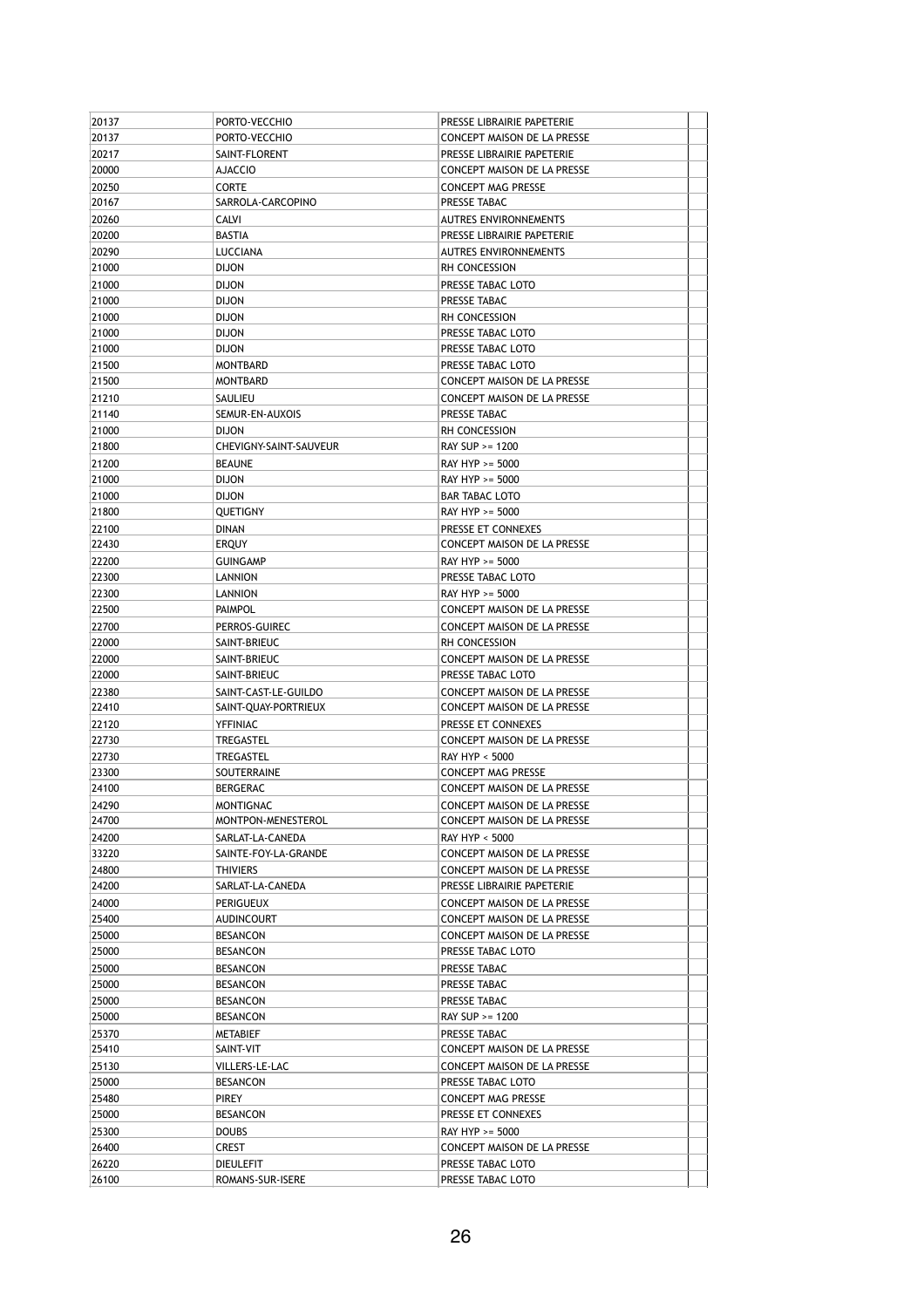| | | | |
|---|---|---|---|
| 20137 | PORTO-VECCHIO | PRESSE LIBRAIRIE PAPETERIE | |
| 20137 | PORTO-VECCHIO | CONCEPT MAISON DE LA PRESSE | |
| 20217 | SAINT-FLORENT | PRESSE LIBRAIRIE PAPETERIE | |
| 20000 | AJACCIO | CONCEPT MAISON DE LA PRESSE | |
| 20250 | CORTE | CONCEPT MAG PRESSE | |
| 20167 | SARROLA-CARCOPINO | PRESSE TABAC | |
| 20260 | CALVI | AUTRES ENVIRONNEMENTS | |
| 20200 | BASTIA | PRESSE LIBRAIRIE PAPETERIE | |
| 20290 | LUCCIANA | AUTRES ENVIRONNEMENTS | |
| 21000 | DIJON | RH CONCESSION | |
| 21000 | DIJON | PRESSE TABAC LOTO | |
| 21000 | DIJON | PRESSE TABAC | |
| 21000 | DIJON | RH CONCESSION | |
| 21000 | DIJON | PRESSE TABAC LOTO | |
| 21000 | DIJON | PRESSE TABAC LOTO | |
| 21500 | MONTBARD | PRESSE TABAC LOTO | |
| 21500 | MONTBARD | CONCEPT MAISON DE LA PRESSE | |
| 21210 | SAULIEU | CONCEPT MAISON DE LA PRESSE | |
| 21140 | SEMUR-EN-AUXOIS | PRESSE TABAC | |
| 21000 | DIJON | RH CONCESSION | |
| 21800 | CHEVIGNY-SAINT-SAUVEUR | RAY SUP >= 1200 | |
| 21200 | BEAUNE | RAY HYP >= 5000 | |
| 21000 | DIJON | RAY HYP >= 5000 | |
| 21000 | DIJON | BAR TABAC LOTO | |
| 21800 | QUETIGNY | RAY HYP >= 5000 | |
| 22100 | DINAN | PRESSE ET CONNEXES | |
| 22430 | ERQUY | CONCEPT MAISON DE LA PRESSE | |
| 22200 | GUINGAMP | RAY HYP >= 5000 | |
| 22300 | LANNION | PRESSE TABAC LOTO | |
| 22300 | LANNION | RAY HYP >= 5000 | |
| 22500 | PAIMPOL | CONCEPT MAISON DE LA PRESSE | |
| 22700 | PERROS-GUIREC | CONCEPT MAISON DE LA PRESSE | |
| 22000 | SAINT-BRIEUC | RH CONCESSION | |
| 22000 | SAINT-BRIEUC | CONCEPT MAISON DE LA PRESSE | |
| 22000 | SAINT-BRIEUC | PRESSE TABAC LOTO | |
| 22380 | SAINT-CAST-LE-GUILDO | CONCEPT MAISON DE LA PRESSE | |
| 22410 | SAINT-QUAY-PORTRIEUX | CONCEPT MAISON DE LA PRESSE | |
| 22120 | YFFINIAC | PRESSE ET CONNEXES | |
| 22730 | TREGASTEL | CONCEPT MAISON DE LA PRESSE | |
| 22730 | TREGASTEL | RAY HYP < 5000 | |
| 23300 | SOUTERRAINE | CONCEPT MAG PRESSE | |
| 24100 | BERGERAC | CONCEPT MAISON DE LA PRESSE | |
| 24290 | MONTIGNAC | CONCEPT MAISON DE LA PRESSE | |
| 24700 | MONTPON-MENESTEROL | CONCEPT MAISON DE LA PRESSE | |
| 24200 | SARLAT-LA-CANEDA | RAY HYP < 5000 | |
| 33220 | SAINTE-FOY-LA-GRANDE | CONCEPT MAISON DE LA PRESSE | |
| 24800 | THIVIERS | CONCEPT MAISON DE LA PRESSE | |
| 24200 | SARLAT-LA-CANEDA | PRESSE LIBRAIRIE PAPETERIE | |
| 24000 | PERIGUEUX | CONCEPT MAISON DE LA PRESSE | |
| 25400 | AUDINCOURT | CONCEPT MAISON DE LA PRESSE | |
| 25000 | BESANCON | CONCEPT MAISON DE LA PRESSE | |
| 25000 | BESANCON | PRESSE TABAC LOTO | |
| 25000 | BESANCON | PRESSE TABAC | |
| 25000 | BESANCON | PRESSE TABAC | |
| 25000 | BESANCON | PRESSE TABAC | |
| 25000 | BESANCON | RAY SUP >= 1200 | |
| 25370 | METABIEF | PRESSE TABAC | |
| 25410 | SAINT-VIT | CONCEPT MAISON DE LA PRESSE | |
| 25130 | VILLERS-LE-LAC | CONCEPT MAISON DE LA PRESSE | |
| 25000 | BESANCON | PRESSE TABAC LOTO | |
| 25480 | PIREY | CONCEPT MAG PRESSE | |
| 25000 | BESANCON | PRESSE ET CONNEXES | |
| 25300 | DOUBS | RAY HYP >= 5000 | |
| 26400 | CREST | CONCEPT MAISON DE LA PRESSE | |
| 26220 | DIEULEFIT | PRESSE TABAC LOTO | |
| 26100 | ROMANS-SUR-ISERE | PRESSE TABAC LOTO | |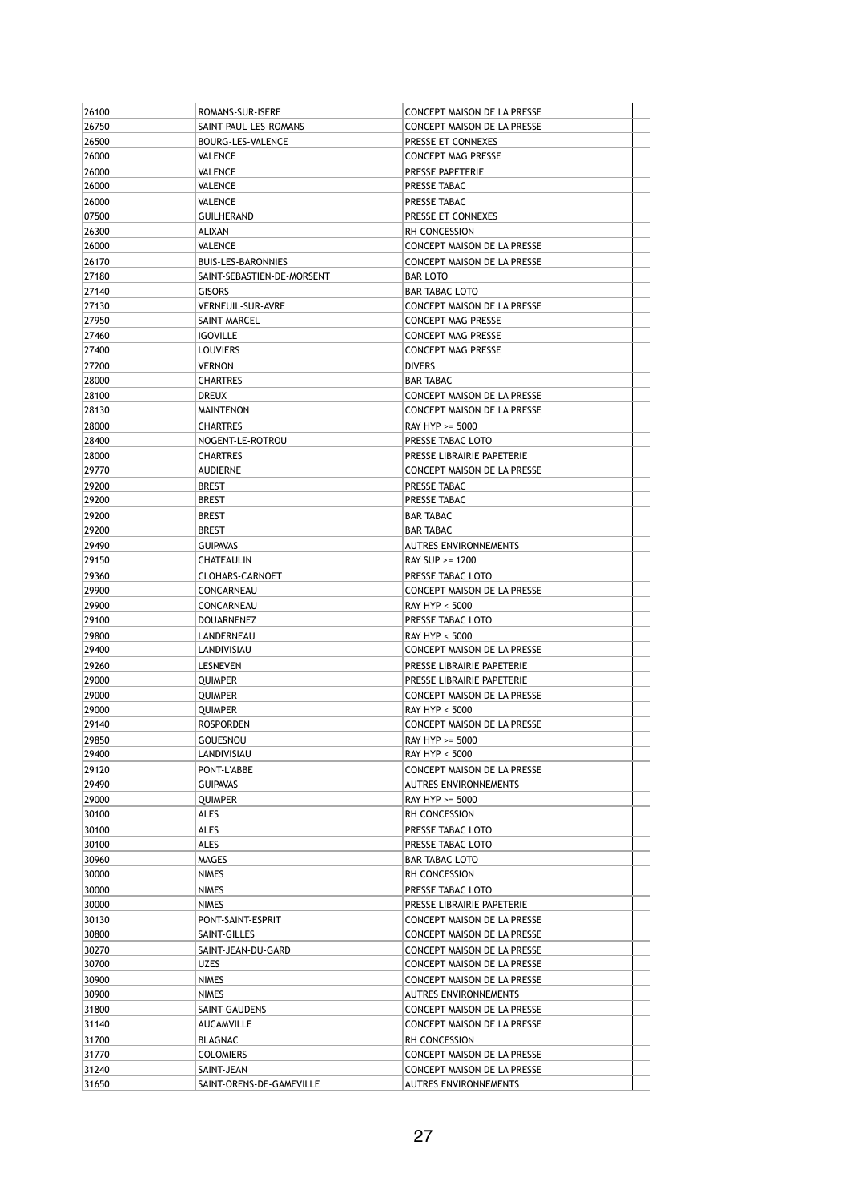| | | | |
|---|---|---|---|
| 26100 | ROMANS-SUR-ISERE | CONCEPT MAISON DE LA PRESSE | |
| 26750 | SAINT-PAUL-LES-ROMANS | CONCEPT MAISON DE LA PRESSE | |
| 26500 | BOURG-LES-VALENCE | PRESSE ET CONNEXES | |
| 26000 | VALENCE | CONCEPT MAG PRESSE | |
| 26000 | VALENCE | PRESSE PAPETERIE | |
| 26000 | VALENCE | PRESSE TABAC | |
| 26000 | VALENCE | PRESSE TABAC | |
| 07500 | GUILHERAND | PRESSE ET CONNEXES | |
| 26300 | ALIXAN | RH CONCESSION | |
| 26000 | VALENCE | CONCEPT MAISON DE LA PRESSE | |
| 26170 | BUIS-LES-BARONNIES | CONCEPT MAISON DE LA PRESSE | |
| 27180 | SAINT-SEBASTIEN-DE-MORSENT | BAR LOTO | |
| 27140 | GISORS | BAR TABAC LOTO | |
| 27130 | VERNEUIL-SUR-AVRE | CONCEPT MAISON DE LA PRESSE | |
| 27950 | SAINT-MARCEL | CONCEPT MAG PRESSE | |
| 27460 | IGOVILLE | CONCEPT MAG PRESSE | |
| 27400 | LOUVIERS | CONCEPT MAG PRESSE | |
| 27200 | VERNON | DIVERS | |
| 28000 | CHARTRES | BAR TABAC | |
| 28100 | DREUX | CONCEPT MAISON DE LA PRESSE | |
| 28130 | MAINTENON | CONCEPT MAISON DE LA PRESSE | |
| 28000 | CHARTRES | RAY HYP >= 5000 | |
| 28400 | NOGENT-LE-ROTROU | PRESSE TABAC LOTO | |
| 28000 | CHARTRES | PRESSE LIBRAIRIE PAPETERIE | |
| 29770 | AUDIERNE | CONCEPT MAISON DE LA PRESSE | |
| 29200 | BREST | PRESSE TABAC | |
| 29200 | BREST | PRESSE TABAC | |
| 29200 | BREST | BAR TABAC | |
| 29200 | BREST | BAR TABAC | |
| 29490 | GUIPAVAS | AUTRES ENVIRONNEMENTS | |
| 29150 | CHATEAULIN | RAY SUP >= 1200 | |
| 29360 | CLOHARS-CARNOET | PRESSE TABAC LOTO | |
| 29900 | CONCARNEAU | CONCEPT MAISON DE LA PRESSE | |
| 29900 | CONCARNEAU | RAY HYP < 5000 | |
| 29100 | DOUARNENEZ | PRESSE TABAC LOTO | |
| 29800 | LANDERNEAU | RAY HYP < 5000 | |
| 29400 | LANDIVISIAU | CONCEPT MAISON DE LA PRESSE | |
| 29260 | LESNEVEN | PRESSE LIBRAIRIE PAPETERIE | |
| 29000 | QUIMPER | PRESSE LIBRAIRIE PAPETERIE | |
| 29000 | QUIMPER | CONCEPT MAISON DE LA PRESSE | |
| 29000 | QUIMPER | RAY HYP < 5000 | |
| 29140 | ROSPORDEN | CONCEPT MAISON DE LA PRESSE | |
| 29850 | GOUESNOU | RAY HYP >= 5000 | |
| 29400 | LANDIVISIAU | RAY HYP < 5000 | |
| 29120 | PONT-L'ABBE | CONCEPT MAISON DE LA PRESSE | |
| 29490 | GUIPAVAS | AUTRES ENVIRONNEMENTS | |
| 29000 | QUIMPER | RAY HYP >= 5000 | |
| 30100 | ALES | RH CONCESSION | |
| 30100 | ALES | PRESSE TABAC LOTO | |
| 30100 | ALES | PRESSE TABAC LOTO | |
| 30960 | MAGES | BAR TABAC LOTO | |
| 30000 | NIMES | RH CONCESSION | |
| 30000 | NIMES | PRESSE TABAC LOTO | |
| 30000 | NIMES | PRESSE LIBRAIRIE PAPETERIE | |
| 30130 | PONT-SAINT-ESPRIT | CONCEPT MAISON DE LA PRESSE | |
| 30800 | SAINT-GILLES | CONCEPT MAISON DE LA PRESSE | |
| 30270 | SAINT-JEAN-DU-GARD | CONCEPT MAISON DE LA PRESSE | |
| 30700 | UZES | CONCEPT MAISON DE LA PRESSE | |
| 30900 | NIMES | CONCEPT MAISON DE LA PRESSE | |
| 30900 | NIMES | AUTRES ENVIRONNEMENTS | |
| 31800 | SAINT-GAUDENS | CONCEPT MAISON DE LA PRESSE | |
| 31140 | AUCAMVILLE | CONCEPT MAISON DE LA PRESSE | |
| 31700 | BLAGNAC | RH CONCESSION | |
| 31770 | COLOMIERS | CONCEPT MAISON DE LA PRESSE | |
| 31240 | SAINT-JEAN | CONCEPT MAISON DE LA PRESSE | |
| 31650 | SAINT-ORENS-DE-GAMEVILLE | AUTRES ENVIRONNEMENTS | |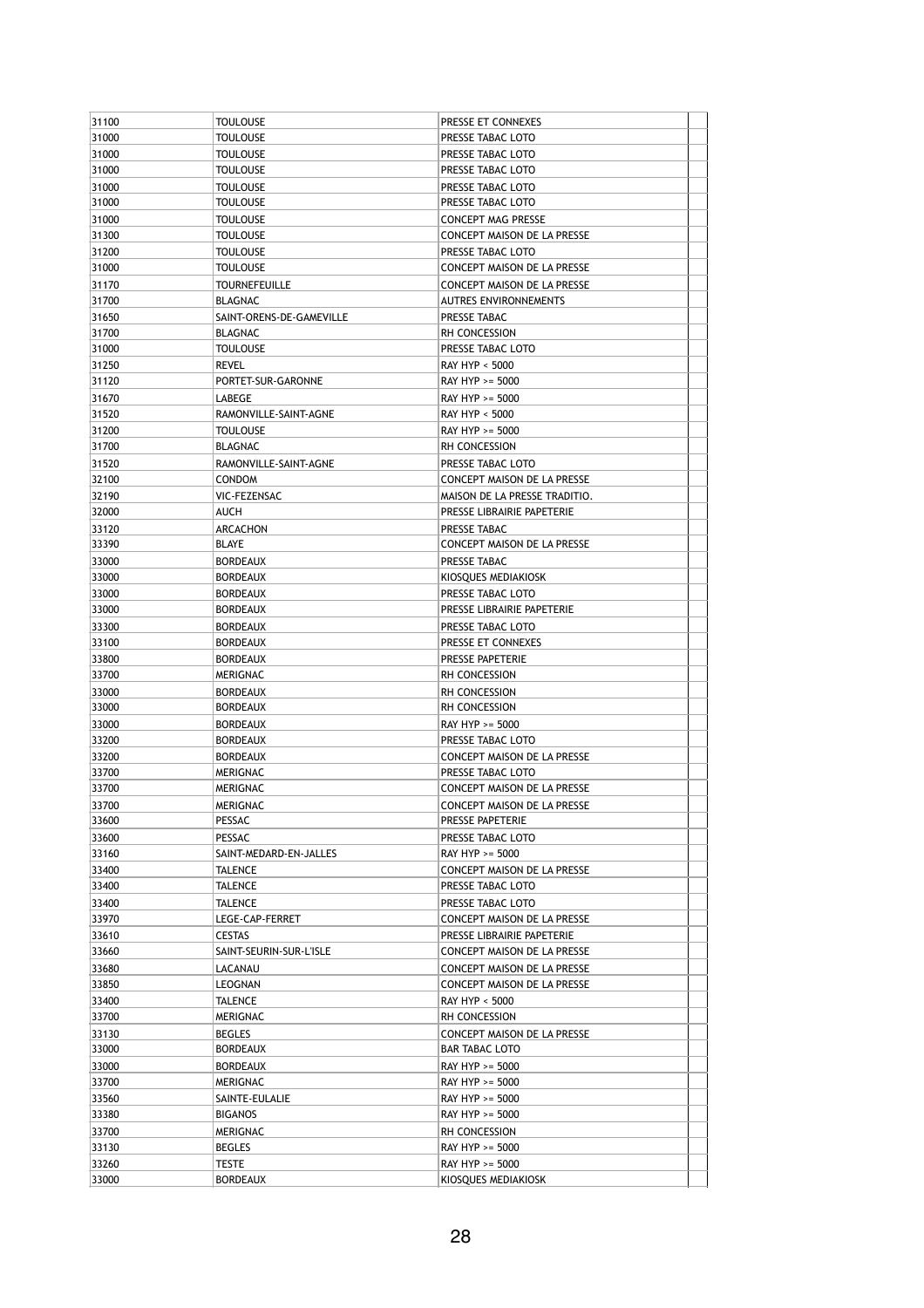| 31100 | TOULOUSE | PRESSE ET CONNEXES | |
|---|---|---|---|
| 31000 | TOULOUSE | PRESSE TABAC LOTO | |
| 31000 | TOULOUSE | PRESSE TABAC LOTO | |
| 31000 | TOULOUSE | PRESSE TABAC LOTO | |
| 31000 | TOULOUSE | PRESSE TABAC LOTO | |
| 31000 | TOULOUSE | PRESSE TABAC LOTO | |
| 31000 | TOULOUSE | CONCEPT MAG PRESSE | |
| 31300 | TOULOUSE | CONCEPT MAISON DE LA PRESSE | |
| 31200 | TOULOUSE | PRESSE TABAC LOTO | |
| 31000 | TOULOUSE | CONCEPT MAISON DE LA PRESSE | |
| 31170 | TOURNEFEUILLE | CONCEPT MAISON DE LA PRESSE | |
| 31700 | BLAGNAC | AUTRES ENVIRONNEMENTS | |
| 31650 | SAINT-ORENS-DE-GAMEVILLE | PRESSE TABAC | |
| 31700 | BLAGNAC | RH CONCESSION | |
| 31000 | TOULOUSE | PRESSE TABAC LOTO | |
| 31250 | REVEL | RAY HYP < 5000 | |
| 31120 | PORTET-SUR-GARONNE | RAY HYP >= 5000 | |
| 31670 | LABEGE | RAY HYP >= 5000 | |
| 31520 | RAMONVILLE-SAINT-AGNE | RAY HYP < 5000 | |
| 31200 | TOULOUSE | RAY HYP >= 5000 | |
| 31700 | BLAGNAC | RH CONCESSION | |
| 31520 | RAMONVILLE-SAINT-AGNE | PRESSE TABAC LOTO | |
| 32100 | CONDOM | CONCEPT MAISON DE LA PRESSE | |
| 32190 | VIC-FEZENSAC | MAISON DE LA PRESSE TRADITIO. | |
| 32000 | AUCH | PRESSE LIBRAIRIE PAPETERIE | |
| 33120 | ARCACHON | PRESSE TABAC | |
| 33390 | BLAYE | CONCEPT MAISON DE LA PRESSE | |
| 33000 | BORDEAUX | PRESSE TABAC | |
| 33000 | BORDEAUX | KIOSQUES MEDIAKIOSK | |
| 33000 | BORDEAUX | PRESSE TABAC LOTO | |
| 33000 | BORDEAUX | PRESSE LIBRAIRIE PAPETERIE | |
| 33300 | BORDEAUX | PRESSE TABAC LOTO | |
| 33100 | BORDEAUX | PRESSE ET CONNEXES | |
| 33800 | BORDEAUX | PRESSE PAPETERIE | |
| 33700 | MERIGNAC | RH CONCESSION | |
| 33000 | BORDEAUX | RH CONCESSION | |
| 33000 | BORDEAUX | RH CONCESSION | |
| 33000 | BORDEAUX | RAY HYP >= 5000 | |
| 33200 | BORDEAUX | PRESSE TABAC LOTO | |
| 33200 | BORDEAUX | CONCEPT MAISON DE LA PRESSE | |
| 33700 | MERIGNAC | PRESSE TABAC LOTO | |
| 33700 | MERIGNAC | CONCEPT MAISON DE LA PRESSE | |
| 33700 | MERIGNAC | CONCEPT MAISON DE LA PRESSE | |
| 33600 | PESSAC | PRESSE PAPETERIE | |
| 33600 | PESSAC | PRESSE TABAC LOTO | |
| 33160 | SAINT-MEDARD-EN-JALLES | RAY HYP >= 5000 | |
| 33400 | TALENCE | CONCEPT MAISON DE LA PRESSE | |
| 33400 | TALENCE | PRESSE TABAC LOTO | |
| 33400 | TALENCE | PRESSE TABAC LOTO | |
| 33970 | LEGE-CAP-FERRET | CONCEPT MAISON DE LA PRESSE | |
| 33610 | CESTAS | PRESSE LIBRAIRIE PAPETERIE | |
| 33660 | SAINT-SEURIN-SUR-L'ISLE | CONCEPT MAISON DE LA PRESSE | |
| 33680 | LACANAU | CONCEPT MAISON DE LA PRESSE | |
| 33850 | LEOGNAN | CONCEPT MAISON DE LA PRESSE | |
| 33400 | TALENCE | RAY HYP < 5000 | |
| 33700 | MERIGNAC | RH CONCESSION | |
| 33130 | BEGLES | CONCEPT MAISON DE LA PRESSE | |
| 33000 | BORDEAUX | BAR TABAC LOTO | |
| 33000 | BORDEAUX | RAY HYP >= 5000 | |
| 33700 | MERIGNAC | RAY HYP >= 5000 | |
| 33560 | SAINTE-EULALIE | RAY HYP >= 5000 | |
| 33380 | BIGANOS | RAY HYP >= 5000 | |
| 33700 | MERIGNAC | RH CONCESSION | |
| 33130 | BEGLES | RAY HYP >= 5000 | |
| 33260 | TESTE | RAY HYP >= 5000 | |
| 33000 | BORDEAUX | KIOSQUES MEDIAKIOSK | |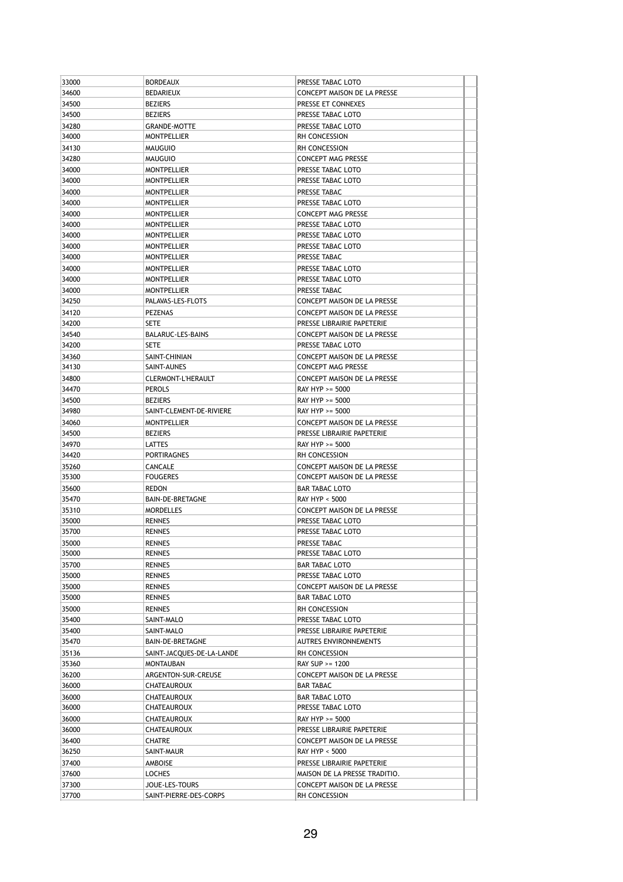| | | | |
|---|---|---|---|
| 33000 | BORDEAUX | PRESSE TABAC LOTO | |
| 34600 | BEDARIEUX | CONCEPT MAISON DE LA PRESSE | |
| 34500 | BEZIERS | PRESSE ET CONNEXES | |
| 34500 | BEZIERS | PRESSE TABAC LOTO | |
| 34280 | GRANDE-MOTTE | PRESSE TABAC LOTO | |
| 34000 | MONTPELLIER | RH CONCESSION | |
| 34130 | MAUGUIO | RH CONCESSION | |
| 34280 | MAUGUIO | CONCEPT MAG PRESSE | |
| 34000 | MONTPELLIER | PRESSE TABAC LOTO | |
| 34000 | MONTPELLIER | PRESSE TABAC LOTO | |
| 34000 | MONTPELLIER | PRESSE TABAC | |
| 34000 | MONTPELLIER | PRESSE TABAC LOTO | |
| 34000 | MONTPELLIER | CONCEPT MAG PRESSE | |
| 34000 | MONTPELLIER | PRESSE TABAC LOTO | |
| 34000 | MONTPELLIER | PRESSE TABAC LOTO | |
| 34000 | MONTPELLIER | PRESSE TABAC LOTO | |
| 34000 | MONTPELLIER | PRESSE TABAC | |
| 34000 | MONTPELLIER | PRESSE TABAC LOTO | |
| 34000 | MONTPELLIER | PRESSE TABAC LOTO | |
| 34000 | MONTPELLIER | PRESSE TABAC | |
| 34250 | PALAVAS-LES-FLOTS | CONCEPT MAISON DE LA PRESSE | |
| 34120 | PEZENAS | CONCEPT MAISON DE LA PRESSE | |
| 34200 | SETE | PRESSE LIBRAIRIE PAPETERIE | |
| 34540 | BALARUC-LES-BAINS | CONCEPT MAISON DE LA PRESSE | |
| 34200 | SETE | PRESSE TABAC LOTO | |
| 34360 | SAINT-CHINIAN | CONCEPT MAISON DE LA PRESSE | |
| 34130 | SAINT-AUNES | CONCEPT MAG PRESSE | |
| 34800 | CLERMONT-L'HERAULT | CONCEPT MAISON DE LA PRESSE | |
| 34470 | PEROLS | RAY HYP >= 5000 | |
| 34500 | BEZIERS | RAY HYP >= 5000 | |
| 34980 | SAINT-CLEMENT-DE-RIVIERE | RAY HYP >= 5000 | |
| 34060 | MONTPELLIER | CONCEPT MAISON DE LA PRESSE | |
| 34500 | BEZIERS | PRESSE LIBRAIRIE PAPETERIE | |
| 34970 | LATTES | RAY HYP >= 5000 | |
| 34420 | PORTIRAGNES | RH CONCESSION | |
| 35260 | CANCALE | CONCEPT MAISON DE LA PRESSE | |
| 35300 | FOUGERES | CONCEPT MAISON DE LA PRESSE | |
| 35600 | REDON | BAR TABAC LOTO | |
| 35470 | BAIN-DE-BRETAGNE | RAY HYP < 5000 | |
| 35310 | MORDELLES | CONCEPT MAISON DE LA PRESSE | |
| 35000 | RENNES | PRESSE TABAC LOTO | |
| 35700 | RENNES | PRESSE TABAC LOTO | |
| 35000 | RENNES | PRESSE TABAC | |
| 35000 | RENNES | PRESSE TABAC LOTO | |
| 35700 | RENNES | BAR TABAC LOTO | |
| 35000 | RENNES | PRESSE TABAC LOTO | |
| 35000 | RENNES | CONCEPT MAISON DE LA PRESSE | |
| 35000 | RENNES | BAR TABAC LOTO | |
| 35000 | RENNES | RH CONCESSION | |
| 35400 | SAINT-MALO | PRESSE TABAC LOTO | |
| 35400 | SAINT-MALO | PRESSE LIBRAIRIE PAPETERIE | |
| 35470 | BAIN-DE-BRETAGNE | AUTRES ENVIRONNEMENTS | |
| 35136 | SAINT-JACQUES-DE-LA-LANDE | RH CONCESSION | |
| 35360 | MONTAUBAN | RAY SUP >= 1200 | |
| 36200 | ARGENTON-SUR-CREUSE | CONCEPT MAISON DE LA PRESSE | |
| 36000 | CHATEAUROUX | BAR TABAC | |
| 36000 | CHATEAUROUX | BAR TABAC LOTO | |
| 36000 | CHATEAUROUX | PRESSE TABAC LOTO | |
| 36000 | CHATEAUROUX | RAY HYP >= 5000 | |
| 36000 | CHATEAUROUX | PRESSE LIBRAIRIE PAPETERIE | |
| 36400 | CHATRE | CONCEPT MAISON DE LA PRESSE | |
| 36250 | SAINT-MAUR | RAY HYP < 5000 | |
| 37400 | AMBOISE | PRESSE LIBRAIRIE PAPETERIE | |
| 37600 | LOCHES | MAISON DE LA PRESSE TRADITIO. | |
| 37300 | JOUE-LES-TOURS | CONCEPT MAISON DE LA PRESSE | |
| 37700 | SAINT-PIERRE-DES-CORPS | RH CONCESSION | |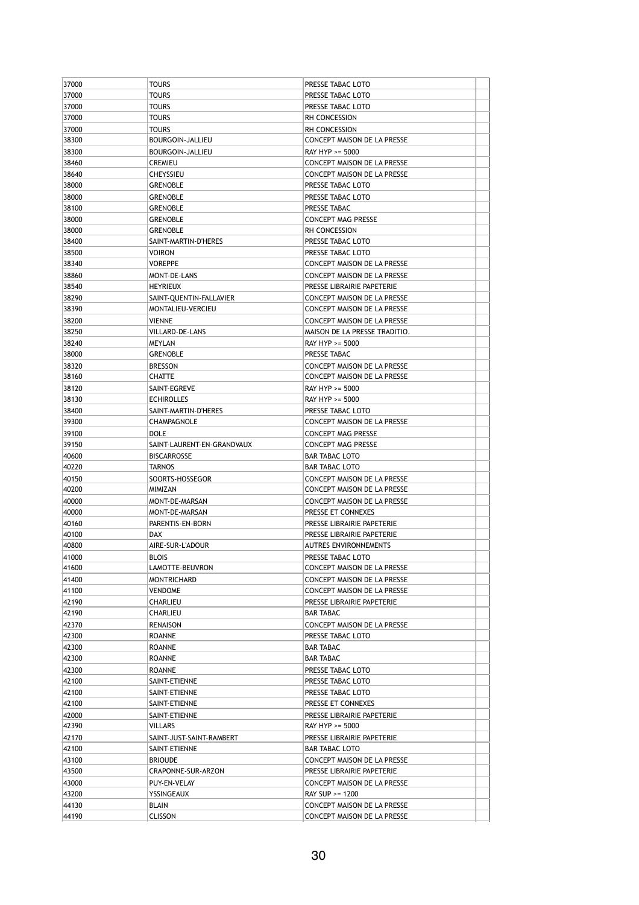| | | | |
|---|---|---|---|
| 37000 | TOURS | PRESSE TABAC LOTO | |
| 37000 | TOURS | PRESSE TABAC LOTO | |
| 37000 | TOURS | PRESSE TABAC LOTO | |
| 37000 | TOURS | RH CONCESSION | |
| 37000 | TOURS | RH CONCESSION | |
| 38300 | BOURGOIN-JALLIEU | CONCEPT MAISON DE LA PRESSE | |
| 38300 | BOURGOIN-JALLIEU | RAY HYP >= 5000 | |
| 38460 | CREMIEU | CONCEPT MAISON DE LA PRESSE | |
| 38640 | CHEYSSIEU | CONCEPT MAISON DE LA PRESSE | |
| 38000 | GRENOBLE | PRESSE TABAC LOTO | |
| 38000 | GRENOBLE | PRESSE TABAC LOTO | |
| 38100 | GRENOBLE | PRESSE TABAC | |
| 38000 | GRENOBLE | CONCEPT MAG PRESSE | |
| 38000 | GRENOBLE | RH CONCESSION | |
| 38400 | SAINT-MARTIN-D'HERES | PRESSE TABAC LOTO | |
| 38500 | VOIRON | PRESSE TABAC LOTO | |
| 38340 | VOREPPE | CONCEPT MAISON DE LA PRESSE | |
| 38860 | MONT-DE-LANS | CONCEPT MAISON DE LA PRESSE | |
| 38540 | HEYRIEUX | PRESSE LIBRAIRIE PAPETERIE | |
| 38290 | SAINT-QUENTIN-FALLAVIER | CONCEPT MAISON DE LA PRESSE | |
| 38390 | MONTALIEU-VERCIEU | CONCEPT MAISON DE LA PRESSE | |
| 38200 | VIENNE | CONCEPT MAISON DE LA PRESSE | |
| 38250 | VILLARD-DE-LANS | MAISON DE LA PRESSE TRADITIO. | |
| 38240 | MEYLAN | RAY HYP >= 5000 | |
| 38000 | GRENOBLE | PRESSE TABAC | |
| 38320 | BRESSON | CONCEPT MAISON DE LA PRESSE | |
| 38160 | CHATTE | CONCEPT MAISON DE LA PRESSE | |
| 38120 | SAINT-EGREVE | RAY HYP >= 5000 | |
| 38130 | ECHIROLLES | RAY HYP >= 5000 | |
| 38400 | SAINT-MARTIN-D'HERES | PRESSE TABAC LOTO | |
| 39300 | CHAMPAGNOLE | CONCEPT MAISON DE LA PRESSE | |
| 39100 | DOLE | CONCEPT MAG PRESSE | |
| 39150 | SAINT-LAURENT-EN-GRANDVAUX | CONCEPT MAG PRESSE | |
| 40600 | BISCARROSSE | BAR TABAC LOTO | |
| 40220 | TARNOS | BAR TABAC LOTO | |
| 40150 | SOORTS-HOSSEGOR | CONCEPT MAISON DE LA PRESSE | |
| 40200 | MIMIZAN | CONCEPT MAISON DE LA PRESSE | |
| 40000 | MONT-DE-MARSAN | CONCEPT MAISON DE LA PRESSE | |
| 40000 | MONT-DE-MARSAN | PRESSE ET CONNEXES | |
| 40160 | PARENTIS-EN-BORN | PRESSE LIBRAIRIE PAPETERIE | |
| 40100 | DAX | PRESSE LIBRAIRIE PAPETERIE | |
| 40800 | AIRE-SUR-L'ADOUR | AUTRES ENVIRONNEMENTS | |
| 41000 | BLOIS | PRESSE TABAC LOTO | |
| 41600 | LAMOTTE-BEUVRON | CONCEPT MAISON DE LA PRESSE | |
| 41400 | MONTRICHARD | CONCEPT MAISON DE LA PRESSE | |
| 41100 | VENDOME | CONCEPT MAISON DE LA PRESSE | |
| 42190 | CHARLIEU | PRESSE LIBRAIRIE PAPETERIE | |
| 42190 | CHARLIEU | BAR TABAC | |
| 42370 | RENAISON | CONCEPT MAISON DE LA PRESSE | |
| 42300 | ROANNE | PRESSE TABAC LOTO | |
| 42300 | ROANNE | BAR TABAC | |
| 42300 | ROANNE | BAR TABAC | |
| 42300 | ROANNE | PRESSE TABAC LOTO | |
| 42100 | SAINT-ETIENNE | PRESSE TABAC LOTO | |
| 42100 | SAINT-ETIENNE | PRESSE TABAC LOTO | |
| 42100 | SAINT-ETIENNE | PRESSE ET CONNEXES | |
| 42000 | SAINT-ETIENNE | PRESSE LIBRAIRIE PAPETERIE | |
| 42390 | VILLARS | RAY HYP >= 5000 | |
| 42170 | SAINT-JUST-SAINT-RAMBERT | PRESSE LIBRAIRIE PAPETERIE | |
| 42100 | SAINT-ETIENNE | BAR TABAC LOTO | |
| 43100 | BRIOUDE | CONCEPT MAISON DE LA PRESSE | |
| 43500 | CRAPONNE-SUR-ARZON | PRESSE LIBRAIRIE PAPETERIE | |
| 43000 | PUY-EN-VELAY | CONCEPT MAISON DE LA PRESSE | |
| 43200 | YSSINGEAUX | RAY SUP >= 1200 | |
| 44130 | BLAIN | CONCEPT MAISON DE LA PRESSE | |
| 44190 | CLISSON | CONCEPT MAISON DE LA PRESSE | |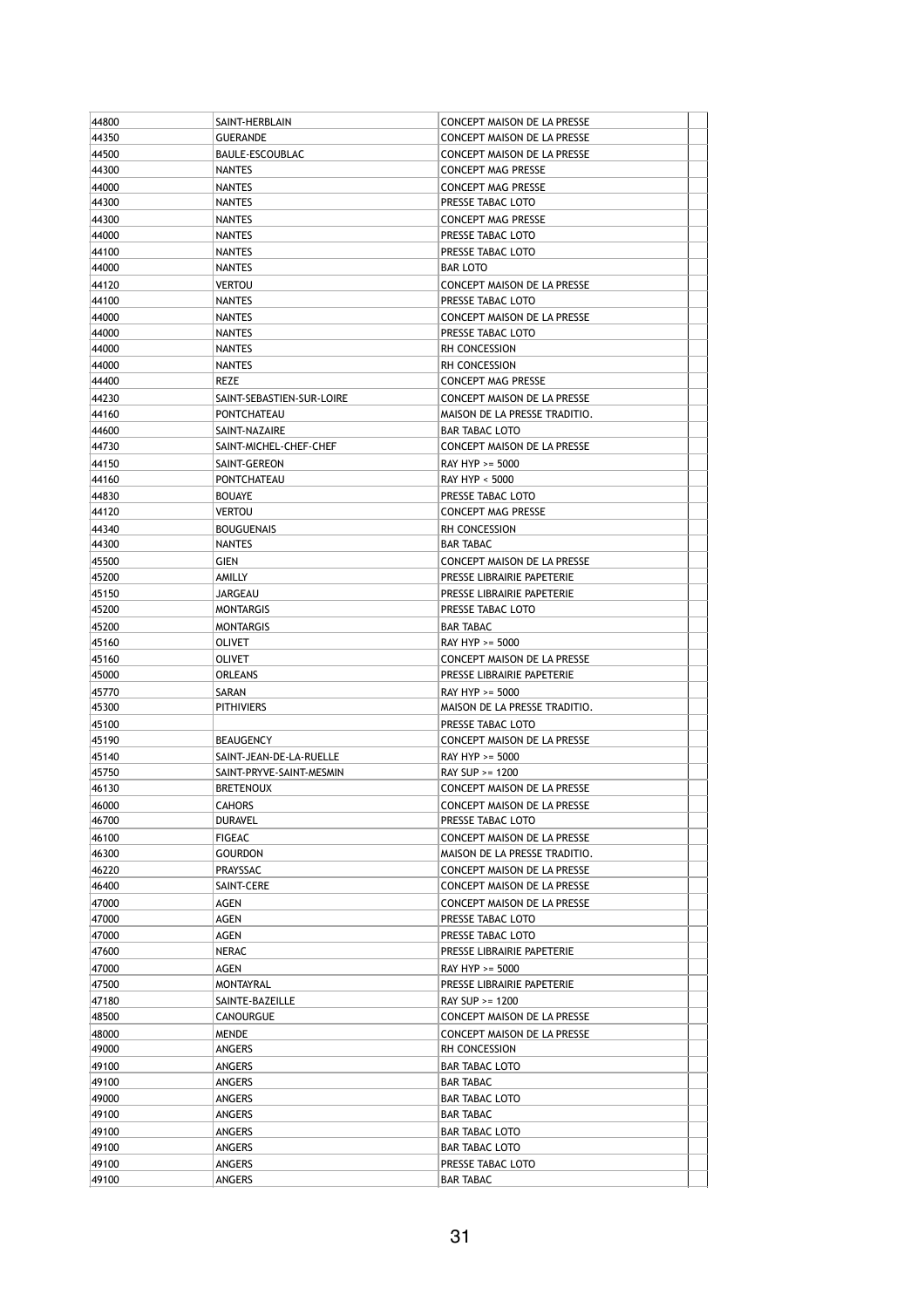| | | | |
|---|---|---|---|
| 44800 | SAINT-HERBLAIN | CONCEPT MAISON DE LA PRESSE | |
| 44350 | GUERANDE | CONCEPT MAISON DE LA PRESSE | |
| 44500 | BAULE-ESCOUBLAC | CONCEPT MAISON DE LA PRESSE | |
| 44300 | NANTES | CONCEPT MAG PRESSE | |
| 44000 | NANTES | CONCEPT MAG PRESSE | |
| 44300 | NANTES | PRESSE TABAC LOTO | |
| 44300 | NANTES | CONCEPT MAG PRESSE | |
| 44000 | NANTES | PRESSE TABAC LOTO | |
| 44100 | NANTES | PRESSE TABAC LOTO | |
| 44000 | NANTES | BAR LOTO | |
| 44120 | VERTOU | CONCEPT MAISON DE LA PRESSE | |
| 44100 | NANTES | PRESSE TABAC LOTO | |
| 44000 | NANTES | CONCEPT MAISON DE LA PRESSE | |
| 44000 | NANTES | PRESSE TABAC LOTO | |
| 44000 | NANTES | RH CONCESSION | |
| 44000 | NANTES | RH CONCESSION | |
| 44400 | REZE | CONCEPT MAG PRESSE | |
| 44230 | SAINT-SEBASTIEN-SUR-LOIRE | CONCEPT MAISON DE LA PRESSE | |
| 44160 | PONTCHATEAU | MAISON DE LA PRESSE TRADITIO. | |
| 44600 | SAINT-NAZAIRE | BAR TABAC LOTO | |
| 44730 | SAINT-MICHEL-CHEF-CHEF | CONCEPT MAISON DE LA PRESSE | |
| 44150 | SAINT-GEREON | RAY HYP >= 5000 | |
| 44160 | PONTCHATEAU | RAY HYP < 5000 | |
| 44830 | BOUAYE | PRESSE TABAC LOTO | |
| 44120 | VERTOU | CONCEPT MAG PRESSE | |
| 44340 | BOUGUENAIS | RH CONCESSION | |
| 44300 | NANTES | BAR TABAC | |
| 45500 | GIEN | CONCEPT MAISON DE LA PRESSE | |
| 45200 | AMILLY | PRESSE LIBRAIRIE PAPETERIE | |
| 45150 | JARGEAU | PRESSE LIBRAIRIE PAPETERIE | |
| 45200 | MONTARGIS | PRESSE TABAC LOTO | |
| 45200 | MONTARGIS | BAR TABAC | |
| 45160 | OLIVET | RAY HYP >= 5000 | |
| 45160 | OLIVET | CONCEPT MAISON DE LA PRESSE | |
| 45000 | ORLEANS | PRESSE LIBRAIRIE PAPETERIE | |
| 45770 | SARAN | RAY HYP >= 5000 | |
| 45300 | PITHIVIERS | MAISON DE LA PRESSE TRADITIO. | |
| 45100 | | PRESSE TABAC LOTO | |
| 45190 | BEAUGENCY | CONCEPT MAISON DE LA PRESSE | |
| 45140 | SAINT-JEAN-DE-LA-RUELLE | RAY HYP >= 5000 | |
| 45750 | SAINT-PRYVE-SAINT-MESMIN | RAY SUP >= 1200 | |
| 46130 | BRETENOUX | CONCEPT MAISON DE LA PRESSE | |
| 46000 | CAHORS | CONCEPT MAISON DE LA PRESSE | |
| 46700 | DURAVEL | PRESSE TABAC LOTO | |
| 46100 | FIGEAC | CONCEPT MAISON DE LA PRESSE | |
| 46300 | GOURDON | MAISON DE LA PRESSE TRADITIO. | |
| 46220 | PRAYSSAC | CONCEPT MAISON DE LA PRESSE | |
| 46400 | SAINT-CERE | CONCEPT MAISON DE LA PRESSE | |
| 47000 | AGEN | CONCEPT MAISON DE LA PRESSE | |
| 47000 | AGEN | PRESSE TABAC LOTO | |
| 47000 | AGEN | PRESSE TABAC LOTO | |
| 47600 | NERAC | PRESSE LIBRAIRIE PAPETERIE | |
| 47000 | AGEN | RAY HYP >= 5000 | |
| 47500 | MONTAYRAL | PRESSE LIBRAIRIE PAPETERIE | |
| 47180 | SAINTE-BAZEILLE | RAY SUP >= 1200 | |
| 48500 | CANOURGUE | CONCEPT MAISON DE LA PRESSE | |
| 48000 | MENDE | CONCEPT MAISON DE LA PRESSE | |
| 49000 | ANGERS | RH CONCESSION | |
| 49100 | ANGERS | BAR TABAC LOTO | |
| 49100 | ANGERS | BAR TABAC | |
| 49000 | ANGERS | BAR TABAC LOTO | |
| 49100 | ANGERS | BAR TABAC | |
| 49100 | ANGERS | BAR TABAC LOTO | |
| 49100 | ANGERS | BAR TABAC LOTO | |
| 49100 | ANGERS | PRESSE TABAC LOTO | |
| 49100 | ANGERS | BAR TABAC | |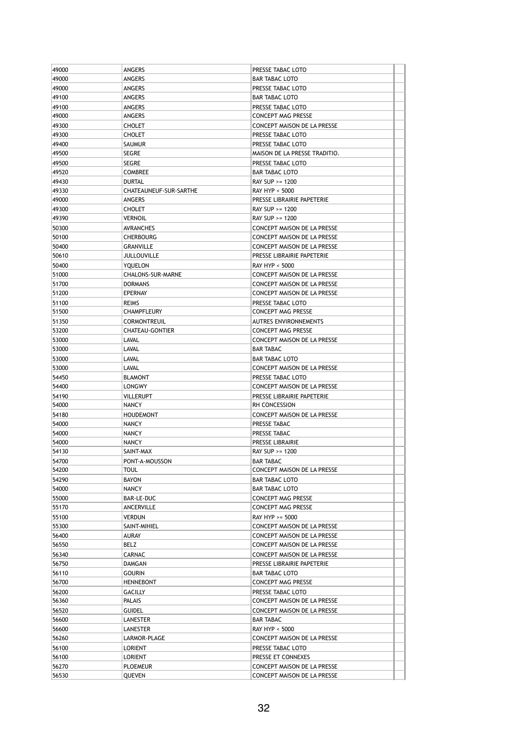| | | | |
|---|---|---|---|
| 49000 | ANGERS | PRESSE TABAC LOTO | |
| 49000 | ANGERS | BAR TABAC LOTO | |
| 49000 | ANGERS | PRESSE TABAC LOTO | |
| 49100 | ANGERS | BAR TABAC LOTO | |
| 49100 | ANGERS | PRESSE TABAC LOTO | |
| 49000 | ANGERS | CONCEPT MAG PRESSE | |
| 49300 | CHOLET | CONCEPT MAISON DE LA PRESSE | |
| 49300 | CHOLET | PRESSE TABAC LOTO | |
| 49400 | SAUMUR | PRESSE TABAC LOTO | |
| 49500 | SEGRE | MAISON DE LA PRESSE TRADITIO. | |
| 49500 | SEGRE | PRESSE TABAC LOTO | |
| 49520 | COMBREE | BAR TABAC LOTO | |
| 49430 | DURTAL | RAY SUP >= 1200 | |
| 49330 | CHATEAUNEUF-SUR-SARTHE | RAY HYP < 5000 | |
| 49000 | ANGERS | PRESSE LIBRAIRIE PAPETERIE | |
| 49300 | CHOLET | RAY SUP >= 1200 | |
| 49390 | VERNOIL | RAY SUP >= 1200 | |
| 50300 | AVRANCHES | CONCEPT MAISON DE LA PRESSE | |
| 50100 | CHERBOURG | CONCEPT MAISON DE LA PRESSE | |
| 50400 | GRANVILLE | CONCEPT MAISON DE LA PRESSE | |
| 50610 | JULLOUVILLE | PRESSE LIBRAIRIE PAPETERIE | |
| 50400 | YQUELON | RAY HYP < 5000 | |
| 51000 | CHALONS-SUR-MARNE | CONCEPT MAISON DE LA PRESSE | |
| 51700 | DORMANS | CONCEPT MAISON DE LA PRESSE | |
| 51200 | EPERNAY | CONCEPT MAISON DE LA PRESSE | |
| 51100 | REIMS | PRESSE TABAC LOTO | |
| 51500 | CHAMPFLEURY | CONCEPT MAG PRESSE | |
| 51350 | CORMONTREUIL | AUTRES ENVIRONNEMENTS | |
| 53200 | CHATEAU-GONTIER | CONCEPT MAG PRESSE | |
| 53000 | LAVAL | CONCEPT MAISON DE LA PRESSE | |
| 53000 | LAVAL | BAR TABAC | |
| 53000 | LAVAL | BAR TABAC LOTO | |
| 53000 | LAVAL | CONCEPT MAISON DE LA PRESSE | |
| 54450 | BLAMONT | PRESSE TABAC LOTO | |
| 54400 | LONGWY | CONCEPT MAISON DE LA PRESSE | |
| 54190 | VILLERUPT | PRESSE LIBRAIRIE PAPETERIE | |
| 54000 | NANCY | RH CONCESSION | |
| 54180 | HOUDEMONT | CONCEPT MAISON DE LA PRESSE | |
| 54000 | NANCY | PRESSE TABAC | |
| 54000 | NANCY | PRESSE TABAC | |
| 54000 | NANCY | PRESSE LIBRAIRIE | |
| 54130 | SAINT-MAX | RAY SUP >= 1200 | |
| 54700 | PONT-A-MOUSSON | BAR TABAC | |
| 54200 | TOUL | CONCEPT MAISON DE LA PRESSE | |
| 54290 | BAYON | BAR TABAC LOTO | |
| 54000 | NANCY | BAR TABAC LOTO | |
| 55000 | BAR-LE-DUC | CONCEPT MAG PRESSE | |
| 55170 | ANCERVILLE | CONCEPT MAG PRESSE | |
| 55100 | VERDUN | RAY HYP >= 5000 | |
| 55300 | SAINT-MIHIEL | CONCEPT MAISON DE LA PRESSE | |
| 56400 | AURAY | CONCEPT MAISON DE LA PRESSE | |
| 56550 | BELZ | CONCEPT MAISON DE LA PRESSE | |
| 56340 | CARNAC | CONCEPT MAISON DE LA PRESSE | |
| 56750 | DAMGAN | PRESSE LIBRAIRIE PAPETERIE | |
| 56110 | GOURIN | BAR TABAC LOTO | |
| 56700 | HENNEBONT | CONCEPT MAG PRESSE | |
| 56200 | GACILLY | PRESSE TABAC LOTO | |
| 56360 | PALAIS | CONCEPT MAISON DE LA PRESSE | |
| 56520 | GUIDEL | CONCEPT MAISON DE LA PRESSE | |
| 56600 | LANESTER | BAR TABAC | |
| 56600 | LANESTER | RAY HYP < 5000 | |
| 56260 | LARMOR-PLAGE | CONCEPT MAISON DE LA PRESSE | |
| 56100 | LORIENT | PRESSE TABAC LOTO | |
| 56100 | LORIENT | PRESSE ET CONNEXES | |
| 56270 | PLOEMEUR | CONCEPT MAISON DE LA PRESSE | |
| 56530 | QUEVEN | CONCEPT MAISON DE LA PRESSE | |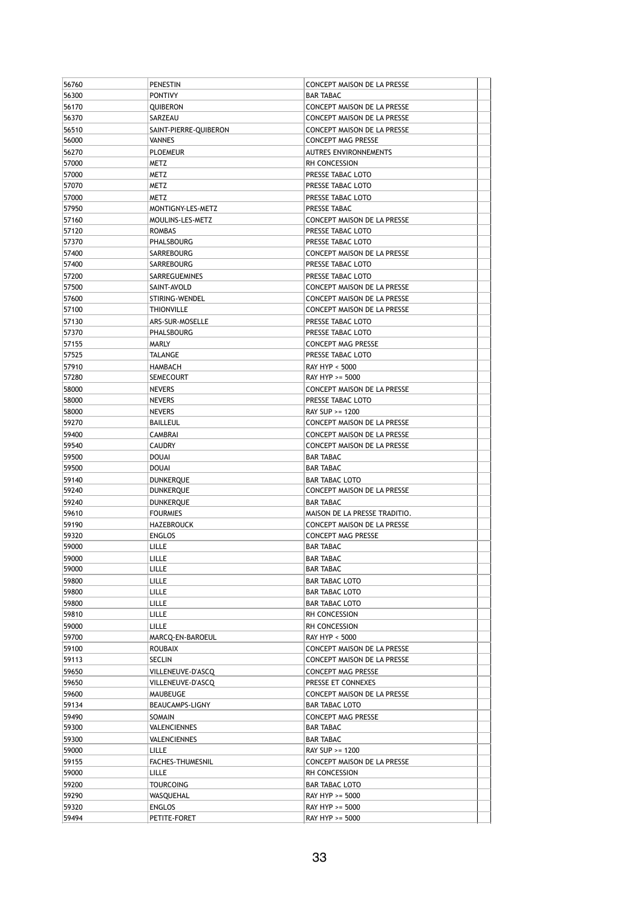| | | | |
|---|---|---|---|
| 56760 | PENESTIN | CONCEPT MAISON DE LA PRESSE | |
| 56300 | PONTIVY | BAR TABAC | |
| 56170 | QUIBERON | CONCEPT MAISON DE LA PRESSE | |
| 56370 | SARZEAU | CONCEPT MAISON DE LA PRESSE | |
| 56510 | SAINT-PIERRE-QUIBERON | CONCEPT MAISON DE LA PRESSE | |
| 56000 | VANNES | CONCEPT MAG PRESSE | |
| 56270 | PLOEMEUR | AUTRES ENVIRONNEMENTS | |
| 57000 | METZ | RH CONCESSION | |
| 57000 | METZ | PRESSE TABAC LOTO | |
| 57070 | METZ | PRESSE TABAC LOTO | |
| 57000 | METZ | PRESSE TABAC LOTO | |
| 57950 | MONTIGNY-LES-METZ | PRESSE TABAC | |
| 57160 | MOULINS-LES-METZ | CONCEPT MAISON DE LA PRESSE | |
| 57120 | ROMBAS | PRESSE TABAC LOTO | |
| 57370 | PHALSBOURG | PRESSE TABAC LOTO | |
| 57400 | SARREBOURG | CONCEPT MAISON DE LA PRESSE | |
| 57400 | SARREBOURG | PRESSE TABAC LOTO | |
| 57200 | SARREGUEMINES | PRESSE TABAC LOTO | |
| 57500 | SAINT-AVOLD | CONCEPT MAISON DE LA PRESSE | |
| 57600 | STIRING-WENDEL | CONCEPT MAISON DE LA PRESSE | |
| 57100 | THIONVILLE | CONCEPT MAISON DE LA PRESSE | |
| 57130 | ARS-SUR-MOSELLE | PRESSE TABAC LOTO | |
| 57370 | PHALSBOURG | PRESSE TABAC LOTO | |
| 57155 | MARLY | CONCEPT MAG PRESSE | |
| 57525 | TALANGE | PRESSE TABAC LOTO | |
| 57910 | HAMBACH | RAY HYP < 5000 | |
| 57280 | SEMECOURT | RAY HYP >= 5000 | |
| 58000 | NEVERS | CONCEPT MAISON DE LA PRESSE | |
| 58000 | NEVERS | PRESSE TABAC LOTO | |
| 58000 | NEVERS | RAY SUP >= 1200 | |
| 59270 | BAILLEUL | CONCEPT MAISON DE LA PRESSE | |
| 59400 | CAMBRAI | CONCEPT MAISON DE LA PRESSE | |
| 59540 | CAUDRY | CONCEPT MAISON DE LA PRESSE | |
| 59500 | DOUAI | BAR TABAC | |
| 59500 | DOUAI | BAR TABAC | |
| 59140 | DUNKERQUE | BAR TABAC LOTO | |
| 59240 | DUNKERQUE | CONCEPT MAISON DE LA PRESSE | |
| 59240 | DUNKERQUE | BAR TABAC | |
| 59610 | FOURMIES | MAISON DE LA PRESSE TRADITIO. | |
| 59190 | HAZEBROUCK | CONCEPT MAISON DE LA PRESSE | |
| 59320 | ENGLOS | CONCEPT MAG PRESSE | |
| 59000 | LILLE | BAR TABAC | |
| 59000 | LILLE | BAR TABAC | |
| 59000 | LILLE | BAR TABAC | |
| 59800 | LILLE | BAR TABAC LOTO | |
| 59800 | LILLE | BAR TABAC LOTO | |
| 59800 | LILLE | BAR TABAC LOTO | |
| 59810 | LILLE | RH CONCESSION | |
| 59000 | LILLE | RH CONCESSION | |
| 59700 | MARCQ-EN-BAROEUL | RAY HYP < 5000 | |
| 59100 | ROUBAIX | CONCEPT MAISON DE LA PRESSE | |
| 59113 | SECLIN | CONCEPT MAISON DE LA PRESSE | |
| 59650 | VILLENEUVE-D'ASCQ | CONCEPT MAG PRESSE | |
| 59650 | VILLENEUVE-D'ASCQ | PRESSE ET CONNEXES | |
| 59600 | MAUBEUGE | CONCEPT MAISON DE LA PRESSE | |
| 59134 | BEAUCAMPS-LIGNY | BAR TABAC LOTO | |
| 59490 | SOMAIN | CONCEPT MAG PRESSE | |
| 59300 | VALENCIENNES | BAR TABAC | |
| 59300 | VALENCIENNES | BAR TABAC | |
| 59000 | LILLE | RAY SUP >= 1200 | |
| 59155 | FACHES-THUMESNIL | CONCEPT MAISON DE LA PRESSE | |
| 59000 | LILLE | RH CONCESSION | |
| 59200 | TOURCOING | BAR TABAC LOTO | |
| 59290 | WASQUEHAL | RAY HYP >= 5000 | |
| 59320 | ENGLOS | RAY HYP >= 5000 | |
| 59494 | PETITE-FORET | RAY HYP >= 5000 | |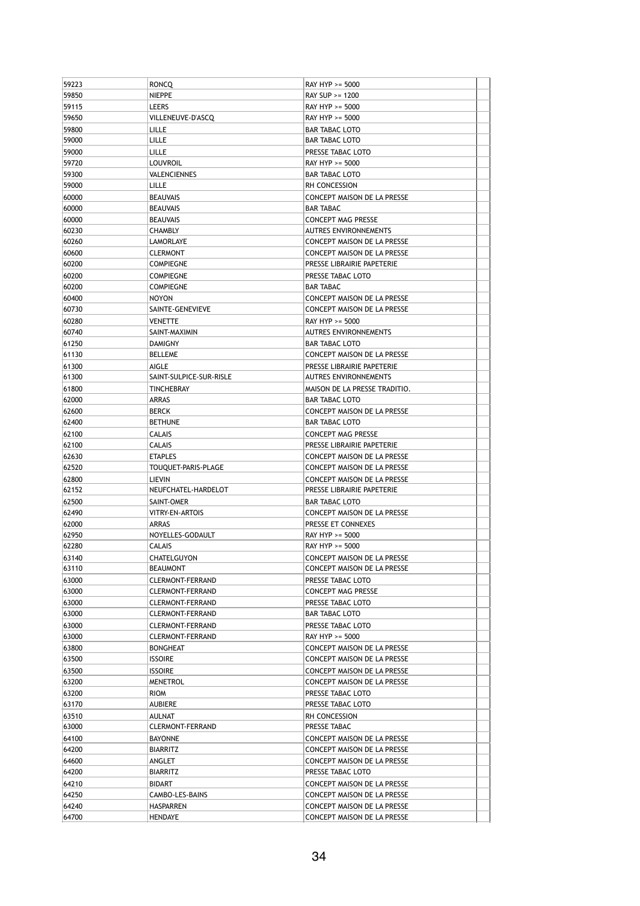| | | | |
|---|---|---|---|
| 59223 | RONCQ | RAY HYP >= 5000 | |
| 59850 | NIEPPE | RAY SUP >= 1200 | |
| 59115 | LEERS | RAY HYP >= 5000 | |
| 59650 | VILLENEUVE-D'ASCQ | RAY HYP >= 5000 | |
| 59800 | LILLE | BAR TABAC LOTO | |
| 59000 | LILLE | BAR TABAC LOTO | |
| 59000 | LILLE | PRESSE TABAC LOTO | |
| 59720 | LOUVROIL | RAY HYP >= 5000 | |
| 59300 | VALENCIENNES | BAR TABAC LOTO | |
| 59000 | LILLE | RH CONCESSION | |
| 60000 | BEAUVAIS | CONCEPT MAISON DE LA PRESSE | |
| 60000 | BEAUVAIS | BAR TABAC | |
| 60000 | BEAUVAIS | CONCEPT MAG PRESSE | |
| 60230 | CHAMBLY | AUTRES ENVIRONNEMENTS | |
| 60260 | LAMORLAYE | CONCEPT MAISON DE LA PRESSE | |
| 60600 | CLERMONT | CONCEPT MAISON DE LA PRESSE | |
| 60200 | COMPIEGNE | PRESSE LIBRAIRIE PAPETERIE | |
| 60200 | COMPIEGNE | PRESSE TABAC LOTO | |
| 60200 | COMPIEGNE | BAR TABAC | |
| 60400 | NOYON | CONCEPT MAISON DE LA PRESSE | |
| 60730 | SAINTE-GENEVIEVE | CONCEPT MAISON DE LA PRESSE | |
| 60280 | VENETTE | RAY HYP >= 5000 | |
| 60740 | SAINT-MAXIMIN | AUTRES ENVIRONNEMENTS | |
| 61250 | DAMIGNY | BAR TABAC LOTO | |
| 61130 | BELLEME | CONCEPT MAISON DE LA PRESSE | |
| 61300 | AIGLE | PRESSE LIBRAIRIE PAPETERIE | |
| 61300 | SAINT-SULPICE-SUR-RISLE | AUTRES ENVIRONNEMENTS | |
| 61800 | TINCHEBRAY | MAISON DE LA PRESSE TRADITIO. | |
| 62000 | ARRAS | BAR TABAC LOTO | |
| 62600 | BERCK | CONCEPT MAISON DE LA PRESSE | |
| 62400 | BETHUNE | BAR TABAC LOTO | |
| 62100 | CALAIS | CONCEPT MAG PRESSE | |
| 62100 | CALAIS | PRESSE LIBRAIRIE PAPETERIE | |
| 62630 | ETAPLES | CONCEPT MAISON DE LA PRESSE | |
| 62520 | TOUQUET-PARIS-PLAGE | CONCEPT MAISON DE LA PRESSE | |
| 62800 | LIEVIN | CONCEPT MAISON DE LA PRESSE | |
| 62152 | NEUFCHATEL-HARDELOT | PRESSE LIBRAIRIE PAPETERIE | |
| 62500 | SAINT-OMER | BAR TABAC LOTO | |
| 62490 | VITRY-EN-ARTOIS | CONCEPT MAISON DE LA PRESSE | |
| 62000 | ARRAS | PRESSE ET CONNEXES | |
| 62950 | NOYELLES-GODAULT | RAY HYP >= 5000 | |
| 62280 | CALAIS | RAY HYP >= 5000 | |
| 63140 | CHATELGUYON | CONCEPT MAISON DE LA PRESSE | |
| 63110 | BEAUMONT | CONCEPT MAISON DE LA PRESSE | |
| 63000 | CLERMONT-FERRAND | PRESSE TABAC LOTO | |
| 63000 | CLERMONT-FERRAND | CONCEPT MAG PRESSE | |
| 63000 | CLERMONT-FERRAND | PRESSE TABAC LOTO | |
| 63000 | CLERMONT-FERRAND | BAR TABAC LOTO | |
| 63000 | CLERMONT-FERRAND | PRESSE TABAC LOTO | |
| 63000 | CLERMONT-FERRAND | RAY HYP >= 5000 | |
| 63800 | BONGHEAT | CONCEPT MAISON DE LA PRESSE | |
| 63500 | ISSOIRE | CONCEPT MAISON DE LA PRESSE | |
| 63500 | ISSOIRE | CONCEPT MAISON DE LA PRESSE | |
| 63200 | MENETROL | CONCEPT MAISON DE LA PRESSE | |
| 63200 | RIOM | PRESSE TABAC LOTO | |
| 63170 | AUBIERE | PRESSE TABAC LOTO | |
| 63510 | AULNAT | RH CONCESSION | |
| 63000 | CLERMONT-FERRAND | PRESSE TABAC | |
| 64100 | BAYONNE | CONCEPT MAISON DE LA PRESSE | |
| 64200 | BIARRITZ | CONCEPT MAISON DE LA PRESSE | |
| 64600 | ANGLET | CONCEPT MAISON DE LA PRESSE | |
| 64200 | BIARRITZ | PRESSE TABAC LOTO | |
| 64210 | BIDART | CONCEPT MAISON DE LA PRESSE | |
| 64250 | CAMBO-LES-BAINS | CONCEPT MAISON DE LA PRESSE | |
| 64240 | HASPARREN | CONCEPT MAISON DE LA PRESSE | |
| 64700 | HENDAYE | CONCEPT MAISON DE LA PRESSE | |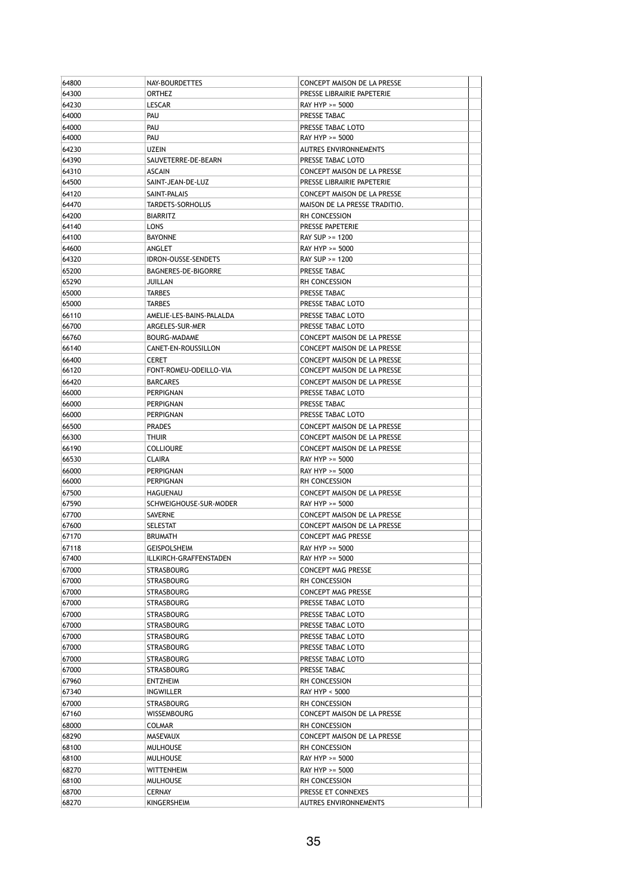| | | | |
|---|---|---|---|
| 64800 | NAY-BOURDETTES | CONCEPT MAISON DE LA PRESSE | |
| 64300 | ORTHEZ | PRESSE LIBRAIRIE PAPETERIE | |
| 64230 | LESCAR | RAY HYP >= 5000 | |
| 64000 | PAU | PRESSE TABAC | |
| 64000 | PAU | PRESSE TABAC LOTO | |
| 64000 | PAU | RAY HYP >= 5000 | |
| 64230 | UZEIN | AUTRES ENVIRONNEMENTS | |
| 64390 | SAUVETERRE-DE-BEARN | PRESSE TABAC LOTO | |
| 64310 | ASCAIN | CONCEPT MAISON DE LA PRESSE | |
| 64500 | SAINT-JEAN-DE-LUZ | PRESSE LIBRAIRIE PAPETERIE | |
| 64120 | SAINT-PALAIS | CONCEPT MAISON DE LA PRESSE | |
| 64470 | TARDETS-SORHOLUS | MAISON DE LA PRESSE TRADITIO. | |
| 64200 | BIARRITZ | RH CONCESSION | |
| 64140 | LONS | PRESSE PAPETERIE | |
| 64100 | BAYONNE | RAY SUP >= 1200 | |
| 64600 | ANGLET | RAY HYP >= 5000 | |
| 64320 | IDRON-OUSSE-SENDETS | RAY SUP >= 1200 | |
| 65200 | BAGNERES-DE-BIGORRE | PRESSE TABAC | |
| 65290 | JUILLAN | RH CONCESSION | |
| 65000 | TARBES | PRESSE TABAC | |
| 65000 | TARBES | PRESSE TABAC LOTO | |
| 66110 | AMELIE-LES-BAINS-PALALDA | PRESSE TABAC LOTO | |
| 66700 | ARGELES-SUR-MER | PRESSE TABAC LOTO | |
| 66760 | BOURG-MADAME | CONCEPT MAISON DE LA PRESSE | |
| 66140 | CANET-EN-ROUSSILLON | CONCEPT MAISON DE LA PRESSE | |
| 66400 | CERET | CONCEPT MAISON DE LA PRESSE | |
| 66120 | FONT-ROMEU-ODEILLO-VIA | CONCEPT MAISON DE LA PRESSE | |
| 66420 | BARCARES | CONCEPT MAISON DE LA PRESSE | |
| 66000 | PERPIGNAN | PRESSE TABAC LOTO | |
| 66000 | PERPIGNAN | PRESSE TABAC | |
| 66000 | PERPIGNAN | PRESSE TABAC LOTO | |
| 66500 | PRADES | CONCEPT MAISON DE LA PRESSE | |
| 66300 | THUIR | CONCEPT MAISON DE LA PRESSE | |
| 66190 | COLLIOURE | CONCEPT MAISON DE LA PRESSE | |
| 66530 | CLAIRA | RAY HYP >= 5000 | |
| 66000 | PERPIGNAN | RAY HYP >= 5000 | |
| 66000 | PERPIGNAN | RH CONCESSION | |
| 67500 | HAGUENAU | CONCEPT MAISON DE LA PRESSE | |
| 67590 | SCHWEIGHOUSE-SUR-MODER | RAY HYP >= 5000 | |
| 67700 | SAVERNE | CONCEPT MAISON DE LA PRESSE | |
| 67600 | SELESTAT | CONCEPT MAISON DE LA PRESSE | |
| 67170 | BRUMATH | CONCEPT MAG PRESSE | |
| 67118 | GEISPOLSHEIM | RAY HYP >= 5000 | |
| 67400 | ILLKIRCH-GRAFFENSTADEN | RAY HYP >= 5000 | |
| 67000 | STRASBOURG | CONCEPT MAG PRESSE | |
| 67000 | STRASBOURG | RH CONCESSION | |
| 67000 | STRASBOURG | CONCEPT MAG PRESSE | |
| 67000 | STRASBOURG | PRESSE TABAC LOTO | |
| 67000 | STRASBOURG | PRESSE TABAC LOTO | |
| 67000 | STRASBOURG | PRESSE TABAC LOTO | |
| 67000 | STRASBOURG | PRESSE TABAC LOTO | |
| 67000 | STRASBOURG | PRESSE TABAC LOTO | |
| 67000 | STRASBOURG | PRESSE TABAC LOTO | |
| 67000 | STRASBOURG | PRESSE TABAC | |
| 67960 | ENTZHEIM | RH CONCESSION | |
| 67340 | INGWILLER | RAY HYP < 5000 | |
| 67000 | STRASBOURG | RH CONCESSION | |
| 67160 | WISSEMBOURG | CONCEPT MAISON DE LA PRESSE | |
| 68000 | COLMAR | RH CONCESSION | |
| 68290 | MASEVAUX | CONCEPT MAISON DE LA PRESSE | |
| 68100 | MULHOUSE | RH CONCESSION | |
| 68100 | MULHOUSE | RAY HYP >= 5000 | |
| 68270 | WITTENHEIM | RAY HYP >= 5000 | |
| 68100 | MULHOUSE | RH CONCESSION | |
| 68700 | CERNAY | PRESSE ET CONNEXES | |
| 68270 | KINGERSHEIM | AUTRES ENVIRONNEMENTS | |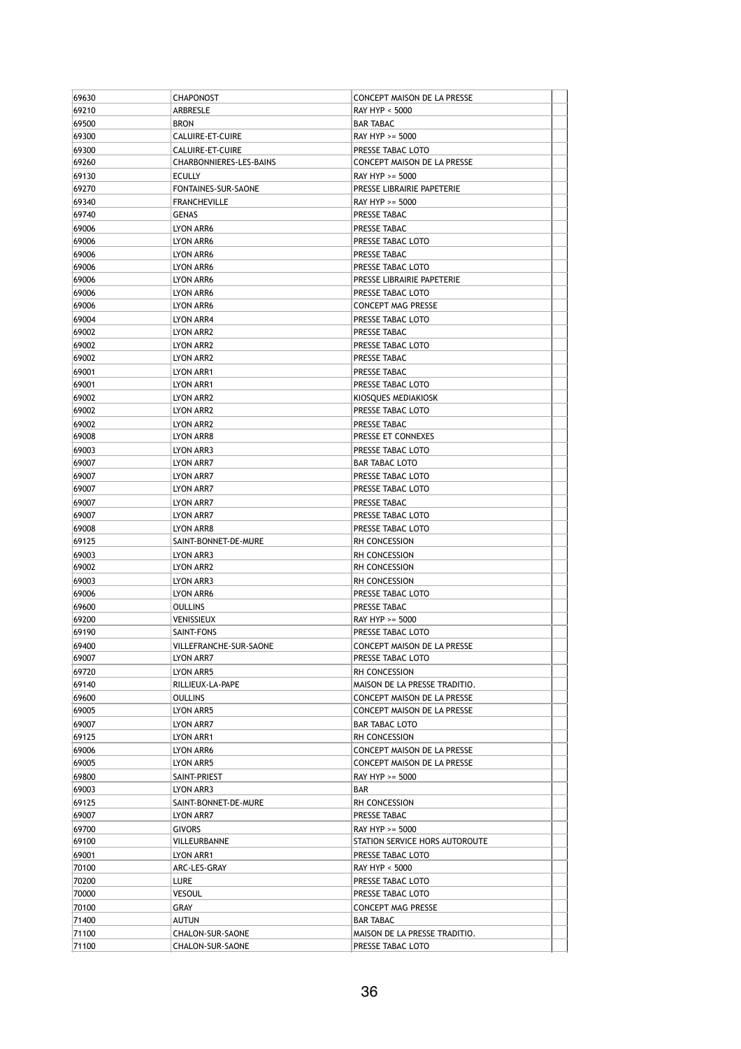| | | | |
|---|---|---|---|
| 69630 | CHAPONOST | CONCEPT MAISON DE LA PRESSE | |
| 69210 | ARBRESLE | RAY HYP < 5000 | |
| 69500 | BRON | BAR TABAC | |
| 69300 | CALUIRE-ET-CUIRE | RAY HYP >= 5000 | |
| 69300 | CALUIRE-ET-CUIRE | PRESSE TABAC LOTO | |
| 69260 | CHARBONNIERES-LES-BAINS | CONCEPT MAISON DE LA PRESSE | |
| 69130 | ECULLY | RAY HYP >= 5000 | |
| 69270 | FONTAINES-SUR-SAONE | PRESSE LIBRAIRIE PAPETERIE | |
| 69340 | FRANCHEVILLE | RAY HYP >= 5000 | |
| 69740 | GENAS | PRESSE TABAC | |
| 69006 | LYON ARR6 | PRESSE TABAC | |
| 69006 | LYON ARR6 | PRESSE TABAC LOTO | |
| 69006 | LYON ARR6 | PRESSE TABAC | |
| 69006 | LYON ARR6 | PRESSE TABAC LOTO | |
| 69006 | LYON ARR6 | PRESSE LIBRAIRIE PAPETERIE | |
| 69006 | LYON ARR6 | PRESSE TABAC LOTO | |
| 69006 | LYON ARR6 | CONCEPT MAG PRESSE | |
| 69004 | LYON ARR4 | PRESSE TABAC LOTO | |
| 69002 | LYON ARR2 | PRESSE TABAC | |
| 69002 | LYON ARR2 | PRESSE TABAC LOTO | |
| 69002 | LYON ARR2 | PRESSE TABAC | |
| 69001 | LYON ARR1 | PRESSE TABAC | |
| 69001 | LYON ARR1 | PRESSE TABAC LOTO | |
| 69002 | LYON ARR2 | KIOSQUES MEDIAKIOSK | |
| 69002 | LYON ARR2 | PRESSE TABAC LOTO | |
| 69002 | LYON ARR2 | PRESSE TABAC | |
| 69008 | LYON ARR8 | PRESSE ET CONNEXES | |
| 69003 | LYON ARR3 | PRESSE TABAC LOTO | |
| 69007 | LYON ARR7 | BAR TABAC LOTO | |
| 69007 | LYON ARR7 | PRESSE TABAC LOTO | |
| 69007 | LYON ARR7 | PRESSE TABAC LOTO | |
| 69007 | LYON ARR7 | PRESSE TABAC | |
| 69007 | LYON ARR7 | PRESSE TABAC LOTO | |
| 69008 | LYON ARR8 | PRESSE TABAC LOTO | |
| 69125 | SAINT-BONNET-DE-MURE | RH CONCESSION | |
| 69003 | LYON ARR3 | RH CONCESSION | |
| 69002 | LYON ARR2 | RH CONCESSION | |
| 69003 | LYON ARR3 | RH CONCESSION | |
| 69006 | LYON ARR6 | PRESSE TABAC LOTO | |
| 69600 | OULLINS | PRESSE TABAC | |
| 69200 | VENISSIEUX | RAY HYP >= 5000 | |
| 69190 | SAINT-FONS | PRESSE TABAC LOTO | |
| 69400 | VILLEFRANCHE-SUR-SAONE | CONCEPT MAISON DE LA PRESSE | |
| 69007 | LYON ARR7 | PRESSE TABAC LOTO | |
| 69720 | LYON ARR5 | RH CONCESSION | |
| 69140 | RILLIEUX-LA-PAPE | MAISON DE LA PRESSE TRADITIO. | |
| 69600 | OULLINS | CONCEPT MAISON DE LA PRESSE | |
| 69005 | LYON ARR5 | CONCEPT MAISON DE LA PRESSE | |
| 69007 | LYON ARR7 | BAR TABAC LOTO | |
| 69125 | LYON ARR1 | RH CONCESSION | |
| 69006 | LYON ARR6 | CONCEPT MAISON DE LA PRESSE | |
| 69005 | LYON ARR5 | CONCEPT MAISON DE LA PRESSE | |
| 69800 | SAINT-PRIEST | RAY HYP >= 5000 | |
| 69003 | LYON ARR3 | BAR | |
| 69125 | SAINT-BONNET-DE-MURE | RH CONCESSION | |
| 69007 | LYON ARR7 | PRESSE TABAC | |
| 69700 | GIVORS | RAY HYP >= 5000 | |
| 69100 | VILLEURBANNE | STATION SERVICE HORS AUTOROUTE | |
| 69001 | LYON ARR1 | PRESSE TABAC LOTO | |
| 70100 | ARC-LES-GRAY | RAY HYP < 5000 | |
| 70200 | LURE | PRESSE TABAC LOTO | |
| 70000 | VESOUL | PRESSE TABAC LOTO | |
| 70100 | GRAY | CONCEPT MAG PRESSE | |
| 71400 | AUTUN | BAR TABAC | |
| 71100 | CHALON-SUR-SAONE | MAISON DE LA PRESSE TRADITIO. | |
| 71100 | CHALON-SUR-SAONE | PRESSE TABAC LOTO | |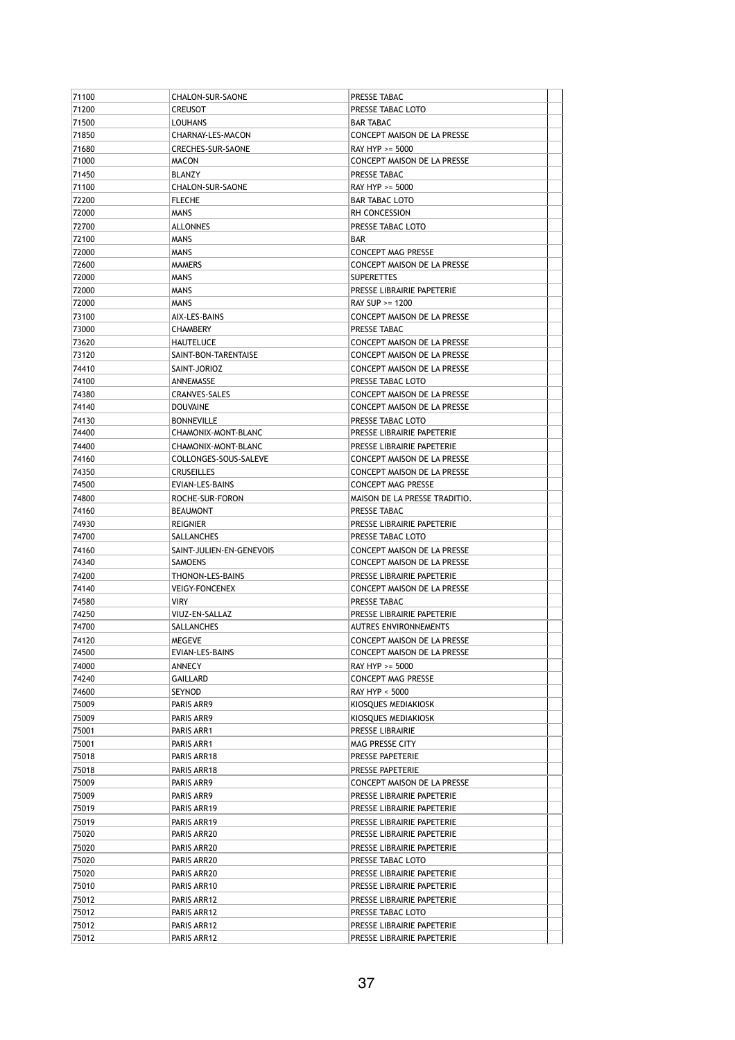| | | | |
|---|---|---|---|
| 71100 | CHALON-SUR-SAONE | PRESSE TABAC | |
| 71200 | CREUSOT | PRESSE TABAC LOTO | |
| 71500 | LOUHANS | BAR TABAC | |
| 71850 | CHARNAY-LES-MACON | CONCEPT MAISON DE LA PRESSE | |
| 71680 | CRECHES-SUR-SAONE | RAY HYP >= 5000 | |
| 71000 | MACON | CONCEPT MAISON DE LA PRESSE | |
| 71450 | BLANZY | PRESSE TABAC | |
| 71100 | CHALON-SUR-SAONE | RAY HYP >= 5000 | |
| 72200 | FLECHE | BAR TABAC LOTO | |
| 72000 | MANS | RH CONCESSION | |
| 72700 | ALLONNES | PRESSE TABAC LOTO | |
| 72100 | MANS | BAR | |
| 72000 | MANS | CONCEPT MAG PRESSE | |
| 72600 | MAMERS | CONCEPT MAISON DE LA PRESSE | |
| 72000 | MANS | SUPERETTES | |
| 72000 | MANS | PRESSE LIBRAIRIE PAPETERIE | |
| 72000 | MANS | RAY SUP >= 1200 | |
| 73100 | AIX-LES-BAINS | CONCEPT MAISON DE LA PRESSE | |
| 73000 | CHAMBERY | PRESSE TABAC | |
| 73620 | HAUTELUCE | CONCEPT MAISON DE LA PRESSE | |
| 73120 | SAINT-BON-TARENTAISE | CONCEPT MAISON DE LA PRESSE | |
| 74410 | SAINT-JORIOZ | CONCEPT MAISON DE LA PRESSE | |
| 74100 | ANNEMASSE | PRESSE TABAC LOTO | |
| 74380 | CRANVES-SALES | CONCEPT MAISON DE LA PRESSE | |
| 74140 | DOUVAINE | CONCEPT MAISON DE LA PRESSE | |
| 74130 | BONNEVILLE | PRESSE TABAC LOTO | |
| 74400 | CHAMONIX-MONT-BLANC | PRESSE LIBRAIRIE PAPETERIE | |
| 74400 | CHAMONIX-MONT-BLANC | PRESSE LIBRAIRIE PAPETERIE | |
| 74160 | COLLONGES-SOUS-SALEVE | CONCEPT MAISON DE LA PRESSE | |
| 74350 | CRUSEILLES | CONCEPT MAISON DE LA PRESSE | |
| 74500 | EVIAN-LES-BAINS | CONCEPT MAG PRESSE | |
| 74800 | ROCHE-SUR-FORON | MAISON DE LA PRESSE TRADITIO. | |
| 74160 | BEAUMONT | PRESSE TABAC | |
| 74930 | REIGNIER | PRESSE LIBRAIRIE PAPETERIE | |
| 74700 | SALLANCHES | PRESSE TABAC LOTO | |
| 74160 | SAINT-JULIEN-EN-GENEVOIS | CONCEPT MAISON DE LA PRESSE | |
| 74340 | SAMOENS | CONCEPT MAISON DE LA PRESSE | |
| 74200 | THONON-LES-BAINS | PRESSE LIBRAIRIE PAPETERIE | |
| 74140 | VEIGY-FONCENEX | CONCEPT MAISON DE LA PRESSE | |
| 74580 | VIRY | PRESSE TABAC | |
| 74250 | VIUZ-EN-SALLAZ | PRESSE LIBRAIRIE PAPETERIE | |
| 74700 | SALLANCHES | AUTRES ENVIRONNEMENTS | |
| 74120 | MEGEVE | CONCEPT MAISON DE LA PRESSE | |
| 74500 | EVIAN-LES-BAINS | CONCEPT MAISON DE LA PRESSE | |
| 74000 | ANNECY | RAY HYP >= 5000 | |
| 74240 | GAILLARD | CONCEPT MAG PRESSE | |
| 74600 | SEYNOD | RAY HYP < 5000 | |
| 75009 | PARIS ARR9 | KIOSQUES MEDIAKIOSK | |
| 75009 | PARIS ARR9 | KIOSQUES MEDIAKIOSK | |
| 75001 | PARIS ARR1 | PRESSE LIBRAIRIE | |
| 75001 | PARIS ARR1 | MAG PRESSE CITY | |
| 75018 | PARIS ARR18 | PRESSE PAPETERIE | |
| 75018 | PARIS ARR18 | PRESSE PAPETERIE | |
| 75009 | PARIS ARR9 | CONCEPT MAISON DE LA PRESSE | |
| 75009 | PARIS ARR9 | PRESSE LIBRAIRIE PAPETERIE | |
| 75019 | PARIS ARR19 | PRESSE LIBRAIRIE PAPETERIE | |
| 75019 | PARIS ARR19 | PRESSE LIBRAIRIE PAPETERIE | |
| 75020 | PARIS ARR20 | PRESSE LIBRAIRIE PAPETERIE | |
| 75020 | PARIS ARR20 | PRESSE LIBRAIRIE PAPETERIE | |
| 75020 | PARIS ARR20 | PRESSE TABAC LOTO | |
| 75020 | PARIS ARR20 | PRESSE LIBRAIRIE PAPETERIE | |
| 75010 | PARIS ARR10 | PRESSE LIBRAIRIE PAPETERIE | |
| 75012 | PARIS ARR12 | PRESSE LIBRAIRIE PAPETERIE | |
| 75012 | PARIS ARR12 | PRESSE TABAC LOTO | |
| 75012 | PARIS ARR12 | PRESSE LIBRAIRIE PAPETERIE | |
| 75012 | PARIS ARR12 | PRESSE LIBRAIRIE PAPETERIE | |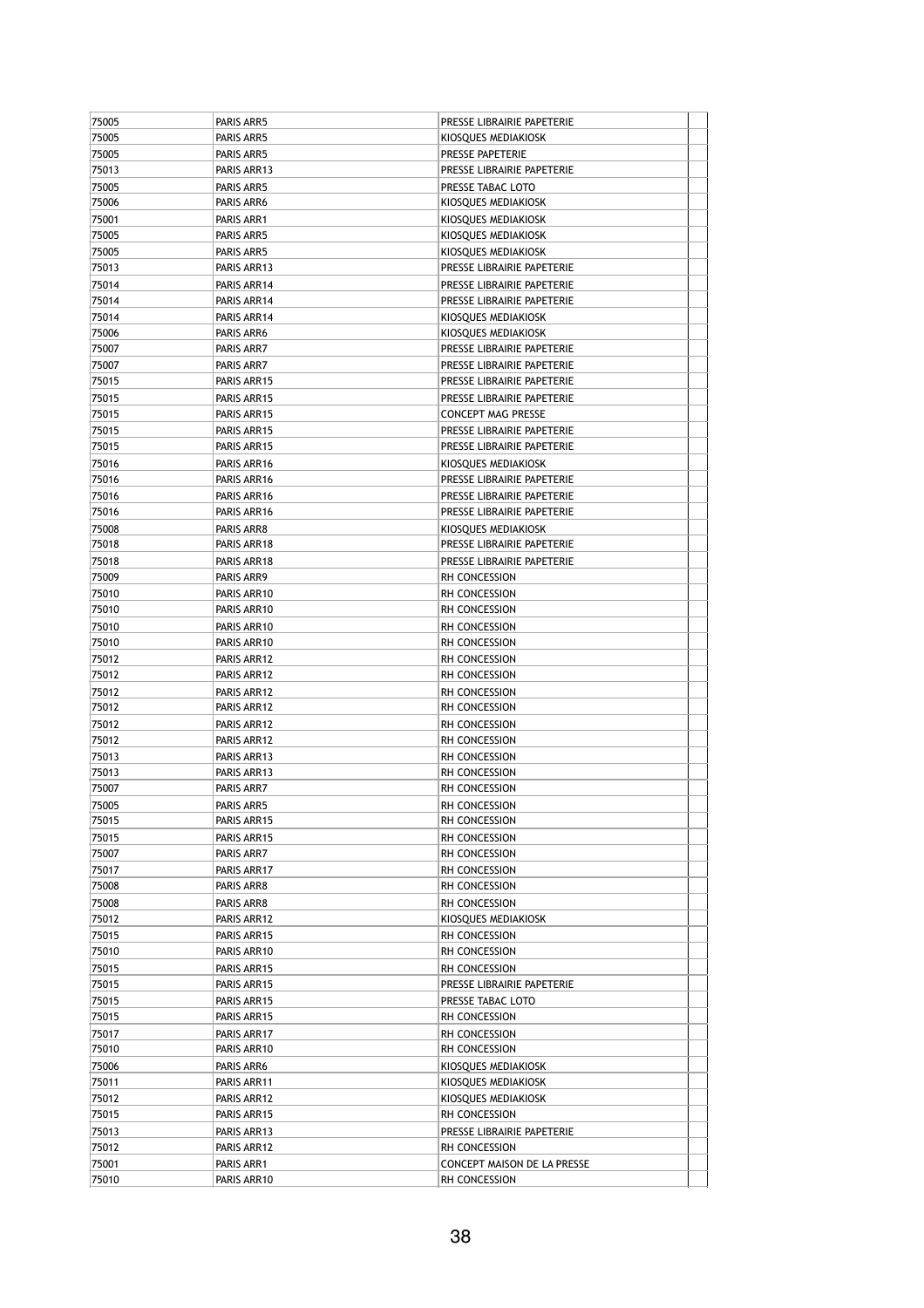| | | | |
|---|---|---|---|
| 75005 | PARIS ARR5 | PRESSE LIBRAIRIE PAPETERIE | |
| 75005 | PARIS ARR5 | KIOSQUES MEDIAKIOSK | |
| 75005 | PARIS ARR5 | PRESSE PAPETERIE | |
| 75013 | PARIS ARR13 | PRESSE LIBRAIRIE PAPETERIE | |
| 75005 | PARIS ARR5 | PRESSE TABAC LOTO | |
| 75006 | PARIS ARR6 | KIOSQUES MEDIAKIOSK | |
| 75001 | PARIS ARR1 | KIOSQUES MEDIAKIOSK | |
| 75005 | PARIS ARR5 | KIOSQUES MEDIAKIOSK | |
| 75005 | PARIS ARR5 | KIOSQUES MEDIAKIOSK | |
| 75013 | PARIS ARR13 | PRESSE LIBRAIRIE PAPETERIE | |
| 75014 | PARIS ARR14 | PRESSE LIBRAIRIE PAPETERIE | |
| 75014 | PARIS ARR14 | PRESSE LIBRAIRIE PAPETERIE | |
| 75014 | PARIS ARR14 | KIOSQUES MEDIAKIOSK | |
| 75006 | PARIS ARR6 | KIOSQUES MEDIAKIOSK | |
| 75007 | PARIS ARR7 | PRESSE LIBRAIRIE PAPETERIE | |
| 75007 | PARIS ARR7 | PRESSE LIBRAIRIE PAPETERIE | |
| 75015 | PARIS ARR15 | PRESSE LIBRAIRIE PAPETERIE | |
| 75015 | PARIS ARR15 | PRESSE LIBRAIRIE PAPETERIE | |
| 75015 | PARIS ARR15 | CONCEPT MAG PRESSE | |
| 75015 | PARIS ARR15 | PRESSE LIBRAIRIE PAPETERIE | |
| 75015 | PARIS ARR15 | PRESSE LIBRAIRIE PAPETERIE | |
| 75016 | PARIS ARR16 | KIOSQUES MEDIAKIOSK | |
| 75016 | PARIS ARR16 | PRESSE LIBRAIRIE PAPETERIE | |
| 75016 | PARIS ARR16 | PRESSE LIBRAIRIE PAPETERIE | |
| 75016 | PARIS ARR16 | PRESSE LIBRAIRIE PAPETERIE | |
| 75008 | PARIS ARR8 | KIOSQUES MEDIAKIOSK | |
| 75018 | PARIS ARR18 | PRESSE LIBRAIRIE PAPETERIE | |
| 75018 | PARIS ARR18 | PRESSE LIBRAIRIE PAPETERIE | |
| 75009 | PARIS ARR9 | RH CONCESSION | |
| 75010 | PARIS ARR10 | RH CONCESSION | |
| 75010 | PARIS ARR10 | RH CONCESSION | |
| 75010 | PARIS ARR10 | RH CONCESSION | |
| 75010 | PARIS ARR10 | RH CONCESSION | |
| 75012 | PARIS ARR12 | RH CONCESSION | |
| 75012 | PARIS ARR12 | RH CONCESSION | |
| 75012 | PARIS ARR12 | RH CONCESSION | |
| 75012 | PARIS ARR12 | RH CONCESSION | |
| 75012 | PARIS ARR12 | RH CONCESSION | |
| 75012 | PARIS ARR12 | RH CONCESSION | |
| 75013 | PARIS ARR13 | RH CONCESSION | |
| 75013 | PARIS ARR13 | RH CONCESSION | |
| 75007 | PARIS ARR7 | RH CONCESSION | |
| 75005 | PARIS ARR5 | RH CONCESSION | |
| 75015 | PARIS ARR15 | RH CONCESSION | |
| 75015 | PARIS ARR15 | RH CONCESSION | |
| 75007 | PARIS ARR7 | RH CONCESSION | |
| 75017 | PARIS ARR17 | RH CONCESSION | |
| 75008 | PARIS ARR8 | RH CONCESSION | |
| 75008 | PARIS ARR8 | RH CONCESSION | |
| 75012 | PARIS ARR12 | KIOSQUES MEDIAKIOSK | |
| 75015 | PARIS ARR15 | RH CONCESSION | |
| 75010 | PARIS ARR10 | RH CONCESSION | |
| 75015 | PARIS ARR15 | RH CONCESSION | |
| 75015 | PARIS ARR15 | PRESSE LIBRAIRIE PAPETERIE | |
| 75015 | PARIS ARR15 | PRESSE TABAC LOTO | |
| 75015 | PARIS ARR15 | RH CONCESSION | |
| 75017 | PARIS ARR17 | RH CONCESSION | |
| 75010 | PARIS ARR10 | RH CONCESSION | |
| 75006 | PARIS ARR6 | KIOSQUES MEDIAKIOSK | |
| 75011 | PARIS ARR11 | KIOSQUES MEDIAKIOSK | |
| 75012 | PARIS ARR12 | KIOSQUES MEDIAKIOSK | |
| 75015 | PARIS ARR15 | RH CONCESSION | |
| 75013 | PARIS ARR13 | PRESSE LIBRAIRIE PAPETERIE | |
| 75012 | PARIS ARR12 | RH CONCESSION | |
| 75001 | PARIS ARR1 | CONCEPT MAISON DE LA PRESSE | |
| 75010 | PARIS ARR10 | RH CONCESSION | |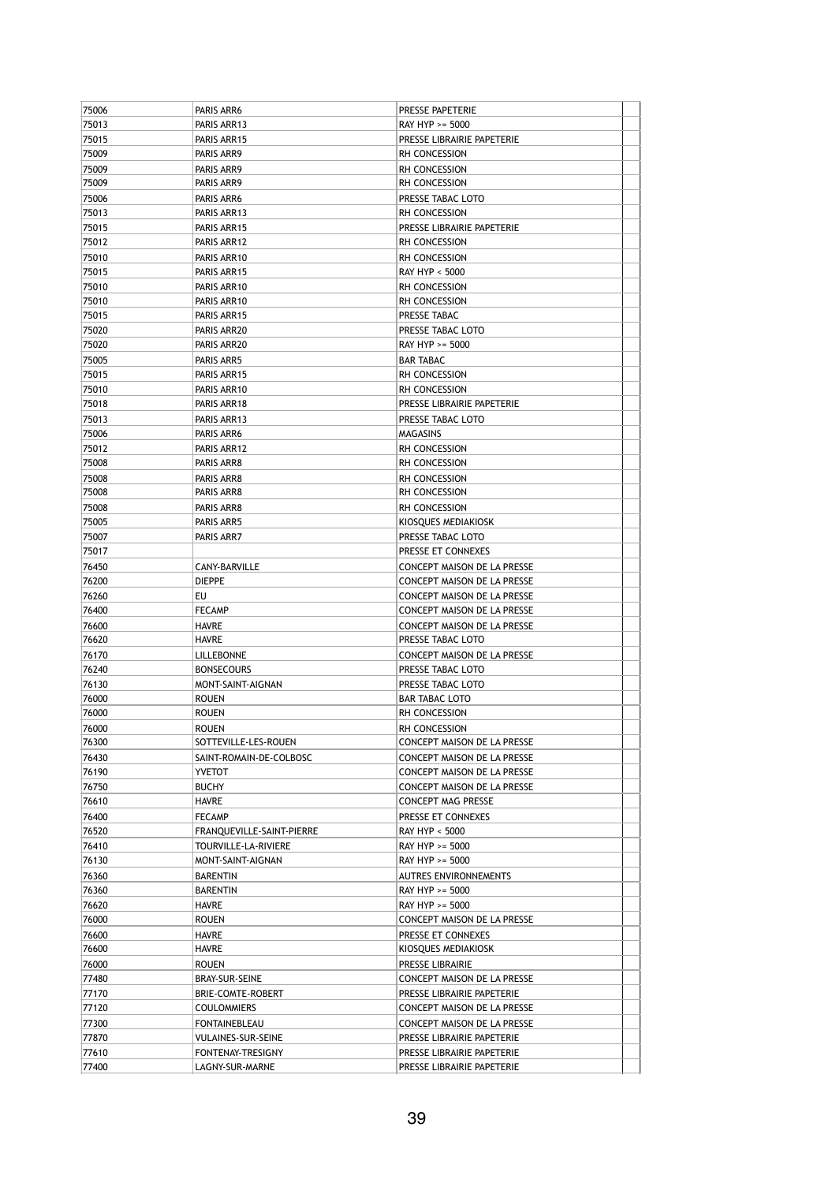| 75006 | PARIS ARR6 | PRESSE PAPETERIE | |
|---|---|---|---|
| 75013 | PARIS ARR13 | RAY HYP >= 5000 | |
| 75015 | PARIS ARR15 | PRESSE LIBRAIRIE PAPETERIE | |
| 75009 | PARIS ARR9 | RH CONCESSION | |
| 75009 | PARIS ARR9 | RH CONCESSION | |
| 75009 | PARIS ARR9 | RH CONCESSION | |
| 75006 | PARIS ARR6 | PRESSE TABAC LOTO | |
| 75013 | PARIS ARR13 | RH CONCESSION | |
| 75015 | PARIS ARR15 | PRESSE LIBRAIRIE PAPETERIE | |
| 75012 | PARIS ARR12 | RH CONCESSION | |
| 75010 | PARIS ARR10 | RH CONCESSION | |
| 75015 | PARIS ARR15 | RAY HYP < 5000 | |
| 75010 | PARIS ARR10 | RH CONCESSION | |
| 75010 | PARIS ARR10 | RH CONCESSION | |
| 75015 | PARIS ARR15 | PRESSE TABAC | |
| 75020 | PARIS ARR20 | PRESSE TABAC LOTO | |
| 75020 | PARIS ARR20 | RAY HYP >= 5000 | |
| 75005 | PARIS ARR5 | BAR TABAC | |
| 75015 | PARIS ARR15 | RH CONCESSION | |
| 75010 | PARIS ARR10 | RH CONCESSION | |
| 75018 | PARIS ARR18 | PRESSE LIBRAIRIE PAPETERIE | |
| 75013 | PARIS ARR13 | PRESSE TABAC LOTO | |
| 75006 | PARIS ARR6 | MAGASINS | |
| 75012 | PARIS ARR12 | RH CONCESSION | |
| 75008 | PARIS ARR8 | RH CONCESSION | |
| 75008 | PARIS ARR8 | RH CONCESSION | |
| 75008 | PARIS ARR8 | RH CONCESSION | |
| 75008 | PARIS ARR8 | RH CONCESSION | |
| 75005 | PARIS ARR5 | KIOSQUES MEDIAKIOSK | |
| 75007 | PARIS ARR7 | PRESSE TABAC LOTO | |
| 75017 | | PRESSE ET CONNEXES | |
| 76450 | CANY-BARVILLE | CONCEPT MAISON DE LA PRESSE | |
| 76200 | DIEPPE | CONCEPT MAISON DE LA PRESSE | |
| 76260 | EU | CONCEPT MAISON DE LA PRESSE | |
| 76400 | FECAMP | CONCEPT MAISON DE LA PRESSE | |
| 76600 | HAVRE | CONCEPT MAISON DE LA PRESSE | |
| 76620 | HAVRE | PRESSE TABAC LOTO | |
| 76170 | LILLEBONNE | CONCEPT MAISON DE LA PRESSE | |
| 76240 | BONSECOURS | PRESSE TABAC LOTO | |
| 76130 | MONT-SAINT-AIGNAN | PRESSE TABAC LOTO | |
| 76000 | ROUEN | BAR TABAC LOTO | |
| 76000 | ROUEN | RH CONCESSION | |
| 76000 | ROUEN | RH CONCESSION | |
| 76300 | SOTTEVILLE-LES-ROUEN | CONCEPT MAISON DE LA PRESSE | |
| 76430 | SAINT-ROMAIN-DE-COLBOSC | CONCEPT MAISON DE LA PRESSE | |
| 76190 | YVETOT | CONCEPT MAISON DE LA PRESSE | |
| 76750 | BUCHY | CONCEPT MAISON DE LA PRESSE | |
| 76610 | HAVRE | CONCEPT MAG PRESSE | |
| 76400 | FECAMP | PRESSE ET CONNEXES | |
| 76520 | FRANQUEVILLE-SAINT-PIERRE | RAY HYP < 5000 | |
| 76410 | TOURVILLE-LA-RIVIERE | RAY HYP >= 5000 | |
| 76130 | MONT-SAINT-AIGNAN | RAY HYP >= 5000 | |
| 76360 | BARENTIN | AUTRES ENVIRONNEMENTS | |
| 76360 | BARENTIN | RAY HYP >= 5000 | |
| 76620 | HAVRE | RAY HYP >= 5000 | |
| 76000 | ROUEN | CONCEPT MAISON DE LA PRESSE | |
| 76600 | HAVRE | PRESSE ET CONNEXES | |
| 76600 | HAVRE | KIOSQUES MEDIAKIOSK | |
| 76000 | ROUEN | PRESSE LIBRAIRIE | |
| 77480 | BRAY-SUR-SEINE | CONCEPT MAISON DE LA PRESSE | |
| 77170 | BRIE-COMTE-ROBERT | PRESSE LIBRAIRIE PAPETERIE | |
| 77120 | COULOMMIERS | CONCEPT MAISON DE LA PRESSE | |
| 77300 | FONTAINEBLEAU | CONCEPT MAISON DE LA PRESSE | |
| 77870 | VULAINES-SUR-SEINE | PRESSE LIBRAIRIE PAPETERIE | |
| 77610 | FONTENAY-TRESIGNY | PRESSE LIBRAIRIE PAPETERIE | |
| 77400 | LAGNY-SUR-MARNE | PRESSE LIBRAIRIE PAPETERIE | |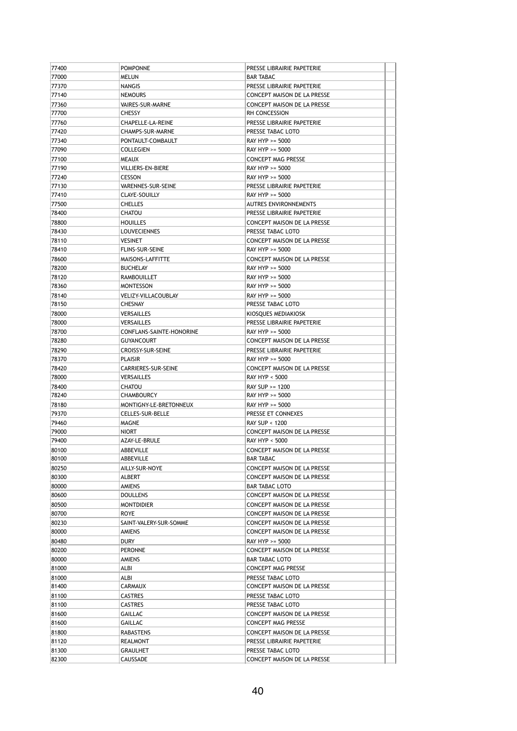| | | | |
|---|---|---|---|
| 77400 | POMPONNE | PRESSE LIBRAIRIE PAPETERIE | |
| 77000 | MELUN | BAR TABAC | |
| 77370 | NANGIS | PRESSE LIBRAIRIE PAPETERIE | |
| 77140 | NEMOURS | CONCEPT MAISON DE LA PRESSE | |
| 77360 | VAIRES-SUR-MARNE | CONCEPT MAISON DE LA PRESSE | |
| 77700 | CHESSY | RH CONCESSION | |
| 77760 | CHAPELLE-LA-REINE | PRESSE LIBRAIRIE PAPETERIE | |
| 77420 | CHAMPS-SUR-MARNE | PRESSE TABAC LOTO | |
| 77340 | PONTAULT-COMBAULT | RAY HYP >= 5000 | |
| 77090 | COLLEGIEN | RAY HYP >= 5000 | |
| 77100 | MEAUX | CONCEPT MAG PRESSE | |
| 77190 | VILLIERS-EN-BIERE | RAY HYP >= 5000 | |
| 77240 | CESSON | RAY HYP >= 5000 | |
| 77130 | VARENNES-SUR-SEINE | PRESSE LIBRAIRIE PAPETERIE | |
| 77410 | CLAYE-SOUILLY | RAY HYP >= 5000 | |
| 77500 | CHELLES | AUTRES ENVIRONNEMENTS | |
| 78400 | CHATOU | PRESSE LIBRAIRIE PAPETERIE | |
| 78800 | HOUILLES | CONCEPT MAISON DE LA PRESSE | |
| 78430 | LOUVECIENNES | PRESSE TABAC LOTO | |
| 78110 | VESINET | CONCEPT MAISON DE LA PRESSE | |
| 78410 | FLINS-SUR-SEINE | RAY HYP >= 5000 | |
| 78600 | MAISONS-LAFFITTE | CONCEPT MAISON DE LA PRESSE | |
| 78200 | BUCHELAY | RAY HYP >= 5000 | |
| 78120 | RAMBOUILLET | RAY HYP >= 5000 | |
| 78360 | MONTESSON | RAY HYP >= 5000 | |
| 78140 | VELIZY-VILLACOUBLAY | RAY HYP >= 5000 | |
| 78150 | CHESNAY | PRESSE TABAC LOTO | |
| 78000 | VERSAILLES | KIOSQUES MEDIAKIOSK | |
| 78000 | VERSAILLES | PRESSE LIBRAIRIE PAPETERIE | |
| 78700 | CONFLANS-SAINTE-HONORINE | RAY HYP >= 5000 | |
| 78280 | GUYANCOURT | CONCEPT MAISON DE LA PRESSE | |
| 78290 | CROISSY-SUR-SEINE | PRESSE LIBRAIRIE PAPETERIE | |
| 78370 | PLAISIR | RAY HYP >= 5000 | |
| 78420 | CARRIERES-SUR-SEINE | CONCEPT MAISON DE LA PRESSE | |
| 78000 | VERSAILLES | RAY HYP < 5000 | |
| 78400 | CHATOU | RAY SUP >= 1200 | |
| 78240 | CHAMBOURCY | RAY HYP >= 5000 | |
| 78180 | MONTIGNY-LE-BRETONNEUX | RAY HYP >= 5000 | |
| 79370 | CELLES-SUR-BELLE | PRESSE ET CONNEXES | |
| 79460 | MAGNE | RAY SUP < 1200 | |
| 79000 | NIORT | CONCEPT MAISON DE LA PRESSE | |
| 79400 | AZAY-LE-BRULE | RAY HYP < 5000 | |
| 80100 | ABBEVILLE | CONCEPT MAISON DE LA PRESSE | |
| 80100 | ABBEVILLE | BAR TABAC | |
| 80250 | AILLY-SUR-NOYE | CONCEPT MAISON DE LA PRESSE | |
| 80300 | ALBERT | CONCEPT MAISON DE LA PRESSE | |
| 80000 | AMIENS | BAR TABAC LOTO | |
| 80600 | DOULLENS | CONCEPT MAISON DE LA PRESSE | |
| 80500 | MONTDIDIER | CONCEPT MAISON DE LA PRESSE | |
| 80700 | ROYE | CONCEPT MAISON DE LA PRESSE | |
| 80230 | SAINT-VALERY-SUR-SOMME | CONCEPT MAISON DE LA PRESSE | |
| 80000 | AMIENS | CONCEPT MAISON DE LA PRESSE | |
| 80480 | DURY | RAY HYP >= 5000 | |
| 80200 | PERONNE | CONCEPT MAISON DE LA PRESSE | |
| 80000 | AMIENS | BAR TABAC LOTO | |
| 81000 | ALBI | CONCEPT MAG PRESSE | |
| 81000 | ALBI | PRESSE TABAC LOTO | |
| 81400 | CARMAUX | CONCEPT MAISON DE LA PRESSE | |
| 81100 | CASTRES | PRESSE TABAC LOTO | |
| 81100 | CASTRES | PRESSE TABAC LOTO | |
| 81600 | GAILLAC | CONCEPT MAISON DE LA PRESSE | |
| 81600 | GAILLAC | CONCEPT MAG PRESSE | |
| 81800 | RABASTENS | CONCEPT MAISON DE LA PRESSE | |
| 81120 | REALMONT | PRESSE LIBRAIRIE PAPETERIE | |
| 81300 | GRAULHET | PRESSE TABAC LOTO | |
| 82300 | CAUSSADE | CONCEPT MAISON DE LA PRESSE | |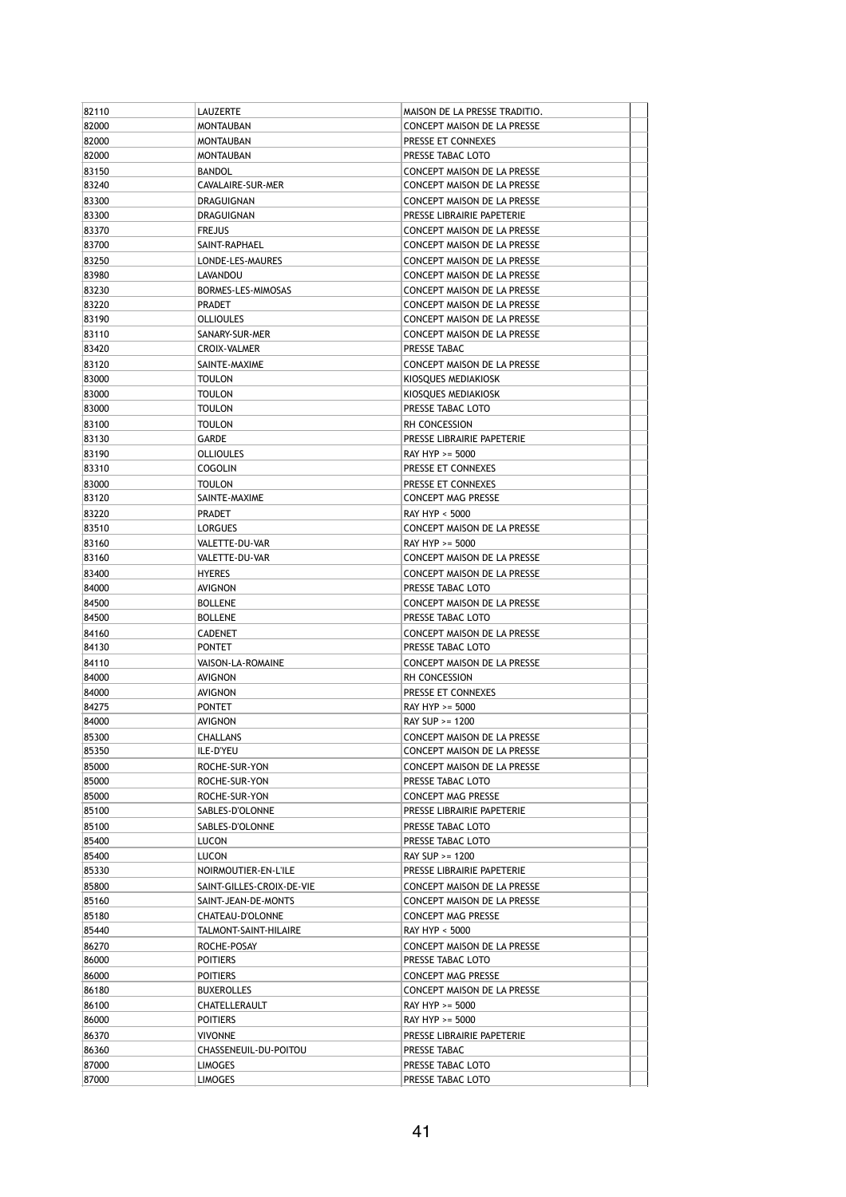| | | | |
|---|---|---|---|
| 82110 | LAUZERTE | MAISON DE LA PRESSE TRADITIO. | |
| 82000 | MONTAUBAN | CONCEPT MAISON DE LA PRESSE | |
| 82000 | MONTAUBAN | PRESSE ET CONNEXES | |
| 82000 | MONTAUBAN | PRESSE TABAC LOTO | |
| 83150 | BANDOL | CONCEPT MAISON DE LA PRESSE | |
| 83240 | CAVALAIRE-SUR-MER | CONCEPT MAISON DE LA PRESSE | |
| 83300 | DRAGUIGNAN | CONCEPT MAISON DE LA PRESSE | |
| 83300 | DRAGUIGNAN | PRESSE LIBRAIRIE PAPETERIE | |
| 83370 | FREJUS | CONCEPT MAISON DE LA PRESSE | |
| 83700 | SAINT-RAPHAEL | CONCEPT MAISON DE LA PRESSE | |
| 83250 | LONDE-LES-MAURES | CONCEPT MAISON DE LA PRESSE | |
| 83980 | LAVANDOU | CONCEPT MAISON DE LA PRESSE | |
| 83230 | BORMES-LES-MIMOSAS | CONCEPT MAISON DE LA PRESSE | |
| 83220 | PRADET | CONCEPT MAISON DE LA PRESSE | |
| 83190 | OLLIOULES | CONCEPT MAISON DE LA PRESSE | |
| 83110 | SANARY-SUR-MER | CONCEPT MAISON DE LA PRESSE | |
| 83420 | CROIX-VALMER | PRESSE TABAC | |
| 83120 | SAINTE-MAXIME | CONCEPT MAISON DE LA PRESSE | |
| 83000 | TOULON | KIOSQUES MEDIAKIOSK | |
| 83000 | TOULON | KIOSQUES MEDIAKIOSK | |
| 83000 | TOULON | PRESSE TABAC LOTO | |
| 83100 | TOULON | RH CONCESSION | |
| 83130 | GARDE | PRESSE LIBRAIRIE PAPETERIE | |
| 83190 | OLLIOULES | RAY HYP >= 5000 | |
| 83310 | COGOLIN | PRESSE ET CONNEXES | |
| 83000 | TOULON | PRESSE ET CONNEXES | |
| 83120 | SAINTE-MAXIME | CONCEPT MAG PRESSE | |
| 83220 | PRADET | RAY HYP < 5000 | |
| 83510 | LORGUES | CONCEPT MAISON DE LA PRESSE | |
| 83160 | VALETTE-DU-VAR | RAY HYP >= 5000 | |
| 83160 | VALETTE-DU-VAR | CONCEPT MAISON DE LA PRESSE | |
| 83400 | HYERES | CONCEPT MAISON DE LA PRESSE | |
| 84000 | AVIGNON | PRESSE TABAC LOTO | |
| 84500 | BOLLENE | CONCEPT MAISON DE LA PRESSE | |
| 84500 | BOLLENE | PRESSE TABAC LOTO | |
| 84160 | CADENET | CONCEPT MAISON DE LA PRESSE | |
| 84130 | PONTET | PRESSE TABAC LOTO | |
| 84110 | VAISON-LA-ROMAINE | CONCEPT MAISON DE LA PRESSE | |
| 84000 | AVIGNON | RH CONCESSION | |
| 84000 | AVIGNON | PRESSE ET CONNEXES | |
| 84275 | PONTET | RAY HYP >= 5000 | |
| 84000 | AVIGNON | RAY SUP >= 1200 | |
| 85300 | CHALLANS | CONCEPT MAISON DE LA PRESSE | |
| 85350 | ILE-D'YEU | CONCEPT MAISON DE LA PRESSE | |
| 85000 | ROCHE-SUR-YON | CONCEPT MAISON DE LA PRESSE | |
| 85000 | ROCHE-SUR-YON | PRESSE TABAC LOTO | |
| 85000 | ROCHE-SUR-YON | CONCEPT MAG PRESSE | |
| 85100 | SABLES-D'OLONNE | PRESSE LIBRAIRIE PAPETERIE | |
| 85100 | SABLES-D'OLONNE | PRESSE TABAC LOTO | |
| 85400 | LUCON | PRESSE TABAC LOTO | |
| 85400 | LUCON | RAY SUP >= 1200 | |
| 85330 | NOIRMOUTIER-EN-L'ILE | PRESSE LIBRAIRIE PAPETERIE | |
| 85800 | SAINT-GILLES-CROIX-DE-VIE | CONCEPT MAISON DE LA PRESSE | |
| 85160 | SAINT-JEAN-DE-MONTS | CONCEPT MAISON DE LA PRESSE | |
| 85180 | CHATEAU-D'OLONNE | CONCEPT MAG PRESSE | |
| 85440 | TALMONT-SAINT-HILAIRE | RAY HYP < 5000 | |
| 86270 | ROCHE-POSAY | CONCEPT MAISON DE LA PRESSE | |
| 86000 | POITIERS | PRESSE TABAC LOTO | |
| 86000 | POITIERS | CONCEPT MAG PRESSE | |
| 86180 | BUXEROLLES | CONCEPT MAISON DE LA PRESSE | |
| 86100 | CHATELLERAULT | RAY HYP >= 5000 | |
| 86000 | POITIERS | RAY HYP >= 5000 | |
| 86370 | VIVONNE | PRESSE LIBRAIRIE PAPETERIE | |
| 86360 | CHASSENEUIL-DU-POITOU | PRESSE TABAC | |
| 87000 | LIMOGES | PRESSE TABAC LOTO | |
| 87000 | LIMOGES | PRESSE TABAC LOTO | |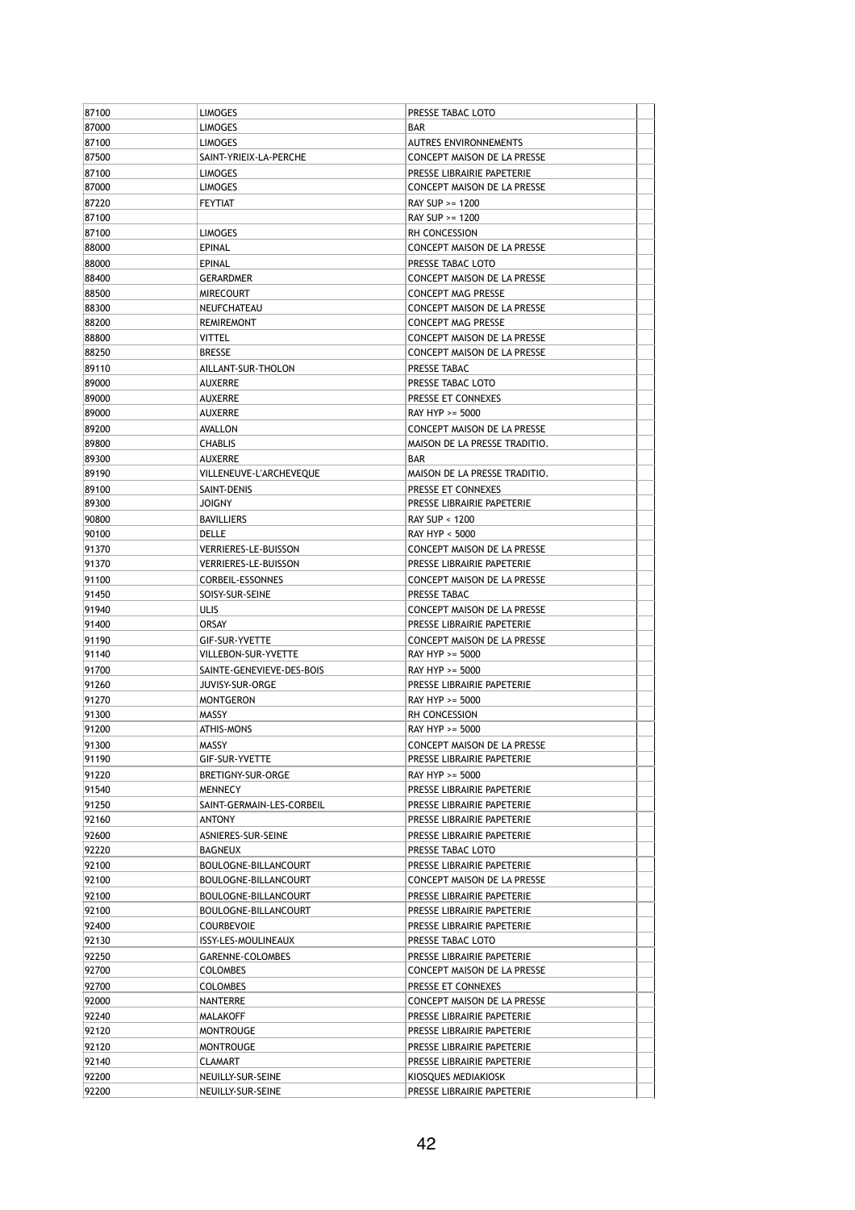| | | | |
|---|---|---|---|
| 87100 | LIMOGES | PRESSE TABAC LOTO | |
| 87000 | LIMOGES | BAR | |
| 87100 | LIMOGES | AUTRES ENVIRONNEMENTS | |
| 87500 | SAINT-YRIEIX-LA-PERCHE | CONCEPT MAISON DE LA PRESSE | |
| 87100 | LIMOGES | PRESSE LIBRAIRIE PAPETERIE | |
| 87000 | LIMOGES | CONCEPT MAISON DE LA PRESSE | |
| 87220 | FEYTIAT | RAY SUP >= 1200 | |
| 87100 | | RAY SUP >= 1200 | |
| 87100 | LIMOGES | RH CONCESSION | |
| 88000 | EPINAL | CONCEPT MAISON DE LA PRESSE | |
| 88000 | EPINAL | PRESSE TABAC LOTO | |
| 88400 | GERARDMER | CONCEPT MAISON DE LA PRESSE | |
| 88500 | MIRECOURT | CONCEPT MAG PRESSE | |
| 88300 | NEUFCHATEAU | CONCEPT MAISON DE LA PRESSE | |
| 88200 | REMIREMONT | CONCEPT MAG PRESSE | |
| 88800 | VITTEL | CONCEPT MAISON DE LA PRESSE | |
| 88250 | BRESSE | CONCEPT MAISON DE LA PRESSE | |
| 89110 | AILLANT-SUR-THOLON | PRESSE TABAC | |
| 89000 | AUXERRE | PRESSE TABAC LOTO | |
| 89000 | AUXERRE | PRESSE ET CONNEXES | |
| 89000 | AUXERRE | RAY HYP >= 5000 | |
| 89200 | AVALLON | CONCEPT MAISON DE LA PRESSE | |
| 89800 | CHABLIS | MAISON DE LA PRESSE TRADITIO. | |
| 89300 | AUXERRE | BAR | |
| 89190 | VILLENEUVE-L'ARCHEVEQUE | MAISON DE LA PRESSE TRADITIO. | |
| 89100 | SAINT-DENIS | PRESSE ET CONNEXES | |
| 89300 | JOIGNY | PRESSE LIBRAIRIE PAPETERIE | |
| 90800 | BAVILLIERS | RAY SUP < 1200 | |
| 90100 | DELLE | RAY HYP < 5000 | |
| 91370 | VERRIERES-LE-BUISSON | CONCEPT MAISON DE LA PRESSE | |
| 91370 | VERRIERES-LE-BUISSON | PRESSE LIBRAIRIE PAPETERIE | |
| 91100 | CORBEIL-ESSONNES | CONCEPT MAISON DE LA PRESSE | |
| 91450 | SOISY-SUR-SEINE | PRESSE TABAC | |
| 91940 | ULIS | CONCEPT MAISON DE LA PRESSE | |
| 91400 | ORSAY | PRESSE LIBRAIRIE PAPETERIE | |
| 91190 | GIF-SUR-YVETTE | CONCEPT MAISON DE LA PRESSE | |
| 91140 | VILLEBON-SUR-YVETTE | RAY HYP >= 5000 | |
| 91700 | SAINTE-GENEVIEVE-DES-BOIS | RAY HYP >= 5000 | |
| 91260 | JUVISY-SUR-ORGE | PRESSE LIBRAIRIE PAPETERIE | |
| 91270 | MONTGERON | RAY HYP >= 5000 | |
| 91300 | MASSY | RH CONCESSION | |
| 91200 | ATHIS-MONS | RAY HYP >= 5000 | |
| 91300 | MASSY | CONCEPT MAISON DE LA PRESSE | |
| 91190 | GIF-SUR-YVETTE | PRESSE LIBRAIRIE PAPETERIE | |
| 91220 | BRETIGNY-SUR-ORGE | RAY HYP >= 5000 | |
| 91540 | MENNECY | PRESSE LIBRAIRIE PAPETERIE | |
| 91250 | SAINT-GERMAIN-LES-CORBEIL | PRESSE LIBRAIRIE PAPETERIE | |
| 92160 | ANTONY | PRESSE LIBRAIRIE PAPETERIE | |
| 92600 | ASNIERES-SUR-SEINE | PRESSE LIBRAIRIE PAPETERIE | |
| 92220 | BAGNEUX | PRESSE TABAC LOTO | |
| 92100 | BOULOGNE-BILLANCOURT | PRESSE LIBRAIRIE PAPETERIE | |
| 92100 | BOULOGNE-BILLANCOURT | CONCEPT MAISON DE LA PRESSE | |
| 92100 | BOULOGNE-BILLANCOURT | PRESSE LIBRAIRIE PAPETERIE | |
| 92100 | BOULOGNE-BILLANCOURT | PRESSE LIBRAIRIE PAPETERIE | |
| 92400 | COURBEVOIE | PRESSE LIBRAIRIE PAPETERIE | |
| 92130 | ISSY-LES-MOULINEAUX | PRESSE TABAC LOTO | |
| 92250 | GARENNE-COLOMBES | PRESSE LIBRAIRIE PAPETERIE | |
| 92700 | COLOMBES | CONCEPT MAISON DE LA PRESSE | |
| 92700 | COLOMBES | PRESSE ET CONNEXES | |
| 92000 | NANTERRE | CONCEPT MAISON DE LA PRESSE | |
| 92240 | MALAKOFF | PRESSE LIBRAIRIE PAPETERIE | |
| 92120 | MONTROUGE | PRESSE LIBRAIRIE PAPETERIE | |
| 92120 | MONTROUGE | PRESSE LIBRAIRIE PAPETERIE | |
| 92140 | CLAMART | PRESSE LIBRAIRIE PAPETERIE | |
| 92200 | NEUILLY-SUR-SEINE | KIOSQUES MEDIAKIOSK | |
| 92200 | NEUILLY-SUR-SEINE | PRESSE LIBRAIRIE PAPETERIE | |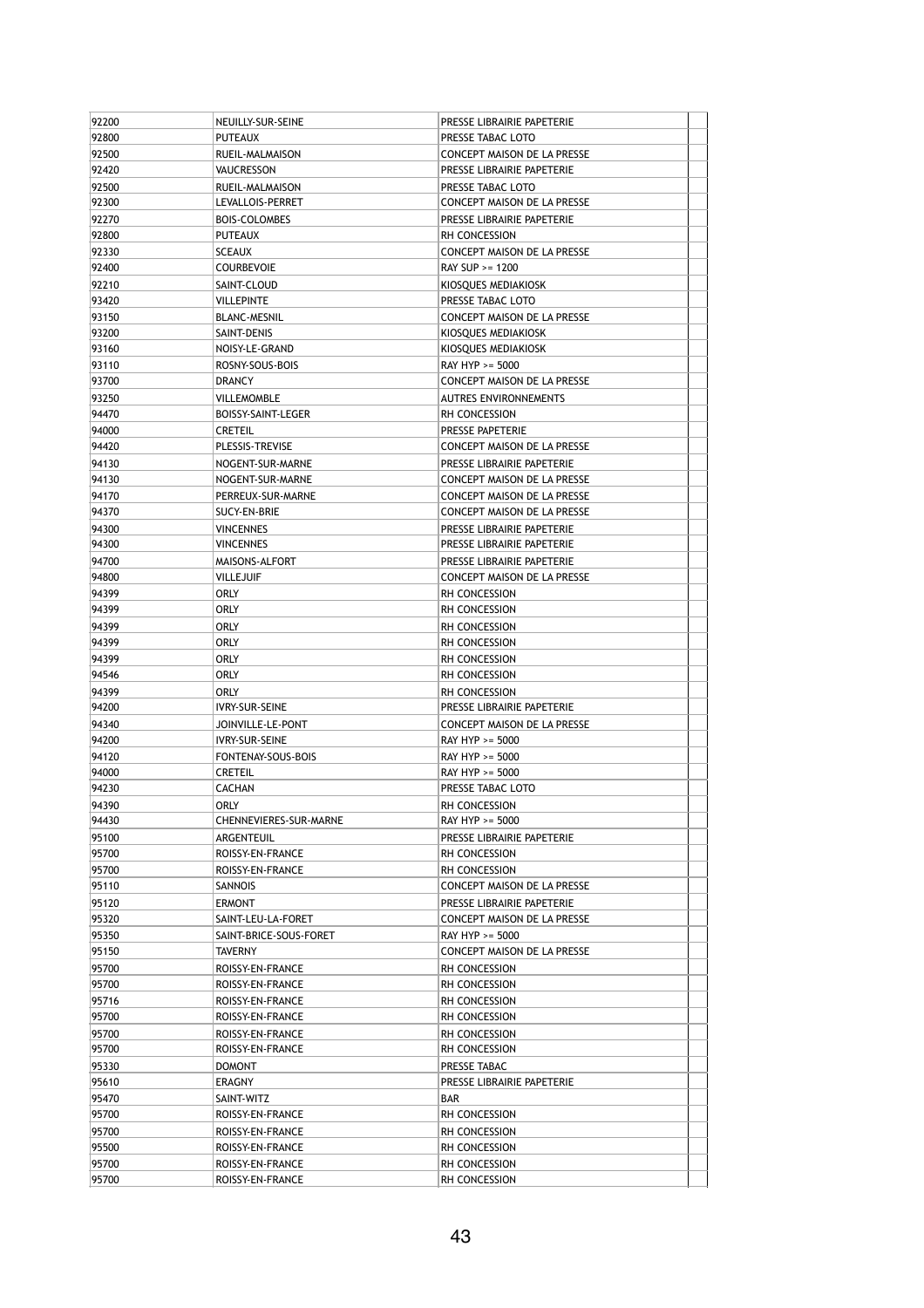| | | | |
|---|---|---|---|
| 92200 | NEUILLY-SUR-SEINE | PRESSE LIBRAIRIE PAPETERIE | |
| 92800 | PUTEAUX | PRESSE TABAC LOTO | |
| 92500 | RUEIL-MALMAISON | CONCEPT MAISON DE LA PRESSE | |
| 92420 | VAUCRESSON | PRESSE LIBRAIRIE PAPETERIE | |
| 92500 | RUEIL-MALMAISON | PRESSE TABAC LOTO | |
| 92300 | LEVALLOIS-PERRET | CONCEPT MAISON DE LA PRESSE | |
| 92270 | BOIS-COLOMBES | PRESSE LIBRAIRIE PAPETERIE | |
| 92800 | PUTEAUX | RH CONCESSION | |
| 92330 | SCEAUX | CONCEPT MAISON DE LA PRESSE | |
| 92400 | COURBEVOIE | RAY SUP >= 1200 | |
| 92210 | SAINT-CLOUD | KIOSQUES MEDIAKIOSK | |
| 93420 | VILLEPINTE | PRESSE TABAC LOTO | |
| 93150 | BLANC-MESNIL | CONCEPT MAISON DE LA PRESSE | |
| 93200 | SAINT-DENIS | KIOSQUES MEDIAKIOSK | |
| 93160 | NOISY-LE-GRAND | KIOSQUES MEDIAKIOSK | |
| 93110 | ROSNY-SOUS-BOIS | RAY HYP >= 5000 | |
| 93700 | DRANCY | CONCEPT MAISON DE LA PRESSE | |
| 93250 | VILLEMOMBLE | AUTRES ENVIRONNEMENTS | |
| 94470 | BOISSY-SAINT-LEGER | RH CONCESSION | |
| 94000 | CRETEIL | PRESSE PAPETERIE | |
| 94420 | PLESSIS-TREVISE | CONCEPT MAISON DE LA PRESSE | |
| 94130 | NOGENT-SUR-MARNE | PRESSE LIBRAIRIE PAPETERIE | |
| 94130 | NOGENT-SUR-MARNE | CONCEPT MAISON DE LA PRESSE | |
| 94170 | PERREUX-SUR-MARNE | CONCEPT MAISON DE LA PRESSE | |
| 94370 | SUCY-EN-BRIE | CONCEPT MAISON DE LA PRESSE | |
| 94300 | VINCENNES | PRESSE LIBRAIRIE PAPETERIE | |
| 94300 | VINCENNES | PRESSE LIBRAIRIE PAPETERIE | |
| 94700 | MAISONS-ALFORT | PRESSE LIBRAIRIE PAPETERIE | |
| 94800 | VILLEJUIF | CONCEPT MAISON DE LA PRESSE | |
| 94399 | ORLY | RH CONCESSION | |
| 94399 | ORLY | RH CONCESSION | |
| 94399 | ORLY | RH CONCESSION | |
| 94399 | ORLY | RH CONCESSION | |
| 94399 | ORLY | RH CONCESSION | |
| 94546 | ORLY | RH CONCESSION | |
| 94399 | ORLY | RH CONCESSION | |
| 94200 | IVRY-SUR-SEINE | PRESSE LIBRAIRIE PAPETERIE | |
| 94340 | JOINVILLE-LE-PONT | CONCEPT MAISON DE LA PRESSE | |
| 94200 | IVRY-SUR-SEINE | RAY HYP >= 5000 | |
| 94120 | FONTENAY-SOUS-BOIS | RAY HYP >= 5000 | |
| 94000 | CRETEIL | RAY HYP >= 5000 | |
| 94230 | CACHAN | PRESSE TABAC LOTO | |
| 94390 | ORLY | RH CONCESSION | |
| 94430 | CHENNEVIERES-SUR-MARNE | RAY HYP >= 5000 | |
| 95100 | ARGENTEUIL | PRESSE LIBRAIRIE PAPETERIE | |
| 95700 | ROISSY-EN-FRANCE | RH CONCESSION | |
| 95700 | ROISSY-EN-FRANCE | RH CONCESSION | |
| 95110 | SANNOIS | CONCEPT MAISON DE LA PRESSE | |
| 95120 | ERMONT | PRESSE LIBRAIRIE PAPETERIE | |
| 95320 | SAINT-LEU-LA-FORET | CONCEPT MAISON DE LA PRESSE | |
| 95350 | SAINT-BRICE-SOUS-FORET | RAY HYP >= 5000 | |
| 95150 | TAVERNY | CONCEPT MAISON DE LA PRESSE | |
| 95700 | ROISSY-EN-FRANCE | RH CONCESSION | |
| 95700 | ROISSY-EN-FRANCE | RH CONCESSION | |
| 95716 | ROISSY-EN-FRANCE | RH CONCESSION | |
| 95700 | ROISSY-EN-FRANCE | RH CONCESSION | |
| 95700 | ROISSY-EN-FRANCE | RH CONCESSION | |
| 95700 | ROISSY-EN-FRANCE | RH CONCESSION | |
| 95330 | DOMONT | PRESSE TABAC | |
| 95610 | ERAGNY | PRESSE LIBRAIRIE PAPETERIE | |
| 95470 | SAINT-WITZ | BAR | |
| 95700 | ROISSY-EN-FRANCE | RH CONCESSION | |
| 95700 | ROISSY-EN-FRANCE | RH CONCESSION | |
| 95500 | ROISSY-EN-FRANCE | RH CONCESSION | |
| 95700 | ROISSY-EN-FRANCE | RH CONCESSION | |
| 95700 | ROISSY-EN-FRANCE | RH CONCESSION | |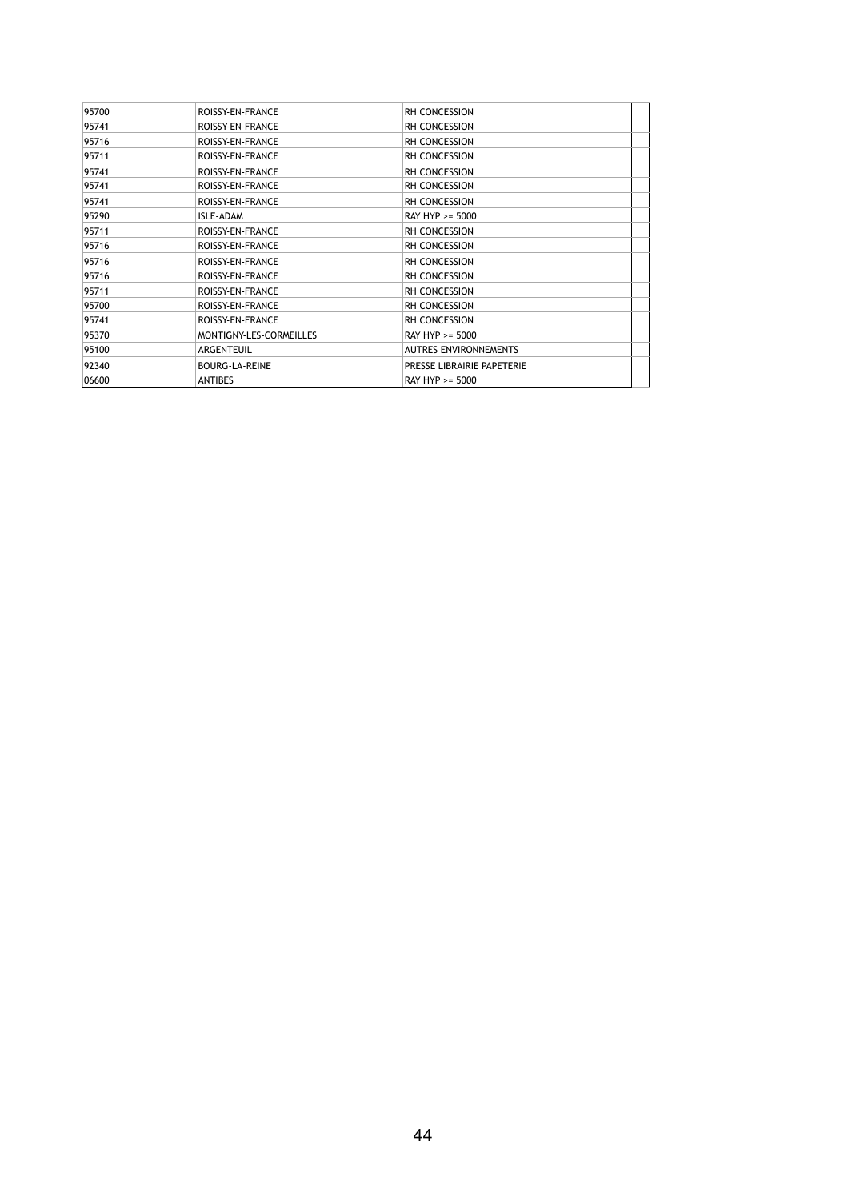| | | | |
|---|---|---|---|
| 95700 | ROISSY-EN-FRANCE | RH CONCESSION | |
| 95741 | ROISSY-EN-FRANCE | RH CONCESSION | |
| 95716 | ROISSY-EN-FRANCE | RH CONCESSION | |
| 95711 | ROISSY-EN-FRANCE | RH CONCESSION | |
| 95741 | ROISSY-EN-FRANCE | RH CONCESSION | |
| 95741 | ROISSY-EN-FRANCE | RH CONCESSION | |
| 95741 | ROISSY-EN-FRANCE | RH CONCESSION | |
| 95290 | ISLE-ADAM | RAY HYP >= 5000 | |
| 95711 | ROISSY-EN-FRANCE | RH CONCESSION | |
| 95716 | ROISSY-EN-FRANCE | RH CONCESSION | |
| 95716 | ROISSY-EN-FRANCE | RH CONCESSION | |
| 95716 | ROISSY-EN-FRANCE | RH CONCESSION | |
| 95711 | ROISSY-EN-FRANCE | RH CONCESSION | |
| 95700 | ROISSY-EN-FRANCE | RH CONCESSION | |
| 95741 | ROISSY-EN-FRANCE | RH CONCESSION | |
| 95370 | MONTIGNY-LES-CORMEILLES | RAY HYP >= 5000 | |
| 95100 | ARGENTEUIL | AUTRES ENVIRONNEMENTS | |
| 92340 | BOURG-LA-REINE | PRESSE LIBRAIRIE PAPETERIE | |
| 06600 | ANTIBES | RAY HYP >= 5000 | |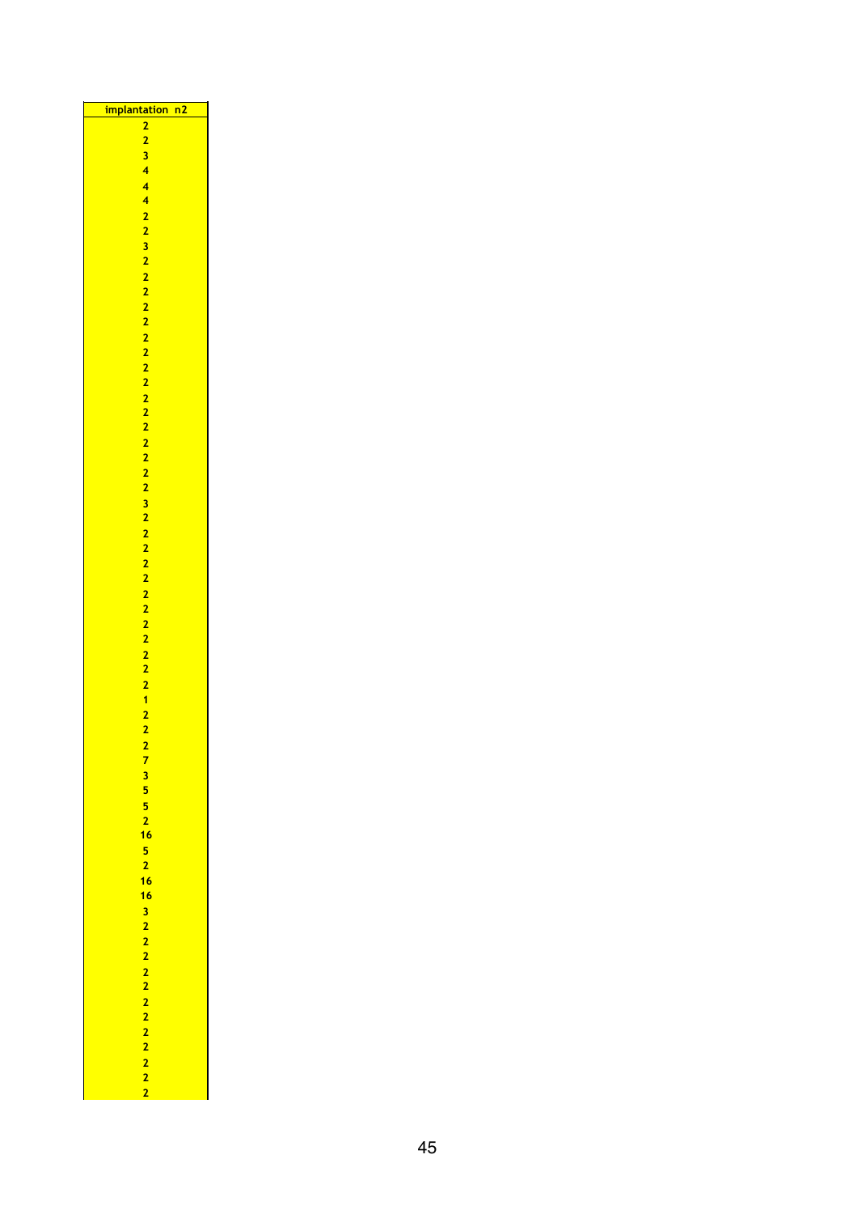| implantation n2 |
| --- |
| 2 |
| 2 |
| 3 |
| 4 |
| 4 |
| 4 |
| 2 |
| 2 |
| 3 |
| 2 |
| 2 |
| 2 |
| 2 |
| 2 |
| 2 |
| 2 |
| 2 |
| 2 |
| 2 |
| 2 |
| 2 |
| 2 |
| 2 |
| 2 |
| 2 |
| 3 |
| 2 |
| 2 |
| 2 |
| 2 |
| 2 |
| 2 |
| 2 |
| 2 |
| 2 |
| 2 |
| 2 |
| 2 |
| 1 |
| 2 |
| 2 |
| 2 |
| 7 |
| 3 |
| 5 |
| 5 |
| 2 |
| 16 |
| 5 |
| 2 |
| 16 |
| 16 |
| 3 |
| 2 |
| 2 |
| 2 |
| 2 |
| 2 |
| 2 |
| 2 |
| 2 |
| 2 |
| 2 |
| 2 |
| 2 |
| 2 |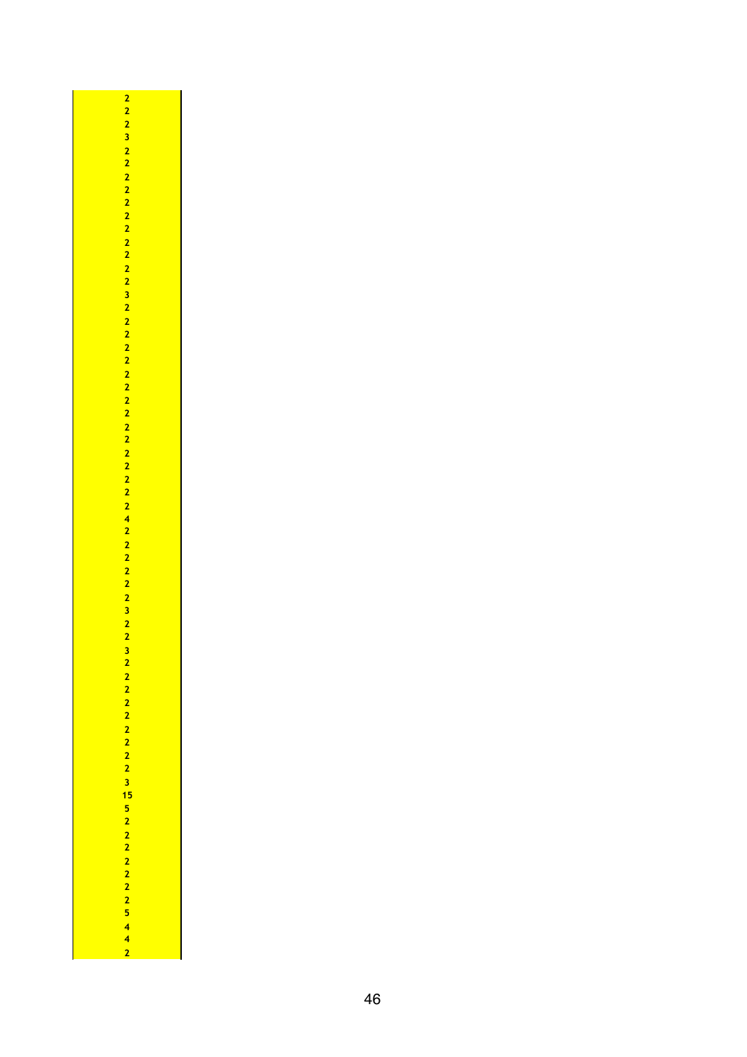| |
|---|
| 2 |
| 2 |
| 2 |
| 3 |
| 2 |
| 2 |
| 2 |
| 2 |
| 2 |
| 2 |
| 2 |
| 2 |
| 2 |
| 2 |
| 2 |
| 3 |
| 2 |
| 2 |
| 2 |
| 2 |
| 2 |
| 2 |
| 2 |
| 2 |
| 2 |
| 2 |
| 2 |
| 2 |
| 2 |
| 2 |
| 2 |
| 2 |
| 4 |
| 2 |
| 2 |
| 2 |
| 2 |
| 2 |
| 2 |
| 3 |
| 2 |
| 2 |
| 3 |
| 2 |
| 2 |
| 2 |
| 2 |
| 2 |
| 2 |
| 2 |
| 2 |
| 2 |
| 3 |
| 15 |
| 5 |
| 2 |
| 2 |
| 2 |
| 2 |
| 2 |
| 2 |
| 2 |
| 5 |
| 4 |
| 4 |
| 2 |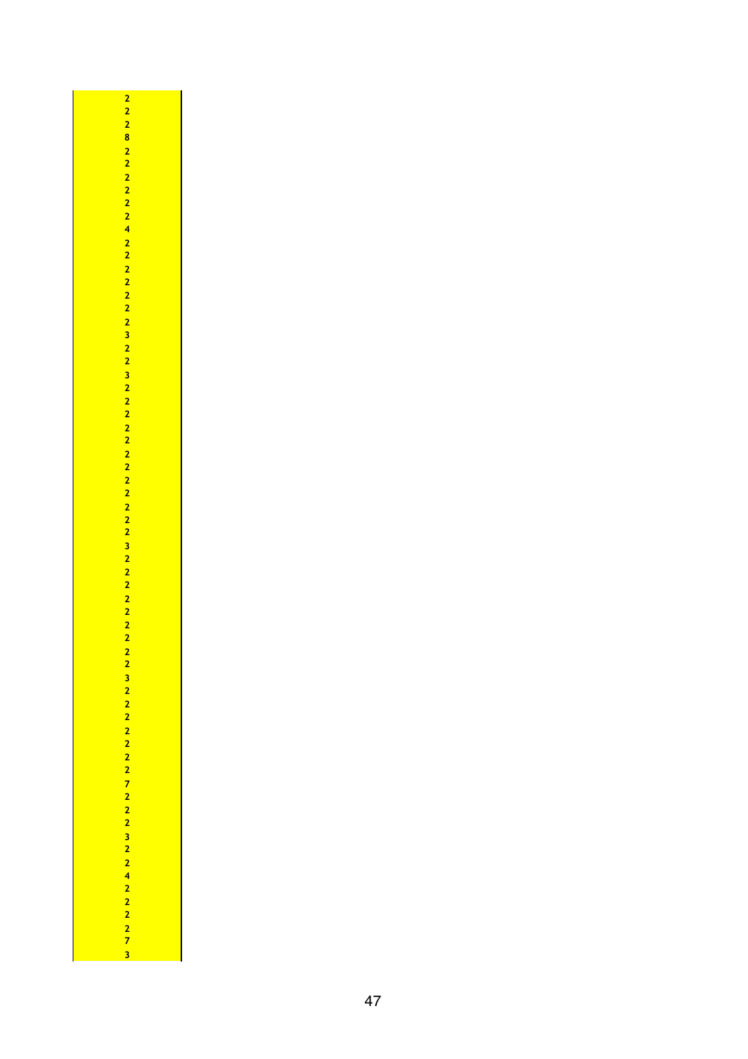| |
|---|
| 2 |
| 2 |
| 2 |
| 8 |
| 2 |
| 2 |
| 2 |
| 2 |
| 2 |
| 2 |
| 4 |
| 2 |
| 2 |
| 2 |
| 2 |
| 2 |
| 2 |
| 2 |
| 3 |
| 2 |
| 2 |
| 3 |
| 2 |
| 2 |
| 2 |
| 2 |
| 2 |
| 2 |
| 2 |
| 2 |
| 2 |
| 2 |
| 2 |
| 2 |
| 3 |
| 2 |
| 2 |
| 2 |
| 2 |
| 2 |
| 2 |
| 2 |
| 2 |
| 2 |
| 3 |
| 2 |
| 2 |
| 2 |
| 2 |
| 2 |
| 2 |
| 2 |
| 7 |
| 2 |
| 2 |
| 2 |
| 3 |
| 2 |
| 2 |
| 4 |
| 2 |
| 2 |
| 2 |
| 2 |
| 7 |
| 3 |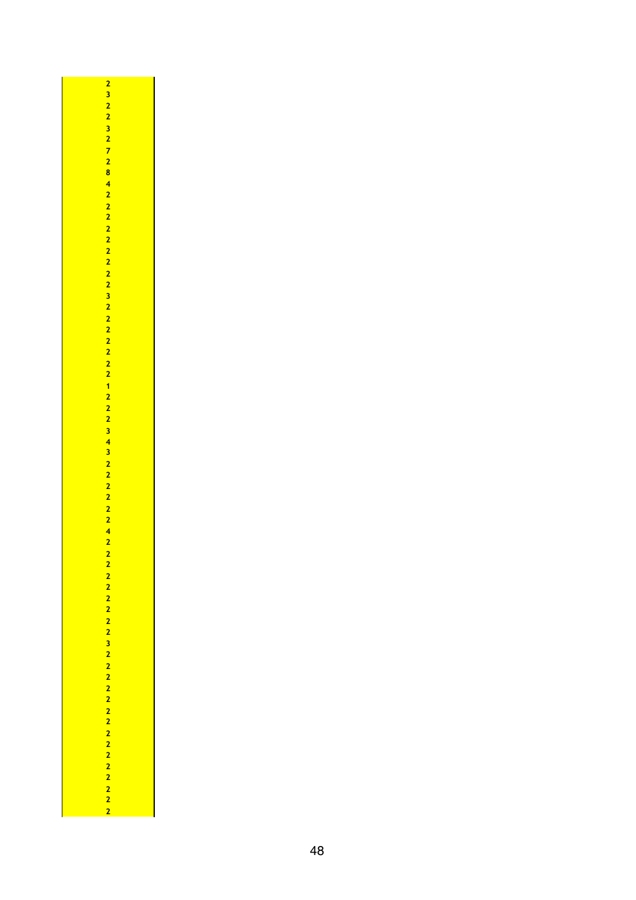| |
|---|
| 2 |
| 3 |
| 2 |
| 2 |
| 3 |
| 2 |
| 7 |
| 2 |
| 8 |
| 4 |
| 2 |
| 2 |
| 2 |
| 2 |
| 2 |
| 2 |
| 2 |
| 2 |
| 2 |
| 3 |
| 2 |
| 2 |
| 2 |
| 2 |
| 2 |
| 2 |
| 2 |
| 1 |
| 2 |
| 2 |
| 2 |
| 3 |
| 4 |
| 3 |
| 2 |
| 2 |
| 2 |
| 2 |
| 2 |
| 2 |
| 4 |
| 2 |
| 2 |
| 2 |
| 2 |
| 2 |
| 2 |
| 2 |
| 2 |
| 2 |
| 3 |
| 2 |
| 2 |
| 2 |
| 2 |
| 2 |
| 2 |
| 2 |
| 2 |
| 2 |
| 2 |
| 2 |
| 2 |
| 2 |
| 2 |
| 2 |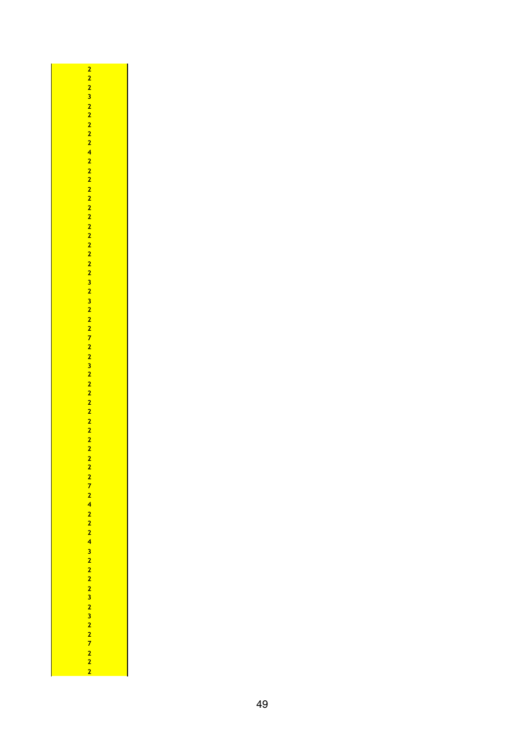| |
|---|
| 2 |
| 2 |
| 2 |
| 3 |
| 2 |
| 2 |
| 2 |
| 2 |
| 2 |
| 4 |
| 2 |
| 2 |
| 2 |
| 2 |
| 2 |
| 2 |
| 2 |
| 2 |
| 2 |
| 2 |
| 2 |
| 2 |
| 2 |
| 3 |
| 2 |
| 3 |
| 2 |
| 2 |
| 2 |
| 7 |
| 2 |
| 2 |
| 3 |
| 2 |
| 2 |
| 2 |
| 2 |
| 2 |
| 2 |
| 2 |
| 2 |
| 2 |
| 2 |
| 2 |
| 2 |
| 7 |
| 2 |
| 4 |
| 2 |
| 2 |
| 2 |
| 4 |
| 3 |
| 2 |
| 2 |
| 2 |
| 2 |
| 3 |
| 2 |
| 3 |
| 2 |
| 2 |
| 7 |
| 2 |
| 2 |
| 2 |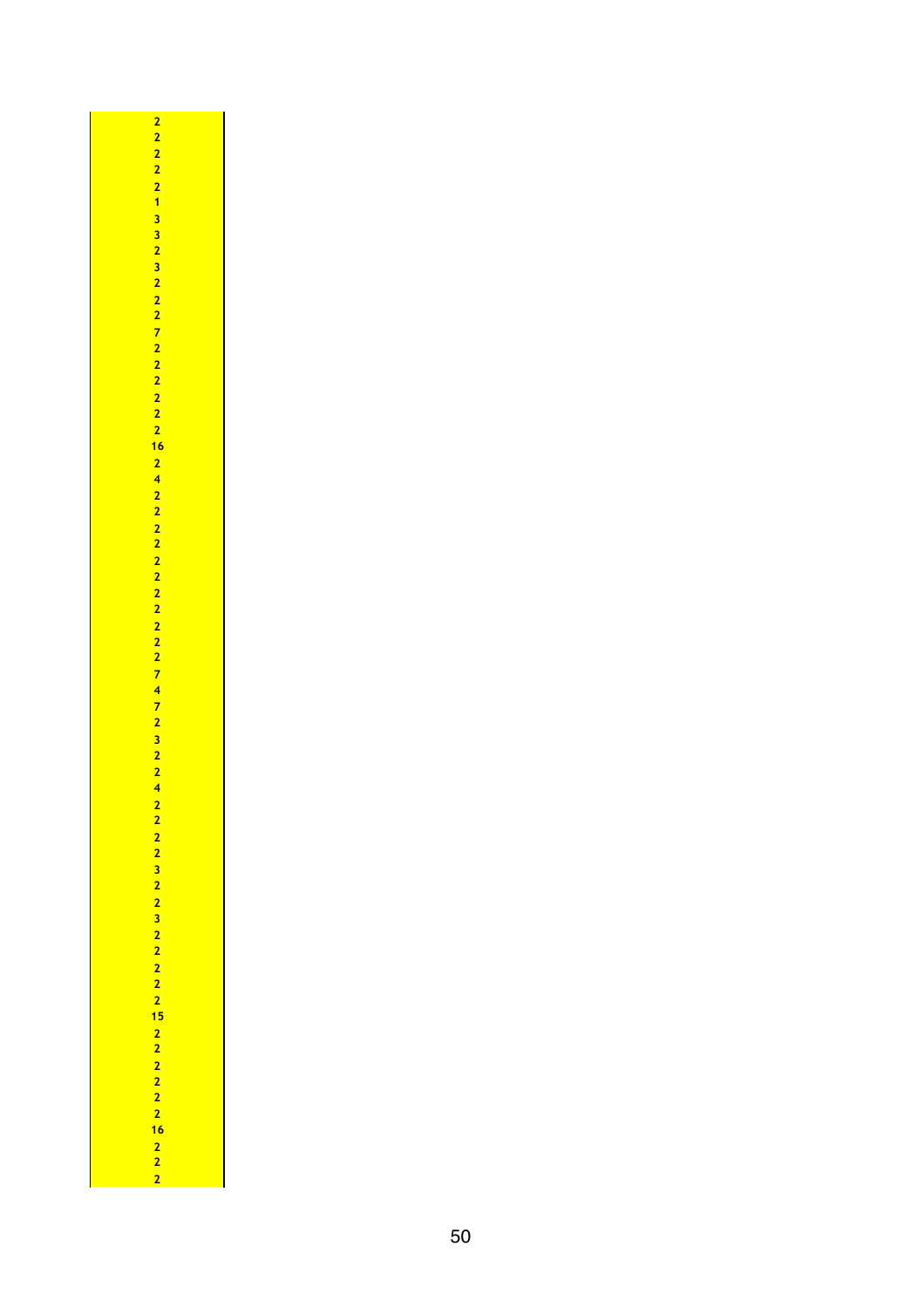| |
|---|
| 2 |
| 2 |
| 2 |
| 2 |
| 2 |
| 1 |
| 3 |
| 3 |
| 2 |
| 3 |
| 2 |
| 2 |
| 2 |
| 7 |
| 2 |
| 2 |
| 2 |
| 2 |
| 2 |
| 2 |
| 16 |
| 2 |
| 4 |
| 2 |
| 2 |
| 2 |
| 2 |
| 2 |
| 2 |
| 2 |
| 2 |
| 2 |
| 2 |
| 2 |
| 7 |
| 4 |
| 7 |
| 2 |
| 3 |
| 2 |
| 2 |
| 4 |
| 2 |
| 2 |
| 2 |
| 2 |
| 3 |
| 2 |
| 2 |
| 3 |
| 2 |
| 2 |
| 2 |
| 2 |
| 2 |
| 15 |
| 2 |
| 2 |
| 2 |
| 2 |
| 2 |
| 2 |
| 16 |
| 2 |
| 2 |
| 2 |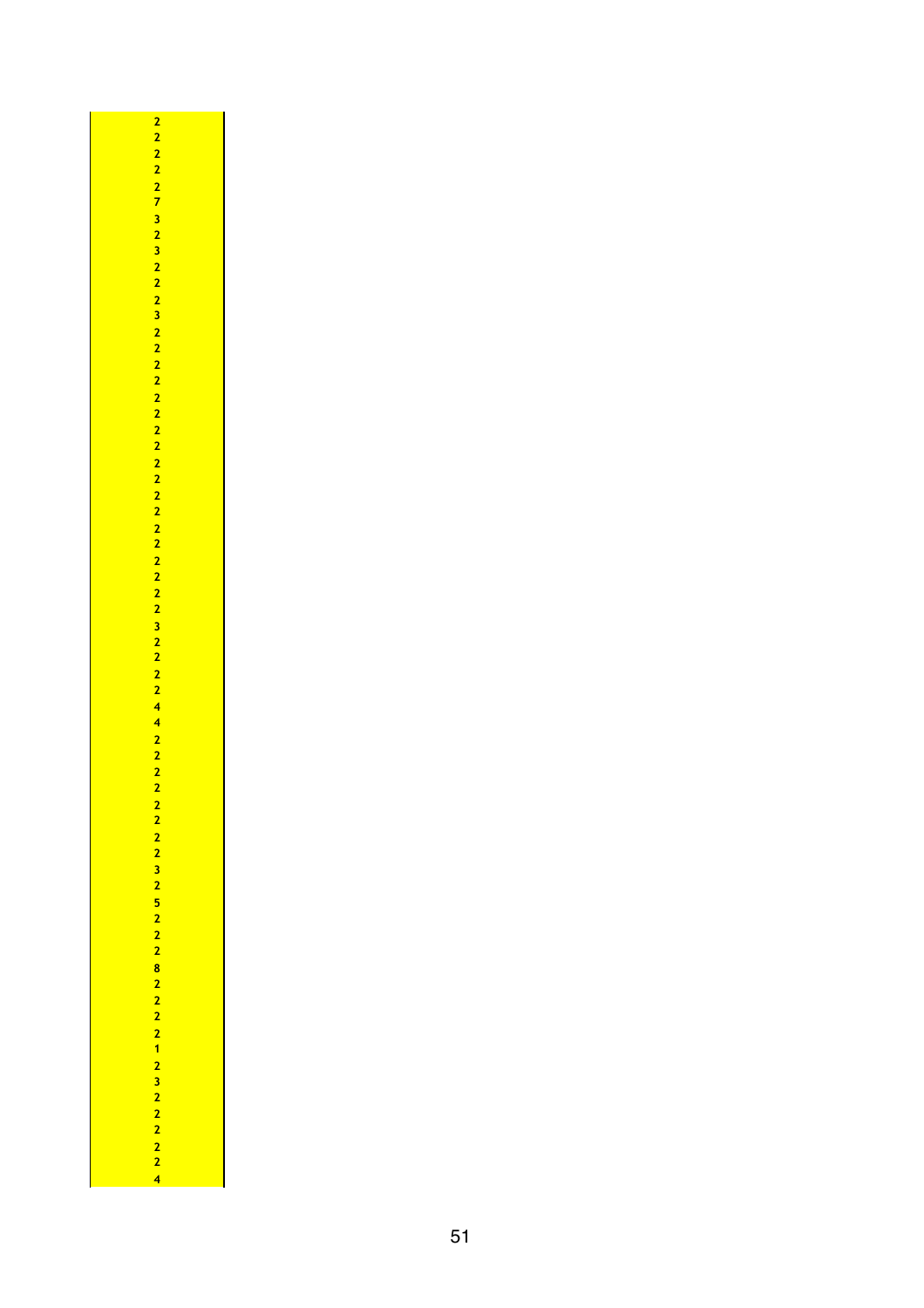| |
|---|
| 2 |
| 2 |
| 2 |
| 2 |
| 2 |
| 7 |
| 3 |
| 2 |
| 3 |
| 2 |
| 2 |
| 2 |
| 3 |
| 2 |
| 2 |
| 2 |
| 2 |
| 2 |
| 2 |
| 2 |
| 2 |
| 2 |
| 2 |
| 2 |
| 2 |
| 2 |
| 2 |
| 2 |
| 2 |
| 2 |
| 2 |
| 3 |
| 2 |
| 2 |
| 2 |
| 2 |
| 4 |
| 4 |
| 2 |
| 2 |
| 2 |
| 2 |
| 2 |
| 2 |
| 2 |
| 2 |
| 3 |
| 2 |
| 5 |
| 2 |
| 2 |
| 2 |
| 8 |
| 2 |
| 2 |
| 2 |
| 2 |
| 1 |
| 2 |
| 3 |
| 2 |
| 2 |
| 2 |
| 2 |
| 2 |
| 4 |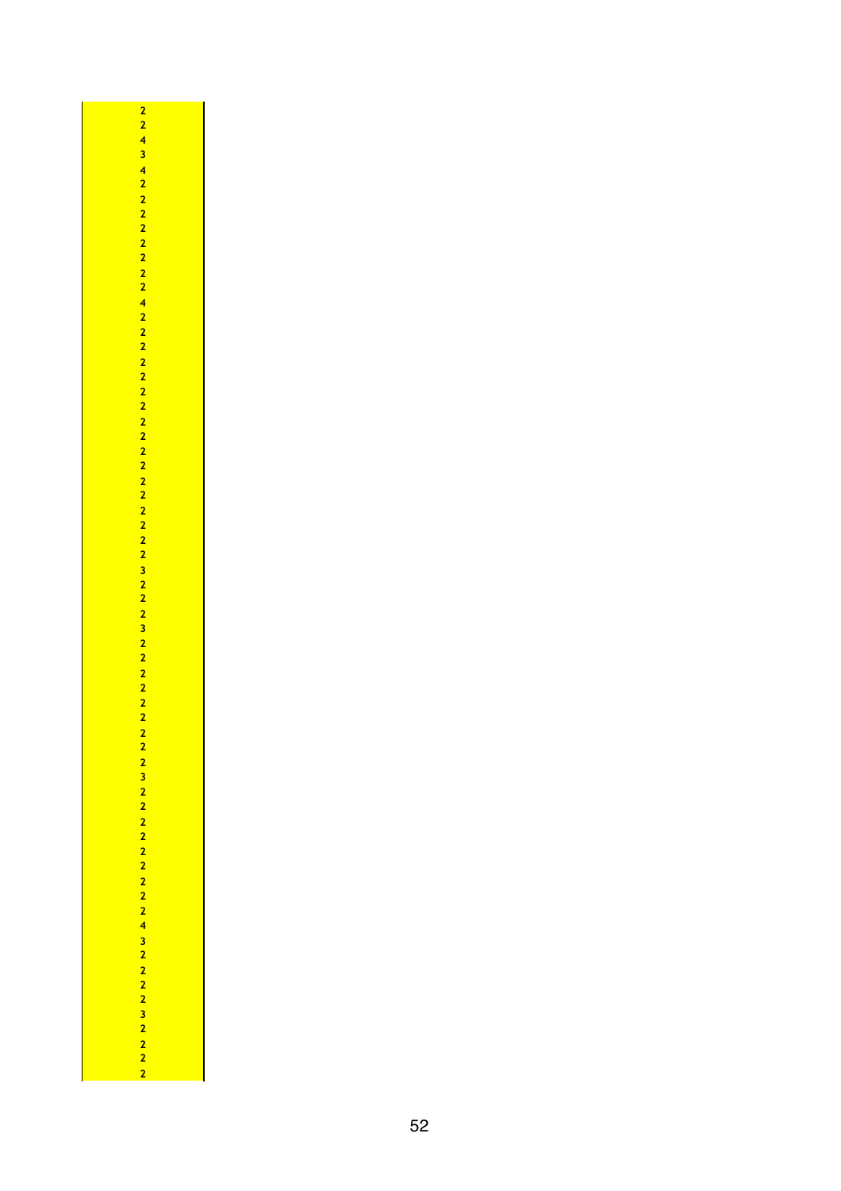| |
|---|
| 2 |
| 2 |
| 4 |
| 3 |
| 4 |
| 2 |
| 2 |
| 2 |
| 2 |
| 2 |
| 2 |
| 2 |
| 2 |
| 4 |
| 2 |
| 2 |
| 2 |
| 2 |
| 2 |
| 2 |
| 2 |
| 2 |
| 2 |
| 2 |
| 2 |
| 2 |
| 2 |
| 2 |
| 2 |
| 2 |
| 2 |
| 3 |
| 2 |
| 2 |
| 2 |
| 3 |
| 2 |
| 2 |
| 2 |
| 2 |
| 2 |
| 2 |
| 2 |
| 2 |
| 2 |
| 3 |
| 2 |
| 2 |
| 2 |
| 2 |
| 2 |
| 2 |
| 2 |
| 2 |
| 2 |
| 4 |
| 3 |
| 2 |
| 2 |
| 2 |
| 2 |
| 3 |
| 2 |
| 2 |
| 2 |
| 2 |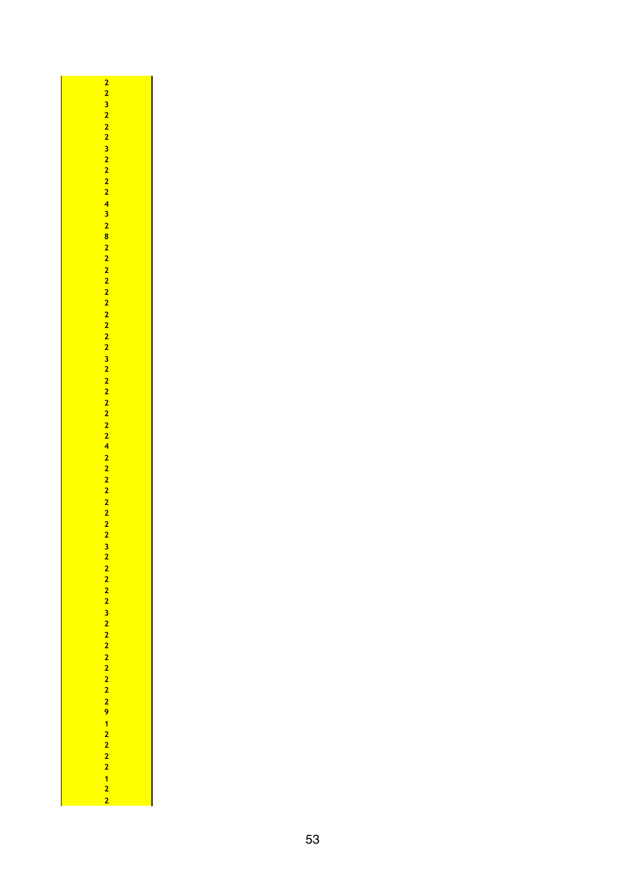| |
|---|
| 2 |
| 2 |
| 3 |
| 2 |
| 2 |
| 2 |
| 3 |
| 2 |
| 2 |
| 2 |
| 2 |
| 4 |
| 3 |
| 2 |
| 8 |
| 2 |
| 2 |
| 2 |
| 2 |
| 2 |
| 2 |
| 2 |
| 2 |
| 2 |
| 2 |
| 3 |
| 2 |
| 2 |
| 2 |
| 2 |
| 2 |
| 2 |
| 2 |
| 4 |
| 2 |
| 2 |
| 2 |
| 2 |
| 2 |
| 2 |
| 2 |
| 2 |
| 3 |
| 2 |
| 2 |
| 2 |
| 2 |
| 2 |
| 3 |
| 2 |
| 2 |
| 2 |
| 2 |
| 2 |
| 2 |
| 2 |
| 2 |
| 9 |
| 1 |
| 2 |
| 2 |
| 2 |
| 2 |
| 1 |
| 2 |
| 2 |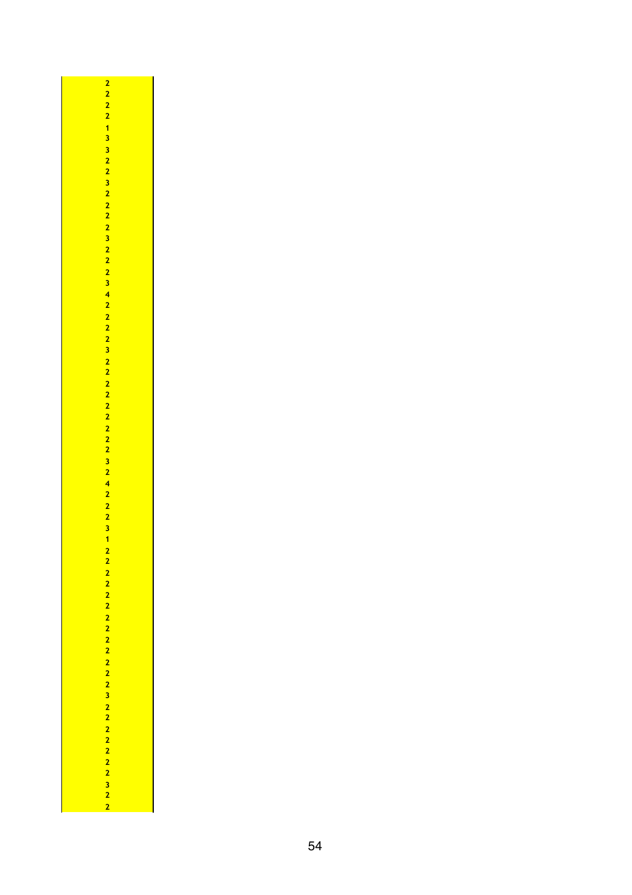2
2
2
2
1
3
3
2
2
3
2
2
2
2
3
2
2
2
3
4
2
2
2
2
3
2
2
2
2
2
2
2
2
2
3
2
4
2
2
2
3
1
2
2
2
2
2
2
2
2
2
2
2
2
2
3
2
2
2
2
2
2
2
3
2
2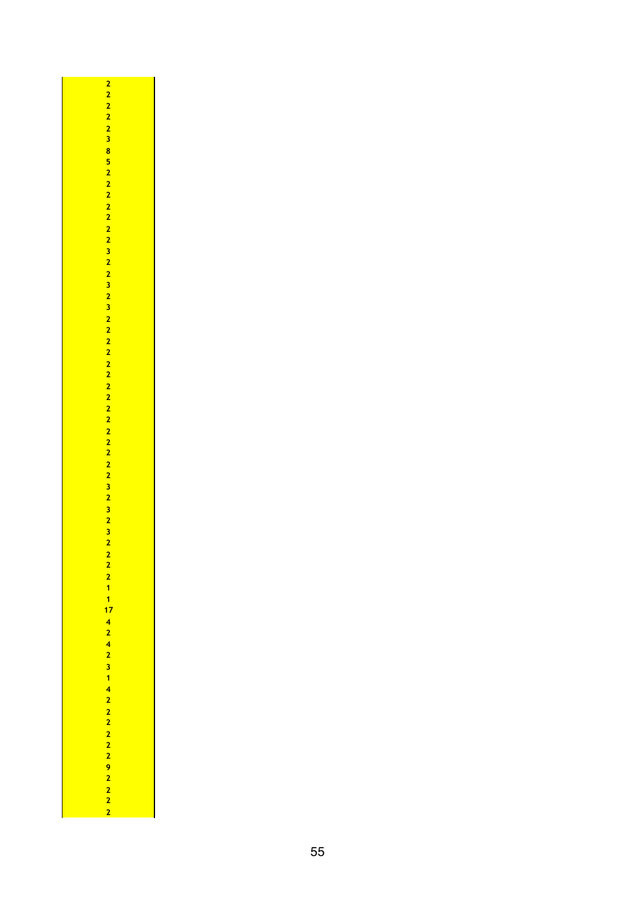| |
|---|
| 2 |
| 2 |
| 2 |
| 2 |
| 2 |
| 3 |
| 8 |
| 5 |
| 2 |
| 2 |
| 2 |
| 2 |
| 2 |
| 2 |
| 2 |
| 3 |
| 2 |
| 2 |
| 3 |
| 2 |
| 3 |
| 2 |
| 2 |
| 2 |
| 2 |
| 2 |
| 2 |
| 2 |
| 2 |
| 2 |
| 2 |
| 2 |
| 2 |
| 2 |
| 2 |
| 2 |
| 3 |
| 2 |
| 3 |
| 2 |
| 3 |
| 2 |
| 2 |
| 2 |
| 2 |
| 1 |
| 1 |
| 17 |
| 4 |
| 2 |
| 4 |
| 2 |
| 3 |
| 1 |
| 4 |
| 2 |
| 2 |
| 2 |
| 2 |
| 2 |
| 2 |
| 9 |
| 2 |
| 2 |
| 2 |
| 2 |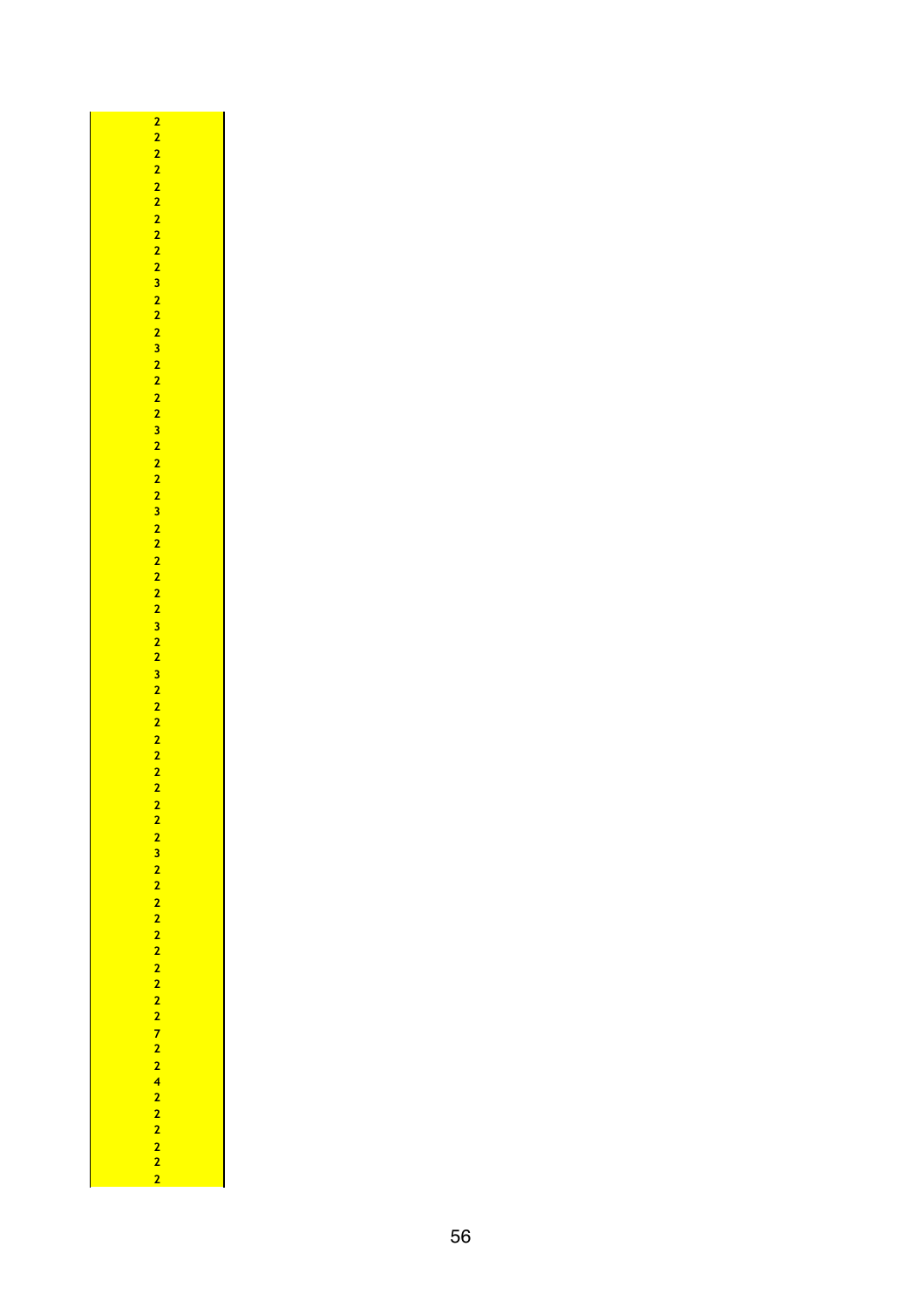| |
|---|
| 2 |
| 2 |
| 2 |
| 2 |
| 2 |
| 2 |
| 2 |
| 2 |
| 2 |
| 2 |
| 3 |
| 2 |
| 2 |
| 2 |
| 3 |
| 2 |
| 2 |
| 2 |
| 2 |
| 3 |
| 2 |
| 2 |
| 2 |
| 2 |
| 3 |
| 2 |
| 2 |
| 2 |
| 2 |
| 2 |
| 2 |
| 3 |
| 2 |
| 2 |
| 3 |
| 2 |
| 2 |
| 2 |
| 2 |
| 2 |
| 2 |
| 2 |
| 2 |
| 2 |
| 2 |
| 3 |
| 2 |
| 2 |
| 2 |
| 2 |
| 2 |
| 2 |
| 2 |
| 2 |
| 2 |
| 2 |
| 7 |
| 2 |
| 2 |
| 4 |
| 2 |
| 2 |
| 2 |
| 2 |
| 2 |
| 2 |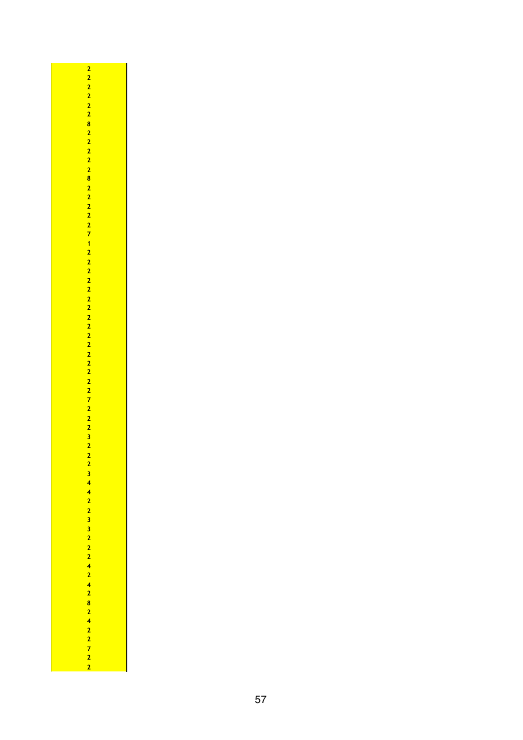| |
|---|
| 2 |
| 2 |
| 2 |
| 2 |
| 2 |
| 2 |
| 8 |
| 2 |
| 2 |
| 2 |
| 2 |
| 2 |
| 8 |
| 2 |
| 2 |
| 2 |
| 2 |
| 2 |
| 7 |
| 1 |
| 2 |
| 2 |
| 2 |
| 2 |
| 2 |
| 2 |
| 2 |
| 2 |
| 2 |
| 2 |
| 2 |
| 2 |
| 2 |
| 2 |
| 2 |
| 2 |
| 7 |
| 2 |
| 2 |
| 2 |
| 3 |
| 2 |
| 2 |
| 2 |
| 3 |
| 4 |
| 4 |
| 2 |
| 2 |
| 3 |
| 3 |
| 2 |
| 2 |
| 2 |
| 4 |
| 2 |
| 4 |
| 2 |
| 8 |
| 2 |
| 4 |
| 2 |
| 2 |
| 7 |
| 2 |
| 2 |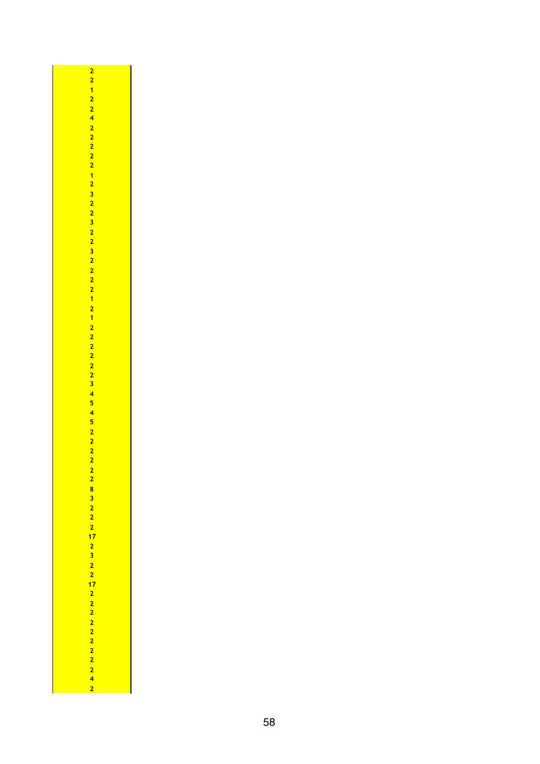| |
|---|
| 2 |
| 2 |
| 1 |
| 2 |
| 2 |
| 4 |
| 2 |
| 2 |
| 2 |
| 2 |
| 2 |
| 1 |
| 2 |
| 3 |
| 2 |
| 2 |
| 3 |
| 2 |
| 2 |
| 3 |
| 2 |
| 2 |
| 2 |
| 2 |
| 1 |
| 2 |
| 1 |
| 2 |
| 2 |
| 2 |
| 2 |
| 2 |
| 2 |
| 3 |
| 4 |
| 5 |
| 4 |
| 5 |
| 2 |
| 2 |
| 2 |
| 2 |
| 2 |
| 2 |
| 8 |
| 3 |
| 2 |
| 2 |
| 2 |
| 17 |
| 2 |
| 3 |
| 2 |
| 2 |
| 17 |
| 2 |
| 2 |
| 2 |
| 2 |
| 2 |
| 2 |
| 2 |
| 2 |
| 2 |
| 4 |
| 2 |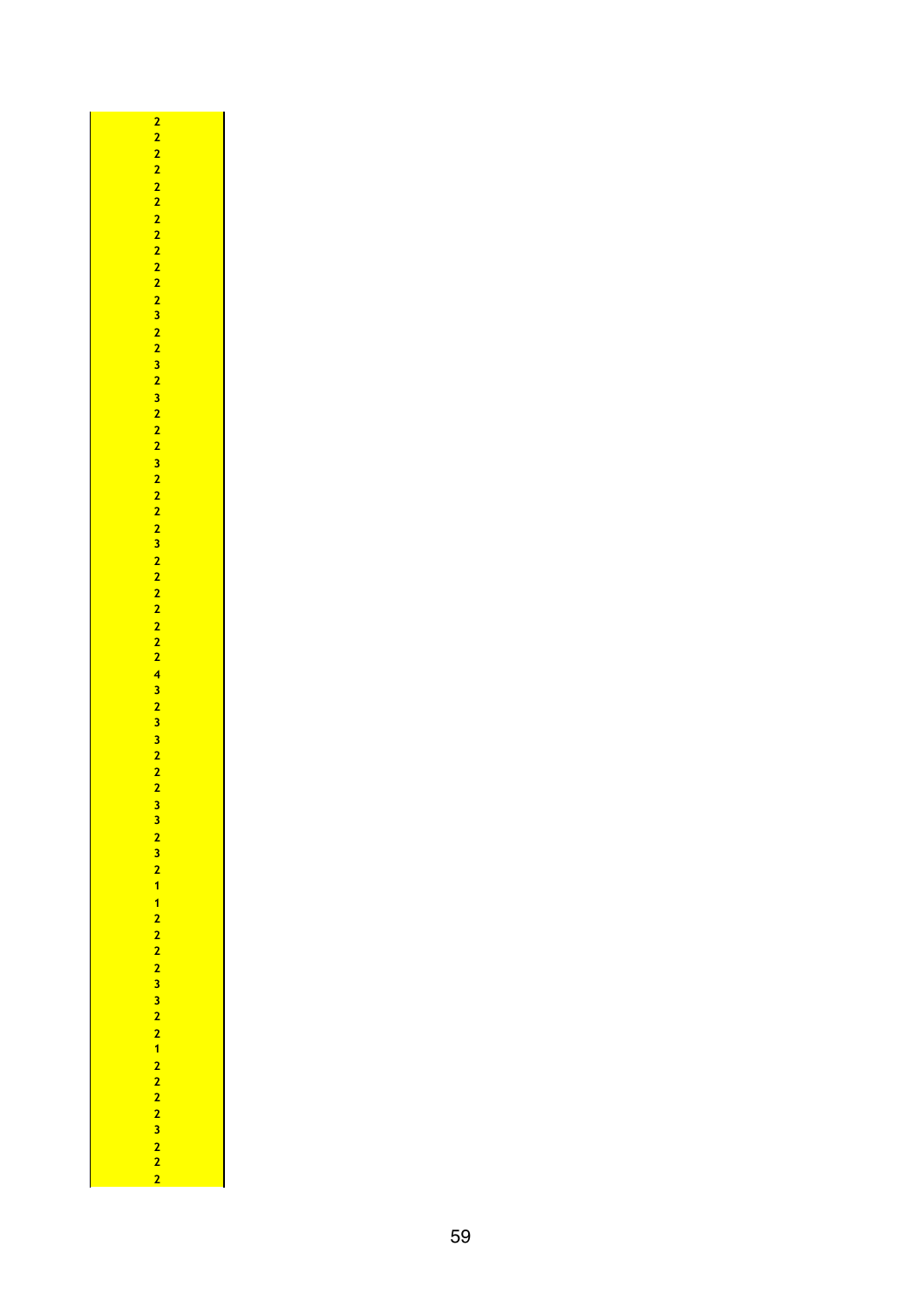| |
|---|
| 2 |
| 2 |
| 2 |
| 2 |
| 2 |
| 2 |
| 2 |
| 2 |
| 2 |
| 2 |
| 2 |
| 2 |
| 3 |
| 2 |
| 2 |
| 3 |
| 2 |
| 3 |
| 2 |
| 2 |
| 2 |
| 3 |
| 2 |
| 2 |
| 2 |
| 2 |
| 3 |
| 2 |
| 2 |
| 2 |
| 2 |
| 2 |
| 2 |
| 2 |
| 4 |
| 3 |
| 2 |
| 3 |
| 3 |
| 2 |
| 2 |
| 2 |
| 3 |
| 3 |
| 2 |
| 3 |
| 2 |
| 1 |
| 1 |
| 2 |
| 2 |
| 2 |
| 2 |
| 3 |
| 3 |
| 2 |
| 2 |
| 1 |
| 2 |
| 2 |
| 2 |
| 2 |
| 3 |
| 2 |
| 2 |
| 2 |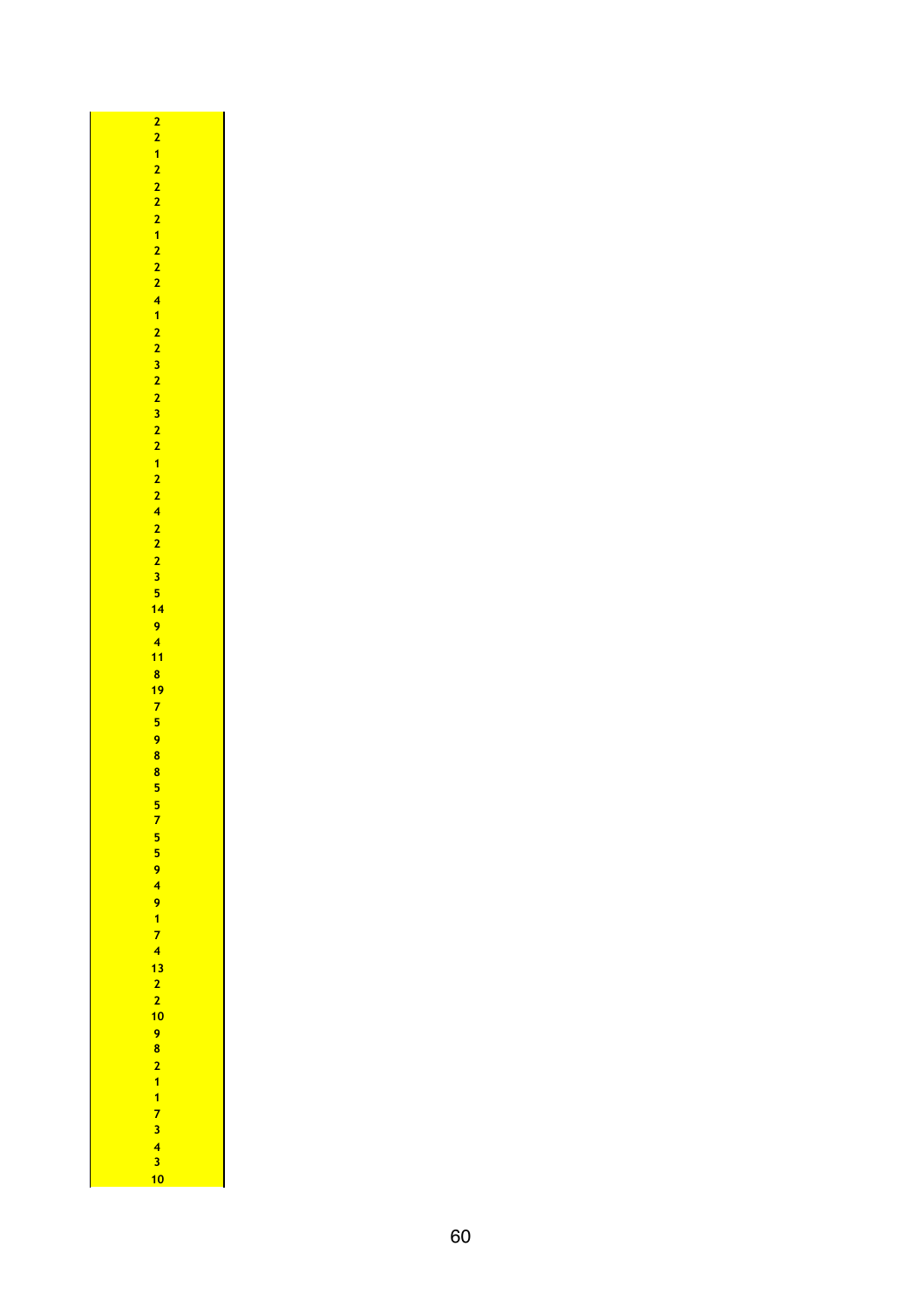| |
|---|
| 2 |
| 2 |
| 1 |
| 2 |
| 2 |
| 2 |
| 2 |
| 1 |
| 2 |
| 2 |
| 2 |
| 4 |
| 1 |
| 2 |
| 2 |
| 3 |
| 2 |
| 2 |
| 3 |
| 2 |
| 2 |
| 1 |
| 2 |
| 2 |
| 4 |
| 2 |
| 2 |
| 2 |
| 3 |
| 5 |
| 14 |
| 9 |
| 4 |
| 11 |
| 8 |
| 19 |
| 7 |
| 5 |
| 9 |
| 8 |
| 8 |
| 5 |
| 5 |
| 7 |
| 5 |
| 5 |
| 9 |
| 4 |
| 9 |
| 1 |
| 7 |
| 4 |
| 13 |
| 2 |
| 2 |
| 10 |
| 9 |
| 8 |
| 2 |
| 1 |
| 1 |
| 7 |
| 3 |
| 4 |
| 3 |
| 10 |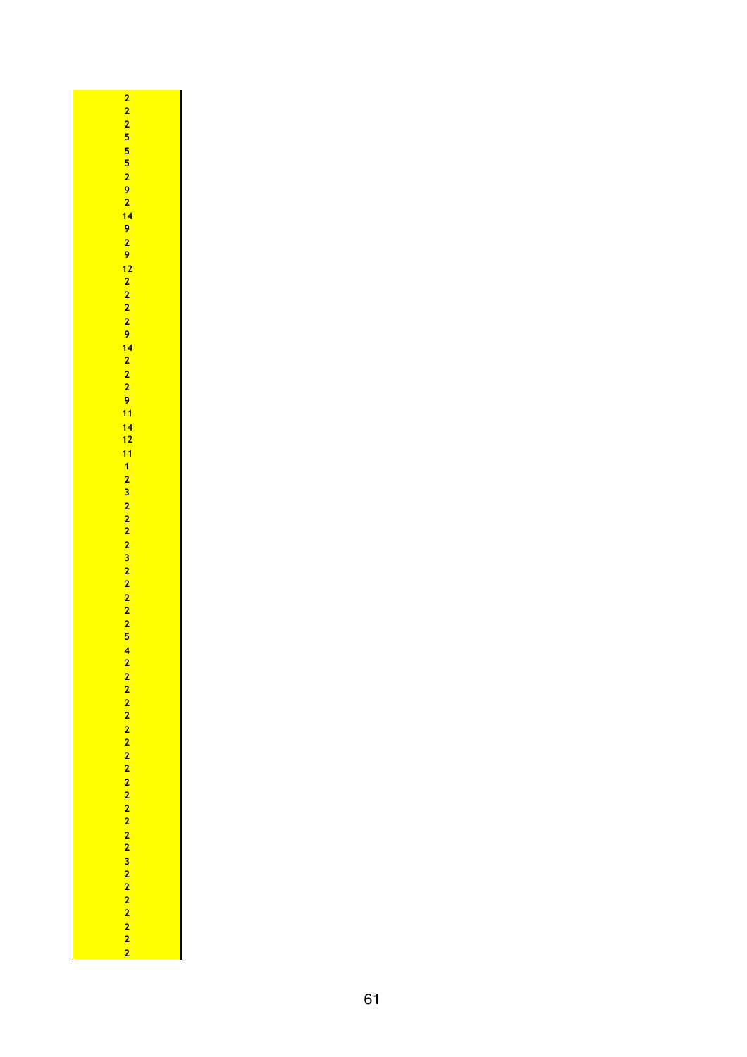2
2
2
5
5
5
2
9
2
14
9
2
9
12
2
2
2
2
9
14
2
2
2
9
11
14
12
11
1
2
3
2
2
2
2
3
2
2
2
2
2
5
4
2
2
2
2
2
2
2
2
2
2
2
2
2
2
2
3
2
2
2
2
2
2
2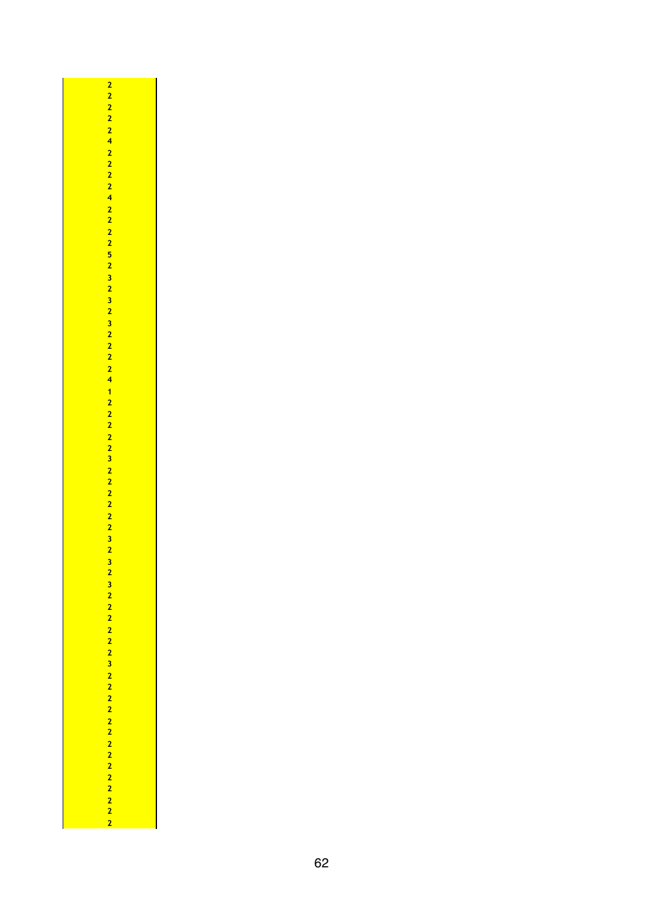| |
|---|
| 2 |
| 2 |
| 2 |
| 2 |
| 2 |
| 4 |
| 2 |
| 2 |
| 2 |
| 2 |
| 4 |
| 2 |
| 2 |
| 2 |
| 2 |
| 5 |
| 2 |
| 3 |
| 2 |
| 3 |
| 2 |
| 3 |
| 2 |
| 2 |
| 2 |
| 2 |
| 4 |
| 1 |
| 2 |
| 2 |
| 2 |
| 2 |
| 2 |
| 3 |
| 2 |
| 2 |
| 2 |
| 2 |
| 2 |
| 2 |
| 3 |
| 2 |
| 3 |
| 2 |
| 3 |
| 2 |
| 2 |
| 2 |
| 2 |
| 2 |
| 2 |
| 3 |
| 2 |
| 2 |
| 2 |
| 2 |
| 2 |
| 2 |
| 2 |
| 2 |
| 2 |
| 2 |
| 2 |
| 2 |
| 2 |
| 2 |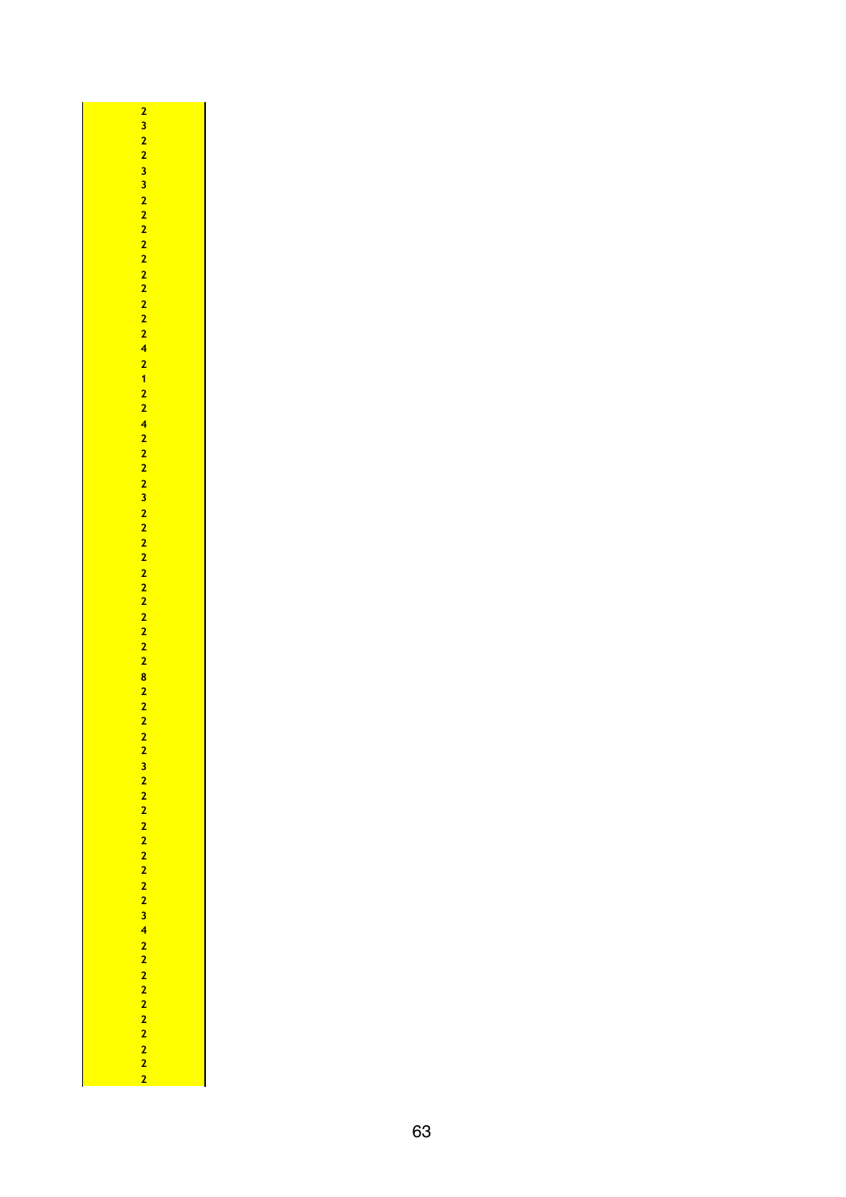| |
|---|
| 2 |
| 3 |
| 2 |
| 2 |
| 3 |
| 3 |
| 2 |
| 2 |
| 2 |
| 2 |
| 2 |
| 2 |
| 2 |
| 2 |
| 2 |
| 2 |
| 4 |
| 2 |
| 1 |
| 2 |
| 2 |
| 4 |
| 2 |
| 2 |
| 2 |
| 2 |
| 3 |
| 2 |
| 2 |
| 2 |
| 2 |
| 2 |
| 2 |
| 2 |
| 2 |
| 2 |
| 2 |
| 2 |
| 8 |
| 2 |
| 2 |
| 2 |
| 2 |
| 2 |
| 3 |
| 2 |
| 2 |
| 2 |
| 2 |
| 2 |
| 2 |
| 2 |
| 2 |
| 2 |
| 3 |
| 4 |
| 2 |
| 2 |
| 2 |
| 2 |
| 2 |
| 2 |
| 2 |
| 2 |
| 2 |
| 2 |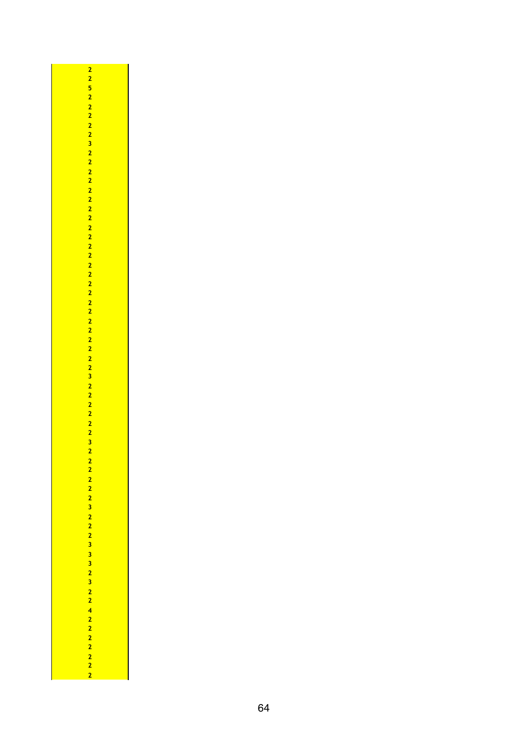| |
|---|
| 2 |
| 2 |
| 5 |
| 2 |
| 2 |
| 2 |
| 2 |
| 2 |
| 3 |
| 2 |
| 2 |
| 2 |
| 2 |
| 2 |
| 2 |
| 2 |
| 2 |
| 2 |
| 2 |
| 2 |
| 2 |
| 2 |
| 2 |
| 2 |
| 2 |
| 2 |
| 2 |
| 2 |
| 2 |
| 2 |
| 2 |
| 2 |
| 2 |
| 3 |
| 2 |
| 2 |
| 2 |
| 2 |
| 2 |
| 2 |
| 3 |
| 2 |
| 2 |
| 2 |
| 2 |
| 2 |
| 2 |
| 3 |
| 2 |
| 2 |
| 2 |
| 3 |
| 3 |
| 3 |
| 2 |
| 3 |
| 2 |
| 2 |
| 4 |
| 2 |
| 2 |
| 2 |
| 2 |
| 2 |
| 2 |
| 2 |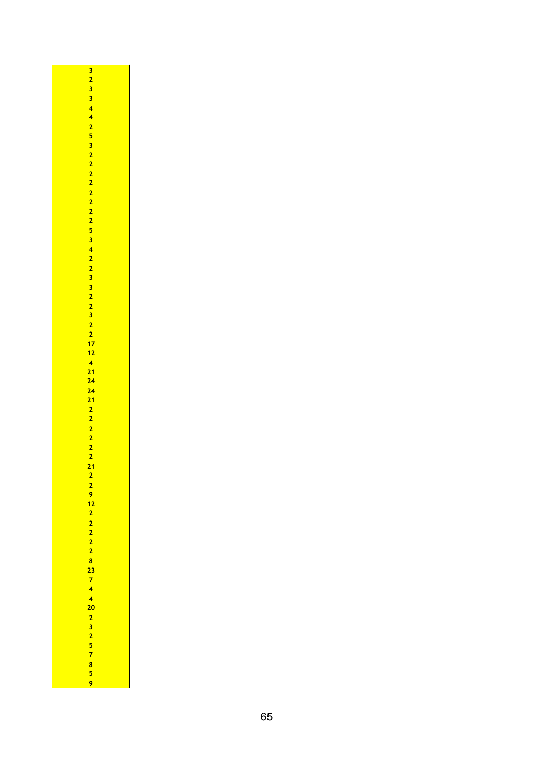| |
|---|
| 3 |
| 2 |
| 3 |
| 3 |
| 4 |
| 4 |
| 2 |
| 5 |
| 3 |
| 2 |
| 2 |
| 2 |
| 2 |
| 2 |
| 2 |
| 2 |
| 2 |
| 5 |
| 3 |
| 4 |
| 2 |
| 2 |
| 3 |
| 3 |
| 2 |
| 2 |
| 3 |
| 2 |
| 2 |
| 17 |
| 12 |
| 4 |
| 21 |
| 24 |
| 24 |
| 21 |
| 2 |
| 2 |
| 2 |
| 2 |
| 2 |
| 2 |
| 21 |
| 2 |
| 2 |
| 9 |
| 12 |
| 2 |
| 2 |
| 2 |
| 2 |
| 2 |
| 8 |
| 23 |
| 7 |
| 4 |
| 4 |
| 20 |
| 2 |
| 3 |
| 2 |
| 5 |
| 7 |
| 8 |
| 5 |
| 9 |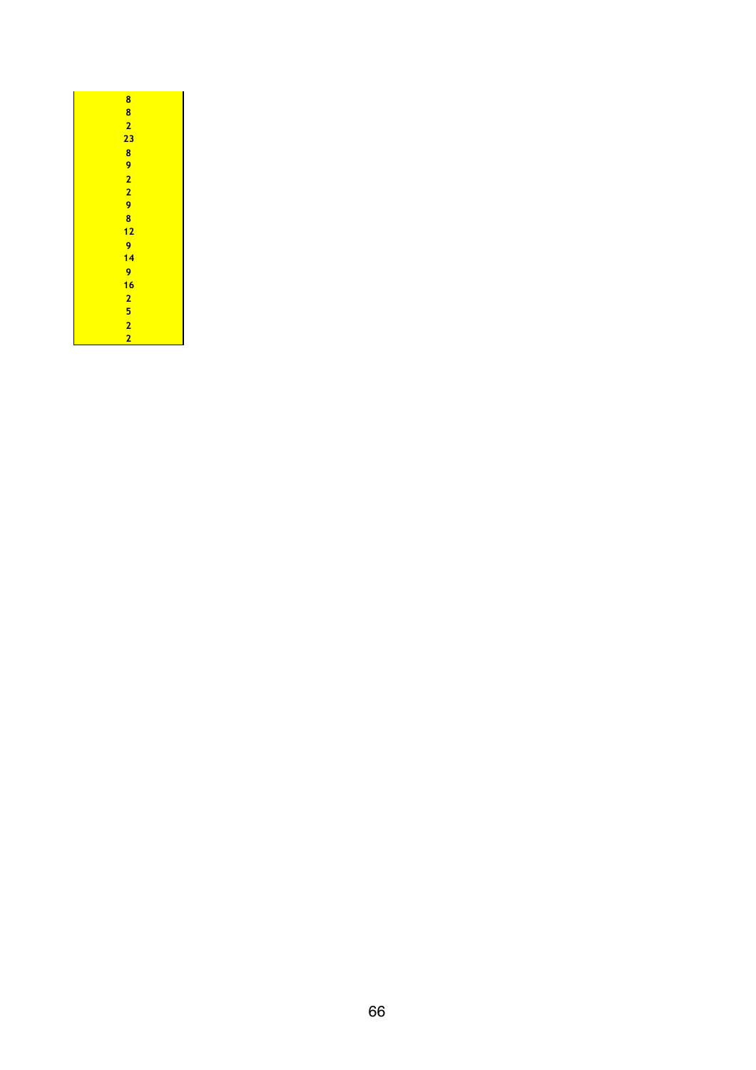| |
|---|
| 8 |
| 8 |
| 2 |
| 23 |
| 8 |
| 9 |
| 2 |
| 2 |
| 9 |
| 8 |
| 12 |
| 9 |
| 14 |
| 9 |
| 16 |
| 2 |
| 5 |
| 2 |
| 2 |